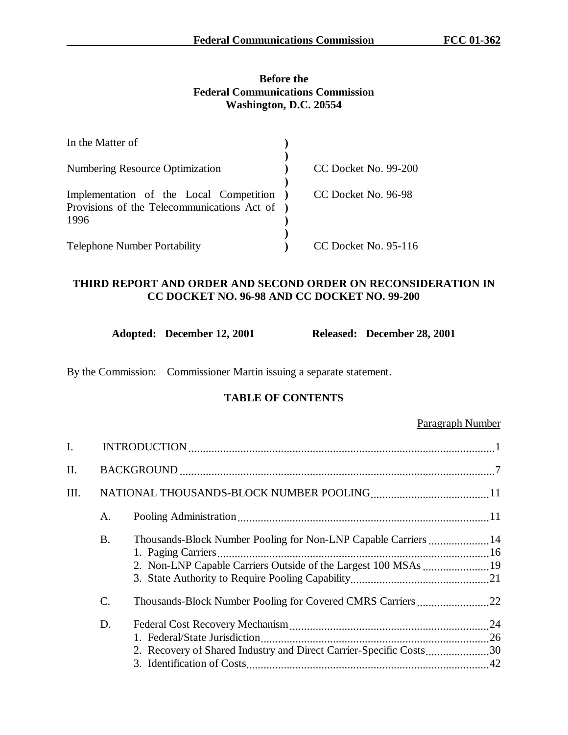**Before the**
**Federal Communications Commission**
**Washington, D.C. 20554**

| In the Matter of | ) | |
|---|---|---|
| | ) | |
| Numbering Resource Optimization | ) | CC Docket No. 99-200 |
| | ) | |
| Implementation of the Local Competition Provisions of the Telecommunications Act of 1996 | ) | CC Docket No. 96-98 |
| | ) | |
| Telephone Number Portability | ) | CC Docket No. 95-116 |

## THIRD REPORT AND ORDER AND SECOND ORDER ON RECONSIDERATION IN CC DOCKET NO. 96-98 AND CC DOCKET NO. 99-200

**Adopted: December 12, 2001** **Released: December 28, 2001**

By the Commission: Commissioner Martin issuing a separate statement.

### TABLE OF CONTENTS

Paragraph Number

I. INTRODUCTION .......... 1

II. BACKGROUND .......... 7

III. NATIONAL THOUSANDS-BLOCK NUMBER POOLING .......... 11

- A. Pooling Administration .......... 11
- B. Thousands-Block Number Pooling for Non-LNP Capable Carriers .......... 14
  1. Paging Carriers .......... 16
  2. Non-LNP Capable Carriers Outside of the Largest 100 MSAs .......... 19
  3. State Authority to Require Pooling Capability .......... 21
- C. Thousands-Block Number Pooling for Covered CMRS Carriers .......... 22
- D. Federal Cost Recovery Mechanism .......... 24
  1. Federal/State Jurisdiction .......... 26
  2. Recovery of Shared Industry and Direct Carrier-Specific Costs .......... 30
  3. Identification of Costs .......... 42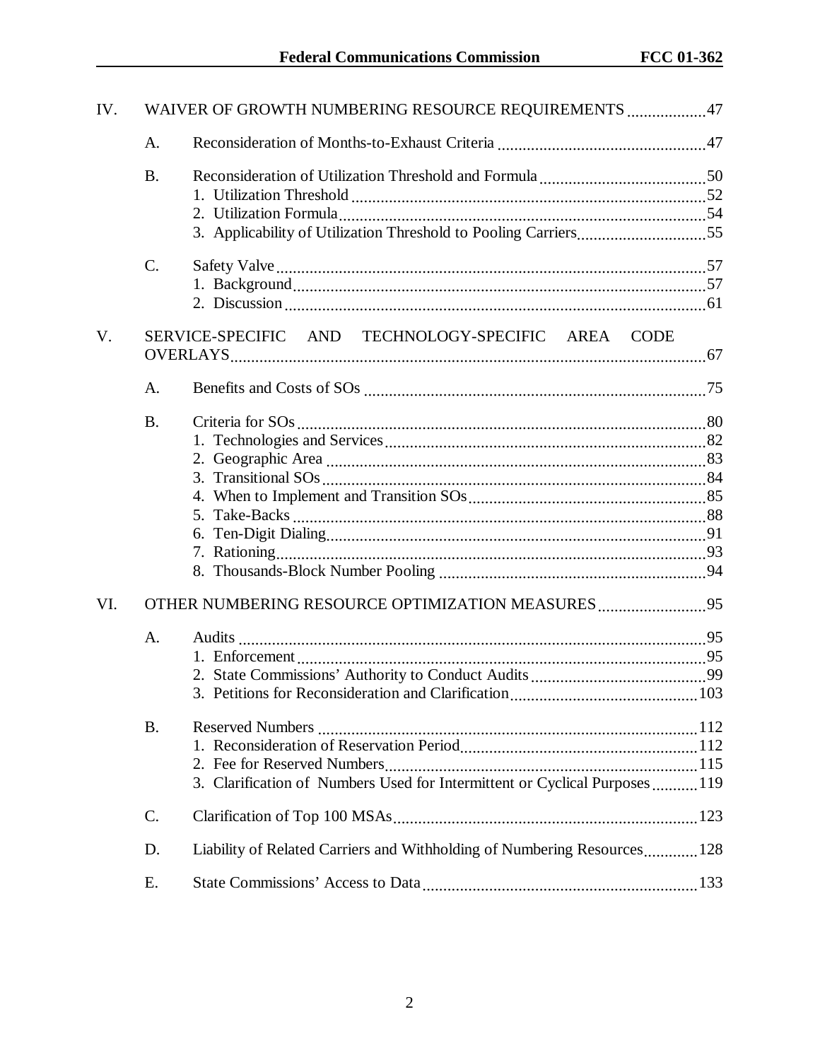| | | | |
|---|---|---|---|
| IV. | WAIVER OF GROWTH NUMBERING RESOURCE REQUIREMENTS | | 47 |
| | A. | Reconsideration of Months-to-Exhaust Criteria | 47 |
| | B. | Reconsideration of Utilization Threshold and Formula | 50 |
| | | 1. Utilization Threshold | 52 |
| | | 2. Utilization Formula | 54 |
| | | 3. Applicability of Utilization Threshold to Pooling Carriers | 55 |
| | C. | Safety Valve | 57 |
| | | 1. Background | 57 |
| | | 2. Discussion | 61 |
| V. | SERVICE-SPECIFIC AND TECHNOLOGY-SPECIFIC AREA CODE OVERLAYS | | 67 |
| | A. | Benefits and Costs of SOs | 75 |
| | B. | Criteria for SOs | 80 |
| | | 1. Technologies and Services | 82 |
| | | 2. Geographic Area | 83 |
| | | 3. Transitional SOs | 84 |
| | | 4. When to Implement and Transition SOs | 85 |
| | | 5. Take-Backs | 88 |
| | | 6. Ten-Digit Dialing | 91 |
| | | 7. Rationing | 93 |
| | | 8. Thousands-Block Number Pooling | 94 |
| VI. | OTHER NUMBERING RESOURCE OPTIMIZATION MEASURES | | 95 |
| | A. | Audits | 95 |
| | | 1. Enforcement | 95 |
| | | 2. State Commissions' Authority to Conduct Audits | 99 |
| | | 3. Petitions for Reconsideration and Clarification | 103 |
| | B. | Reserved Numbers | 112 |
| | | 1. Reconsideration of Reservation Period | 112 |
| | | 2. Fee for Reserved Numbers | 115 |
| | | 3. Clarification of Numbers Used for Intermittent or Cyclical Purposes | 119 |
| | C. | Clarification of Top 100 MSAs | 123 |
| | D. | Liability of Related Carriers and Withholding of Numbering Resources | 128 |
| | E. | State Commissions' Access to Data | 133 |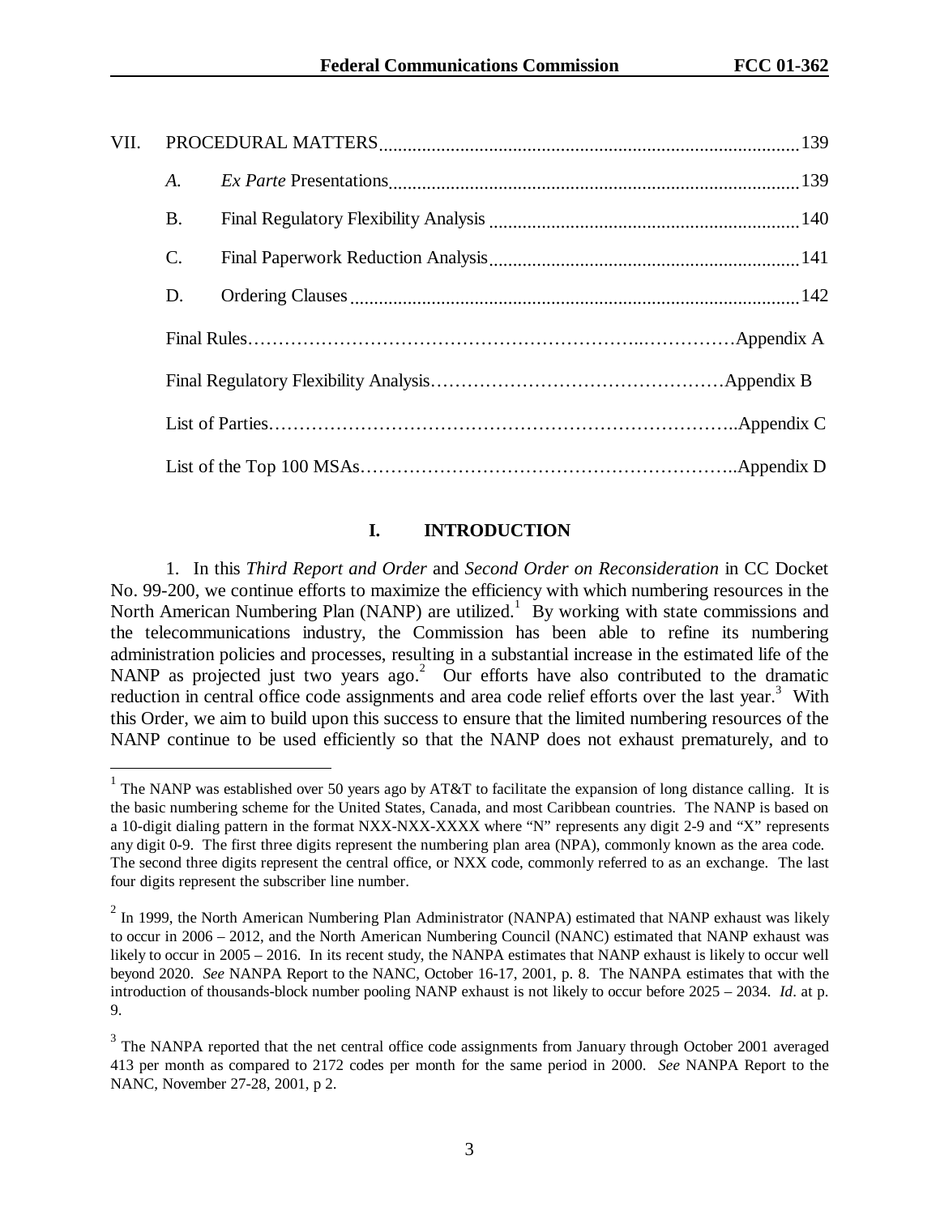VII. PROCEDURAL MATTERS .......................................................................................... 139

*A.* *Ex Parte* Presentations .................................................................................... 139

B. Final Regulatory Flexibility Analysis ............................................................... 140

C. Final Paperwork Reduction Analysis ............................................................... 141

D. Ordering Clauses ............................................................................................ 142

Final Rules……………………………………………………..……………Appendix A

Final Regulatory Flexibility Analysis……………………………………….Appendix B

List of Parties……………………………………………………………….Appendix C

List of the Top 100 MSAs………………………………………………….Appendix D

## I. INTRODUCTION

1. In this *Third Report and Order* and *Second Order on Reconsideration* in CC Docket No. 99-200, we continue efforts to maximize the efficiency with which numbering resources in the North American Numbering Plan (NANP) are utilized.[1] By working with state commissions and the telecommunications industry, the Commission has been able to refine its numbering administration policies and processes, resulting in a substantial increase in the estimated life of the NANP as projected just two years ago.[2] Our efforts have also contributed to the dramatic reduction in central office code assignments and area code relief efforts over the last year.[3] With this Order, we aim to build upon this success to ensure that the limited numbering resources of the NANP continue to be used efficiently so that the NANP does not exhaust prematurely, and to

---

[1] The NANP was established over 50 years ago by AT&T to facilitate the expansion of long distance calling. It is the basic numbering scheme for the United States, Canada, and most Caribbean countries. The NANP is based on a 10-digit dialing pattern in the format NXX-NXX-XXXX where "N" represents any digit 2-9 and "X" represents any digit 0-9. The first three digits represent the numbering plan area (NPA), commonly known as the area code. The second three digits represent the central office, or NXX code, commonly referred to as an exchange. The last four digits represent the subscriber line number.

[2] In 1999, the North American Numbering Plan Administrator (NANPA) estimated that NANP exhaust was likely to occur in 2006 – 2012, and the North American Numbering Council (NANC) estimated that NANP exhaust was likely to occur in 2005 – 2016. In its recent study, the NANPA estimates that NANP exhaust is likely to occur well beyond 2020. *See* NANPA Report to the NANC, October 16-17, 2001, p. 8. The NANPA estimates that with the introduction of thousands-block number pooling NANP exhaust is not likely to occur before 2025 – 2034. *Id*. at p. 9.

[3] The NANPA reported that the net central office code assignments from January through October 2001 averaged 413 per month as compared to 2172 codes per month for the same period in 2000. *See* NANPA Report to the NANC, November 27-28, 2001, p 2.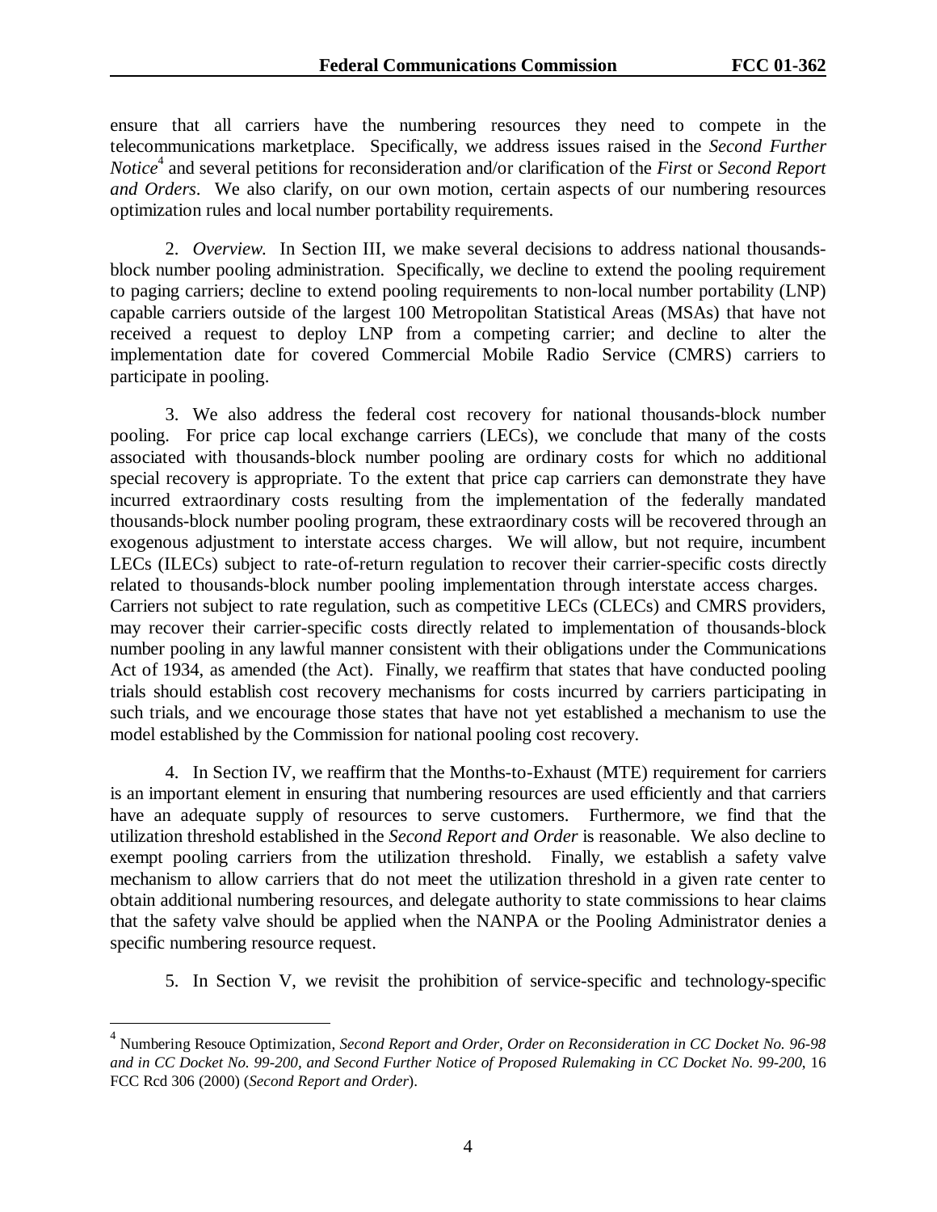ensure that all carriers have the numbering resources they need to compete in the telecommunications marketplace. Specifically, we address issues raised in the *Second Further Notice*[4] and several petitions for reconsideration and/or clarification of the *First* or *Second Report and Orders*. We also clarify, on our own motion, certain aspects of our numbering resources optimization rules and local number portability requirements.

2. *Overview.* In Section III, we make several decisions to address national thousands-block number pooling administration. Specifically, we decline to extend the pooling requirement to paging carriers; decline to extend pooling requirements to non-local number portability (LNP) capable carriers outside of the largest 100 Metropolitan Statistical Areas (MSAs) that have not received a request to deploy LNP from a competing carrier; and decline to alter the implementation date for covered Commercial Mobile Radio Service (CMRS) carriers to participate in pooling.

3. We also address the federal cost recovery for national thousands-block number pooling. For price cap local exchange carriers (LECs), we conclude that many of the costs associated with thousands-block number pooling are ordinary costs for which no additional special recovery is appropriate. To the extent that price cap carriers can demonstrate they have incurred extraordinary costs resulting from the implementation of the federally mandated thousands-block number pooling program, these extraordinary costs will be recovered through an exogenous adjustment to interstate access charges. We will allow, but not require, incumbent LECs (ILECs) subject to rate-of-return regulation to recover their carrier-specific costs directly related to thousands-block number pooling implementation through interstate access charges. Carriers not subject to rate regulation, such as competitive LECs (CLECs) and CMRS providers, may recover their carrier-specific costs directly related to implementation of thousands-block number pooling in any lawful manner consistent with their obligations under the Communications Act of 1934, as amended (the Act). Finally, we reaffirm that states that have conducted pooling trials should establish cost recovery mechanisms for costs incurred by carriers participating in such trials, and we encourage those states that have not yet established a mechanism to use the model established by the Commission for national pooling cost recovery.

4. In Section IV, we reaffirm that the Months-to-Exhaust (MTE) requirement for carriers is an important element in ensuring that numbering resources are used efficiently and that carriers have an adequate supply of resources to serve customers. Furthermore, we find that the utilization threshold established in the *Second Report and Order* is reasonable. We also decline to exempt pooling carriers from the utilization threshold. Finally, we establish a safety valve mechanism to allow carriers that do not meet the utilization threshold in a given rate center to obtain additional numbering resources, and delegate authority to state commissions to hear claims that the safety valve should be applied when the NANPA or the Pooling Administrator denies a specific numbering resource request.

5. In Section V, we revisit the prohibition of service-specific and technology-specific

---

[4] Numbering Resouce Optimization, *Second Report and Order, Order on Reconsideration in CC Docket No. 96-98 and in CC Docket No. 99-200, and Second Further Notice of Proposed Rulemaking in CC Docket No. 99-200*, 16 FCC Rcd 306 (2000) (*Second Report and Order*).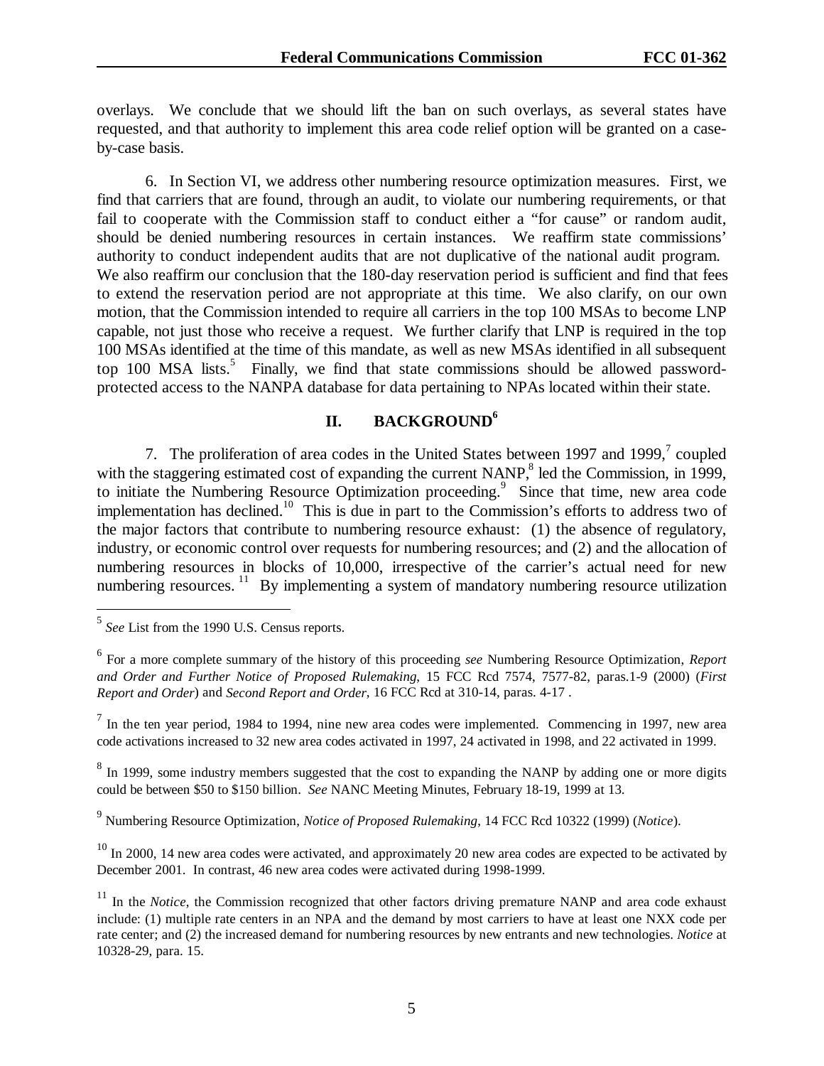overlays. We conclude that we should lift the ban on such overlays, as several states have requested, and that authority to implement this area code relief option will be granted on a case-by-case basis.

6. In Section VI, we address other numbering resource optimization measures. First, we find that carriers that are found, through an audit, to violate our numbering requirements, or that fail to cooperate with the Commission staff to conduct either a "for cause" or random audit, should be denied numbering resources in certain instances. We reaffirm state commissions' authority to conduct independent audits that are not duplicative of the national audit program. We also reaffirm our conclusion that the 180-day reservation period is sufficient and find that fees to extend the reservation period are not appropriate at this time. We also clarify, on our own motion, that the Commission intended to require all carriers in the top 100 MSAs to become LNP capable, not just those who receive a request. We further clarify that LNP is required in the top 100 MSAs identified at the time of this mandate, as well as new MSAs identified in all subsequent top 100 MSA lists.[5] Finally, we find that state commissions should be allowed password-protected access to the NANPA database for data pertaining to NPAs located within their state.

## II. BACKGROUND[6]

7. The proliferation of area codes in the United States between 1997 and 1999,[7] coupled with the staggering estimated cost of expanding the current NANP,[8] led the Commission, in 1999, to initiate the Numbering Resource Optimization proceeding.[9] Since that time, new area code implementation has declined.[10] This is due in part to the Commission's efforts to address two of the major factors that contribute to numbering resource exhaust: (1) the absence of regulatory, industry, or economic control over requests for numbering resources; and (2) and the allocation of numbering resources in blocks of 10,000, irrespective of the carrier's actual need for new numbering resources.[11] By implementing a system of mandatory numbering resource utilization

---

[5] *See* List from the 1990 U.S. Census reports.

[6] For a more complete summary of the history of this proceeding *see* Numbering Resource Optimization, *Report and Order and Further Notice of Proposed Rulemaking*, 15 FCC Rcd 7574, 7577-82, paras.1-9 (2000) (*First Report and Order*) and *Second Report and Order*, 16 FCC Rcd at 310-14, paras. 4-17 .

[7] In the ten year period, 1984 to 1994, nine new area codes were implemented. Commencing in 1997, new area code activations increased to 32 new area codes activated in 1997, 24 activated in 1998, and 22 activated in 1999.

[8] In 1999, some industry members suggested that the cost to expanding the NANP by adding one or more digits could be between $50 to $150 billion. *See* NANC Meeting Minutes, February 18-19, 1999 at 13.

[9] Numbering Resource Optimization, *Notice of Proposed Rulemaking*, 14 FCC Rcd 10322 (1999) (*Notice*).

[10] In 2000, 14 new area codes were activated, and approximately 20 new area codes are expected to be activated by December 2001. In contrast, 46 new area codes were activated during 1998-1999.

[11] In the *Notice*, the Commission recognized that other factors driving premature NANP and area code exhaust include: (1) multiple rate centers in an NPA and the demand by most carriers to have at least one NXX code per rate center; and (2) the increased demand for numbering resources by new entrants and new technologies. *Notice* at 10328-29, para. 15.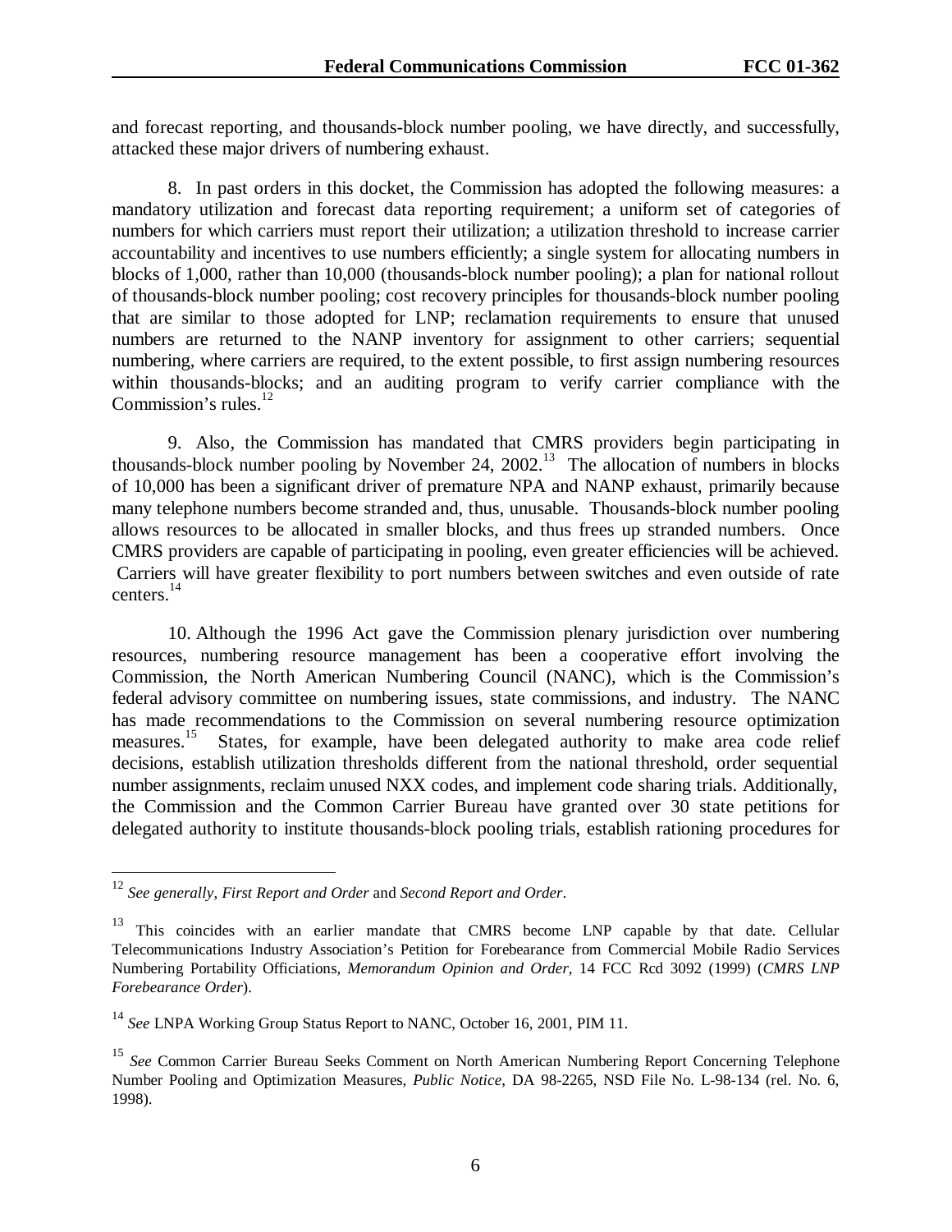and forecast reporting, and thousands-block number pooling, we have directly, and successfully, attacked these major drivers of numbering exhaust.

8. In past orders in this docket, the Commission has adopted the following measures: a mandatory utilization and forecast data reporting requirement; a uniform set of categories of numbers for which carriers must report their utilization; a utilization threshold to increase carrier accountability and incentives to use numbers efficiently; a single system for allocating numbers in blocks of 1,000, rather than 10,000 (thousands-block number pooling); a plan for national rollout of thousands-block number pooling; cost recovery principles for thousands-block number pooling that are similar to those adopted for LNP; reclamation requirements to ensure that unused numbers are returned to the NANP inventory for assignment to other carriers; sequential numbering, where carriers are required, to the extent possible, to first assign numbering resources within thousands-blocks; and an auditing program to verify carrier compliance with the Commission's rules.[12]

9. Also, the Commission has mandated that CMRS providers begin participating in thousands-block number pooling by November 24, 2002.[13] The allocation of numbers in blocks of 10,000 has been a significant driver of premature NPA and NANP exhaust, primarily because many telephone numbers become stranded and, thus, unusable. Thousands-block number pooling allows resources to be allocated in smaller blocks, and thus frees up stranded numbers. Once CMRS providers are capable of participating in pooling, even greater efficiencies will be achieved. Carriers will have greater flexibility to port numbers between switches and even outside of rate centers.[14]

10. Although the 1996 Act gave the Commission plenary jurisdiction over numbering resources, numbering resource management has been a cooperative effort involving the Commission, the North American Numbering Council (NANC), which is the Commission's federal advisory committee on numbering issues, state commissions, and industry. The NANC has made recommendations to the Commission on several numbering resource optimization measures.[15] States, for example, have been delegated authority to make area code relief decisions, establish utilization thresholds different from the national threshold, order sequential number assignments, reclaim unused NXX codes, and implement code sharing trials. Additionally, the Commission and the Common Carrier Bureau have granted over 30 state petitions for delegated authority to institute thousands-block pooling trials, establish rationing procedures for

---

[12] *See generally*, *First Report and Order* and *Second Report and Order*.

[13] This coincides with an earlier mandate that CMRS become LNP capable by that date. Cellular Telecommunications Industry Association's Petition for Forebearance from Commercial Mobile Radio Services Numbering Portability Officiations, *Memorandum Opinion and Order*, 14 FCC Rcd 3092 (1999) (*CMRS LNP Forebearance Order*).

[14] *See* LNPA Working Group Status Report to NANC, October 16, 2001, PIM 11.

[15] *See* Common Carrier Bureau Seeks Comment on North American Numbering Report Concerning Telephone Number Pooling and Optimization Measures, *Public Notice*, DA 98-2265, NSD File No. L-98-134 (rel. No. 6, 1998).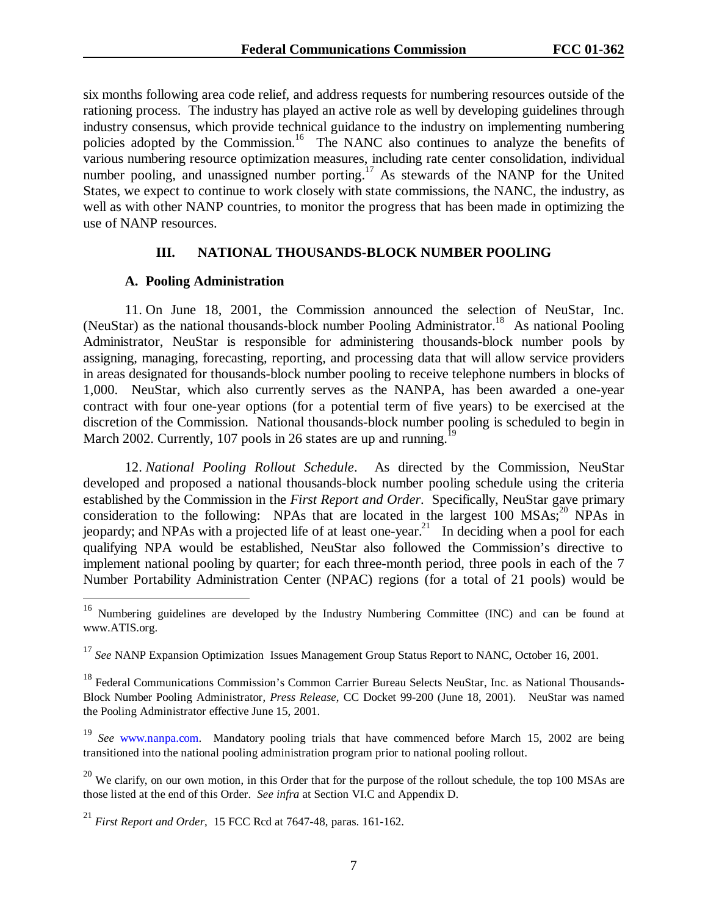six months following area code relief, and address requests for numbering resources outside of the rationing process. The industry has played an active role as well by developing guidelines through industry consensus, which provide technical guidance to the industry on implementing numbering policies adopted by the Commission.[16] The NANC also continues to analyze the benefits of various numbering resource optimization measures, including rate center consolidation, individual number pooling, and unassigned number porting.[17] As stewards of the NANP for the United States, we expect to continue to work closely with state commissions, the NANC, the industry, as well as with other NANP countries, to monitor the progress that has been made in optimizing the use of NANP resources.

## III. NATIONAL THOUSANDS-BLOCK NUMBER POOLING

### A. Pooling Administration

11. On June 18, 2001, the Commission announced the selection of NeuStar, Inc. (NeuStar) as the national thousands-block number Pooling Administrator.[18] As national Pooling Administrator, NeuStar is responsible for administering thousands-block number pools by assigning, managing, forecasting, reporting, and processing data that will allow service providers in areas designated for thousands-block number pooling to receive telephone numbers in blocks of 1,000. NeuStar, which also currently serves as the NANPA, has been awarded a one-year contract with four one-year options (for a potential term of five years) to be exercised at the discretion of the Commission. National thousands-block number pooling is scheduled to begin in March 2002. Currently, 107 pools in 26 states are up and running.[19]

12. *National Pooling Rollout Schedule*. As directed by the Commission, NeuStar developed and proposed a national thousands-block number pooling schedule using the criteria established by the Commission in the *First Report and Order*. Specifically, NeuStar gave primary consideration to the following: NPAs that are located in the largest 100 MSAs;[20] NPAs in jeopardy; and NPAs with a projected life of at least one-year.[21] In deciding when a pool for each qualifying NPA would be established, NeuStar also followed the Commission's directive to implement national pooling by quarter; for each three-month period, three pools in each of the 7 Number Portability Administration Center (NPAC) regions (for a total of 21 pools) would be

---

[16] Numbering guidelines are developed by the Industry Numbering Committee (INC) and can be found at www.ATIS.org.

[17] *See* NANP Expansion Optimization Issues Management Group Status Report to NANC, October 16, 2001.

[18] Federal Communications Commission's Common Carrier Bureau Selects NeuStar, Inc. as National Thousands-Block Number Pooling Administrator, *Press Release*, CC Docket 99-200 (June 18, 2001). NeuStar was named the Pooling Administrator effective June 15, 2001.

[19] *See* www.nanpa.com. Mandatory pooling trials that have commenced before March 15, 2002 are being transitioned into the national pooling administration program prior to national pooling rollout.

[20] We clarify, on our own motion, in this Order that for the purpose of the rollout schedule, the top 100 MSAs are those listed at the end of this Order. *See infra* at Section VI.C and Appendix D.

[21] *First Report and Order*, 15 FCC Rcd at 7647-48, paras. 161-162.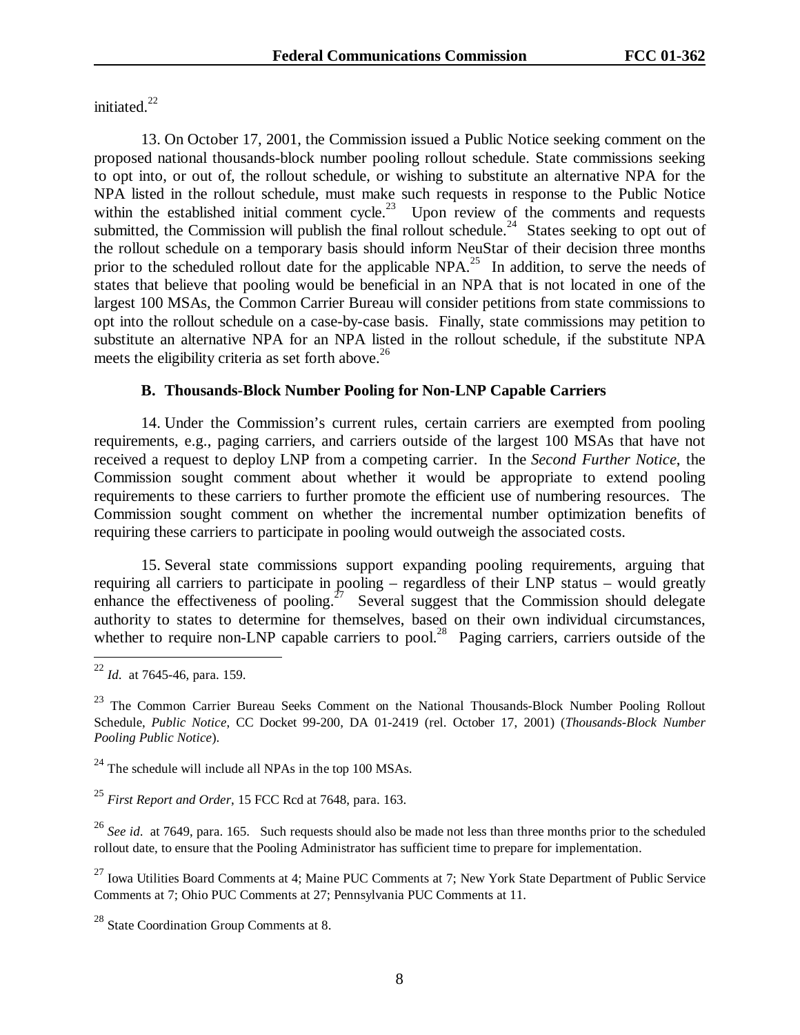initiated.[22]

13. On October 17, 2001, the Commission issued a Public Notice seeking comment on the proposed national thousands-block number pooling rollout schedule. State commissions seeking to opt into, or out of, the rollout schedule, or wishing to substitute an alternative NPA for the NPA listed in the rollout schedule, must make such requests in response to the Public Notice within the established initial comment cycle.[23] Upon review of the comments and requests submitted, the Commission will publish the final rollout schedule.[24] States seeking to opt out of the rollout schedule on a temporary basis should inform NeuStar of their decision three months prior to the scheduled rollout date for the applicable NPA.[25] In addition, to serve the needs of states that believe that pooling would be beneficial in an NPA that is not located in one of the largest 100 MSAs, the Common Carrier Bureau will consider petitions from state commissions to opt into the rollout schedule on a case-by-case basis. Finally, state commissions may petition to substitute an alternative NPA for an NPA listed in the rollout schedule, if the substitute NPA meets the eligibility criteria as set forth above.[26]

### B. Thousands-Block Number Pooling for Non-LNP Capable Carriers

14. Under the Commission's current rules, certain carriers are exempted from pooling requirements, e.g., paging carriers, and carriers outside of the largest 100 MSAs that have not received a request to deploy LNP from a competing carrier. In the *Second Further Notice*, the Commission sought comment about whether it would be appropriate to extend pooling requirements to these carriers to further promote the efficient use of numbering resources. The Commission sought comment on whether the incremental number optimization benefits of requiring these carriers to participate in pooling would outweigh the associated costs.

15. Several state commissions support expanding pooling requirements, arguing that requiring all carriers to participate in pooling – regardless of their LNP status – would greatly enhance the effectiveness of pooling.[27] Several suggest that the Commission should delegate authority to states to determine for themselves, based on their own individual circumstances, whether to require non-LNP capable carriers to pool.[28] Paging carriers, carriers outside of the

---

[22] *Id.* at 7645-46, para. 159.

[23] The Common Carrier Bureau Seeks Comment on the National Thousands-Block Number Pooling Rollout Schedule, *Public Notice*, CC Docket 99-200, DA 01-2419 (rel. October 17, 2001) (*Thousands-Block Number Pooling Public Notice*).

[24] The schedule will include all NPAs in the top 100 MSAs.

[25] *First Report and Order*, 15 FCC Rcd at 7648, para. 163.

[26] *See id.* at 7649, para. 165. Such requests should also be made not less than three months prior to the scheduled rollout date, to ensure that the Pooling Administrator has sufficient time to prepare for implementation.

[27] Iowa Utilities Board Comments at 4; Maine PUC Comments at 7; New York State Department of Public Service Comments at 7; Ohio PUC Comments at 27; Pennsylvania PUC Comments at 11.

[28] State Coordination Group Comments at 8.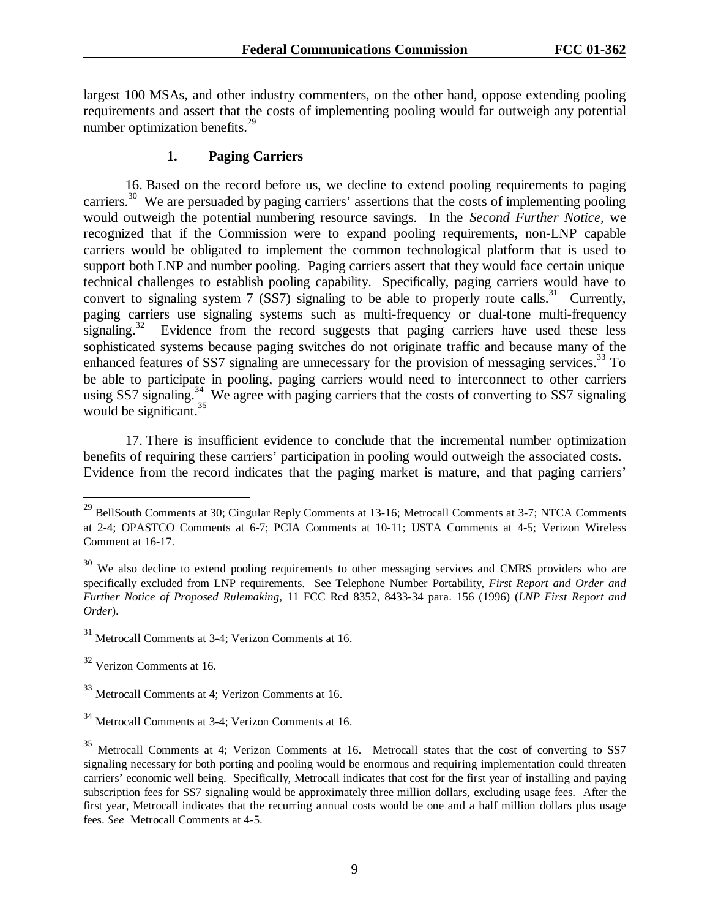largest 100 MSAs, and other industry commenters, on the other hand, oppose extending pooling requirements and assert that the costs of implementing pooling would far outweigh any potential number optimization benefits.[29]

### 1. Paging Carriers

16. Based on the record before us, we decline to extend pooling requirements to paging carriers.[30] We are persuaded by paging carriers' assertions that the costs of implementing pooling would outweigh the potential numbering resource savings. In the *Second Further Notice*, we recognized that if the Commission were to expand pooling requirements, non-LNP capable carriers would be obligated to implement the common technological platform that is used to support both LNP and number pooling. Paging carriers assert that they would face certain unique technical challenges to establish pooling capability. Specifically, paging carriers would have to convert to signaling system 7 (SS7) signaling to be able to properly route calls.[31] Currently, paging carriers use signaling systems such as multi-frequency or dual-tone multi-frequency signaling.[32] Evidence from the record suggests that paging carriers have used these less sophisticated systems because paging switches do not originate traffic and because many of the enhanced features of SS7 signaling are unnecessary for the provision of messaging services.[33] To be able to participate in pooling, paging carriers would need to interconnect to other carriers using SS7 signaling.[34] We agree with paging carriers that the costs of converting to SS7 signaling would be significant.[35]

17. There is insufficient evidence to conclude that the incremental number optimization benefits of requiring these carriers' participation in pooling would outweigh the associated costs. Evidence from the record indicates that the paging market is mature, and that paging carriers'

---

[29] BellSouth Comments at 30; Cingular Reply Comments at 13-16; Metrocall Comments at 3-7; NTCA Comments at 2-4; OPASTCO Comments at 6-7; PCIA Comments at 10-11; USTA Comments at 4-5; Verizon Wireless Comment at 16-17.

[30] We also decline to extend pooling requirements to other messaging services and CMRS providers who are specifically excluded from LNP requirements. See Telephone Number Portability*, First Report and Order and Further Notice of Proposed Rulemaking,* 11 FCC Rcd 8352, 8433-34 para. 156 (1996) (*LNP First Report and Order*).

[31] Metrocall Comments at 3-4; Verizon Comments at 16.

[32] Verizon Comments at 16.

[33] Metrocall Comments at 4; Verizon Comments at 16.

[34] Metrocall Comments at 3-4; Verizon Comments at 16.

[35] Metrocall Comments at 4; Verizon Comments at 16. Metrocall states that the cost of converting to SS7 signaling necessary for both porting and pooling would be enormous and requiring implementation could threaten carriers' economic well being. Specifically, Metrocall indicates that cost for the first year of installing and paying subscription fees for SS7 signaling would be approximately three million dollars, excluding usage fees. After the first year, Metrocall indicates that the recurring annual costs would be one and a half million dollars plus usage fees. *See* Metrocall Comments at 4-5.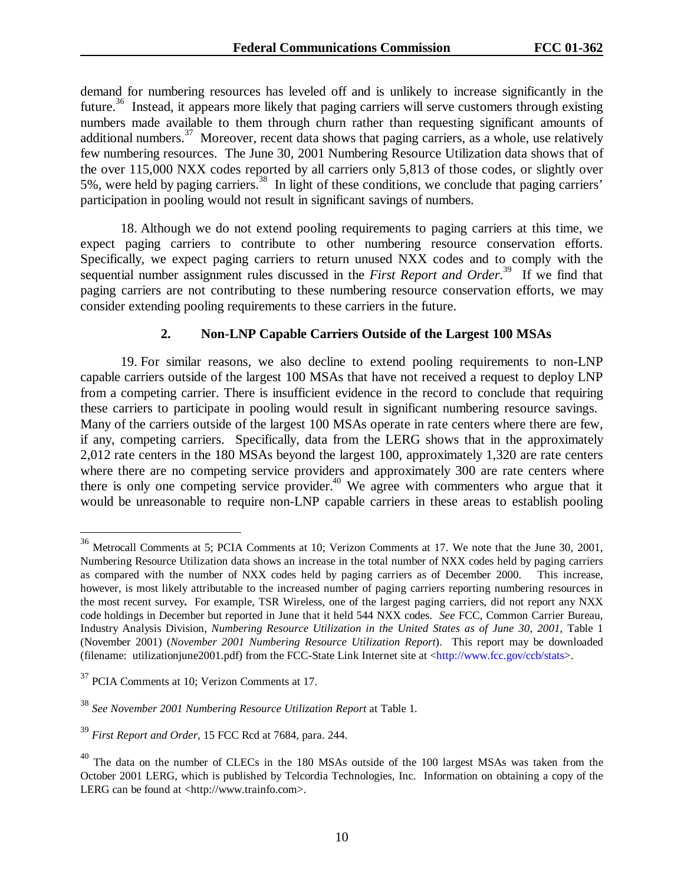demand for numbering resources has leveled off and is unlikely to increase significantly in the future.[36] Instead, it appears more likely that paging carriers will serve customers through existing numbers made available to them through churn rather than requesting significant amounts of additional numbers.[37] Moreover, recent data shows that paging carriers, as a whole, use relatively few numbering resources. The June 30, 2001 Numbering Resource Utilization data shows that of the over 115,000 NXX codes reported by all carriers only 5,813 of those codes, or slightly over 5%, were held by paging carriers.[38] In light of these conditions, we conclude that paging carriers' participation in pooling would not result in significant savings of numbers.

18. Although we do not extend pooling requirements to paging carriers at this time, we expect paging carriers to contribute to other numbering resource conservation efforts. Specifically, we expect paging carriers to return unused NXX codes and to comply with the sequential number assignment rules discussed in the *First Report and Order*.[39] If we find that paging carriers are not contributing to these numbering resource conservation efforts, we may consider extending pooling requirements to these carriers in the future.

### 2. Non-LNP Capable Carriers Outside of the Largest 100 MSAs

19. For similar reasons, we also decline to extend pooling requirements to non-LNP capable carriers outside of the largest 100 MSAs that have not received a request to deploy LNP from a competing carrier. There is insufficient evidence in the record to conclude that requiring these carriers to participate in pooling would result in significant numbering resource savings. Many of the carriers outside of the largest 100 MSAs operate in rate centers where there are few, if any, competing carriers. Specifically, data from the LERG shows that in the approximately 2,012 rate centers in the 180 MSAs beyond the largest 100, approximately 1,320 are rate centers where there are no competing service providers and approximately 300 are rate centers where there is only one competing service provider.[40] We agree with commenters who argue that it would be unreasonable to require non-LNP capable carriers in these areas to establish pooling

---

[36] Metrocall Comments at 5; PCIA Comments at 10; Verizon Comments at 17. We note that the June 30, 2001, Numbering Resource Utilization data shows an increase in the total number of NXX codes held by paging carriers as compared with the number of NXX codes held by paging carriers as of December 2000. This increase, however, is most likely attributable to the increased number of paging carriers reporting numbering resources in the most recent survey**.** For example, TSR Wireless, one of the largest paging carriers, did not report any NXX code holdings in December but reported in June that it held 544 NXX codes. *See* FCC, Common Carrier Bureau, Industry Analysis Division, *Numbering Resource Utilization in the United States as of June 30, 2001*, Table 1 (November 2001) (*November 2001 Numbering Resource Utilization Report*). This report may be downloaded (filename: utilizationjune2001.pdf) from the FCC-State Link Internet site at <http://www.fcc.gov/ccb/stats>.

[37] PCIA Comments at 10; Verizon Comments at 17.

[38] *See November 2001 Numbering Resource Utilization Report* at Table 1.

[39] *First Report and Order*, 15 FCC Rcd at 7684, para. 244.

[40] The data on the number of CLECs in the 180 MSAs outside of the 100 largest MSAs was taken from the October 2001 LERG, which is published by Telcordia Technologies, Inc. Information on obtaining a copy of the LERG can be found at <http://www.trainfo.com>.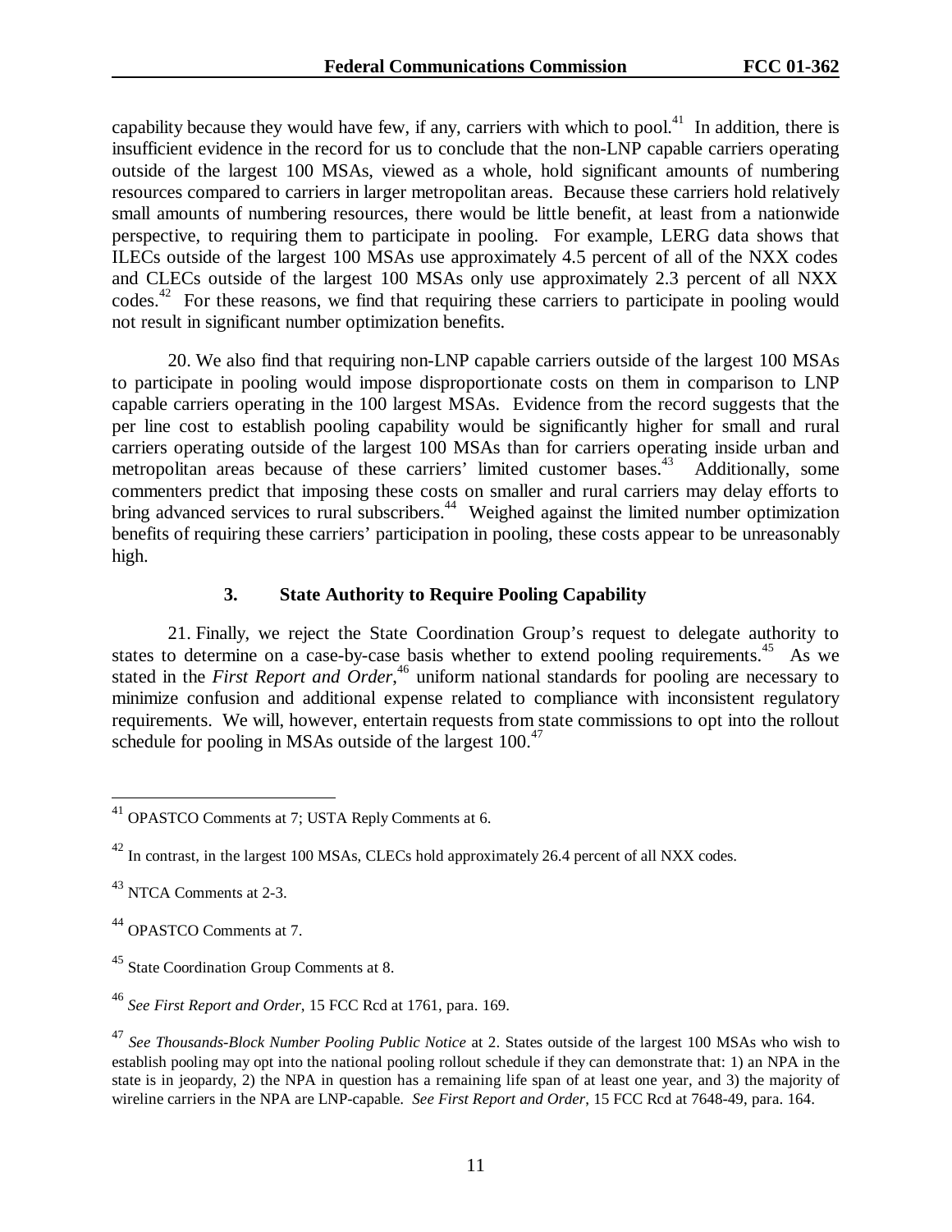capability because they would have few, if any, carriers with which to pool.[41] In addition, there is insufficient evidence in the record for us to conclude that the non-LNP capable carriers operating outside of the largest 100 MSAs, viewed as a whole, hold significant amounts of numbering resources compared to carriers in larger metropolitan areas. Because these carriers hold relatively small amounts of numbering resources, there would be little benefit, at least from a nationwide perspective, to requiring them to participate in pooling. For example, LERG data shows that ILECs outside of the largest 100 MSAs use approximately 4.5 percent of all of the NXX codes and CLECs outside of the largest 100 MSAs only use approximately 2.3 percent of all NXX codes.[42] For these reasons, we find that requiring these carriers to participate in pooling would not result in significant number optimization benefits.

20. We also find that requiring non-LNP capable carriers outside of the largest 100 MSAs to participate in pooling would impose disproportionate costs on them in comparison to LNP capable carriers operating in the 100 largest MSAs. Evidence from the record suggests that the per line cost to establish pooling capability would be significantly higher for small and rural carriers operating outside of the largest 100 MSAs than for carriers operating inside urban and metropolitan areas because of these carriers' limited customer bases.[43] Additionally, some commenters predict that imposing these costs on smaller and rural carriers may delay efforts to bring advanced services to rural subscribers.[44] Weighed against the limited number optimization benefits of requiring these carriers' participation in pooling, these costs appear to be unreasonably high.

### 3. State Authority to Require Pooling Capability

21. Finally, we reject the State Coordination Group's request to delegate authority to states to determine on a case-by-case basis whether to extend pooling requirements.[45] As we stated in the *First Report and Order*,[46] uniform national standards for pooling are necessary to minimize confusion and additional expense related to compliance with inconsistent regulatory requirements. We will, however, entertain requests from state commissions to opt into the rollout schedule for pooling in MSAs outside of the largest 100.[47]

---

[41] OPASTCO Comments at 7; USTA Reply Comments at 6.

[42] In contrast, in the largest 100 MSAs, CLECs hold approximately 26.4 percent of all NXX codes.

[43] NTCA Comments at 2-3.

[44] OPASTCO Comments at 7.

[45] State Coordination Group Comments at 8.

[46] *See First Report and Order*, 15 FCC Rcd at 1761, para. 169.

[47] *See Thousands-Block Number Pooling Public Notice* at 2. States outside of the largest 100 MSAs who wish to establish pooling may opt into the national pooling rollout schedule if they can demonstrate that: 1) an NPA in the state is in jeopardy, 2) the NPA in question has a remaining life span of at least one year, and 3) the majority of wireline carriers in the NPA are LNP-capable. *See First Report and Order*, 15 FCC Rcd at 7648-49, para. 164.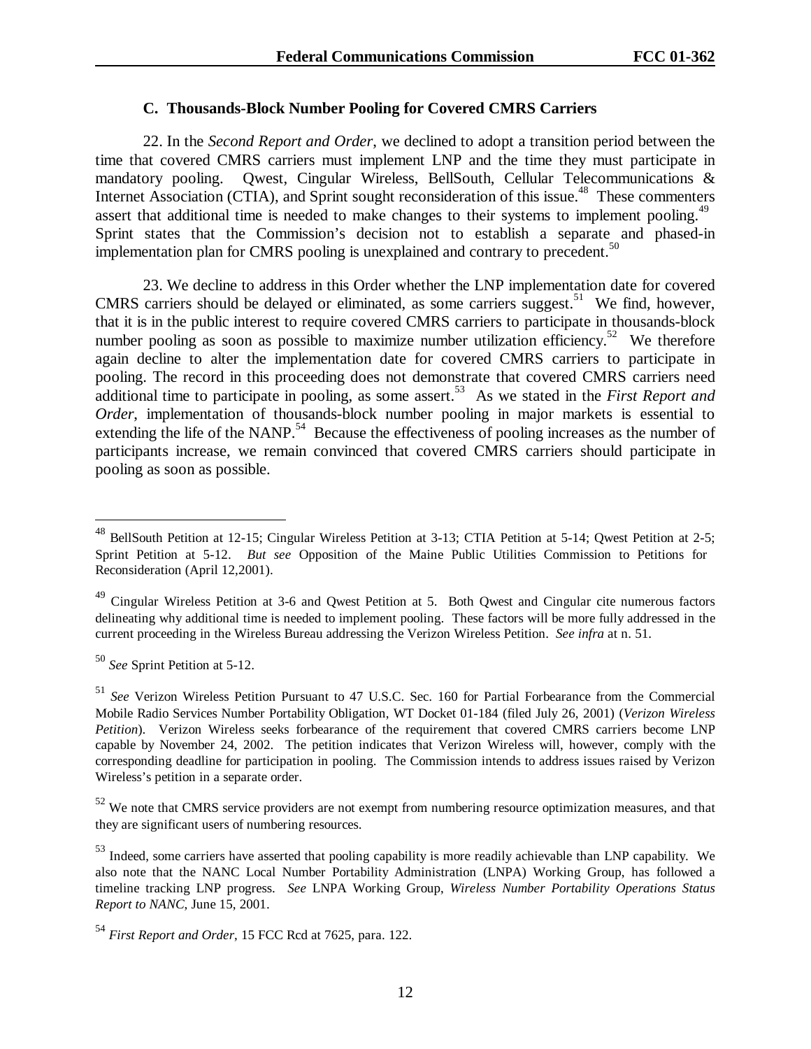### C. Thousands-Block Number Pooling for Covered CMRS Carriers

22. In the *Second Report and Order*, we declined to adopt a transition period between the time that covered CMRS carriers must implement LNP and the time they must participate in mandatory pooling. Qwest, Cingular Wireless, BellSouth, Cellular Telecommunications & Internet Association (CTIA), and Sprint sought reconsideration of this issue.[48] These commenters assert that additional time is needed to make changes to their systems to implement pooling.[49] Sprint states that the Commission's decision not to establish a separate and phased-in implementation plan for CMRS pooling is unexplained and contrary to precedent.[50]

23. We decline to address in this Order whether the LNP implementation date for covered CMRS carriers should be delayed or eliminated, as some carriers suggest.[51] We find, however, that it is in the public interest to require covered CMRS carriers to participate in thousands-block number pooling as soon as possible to maximize number utilization efficiency.[52] We therefore again decline to alter the implementation date for covered CMRS carriers to participate in pooling. The record in this proceeding does not demonstrate that covered CMRS carriers need additional time to participate in pooling, as some assert.[53] As we stated in the *First Report and Order*, implementation of thousands-block number pooling in major markets is essential to extending the life of the NANP.[54] Because the effectiveness of pooling increases as the number of participants increase, we remain convinced that covered CMRS carriers should participate in pooling as soon as possible.

---

[48] BellSouth Petition at 12-15; Cingular Wireless Petition at 3-13; CTIA Petition at 5-14; Qwest Petition at 2-5; Sprint Petition at 5-12. *But see* Opposition of the Maine Public Utilities Commission to Petitions for Reconsideration (April 12,2001).

[49] Cingular Wireless Petition at 3-6 and Qwest Petition at 5. Both Qwest and Cingular cite numerous factors delineating why additional time is needed to implement pooling. These factors will be more fully addressed in the current proceeding in the Wireless Bureau addressing the Verizon Wireless Petition. *See infra* at n. 51.

[50] *See* Sprint Petition at 5-12.

[51] *See* Verizon Wireless Petition Pursuant to 47 U.S.C. Sec. 160 for Partial Forbearance from the Commercial Mobile Radio Services Number Portability Obligation, WT Docket 01-184 (filed July 26, 2001) (*Verizon Wireless Petition*). Verizon Wireless seeks forbearance of the requirement that covered CMRS carriers become LNP capable by November 24, 2002. The petition indicates that Verizon Wireless will, however, comply with the corresponding deadline for participation in pooling. The Commission intends to address issues raised by Verizon Wireless's petition in a separate order.

[52] We note that CMRS service providers are not exempt from numbering resource optimization measures, and that they are significant users of numbering resources.

[53] Indeed, some carriers have asserted that pooling capability is more readily achievable than LNP capability. We also note that the NANC Local Number Portability Administration (LNPA) Working Group, has followed a timeline tracking LNP progress. *See* LNPA Working Group, *Wireless Number Portability Operations Status Report to NANC*, June 15, 2001.

[54] *First Report and Order*, 15 FCC Rcd at 7625, para. 122.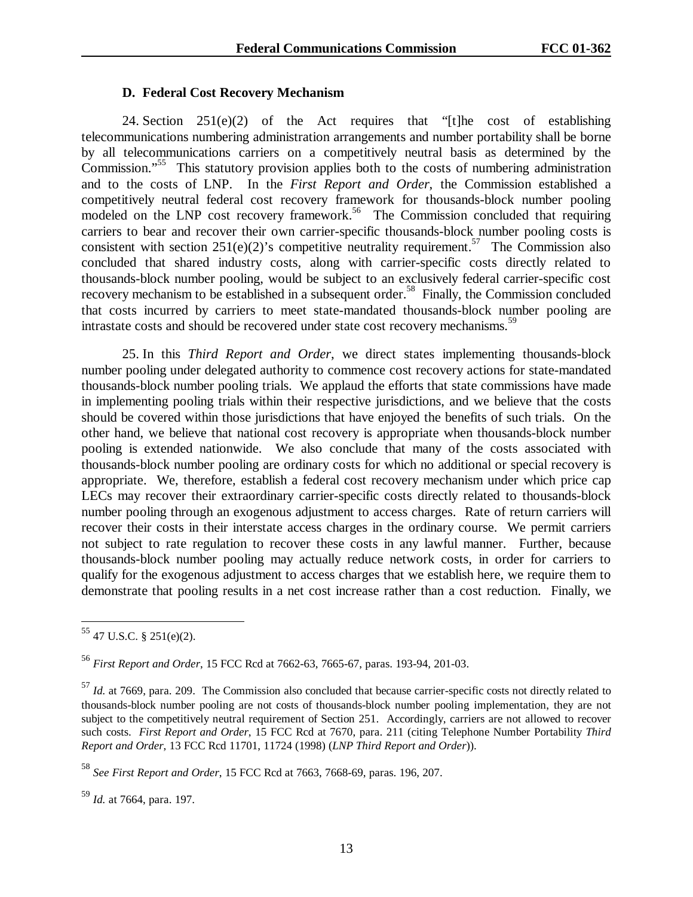### D. Federal Cost Recovery Mechanism

24. Section 251(e)(2) of the Act requires that "[t]he cost of establishing telecommunications numbering administration arrangements and number portability shall be borne by all telecommunications carriers on a competitively neutral basis as determined by the Commission."[55] This statutory provision applies both to the costs of numbering administration and to the costs of LNP. In the *First Report and Order*, the Commission established a competitively neutral federal cost recovery framework for thousands-block number pooling modeled on the LNP cost recovery framework.[56] The Commission concluded that requiring carriers to bear and recover their own carrier-specific thousands-block number pooling costs is consistent with section 251(e)(2)'s competitive neutrality requirement.[57] The Commission also concluded that shared industry costs, along with carrier-specific costs directly related to thousands-block number pooling, would be subject to an exclusively federal carrier-specific cost recovery mechanism to be established in a subsequent order.[58] Finally, the Commission concluded that costs incurred by carriers to meet state-mandated thousands-block number pooling are intrastate costs and should be recovered under state cost recovery mechanisms.[59]

25. In this *Third Report and Order*, we direct states implementing thousands-block number pooling under delegated authority to commence cost recovery actions for state-mandated thousands-block number pooling trials. We applaud the efforts that state commissions have made in implementing pooling trials within their respective jurisdictions, and we believe that the costs should be covered within those jurisdictions that have enjoyed the benefits of such trials. On the other hand, we believe that national cost recovery is appropriate when thousands-block number pooling is extended nationwide. We also conclude that many of the costs associated with thousands-block number pooling are ordinary costs for which no additional or special recovery is appropriate. We, therefore, establish a federal cost recovery mechanism under which price cap LECs may recover their extraordinary carrier-specific costs directly related to thousands-block number pooling through an exogenous adjustment to access charges. Rate of return carriers will recover their costs in their interstate access charges in the ordinary course. We permit carriers not subject to rate regulation to recover these costs in any lawful manner. Further, because thousands-block number pooling may actually reduce network costs, in order for carriers to qualify for the exogenous adjustment to access charges that we establish here, we require them to demonstrate that pooling results in a net cost increase rather than a cost reduction. Finally, we

---

[55] 47 U.S.C. § 251(e)(2).

[56] *First Report and Order*, 15 FCC Rcd at 7662-63, 7665-67, paras. 193-94, 201-03.

[57] *Id.* at 7669, para. 209. The Commission also concluded that because carrier-specific costs not directly related to thousands-block number pooling are not costs of thousands-block number pooling implementation, they are not subject to the competitively neutral requirement of Section 251. Accordingly, carriers are not allowed to recover such costs. *First Report and Order*, 15 FCC Rcd at 7670, para. 211 (citing Telephone Number Portability *Third Report and Order*, 13 FCC Rcd 11701, 11724 (1998) (*LNP Third Report and Order*)).

[58] *See First Report and Order*, 15 FCC Rcd at 7663, 7668-69, paras. 196, 207.

[59] *Id.* at 7664, para. 197.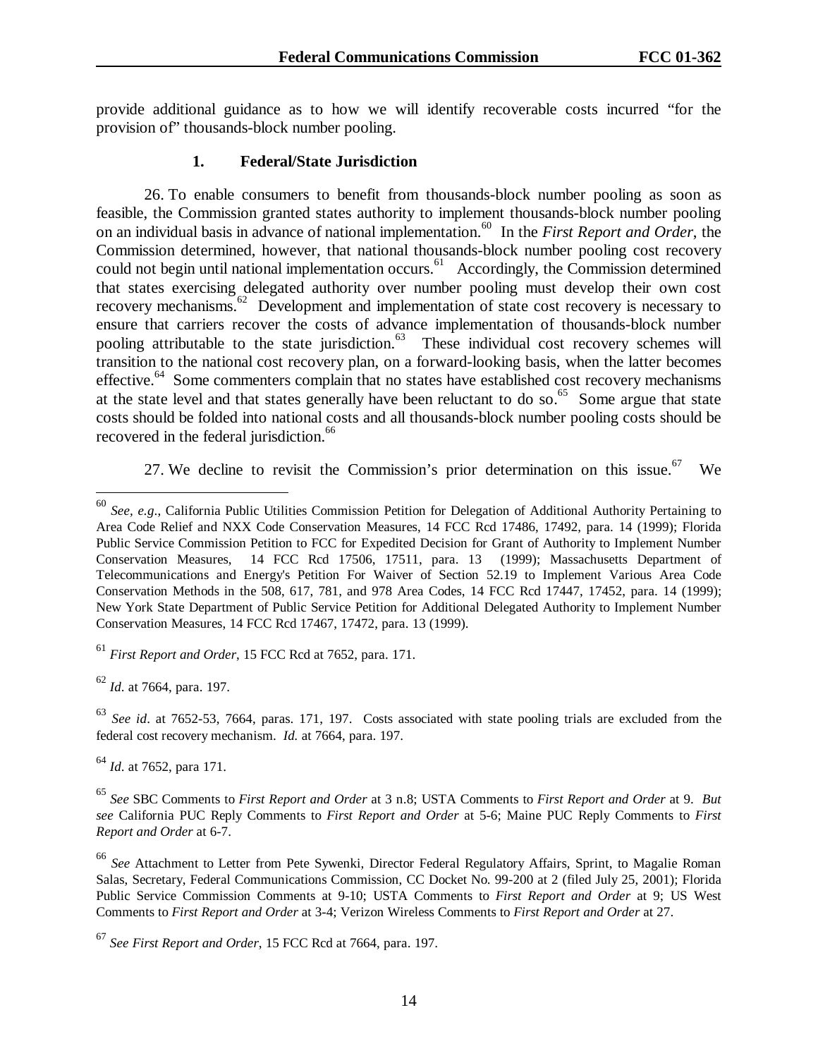provide additional guidance as to how we will identify recoverable costs incurred "for the provision of" thousands-block number pooling.

### 1. Federal/State Jurisdiction

26. To enable consumers to benefit from thousands-block number pooling as soon as feasible, the Commission granted states authority to implement thousands-block number pooling on an individual basis in advance of national implementation.[60] In the *First Report and Order*, the Commission determined, however, that national thousands-block number pooling cost recovery could not begin until national implementation occurs.[61] Accordingly, the Commission determined that states exercising delegated authority over number pooling must develop their own cost recovery mechanisms.[62] Development and implementation of state cost recovery is necessary to ensure that carriers recover the costs of advance implementation of thousands-block number pooling attributable to the state jurisdiction.[63] These individual cost recovery schemes will transition to the national cost recovery plan, on a forward-looking basis, when the latter becomes effective.[64] Some commenters complain that no states have established cost recovery mechanisms at the state level and that states generally have been reluctant to do so.[65] Some argue that state costs should be folded into national costs and all thousands-block number pooling costs should be recovered in the federal jurisdiction.[66]

27. We decline to revisit the Commission's prior determination on this issue.[67] We

---

[60] *See, e.g.*, California Public Utilities Commission Petition for Delegation of Additional Authority Pertaining to Area Code Relief and NXX Code Conservation Measures, 14 FCC Rcd 17486, 17492, para. 14 (1999); Florida Public Service Commission Petition to FCC for Expedited Decision for Grant of Authority to Implement Number Conservation Measures, 14 FCC Rcd 17506, 17511, para. 13 (1999); Massachusetts Department of Telecommunications and Energy's Petition For Waiver of Section 52.19 to Implement Various Area Code Conservation Methods in the 508, 617, 781, and 978 Area Codes, 14 FCC Rcd 17447, 17452, para. 14 (1999); New York State Department of Public Service Petition for Additional Delegated Authority to Implement Number Conservation Measures, 14 FCC Rcd 17467, 17472, para. 13 (1999).

[61] *First Report and Order*, 15 FCC Rcd at 7652, para. 171.

[62] *Id.* at 7664, para. 197.

[63] *See id*. at 7652-53, 7664, paras. 171, 197. Costs associated with state pooling trials are excluded from the federal cost recovery mechanism. *Id.* at 7664, para. 197.

[64] *Id.* at 7652, para 171.

[65] *See* SBC Comments to *First Report and Order* at 3 n.8; USTA Comments to *First Report and Order* at 9. *But see* California PUC Reply Comments to *First Report and Order* at 5-6; Maine PUC Reply Comments to *First Report and Order* at 6-7.

[66] *See* Attachment to Letter from Pete Sywenki, Director Federal Regulatory Affairs, Sprint, to Magalie Roman Salas, Secretary, Federal Communications Commission, CC Docket No. 99-200 at 2 (filed July 25, 2001); Florida Public Service Commission Comments at 9-10; USTA Comments to *First Report and Order* at 9; US West Comments to *First Report and Order* at 3-4; Verizon Wireless Comments to *First Report and Order* at 27.

[67] *See First Report and Order*, 15 FCC Rcd at 7664, para. 197.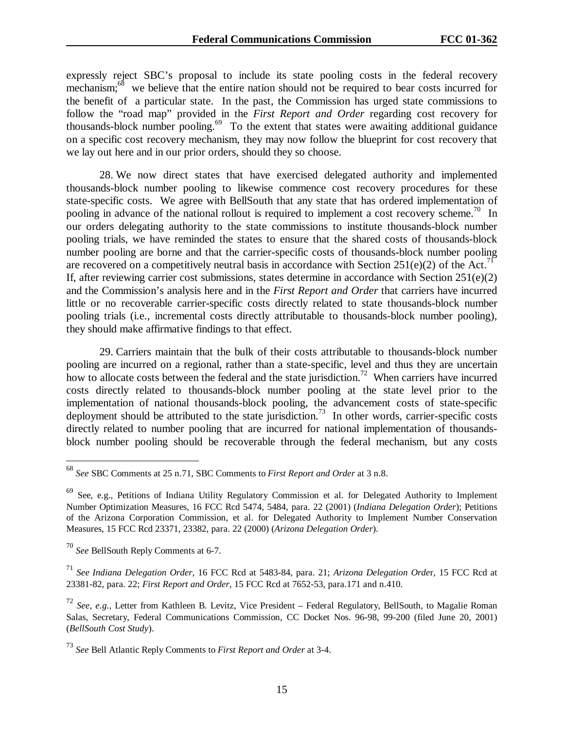expressly reject SBC's proposal to include its state pooling costs in the federal recovery mechanism;[68] we believe that the entire nation should not be required to bear costs incurred for the benefit of a particular state. In the past, the Commission has urged state commissions to follow the "road map" provided in the *First Report and Order* regarding cost recovery for thousands-block number pooling.[69] To the extent that states were awaiting additional guidance on a specific cost recovery mechanism, they may now follow the blueprint for cost recovery that we lay out here and in our prior orders, should they so choose.

28. We now direct states that have exercised delegated authority and implemented thousands-block number pooling to likewise commence cost recovery procedures for these state-specific costs. We agree with BellSouth that any state that has ordered implementation of pooling in advance of the national rollout is required to implement a cost recovery scheme.[70] In our orders delegating authority to the state commissions to institute thousands-block number pooling trials, we have reminded the states to ensure that the shared costs of thousands-block number pooling are borne and that the carrier-specific costs of thousands-block number pooling are recovered on a competitively neutral basis in accordance with Section 251(e)(2) of the Act.[71] If, after reviewing carrier cost submissions, states determine in accordance with Section 251(e)(2) and the Commission's analysis here and in the *First Report and Order* that carriers have incurred little or no recoverable carrier-specific costs directly related to state thousands-block number pooling trials (i.e., incremental costs directly attributable to thousands-block number pooling), they should make affirmative findings to that effect.

29. Carriers maintain that the bulk of their costs attributable to thousands-block number pooling are incurred on a regional, rather than a state-specific, level and thus they are uncertain how to allocate costs between the federal and the state jurisdiction.[72] When carriers have incurred costs directly related to thousands-block number pooling at the state level prior to the implementation of national thousands-block pooling, the advancement costs of state-specific deployment should be attributed to the state jurisdiction.[73] In other words, carrier-specific costs directly related to number pooling that are incurred for national implementation of thousands-block number pooling should be recoverable through the federal mechanism, but any costs

---

[68] *See* SBC Comments at 25 n.71, SBC Comments to *First Report and Order* at 3 n.8.

[69] See, e.g., Petitions of Indiana Utility Regulatory Commission et al. for Delegated Authority to Implement Number Optimization Measures, 16 FCC Rcd 5474, 5484, para. 22 (2001) (*Indiana Delegation Order*); Petitions of the Arizona Corporation Commission, et al. for Delegated Authority to Implement Number Conservation Measures, 15 FCC Rcd 23371, 23382, para. 22 (2000) (*Arizona Delegation Order*).

[70] *See* BellSouth Reply Comments at 6-7.

[71] *See Indiana Delegation Order*, 16 FCC Rcd at 5483-84, para. 21; *Arizona Delegation Order*, 15 FCC Rcd at 23381-82, para. 22; *First Report and Order*, 15 FCC Rcd at 7652-53, para.171 and n.410.

[72] *See, e.g.,* Letter from Kathleen B. Levitz, Vice President – Federal Regulatory, BellSouth, to Magalie Roman Salas, Secretary, Federal Communications Commission, CC Docket Nos. 96-98, 99-200 (filed June 20, 2001) (*BellSouth Cost Study*).

[73] *See* Bell Atlantic Reply Comments to *First Report and Order* at 3-4.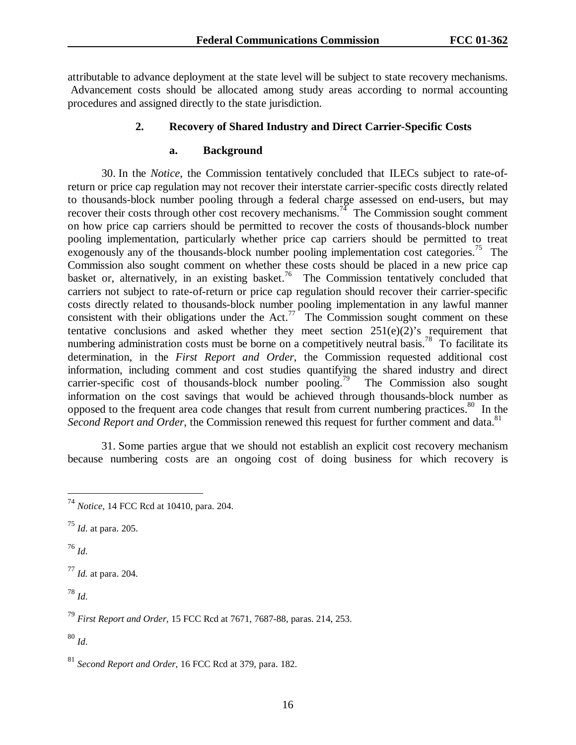attributable to advance deployment at the state level will be subject to state recovery mechanisms. Advancement costs should be allocated among study areas according to normal accounting procedures and assigned directly to the state jurisdiction.

### 2. Recovery of Shared Industry and Direct Carrier-Specific Costs

#### a. Background

30. In the *Notice*, the Commission tentatively concluded that ILECs subject to rate-of-return or price cap regulation may not recover their interstate carrier-specific costs directly related to thousands-block number pooling through a federal charge assessed on end-users, but may recover their costs through other cost recovery mechanisms.[74] The Commission sought comment on how price cap carriers should be permitted to recover the costs of thousands-block number pooling implementation, particularly whether price cap carriers should be permitted to treat exogenously any of the thousands-block number pooling implementation cost categories.[75] The Commission also sought comment on whether these costs should be placed in a new price cap basket or, alternatively, in an existing basket.[76] The Commission tentatively concluded that carriers not subject to rate-of-return or price cap regulation should recover their carrier-specific costs directly related to thousands-block number pooling implementation in any lawful manner consistent with their obligations under the Act.[77] The Commission sought comment on these tentative conclusions and asked whether they meet section 251(e)(2)'s requirement that numbering administration costs must be borne on a competitively neutral basis.[78] To facilitate its determination, in the *First Report and Order*, the Commission requested additional cost information, including comment and cost studies quantifying the shared industry and direct carrier-specific cost of thousands-block number pooling.[79] The Commission also sought information on the cost savings that would be achieved through thousands-block number as opposed to the frequent area code changes that result from current numbering practices.[80] In the *Second Report and Order,* the Commission renewed this request for further comment and data.[81]

31. Some parties argue that we should not establish an explicit cost recovery mechanism because numbering costs are an ongoing cost of doing business for which recovery is

---

[74] *Notice*, 14 FCC Rcd at 10410, para. 204.

[75] *Id.* at para. 205.

[76] *Id.*

[77] *Id.* at para. 204.

[78] *Id.*

[79] *First Report and Order*, 15 FCC Rcd at 7671, 7687-88, paras. 214, 253.

[80] *Id.*

[81] *Second Report and Order*, 16 FCC Rcd at 379, para. 182.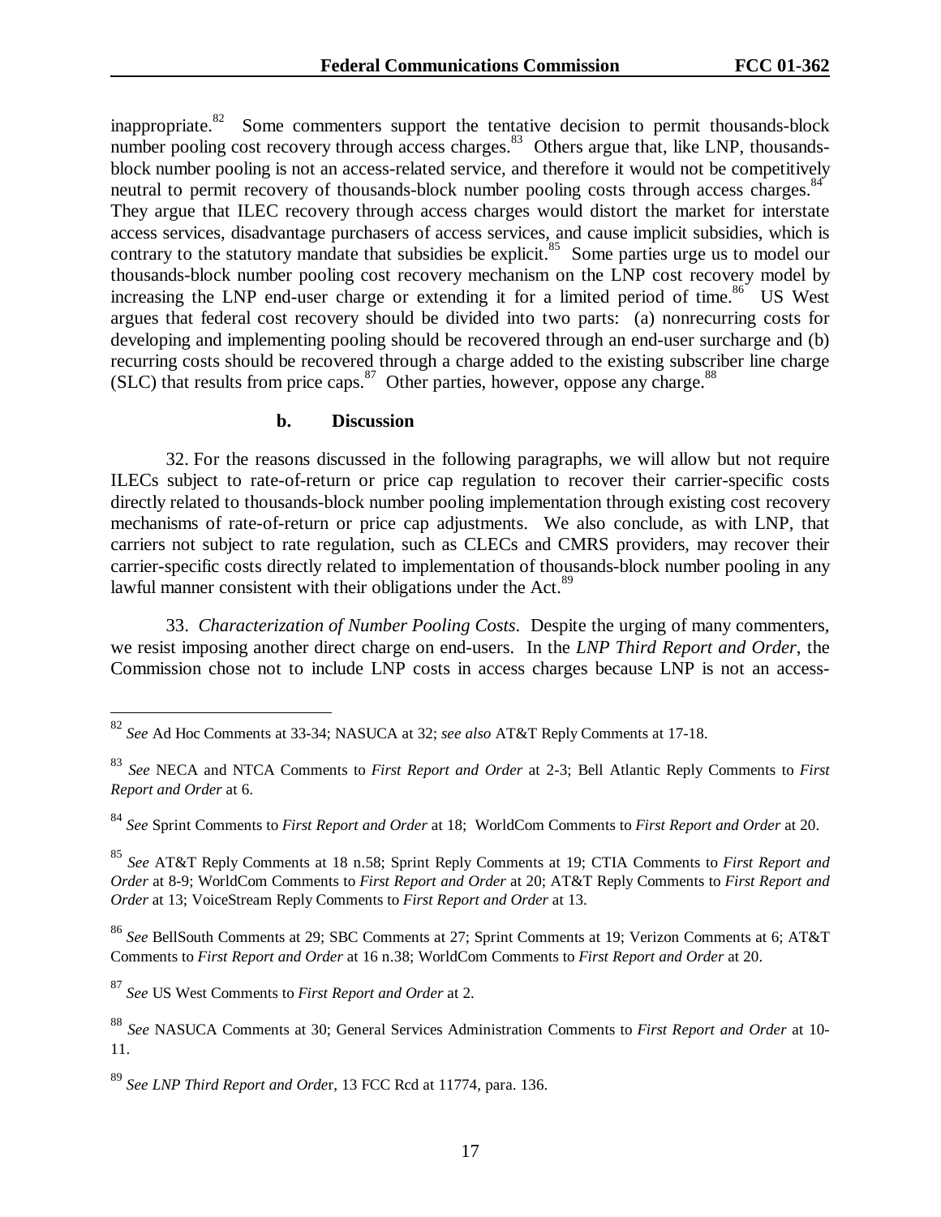inappropriate.[82] Some commenters support the tentative decision to permit thousands-block number pooling cost recovery through access charges.[83] Others argue that, like LNP, thousands-block number pooling is not an access-related service, and therefore it would not be competitively neutral to permit recovery of thousands-block number pooling costs through access charges.[84] They argue that ILEC recovery through access charges would distort the market for interstate access services, disadvantage purchasers of access services, and cause implicit subsidies, which is contrary to the statutory mandate that subsidies be explicit.[85] Some parties urge us to model our thousands-block number pooling cost recovery mechanism on the LNP cost recovery model by increasing the LNP end-user charge or extending it for a limited period of time.[86] US West argues that federal cost recovery should be divided into two parts: (a) nonrecurring costs for developing and implementing pooling should be recovered through an end-user surcharge and (b) recurring costs should be recovered through a charge added to the existing subscriber line charge (SLC) that results from price caps.[87] Other parties, however, oppose any charge.[88]

#### b. Discussion

32. For the reasons discussed in the following paragraphs, we will allow but not require ILECs subject to rate-of-return or price cap regulation to recover their carrier-specific costs directly related to thousands-block number pooling implementation through existing cost recovery mechanisms of rate-of-return or price cap adjustments. We also conclude, as with LNP, that carriers not subject to rate regulation, such as CLECs and CMRS providers, may recover their carrier-specific costs directly related to implementation of thousands-block number pooling in any lawful manner consistent with their obligations under the Act.[89]

33. *Characterization of Number Pooling Costs*. Despite the urging of many commenters, we resist imposing another direct charge on end-users. In the *LNP Third Report and Order*, the Commission chose not to include LNP costs in access charges because LNP is not an access-

---

[82] *See* Ad Hoc Comments at 33-34; NASUCA at 32; *see also* AT&T Reply Comments at 17-18.

[83] *See* NECA and NTCA Comments to *First Report and Order* at 2-3; Bell Atlantic Reply Comments to *First Report and Order* at 6.

[84] *See* Sprint Comments to *First Report and Order* at 18; WorldCom Comments to *First Report and Order* at 20.

[85] *See* AT&T Reply Comments at 18 n.58; Sprint Reply Comments at 19; CTIA Comments to *First Report and Order* at 8-9; WorldCom Comments to *First Report and Order* at 20; AT&T Reply Comments to *First Report and Order* at 13; VoiceStream Reply Comments to *First Report and Order* at 13.

[86] *See* BellSouth Comments at 29; SBC Comments at 27; Sprint Comments at 19; Verizon Comments at 6; AT&T Comments to *First Report and Order* at 16 n.38; WorldCom Comments to *First Report and Order* at 20.

[87] *See* US West Comments to *First Report and Order* at 2.

[88] *See* NASUCA Comments at 30; General Services Administration Comments to *First Report and Order* at 10-11.

[89] *See LNP Third Report and Order*, 13 FCC Rcd at 11774, para. 136.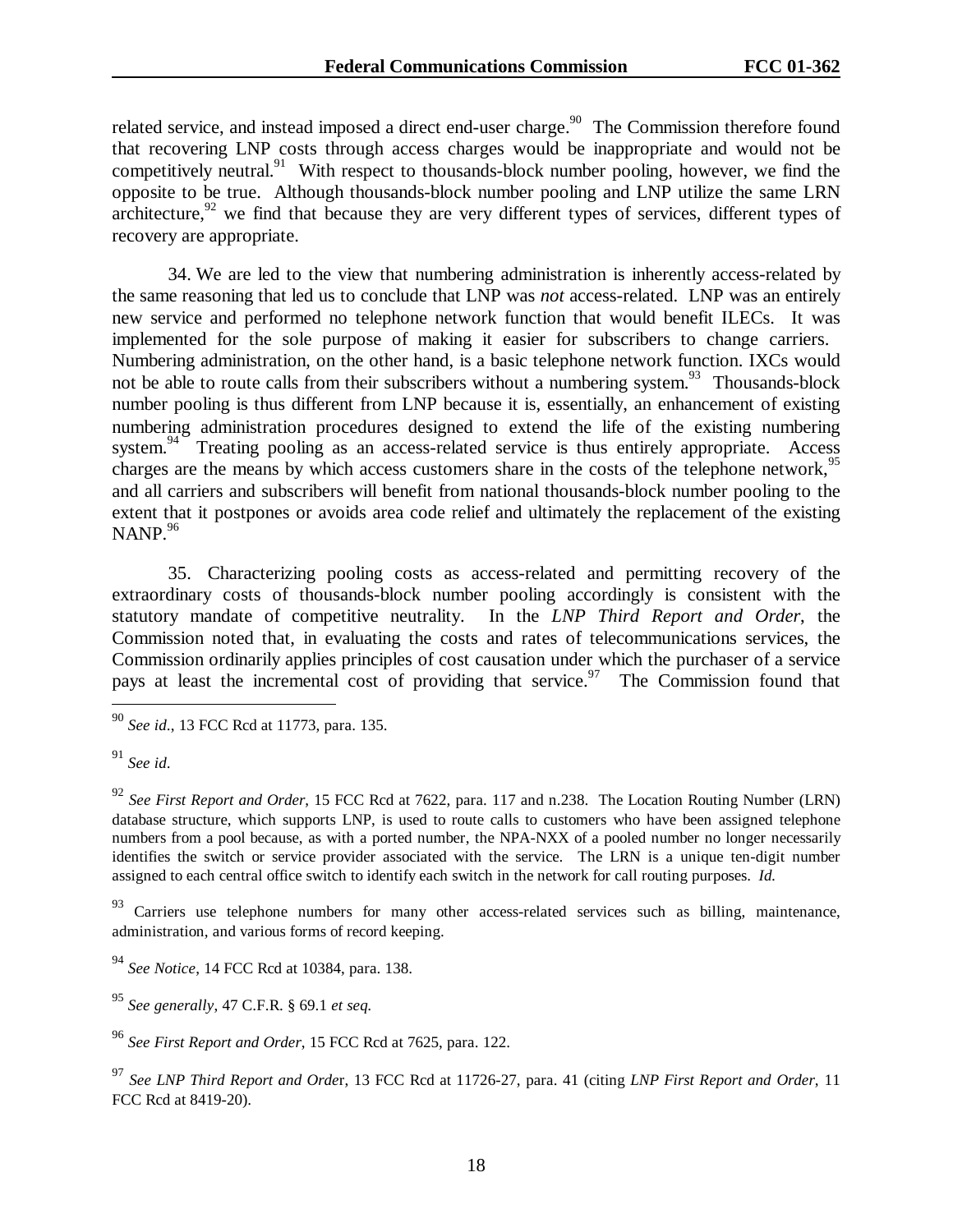related service, and instead imposed a direct end-user charge.[90] The Commission therefore found that recovering LNP costs through access charges would be inappropriate and would not be competitively neutral.[91] With respect to thousands-block number pooling, however, we find the opposite to be true. Although thousands-block number pooling and LNP utilize the same LRN architecture,[92] we find that because they are very different types of services, different types of recovery are appropriate.

34. We are led to the view that numbering administration is inherently access-related by the same reasoning that led us to conclude that LNP was *not* access-related. LNP was an entirely new service and performed no telephone network function that would benefit ILECs. It was implemented for the sole purpose of making it easier for subscribers to change carriers. Numbering administration, on the other hand, is a basic telephone network function. IXCs would not be able to route calls from their subscribers without a numbering system.[93] Thousands-block number pooling is thus different from LNP because it is, essentially, an enhancement of existing numbering administration procedures designed to extend the life of the existing numbering system.[94] Treating pooling as an access-related service is thus entirely appropriate. Access charges are the means by which access customers share in the costs of the telephone network,[95] and all carriers and subscribers will benefit from national thousands-block number pooling to the extent that it postpones or avoids area code relief and ultimately the replacement of the existing NANP.[96]

35. Characterizing pooling costs as access-related and permitting recovery of the extraordinary costs of thousands-block number pooling accordingly is consistent with the statutory mandate of competitive neutrality. In the *LNP Third Report and Order*, the Commission noted that, in evaluating the costs and rates of telecommunications services, the Commission ordinarily applies principles of cost causation under which the purchaser of a service pays at least the incremental cost of providing that service.[97] The Commission found that

---

[90] *See id*., 13 FCC Rcd at 11773, para. 135.

[91] *See id*.

[92] *See First Report and Order*, 15 FCC Rcd at 7622, para. 117 and n.238. The Location Routing Number (LRN) database structure, which supports LNP, is used to route calls to customers who have been assigned telephone numbers from a pool because, as with a ported number, the NPA-NXX of a pooled number no longer necessarily identifies the switch or service provider associated with the service. The LRN is a unique ten-digit number assigned to each central office switch to identify each switch in the network for call routing purposes. *Id.*

[93] Carriers use telephone numbers for many other access-related services such as billing, maintenance, administration, and various forms of record keeping.

[94] *See Notice*, 14 FCC Rcd at 10384, para. 138.

[95] *See generally*, 47 C.F.R. § 69.1 *et seq.*

[96] *See First Report and Order*, 15 FCC Rcd at 7625, para. 122.

[97] *See LNP Third Report and Order*, 13 FCC Rcd at 11726-27, para. 41 (citing *LNP First Report and Order*, 11 FCC Rcd at 8419-20).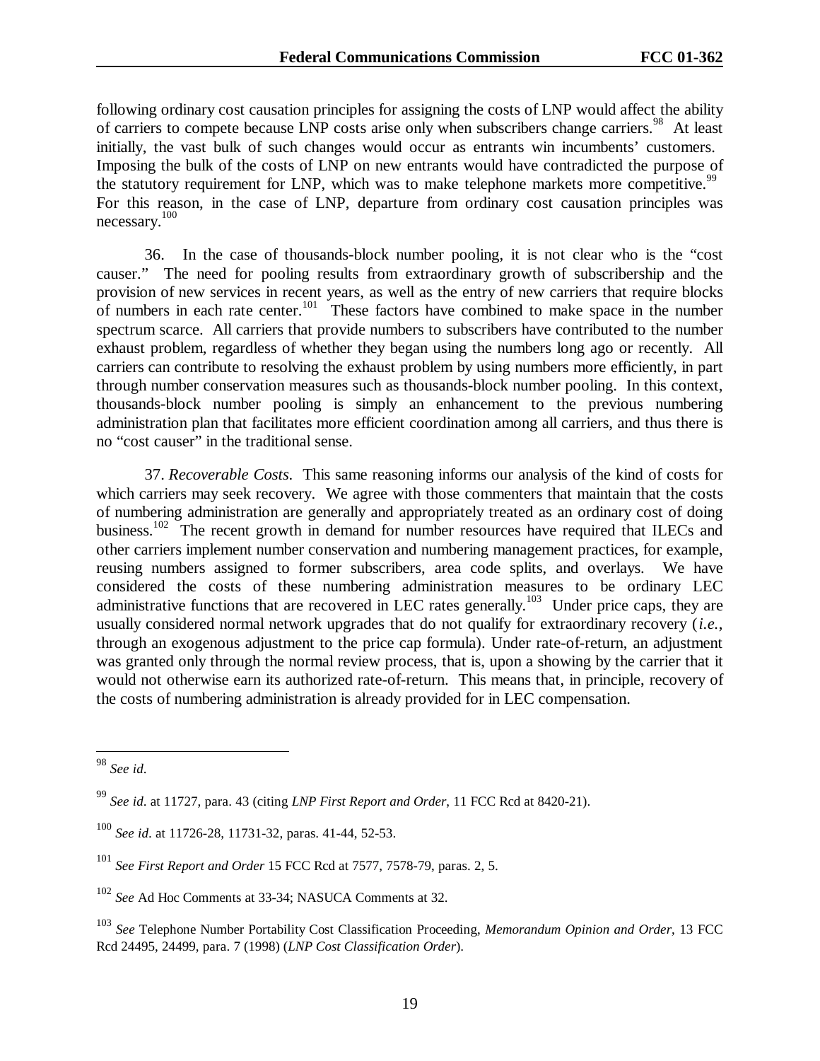following ordinary cost causation principles for assigning the costs of LNP would affect the ability of carriers to compete because LNP costs arise only when subscribers change carriers.[98] At least initially, the vast bulk of such changes would occur as entrants win incumbents' customers. Imposing the bulk of the costs of LNP on new entrants would have contradicted the purpose of the statutory requirement for LNP, which was to make telephone markets more competitive.[99] For this reason, in the case of LNP, departure from ordinary cost causation principles was necessary.[100]

36. In the case of thousands-block number pooling, it is not clear who is the "cost causer." The need for pooling results from extraordinary growth of subscribership and the provision of new services in recent years, as well as the entry of new carriers that require blocks of numbers in each rate center.[101] These factors have combined to make space in the number spectrum scarce. All carriers that provide numbers to subscribers have contributed to the number exhaust problem, regardless of whether they began using the numbers long ago or recently. All carriers can contribute to resolving the exhaust problem by using numbers more efficiently, in part through number conservation measures such as thousands-block number pooling. In this context, thousands-block number pooling is simply an enhancement to the previous numbering administration plan that facilitates more efficient coordination among all carriers, and thus there is no "cost causer" in the traditional sense.

37. *Recoverable Costs.* This same reasoning informs our analysis of the kind of costs for which carriers may seek recovery. We agree with those commenters that maintain that the costs of numbering administration are generally and appropriately treated as an ordinary cost of doing business.[102] The recent growth in demand for number resources have required that ILECs and other carriers implement number conservation and numbering management practices, for example, reusing numbers assigned to former subscribers, area code splits, and overlays. We have considered the costs of these numbering administration measures to be ordinary LEC administrative functions that are recovered in LEC rates generally.[103] Under price caps, they are usually considered normal network upgrades that do not qualify for extraordinary recovery (*i.e.*, through an exogenous adjustment to the price cap formula). Under rate-of-return, an adjustment was granted only through the normal review process, that is, upon a showing by the carrier that it would not otherwise earn its authorized rate-of-return. This means that, in principle, recovery of the costs of numbering administration is already provided for in LEC compensation.

---

[98] *See id.*

[99] *See id.* at 11727, para. 43 (citing *LNP First Report and Order*, 11 FCC Rcd at 8420-21).

[100] *See id.* at 11726-28, 11731-32, paras. 41-44, 52-53.

[101] *See First Report and Order* 15 FCC Rcd at 7577, 7578-79, paras. 2, 5.

[102] *See* Ad Hoc Comments at 33-34; NASUCA Comments at 32.

[103] *See* Telephone Number Portability Cost Classification Proceeding, *Memorandum Opinion and Order*, 13 FCC Rcd 24495, 24499, para. 7 (1998) (*LNP Cost Classification Order*).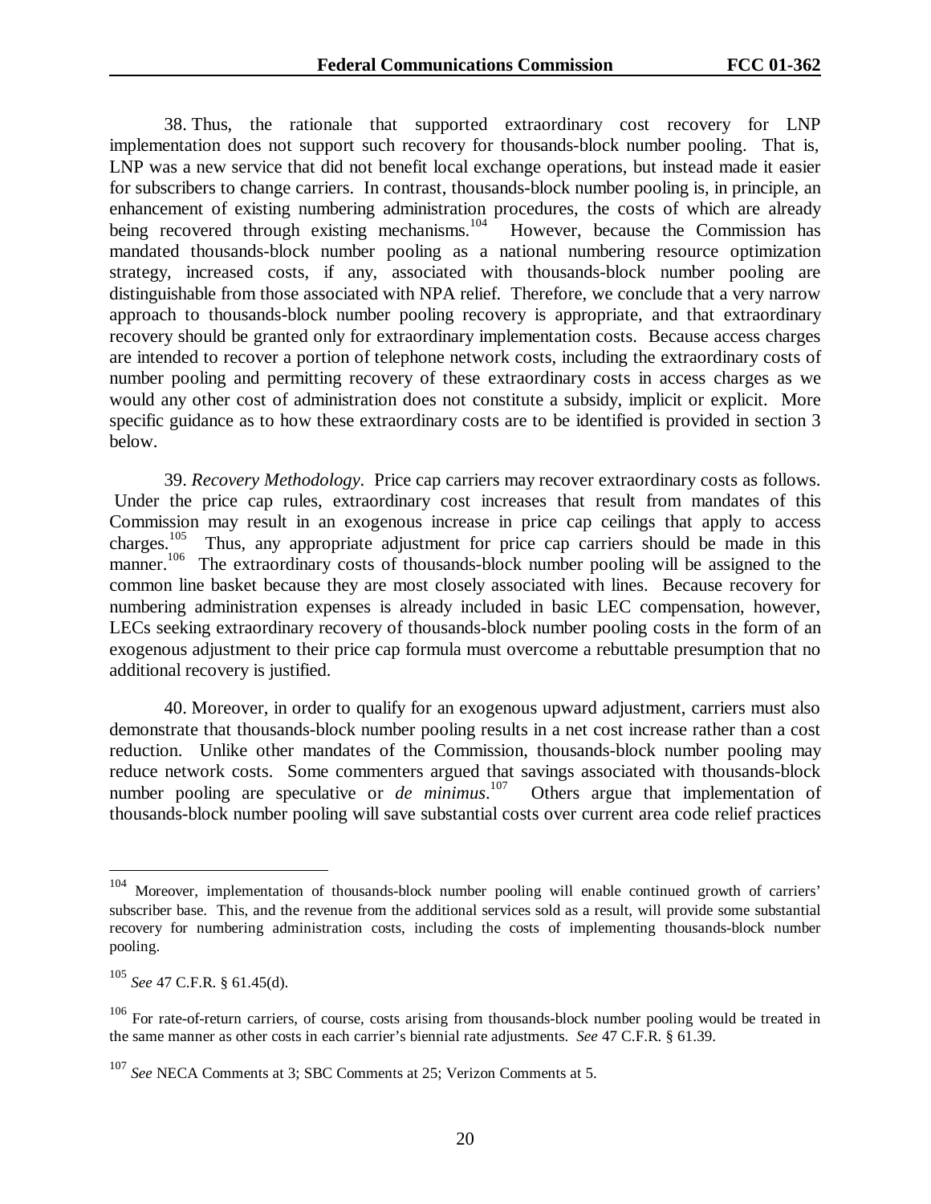38. Thus, the rationale that supported extraordinary cost recovery for LNP implementation does not support such recovery for thousands-block number pooling. That is, LNP was a new service that did not benefit local exchange operations, but instead made it easier for subscribers to change carriers. In contrast, thousands-block number pooling is, in principle, an enhancement of existing numbering administration procedures, the costs of which are already being recovered through existing mechanisms.[104] However, because the Commission has mandated thousands-block number pooling as a national numbering resource optimization strategy, increased costs, if any, associated with thousands-block number pooling are distinguishable from those associated with NPA relief. Therefore, we conclude that a very narrow approach to thousands-block number pooling recovery is appropriate, and that extraordinary recovery should be granted only for extraordinary implementation costs. Because access charges are intended to recover a portion of telephone network costs, including the extraordinary costs of number pooling and permitting recovery of these extraordinary costs in access charges as we would any other cost of administration does not constitute a subsidy, implicit or explicit. More specific guidance as to how these extraordinary costs are to be identified is provided in section 3 below.

39. *Recovery Methodology.* Price cap carriers may recover extraordinary costs as follows. Under the price cap rules, extraordinary cost increases that result from mandates of this Commission may result in an exogenous increase in price cap ceilings that apply to access charges.[105] Thus, any appropriate adjustment for price cap carriers should be made in this manner.[106] The extraordinary costs of thousands-block number pooling will be assigned to the common line basket because they are most closely associated with lines. Because recovery for numbering administration expenses is already included in basic LEC compensation, however, LECs seeking extraordinary recovery of thousands-block number pooling costs in the form of an exogenous adjustment to their price cap formula must overcome a rebuttable presumption that no additional recovery is justified.

40. Moreover, in order to qualify for an exogenous upward adjustment, carriers must also demonstrate that thousands-block number pooling results in a net cost increase rather than a cost reduction. Unlike other mandates of the Commission, thousands-block number pooling may reduce network costs. Some commenters argued that savings associated with thousands-block number pooling are speculative or *de minimus*.[107] Others argue that implementation of thousands-block number pooling will save substantial costs over current area code relief practices

---

[104] Moreover, implementation of thousands-block number pooling will enable continued growth of carriers' subscriber base. This, and the revenue from the additional services sold as a result, will provide some substantial recovery for numbering administration costs, including the costs of implementing thousands-block number pooling.

[105] *See* 47 C.F.R. § 61.45(d).

[106] For rate-of-return carriers, of course, costs arising from thousands-block number pooling would be treated in the same manner as other costs in each carrier's biennial rate adjustments. *See* 47 C.F.R. § 61.39.

[107] *See* NECA Comments at 3; SBC Comments at 25; Verizon Comments at 5.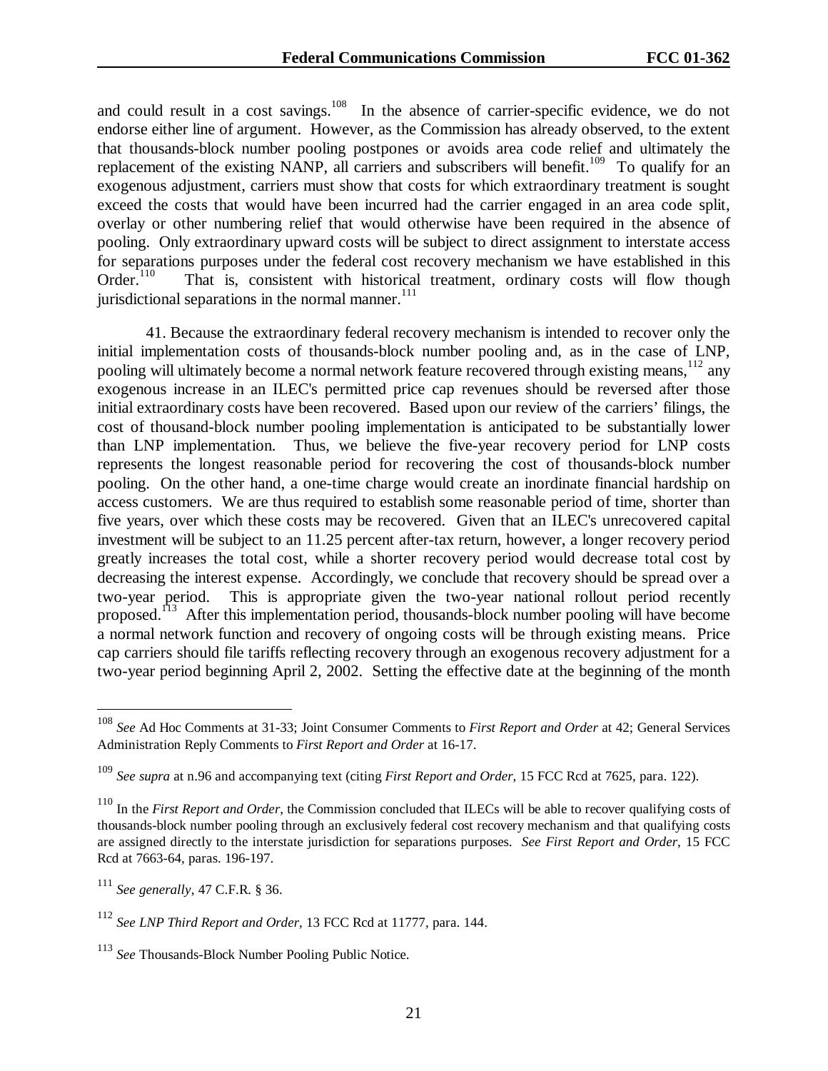and could result in a cost savings.[108] In the absence of carrier-specific evidence, we do not endorse either line of argument. However, as the Commission has already observed, to the extent that thousands-block number pooling postpones or avoids area code relief and ultimately the replacement of the existing NANP, all carriers and subscribers will benefit.[109] To qualify for an exogenous adjustment, carriers must show that costs for which extraordinary treatment is sought exceed the costs that would have been incurred had the carrier engaged in an area code split, overlay or other numbering relief that would otherwise have been required in the absence of pooling. Only extraordinary upward costs will be subject to direct assignment to interstate access for separations purposes under the federal cost recovery mechanism we have established in this Order.[110] That is, consistent with historical treatment, ordinary costs will flow though jurisdictional separations in the normal manner.[111]

41. Because the extraordinary federal recovery mechanism is intended to recover only the initial implementation costs of thousands-block number pooling and, as in the case of LNP, pooling will ultimately become a normal network feature recovered through existing means,[112] any exogenous increase in an ILEC's permitted price cap revenues should be reversed after those initial extraordinary costs have been recovered. Based upon our review of the carriers' filings, the cost of thousand-block number pooling implementation is anticipated to be substantially lower than LNP implementation. Thus, we believe the five-year recovery period for LNP costs represents the longest reasonable period for recovering the cost of thousands-block number pooling. On the other hand, a one-time charge would create an inordinate financial hardship on access customers. We are thus required to establish some reasonable period of time, shorter than five years, over which these costs may be recovered. Given that an ILEC's unrecovered capital investment will be subject to an 11.25 percent after-tax return, however, a longer recovery period greatly increases the total cost, while a shorter recovery period would decrease total cost by decreasing the interest expense. Accordingly, we conclude that recovery should be spread over a two-year period. This is appropriate given the two-year national rollout period recently proposed.[113] After this implementation period, thousands-block number pooling will have become a normal network function and recovery of ongoing costs will be through existing means. Price cap carriers should file tariffs reflecting recovery through an exogenous recovery adjustment for a two-year period beginning April 2, 2002. Setting the effective date at the beginning of the month

---

[108] *See* Ad Hoc Comments at 31-33; Joint Consumer Comments to *First Report and Order* at 42; General Services Administration Reply Comments to *First Report and Order* at 16-17.

[109] *See supra* at n.96 and accompanying text (citing *First Report and Order*, 15 FCC Rcd at 7625, para. 122).

[110] In the *First Report and Order*, the Commission concluded that ILECs will be able to recover qualifying costs of thousands-block number pooling through an exclusively federal cost recovery mechanism and that qualifying costs are assigned directly to the interstate jurisdiction for separations purposes. *See First Report and Order*, 15 FCC Rcd at 7663-64, paras. 196-197.

[111] *See generally*, 47 C.F.R. § 36.

[112] *See LNP Third Report and Order*, 13 FCC Rcd at 11777, para. 144.

[113] *See* Thousands-Block Number Pooling Public Notice.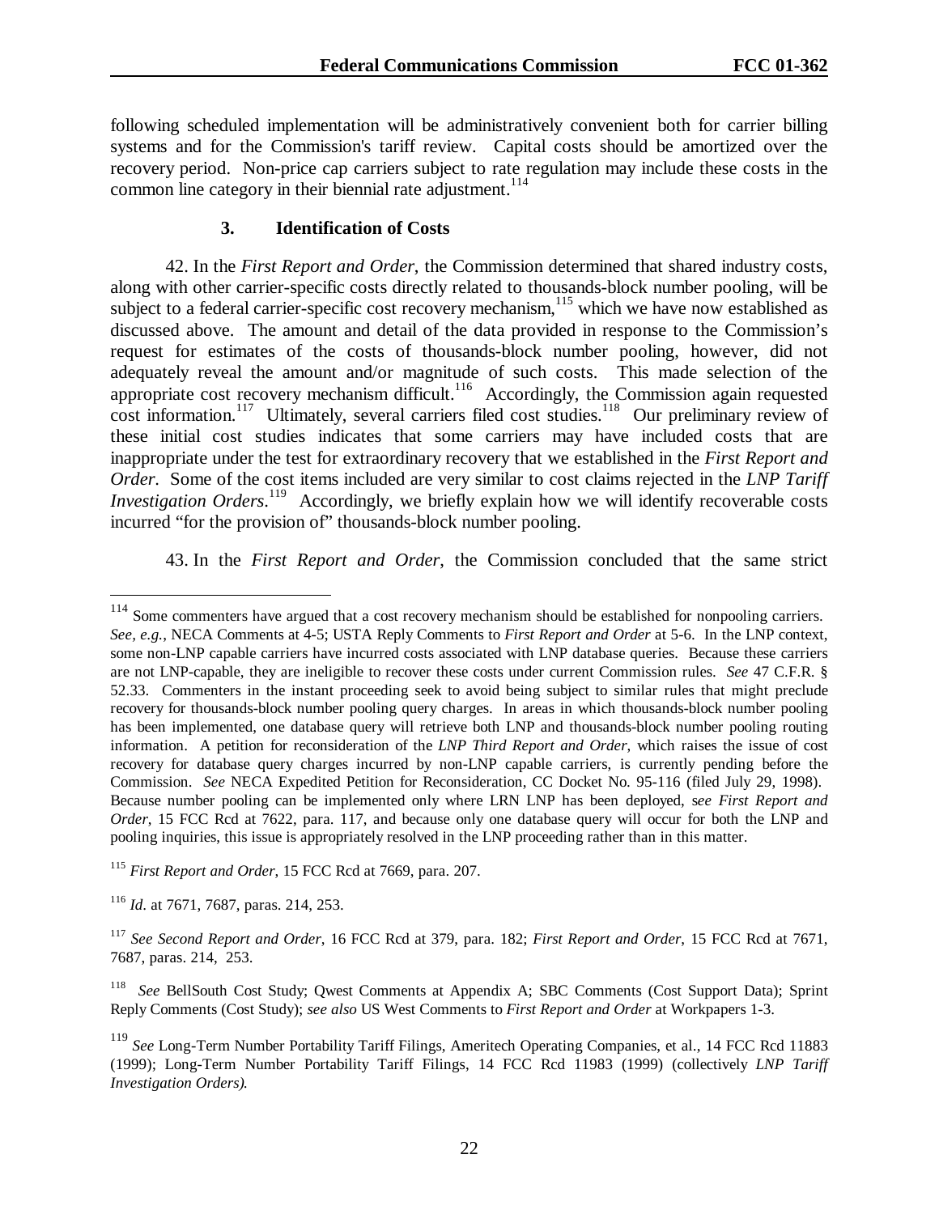following scheduled implementation will be administratively convenient both for carrier billing systems and for the Commission's tariff review. Capital costs should be amortized over the recovery period. Non-price cap carriers subject to rate regulation may include these costs in the common line category in their biennial rate adjustment.[114]

### 3. Identification of Costs

42. In the *First Report and Order*, the Commission determined that shared industry costs, along with other carrier-specific costs directly related to thousands-block number pooling, will be subject to a federal carrier-specific cost recovery mechanism,[115] which we have now established as discussed above. The amount and detail of the data provided in response to the Commission's request for estimates of the costs of thousands-block number pooling, however, did not adequately reveal the amount and/or magnitude of such costs. This made selection of the appropriate cost recovery mechanism difficult.[116] Accordingly, the Commission again requested cost information.[117] Ultimately, several carriers filed cost studies.[118] Our preliminary review of these initial cost studies indicates that some carriers may have included costs that are inappropriate under the test for extraordinary recovery that we established in the *First Report and Order*. Some of the cost items included are very similar to cost claims rejected in the *LNP Tariff Investigation Orders*.[119] Accordingly, we briefly explain how we will identify recoverable costs incurred "for the provision of" thousands-block number pooling.

43. In the *First Report and Order*, the Commission concluded that the same strict

---

[114] Some commenters have argued that a cost recovery mechanism should be established for nonpooling carriers. *See, e.g.*, NECA Comments at 4-5; USTA Reply Comments to *First Report and Order* at 5-6. In the LNP context, some non-LNP capable carriers have incurred costs associated with LNP database queries. Because these carriers are not LNP-capable, they are ineligible to recover these costs under current Commission rules. *See* 47 C.F.R. § 52.33. Commenters in the instant proceeding seek to avoid being subject to similar rules that might preclude recovery for thousands-block number pooling query charges. In areas in which thousands-block number pooling has been implemented, one database query will retrieve both LNP and thousands-block number pooling routing information. A petition for reconsideration of the *LNP Third Report and Order*, which raises the issue of cost recovery for database query charges incurred by non-LNP capable carriers, is currently pending before the Commission. *See* NECA Expedited Petition for Reconsideration, CC Docket No. 95-116 (filed July 29, 1998). Because number pooling can be implemented only where LRN LNP has been deployed, s*ee First Report and Order*, 15 FCC Rcd at 7622, para. 117, and because only one database query will occur for both the LNP and pooling inquiries, this issue is appropriately resolved in the LNP proceeding rather than in this matter.

[115] *First Report and Order*, 15 FCC Rcd at 7669, para. 207.

[116] *Id*. at 7671, 7687, paras. 214, 253.

[117] *See Second Report and Order*, 16 FCC Rcd at 379, para. 182; *First Report and Order*, 15 FCC Rcd at 7671, 7687, paras. 214, 253.

[118] *See* BellSouth Cost Study; Qwest Comments at Appendix A; SBC Comments (Cost Support Data); Sprint Reply Comments (Cost Study); *see also* US West Comments to *First Report and Order* at Workpapers 1-3.

[119] *See* Long-Term Number Portability Tariff Filings, Ameritech Operating Companies, et al., 14 FCC Rcd 11883 (1999); Long-Term Number Portability Tariff Filings, 14 FCC Rcd 11983 (1999) (collectively *LNP Tariff Investigation Orders).*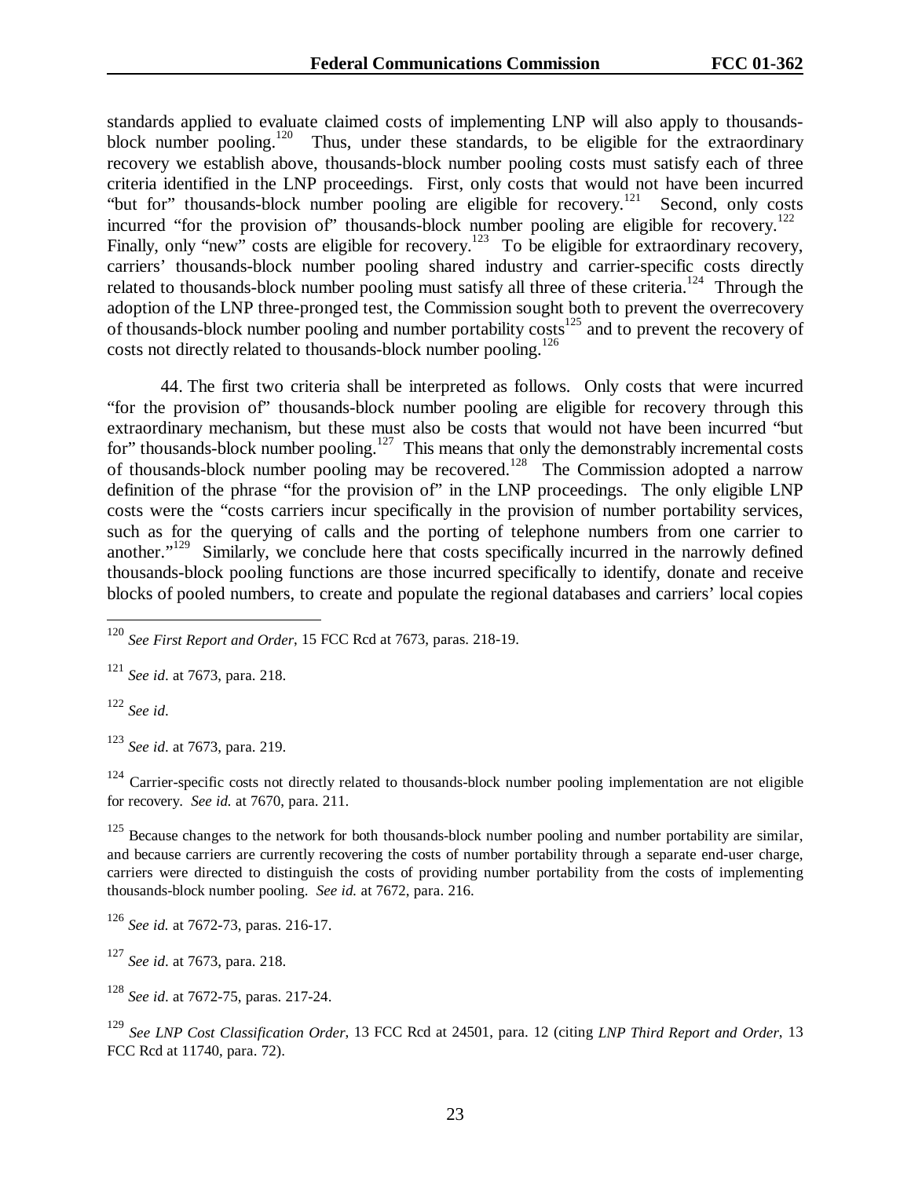standards applied to evaluate claimed costs of implementing LNP will also apply to thousands-block number pooling.[120] Thus, under these standards, to be eligible for the extraordinary recovery we establish above, thousands-block number pooling costs must satisfy each of three criteria identified in the LNP proceedings. First, only costs that would not have been incurred "but for" thousands-block number pooling are eligible for recovery.[121] Second, only costs incurred "for the provision of" thousands-block number pooling are eligible for recovery.[122] Finally, only "new" costs are eligible for recovery.[123] To be eligible for extraordinary recovery, carriers' thousands-block number pooling shared industry and carrier-specific costs directly related to thousands-block number pooling must satisfy all three of these criteria.[124] Through the adoption of the LNP three-pronged test, the Commission sought both to prevent the overrecovery of thousands-block number pooling and number portability costs[125] and to prevent the recovery of costs not directly related to thousands-block number pooling.[126]

44. The first two criteria shall be interpreted as follows. Only costs that were incurred "for the provision of" thousands-block number pooling are eligible for recovery through this extraordinary mechanism, but these must also be costs that would not have been incurred "but for" thousands-block number pooling.[127] This means that only the demonstrably incremental costs of thousands-block number pooling may be recovered.[128] The Commission adopted a narrow definition of the phrase "for the provision of" in the LNP proceedings. The only eligible LNP costs were the "costs carriers incur specifically in the provision of number portability services, such as for the querying of calls and the porting of telephone numbers from one carrier to another."[129] Similarly, we conclude here that costs specifically incurred in the narrowly defined thousands-block pooling functions are those incurred specifically to identify, donate and receive blocks of pooled numbers, to create and populate the regional databases and carriers' local copies

---

[120] *See First Report and Order*, 15 FCC Rcd at 7673, paras. 218-19.

[121] *See id*. at 7673, para. 218.

[122] *See id*.

[123] *See id*. at 7673, para. 219.

[124] Carrier-specific costs not directly related to thousands-block number pooling implementation are not eligible for recovery. *See id.* at 7670, para. 211.

[125] Because changes to the network for both thousands-block number pooling and number portability are similar, and because carriers are currently recovering the costs of number portability through a separate end-user charge, carriers were directed to distinguish the costs of providing number portability from the costs of implementing thousands-block number pooling. *See id.* at 7672, para. 216.

[126] *See id.* at 7672-73, paras. 216-17.

[127] *See id*. at 7673, para. 218.

[128] *See id*. at 7672-75, paras. 217-24.

[129] *See LNP Cost Classification Order*, 13 FCC Rcd at 24501, para. 12 (citing *LNP Third Report and Order*, 13 FCC Rcd at 11740, para. 72).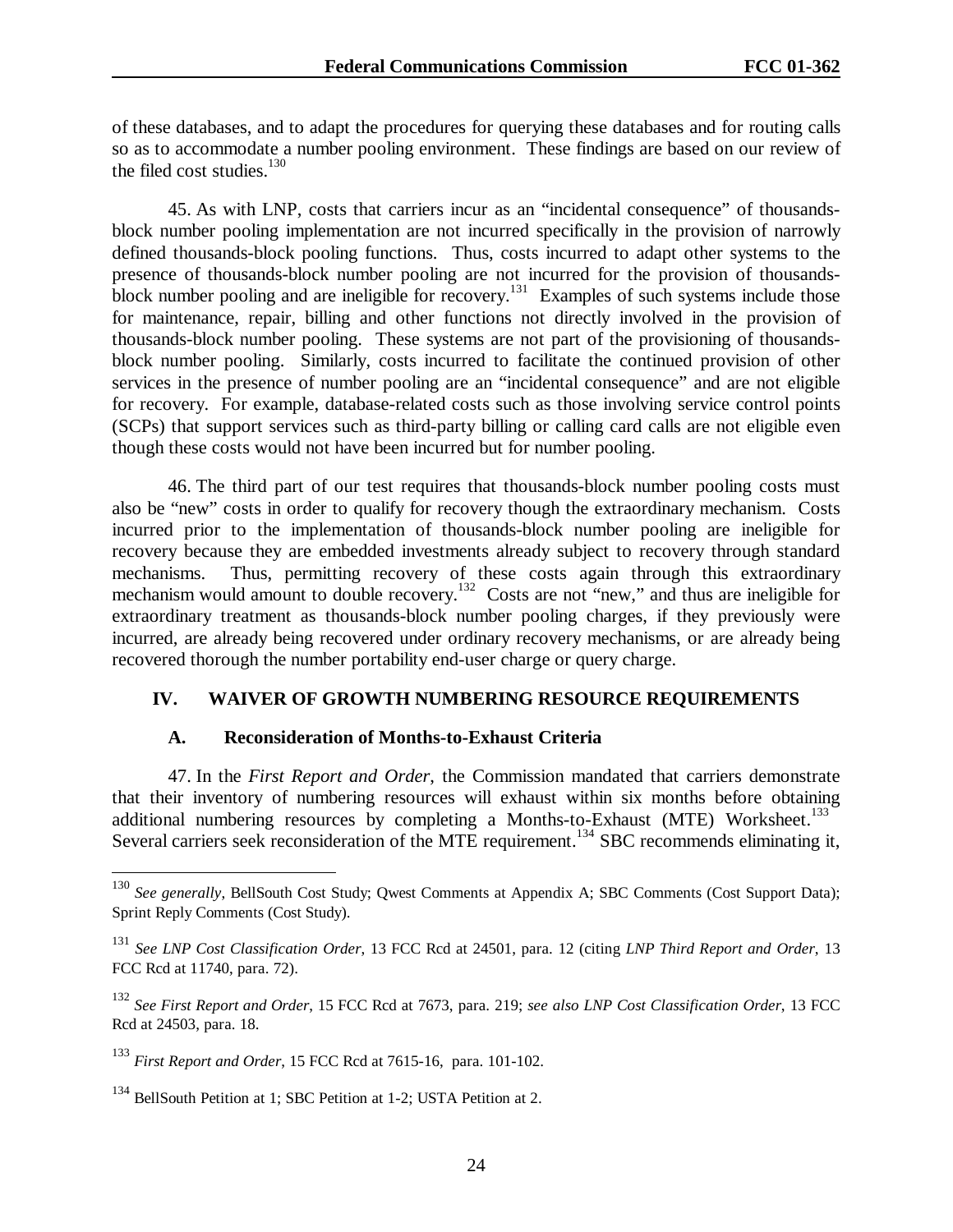of these databases, and to adapt the procedures for querying these databases and for routing calls so as to accommodate a number pooling environment. These findings are based on our review of the filed cost studies.[130]

45. As with LNP, costs that carriers incur as an "incidental consequence" of thousands-block number pooling implementation are not incurred specifically in the provision of narrowly defined thousands-block pooling functions. Thus, costs incurred to adapt other systems to the presence of thousands-block number pooling are not incurred for the provision of thousands-block number pooling and are ineligible for recovery.[131] Examples of such systems include those for maintenance, repair, billing and other functions not directly involved in the provision of thousands-block number pooling. These systems are not part of the provisioning of thousands-block number pooling. Similarly, costs incurred to facilitate the continued provision of other services in the presence of number pooling are an "incidental consequence" and are not eligible for recovery. For example, database-related costs such as those involving service control points (SCPs) that support services such as third-party billing or calling card calls are not eligible even though these costs would not have been incurred but for number pooling.

46. The third part of our test requires that thousands-block number pooling costs must also be "new" costs in order to qualify for recovery though the extraordinary mechanism. Costs incurred prior to the implementation of thousands-block number pooling are ineligible for recovery because they are embedded investments already subject to recovery through standard mechanisms. Thus, permitting recovery of these costs again through this extraordinary mechanism would amount to double recovery.[132] Costs are not "new," and thus are ineligible for extraordinary treatment as thousands-block number pooling charges, if they previously were incurred, are already being recovered under ordinary recovery mechanisms, or are already being recovered thorough the number portability end-user charge or query charge.

## IV. WAIVER OF GROWTH NUMBERING RESOURCE REQUIREMENTS

### A. Reconsideration of Months-to-Exhaust Criteria

47. In the *First Report and Order*, the Commission mandated that carriers demonstrate that their inventory of numbering resources will exhaust within six months before obtaining additional numbering resources by completing a Months-to-Exhaust (MTE) Worksheet.[133] Several carriers seek reconsideration of the MTE requirement.[134] SBC recommends eliminating it,

---

[130] *See generally*, BellSouth Cost Study; Qwest Comments at Appendix A; SBC Comments (Cost Support Data); Sprint Reply Comments (Cost Study).

[131] *See LNP Cost Classification Order*, 13 FCC Rcd at 24501, para. 12 (citing *LNP Third Report and Order*, 13 FCC Rcd at 11740, para. 72).

[132] *See First Report and Order*, 15 FCC Rcd at 7673, para. 219; *see also LNP Cost Classification Order*, 13 FCC Rcd at 24503, para. 18.

[133] *First Report and Order*, 15 FCC Rcd at 7615-16, para. 101-102.

[134] BellSouth Petition at 1; SBC Petition at 1-2; USTA Petition at 2.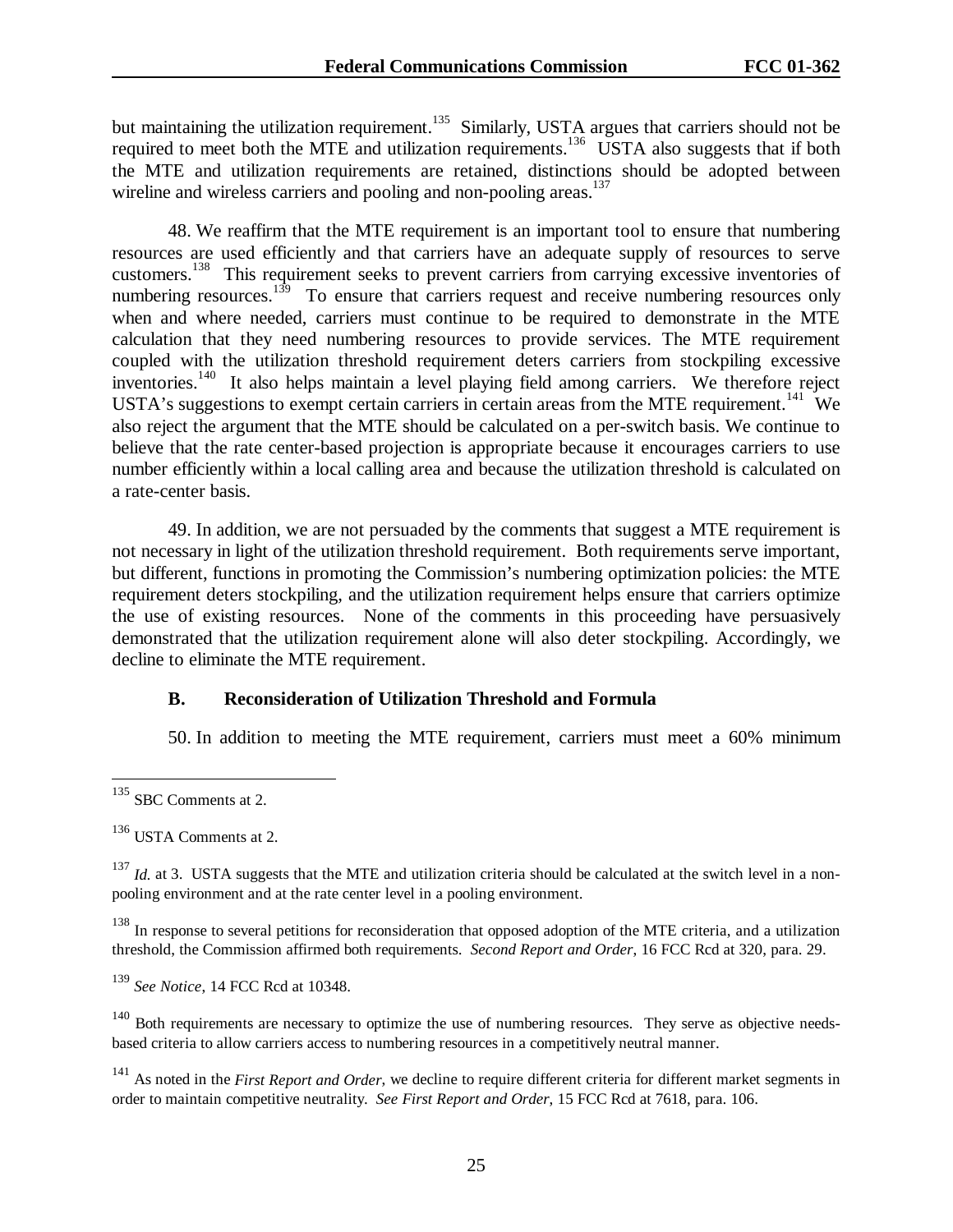but maintaining the utilization requirement.[135] Similarly, USTA argues that carriers should not be required to meet both the MTE and utilization requirements.[136] USTA also suggests that if both the MTE and utilization requirements are retained, distinctions should be adopted between wireline and wireless carriers and pooling and non-pooling areas.[137]

48. We reaffirm that the MTE requirement is an important tool to ensure that numbering resources are used efficiently and that carriers have an adequate supply of resources to serve customers.[138] This requirement seeks to prevent carriers from carrying excessive inventories of numbering resources.[139] To ensure that carriers request and receive numbering resources only when and where needed, carriers must continue to be required to demonstrate in the MTE calculation that they need numbering resources to provide services. The MTE requirement coupled with the utilization threshold requirement deters carriers from stockpiling excessive inventories.[140] It also helps maintain a level playing field among carriers. We therefore reject USTA's suggestions to exempt certain carriers in certain areas from the MTE requirement.[141] We also reject the argument that the MTE should be calculated on a per-switch basis. We continue to believe that the rate center-based projection is appropriate because it encourages carriers to use number efficiently within a local calling area and because the utilization threshold is calculated on a rate-center basis.

49. In addition, we are not persuaded by the comments that suggest a MTE requirement is not necessary in light of the utilization threshold requirement. Both requirements serve important, but different, functions in promoting the Commission's numbering optimization policies: the MTE requirement deters stockpiling, and the utilization requirement helps ensure that carriers optimize the use of existing resources. None of the comments in this proceeding have persuasively demonstrated that the utilization requirement alone will also deter stockpiling. Accordingly, we decline to eliminate the MTE requirement.

### B. Reconsideration of Utilization Threshold and Formula

50. In addition to meeting the MTE requirement, carriers must meet a 60% minimum

---

[135] SBC Comments at 2.

[136] USTA Comments at 2.

[137] *Id.* at 3. USTA suggests that the MTE and utilization criteria should be calculated at the switch level in a non-pooling environment and at the rate center level in a pooling environment.

[138] In response to several petitions for reconsideration that opposed adoption of the MTE criteria, and a utilization threshold, the Commission affirmed both requirements. *Second Report and Order*, 16 FCC Rcd at 320, para. 29.

[139] *See Notice*, 14 FCC Rcd at 10348.

[140] Both requirements are necessary to optimize the use of numbering resources. They serve as objective needs-based criteria to allow carriers access to numbering resources in a competitively neutral manner.

[141] As noted in the *First Report and Order*, we decline to require different criteria for different market segments in order to maintain competitive neutrality. *See First Report and Order*, 15 FCC Rcd at 7618, para. 106.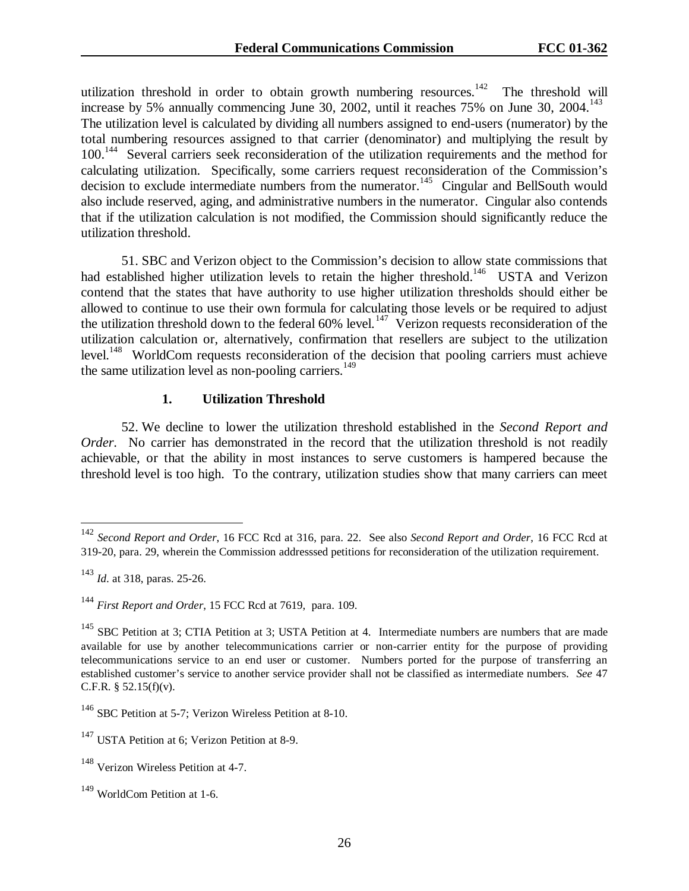utilization threshold in order to obtain growth numbering resources.[142] The threshold will increase by 5% annually commencing June 30, 2002, until it reaches 75% on June 30, 2004.[143] The utilization level is calculated by dividing all numbers assigned to end-users (numerator) by the total numbering resources assigned to that carrier (denominator) and multiplying the result by 100.[144] Several carriers seek reconsideration of the utilization requirements and the method for calculating utilization. Specifically, some carriers request reconsideration of the Commission's decision to exclude intermediate numbers from the numerator.[145] Cingular and BellSouth would also include reserved, aging, and administrative numbers in the numerator. Cingular also contends that if the utilization calculation is not modified, the Commission should significantly reduce the utilization threshold.

51. SBC and Verizon object to the Commission's decision to allow state commissions that had established higher utilization levels to retain the higher threshold.[146] USTA and Verizon contend that the states that have authority to use higher utilization thresholds should either be allowed to continue to use their own formula for calculating those levels or be required to adjust the utilization threshold down to the federal 60% level.[147] Verizon requests reconsideration of the utilization calculation or, alternatively, confirmation that resellers are subject to the utilization level.[148] WorldCom requests reconsideration of the decision that pooling carriers must achieve the same utilization level as non-pooling carriers.[149]

### 1. Utilization Threshold

52. We decline to lower the utilization threshold established in the *Second Report and Order*. No carrier has demonstrated in the record that the utilization threshold is not readily achievable, or that the ability in most instances to serve customers is hampered because the threshold level is too high. To the contrary, utilization studies show that many carriers can meet

---

[142] *Second Report and Order*, 16 FCC Rcd at 316, para. 22. See also *Second Report and Order*, 16 FCC Rcd at 319-20, para. 29, wherein the Commission addresssed petitions for reconsideration of the utilization requirement.

[143] *Id*. at 318, paras. 25-26.

[144] *First Report and Order*, 15 FCC Rcd at 7619, para. 109.

[145] SBC Petition at 3; CTIA Petition at 3; USTA Petition at 4. Intermediate numbers are numbers that are made available for use by another telecommunications carrier or non-carrier entity for the purpose of providing telecommunications service to an end user or customer. Numbers ported for the purpose of transferring an established customer's service to another service provider shall not be classified as intermediate numbers. *See* 47 C.F.R. § 52.15(f)(v).

[146] SBC Petition at 5-7; Verizon Wireless Petition at 8-10.

[147] USTA Petition at 6; Verizon Petition at 8-9.

[148] Verizon Wireless Petition at 4-7.

[149] WorldCom Petition at 1-6.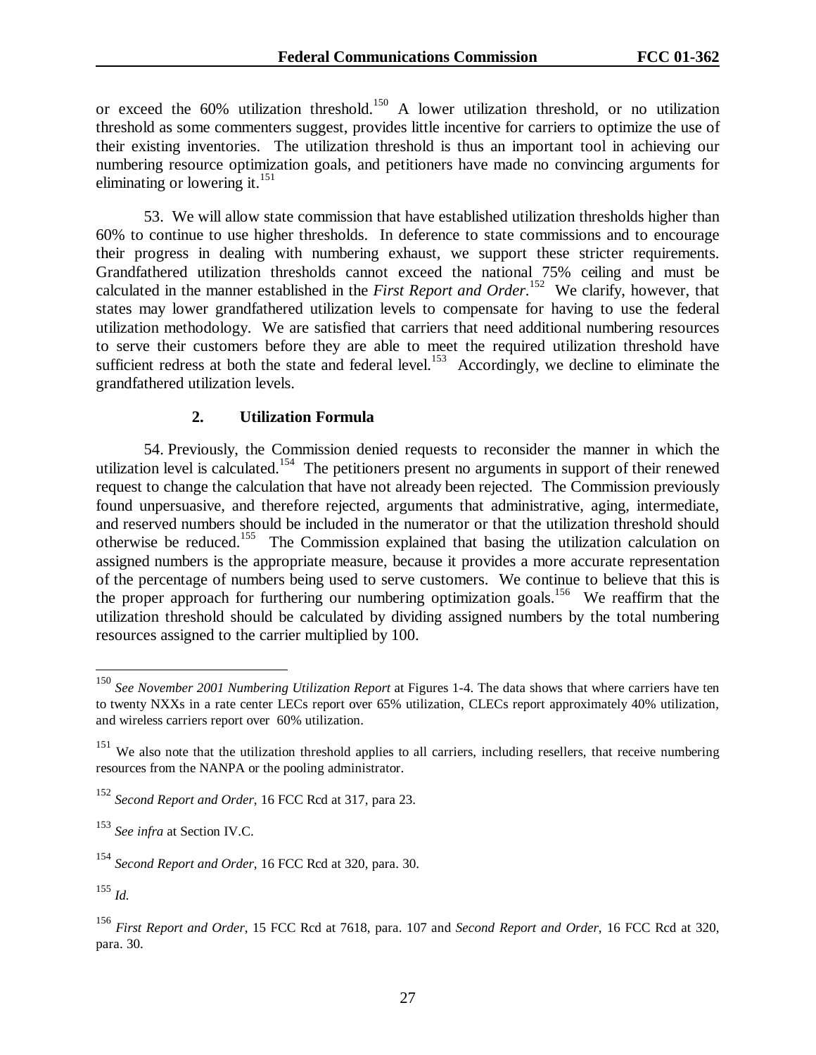or exceed the 60% utilization threshold.[150] A lower utilization threshold, or no utilization threshold as some commenters suggest, provides little incentive for carriers to optimize the use of their existing inventories. The utilization threshold is thus an important tool in achieving our numbering resource optimization goals, and petitioners have made no convincing arguments for eliminating or lowering it.[151]

53. We will allow state commission that have established utilization thresholds higher than 60% to continue to use higher thresholds. In deference to state commissions and to encourage their progress in dealing with numbering exhaust, we support these stricter requirements. Grandfathered utilization thresholds cannot exceed the national 75% ceiling and must be calculated in the manner established in the *First Report and Order*.[152] We clarify, however, that states may lower grandfathered utilization levels to compensate for having to use the federal utilization methodology. We are satisfied that carriers that need additional numbering resources to serve their customers before they are able to meet the required utilization threshold have sufficient redress at both the state and federal level.[153] Accordingly, we decline to eliminate the grandfathered utilization levels.

### 2. Utilization Formula

54. Previously, the Commission denied requests to reconsider the manner in which the utilization level is calculated.[154] The petitioners present no arguments in support of their renewed request to change the calculation that have not already been rejected. The Commission previously found unpersuasive, and therefore rejected, arguments that administrative, aging, intermediate, and reserved numbers should be included in the numerator or that the utilization threshold should otherwise be reduced.[155] The Commission explained that basing the utilization calculation on assigned numbers is the appropriate measure, because it provides a more accurate representation of the percentage of numbers being used to serve customers. We continue to believe that this is the proper approach for furthering our numbering optimization goals.[156] We reaffirm that the utilization threshold should be calculated by dividing assigned numbers by the total numbering resources assigned to the carrier multiplied by 100.

---

[150] *See November 2001 Numbering Utilization Report* at Figures 1-4. The data shows that where carriers have ten to twenty NXXs in a rate center LECs report over 65% utilization, CLECs report approximately 40% utilization, and wireless carriers report over 60% utilization.

[151] We also note that the utilization threshold applies to all carriers, including resellers, that receive numbering resources from the NANPA or the pooling administrator.

[152] *Second Report and Order*, 16 FCC Rcd at 317, para 23.

[153] *See infra* at Section IV.C.

[154] *Second Report and Order*, 16 FCC Rcd at 320, para. 30.

[155] *Id.*

[156] *First Report and Order*, 15 FCC Rcd at 7618, para. 107 and *Second Report and Order*, 16 FCC Rcd at 320, para. 30.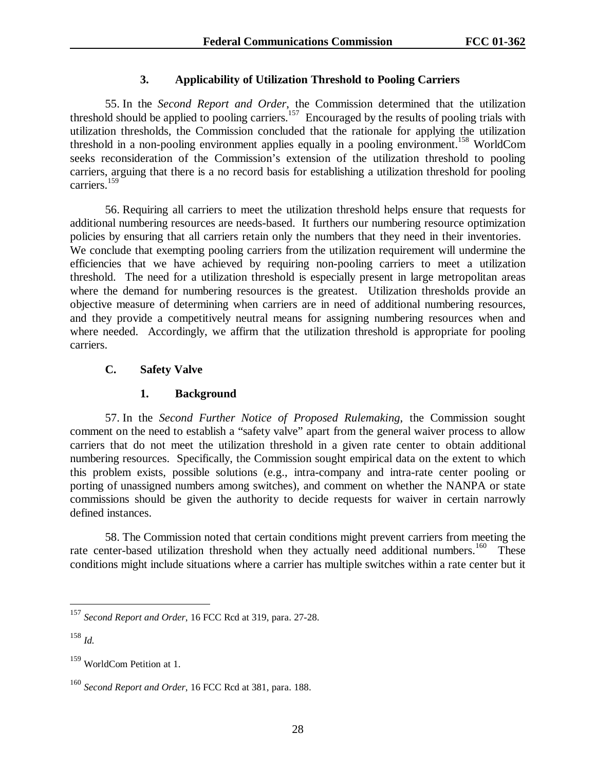### 3. Applicability of Utilization Threshold to Pooling Carriers

55. In the *Second Report and Order*, the Commission determined that the utilization threshold should be applied to pooling carriers.[157] Encouraged by the results of pooling trials with utilization thresholds, the Commission concluded that the rationale for applying the utilization threshold in a non-pooling environment applies equally in a pooling environment.[158] WorldCom seeks reconsideration of the Commission's extension of the utilization threshold to pooling carriers, arguing that there is a no record basis for establishing a utilization threshold for pooling carriers.[159]

56. Requiring all carriers to meet the utilization threshold helps ensure that requests for additional numbering resources are needs-based. It furthers our numbering resource optimization policies by ensuring that all carriers retain only the numbers that they need in their inventories. We conclude that exempting pooling carriers from the utilization requirement will undermine the efficiencies that we have achieved by requiring non-pooling carriers to meet a utilization threshold. The need for a utilization threshold is especially present in large metropolitan areas where the demand for numbering resources is the greatest. Utilization thresholds provide an objective measure of determining when carriers are in need of additional numbering resources, and they provide a competitively neutral means for assigning numbering resources when and where needed. Accordingly, we affirm that the utilization threshold is appropriate for pooling carriers.

## C. Safety Valve

### 1. Background

57. In the *Second Further Notice of Proposed Rulemaking*, the Commission sought comment on the need to establish a "safety valve" apart from the general waiver process to allow carriers that do not meet the utilization threshold in a given rate center to obtain additional numbering resources. Specifically, the Commission sought empirical data on the extent to which this problem exists, possible solutions (e.g., intra-company and intra-rate center pooling or porting of unassigned numbers among switches), and comment on whether the NANPA or state commissions should be given the authority to decide requests for waiver in certain narrowly defined instances.

58. The Commission noted that certain conditions might prevent carriers from meeting the rate center-based utilization threshold when they actually need additional numbers.[160] These conditions might include situations where a carrier has multiple switches within a rate center but it

---

[157] *Second Report and Order*, 16 FCC Rcd at 319, para. 27-28.

[158] *Id.*

[159] WorldCom Petition at 1.

[160] *Second Report and Order*, 16 FCC Rcd at 381, para. 188.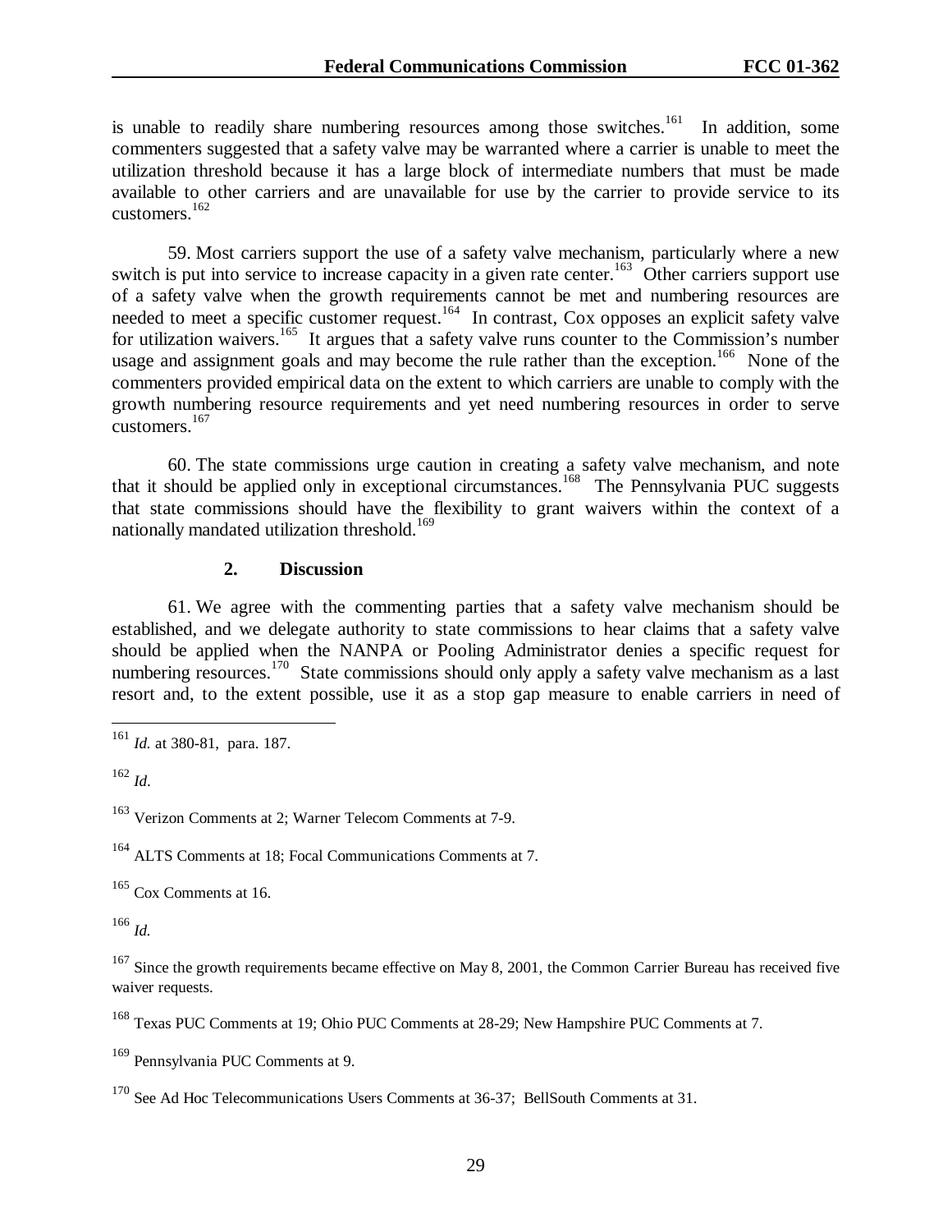is unable to readily share numbering resources among those switches.[161] In addition, some commenters suggested that a safety valve may be warranted where a carrier is unable to meet the utilization threshold because it has a large block of intermediate numbers that must be made available to other carriers and are unavailable for use by the carrier to provide service to its customers.[162]

59. Most carriers support the use of a safety valve mechanism, particularly where a new switch is put into service to increase capacity in a given rate center.[163] Other carriers support use of a safety valve when the growth requirements cannot be met and numbering resources are needed to meet a specific customer request.[164] In contrast, Cox opposes an explicit safety valve for utilization waivers.[165] It argues that a safety valve runs counter to the Commission's number usage and assignment goals and may become the rule rather than the exception.[166] None of the commenters provided empirical data on the extent to which carriers are unable to comply with the growth numbering resource requirements and yet need numbering resources in order to serve customers.[167]

60. The state commissions urge caution in creating a safety valve mechanism, and note that it should be applied only in exceptional circumstances.[168] The Pennsylvania PUC suggests that state commissions should have the flexibility to grant waivers within the context of a nationally mandated utilization threshold.[169]

### 2. Discussion

61. We agree with the commenting parties that a safety valve mechanism should be established, and we delegate authority to state commissions to hear claims that a safety valve should be applied when the NANPA or Pooling Administrator denies a specific request for numbering resources.[170] State commissions should only apply a safety valve mechanism as a last resort and, to the extent possible, use it as a stop gap measure to enable carriers in need of

---

[161] *Id.* at 380-81, para. 187.

[162] *Id*.

[163] Verizon Comments at 2; Warner Telecom Comments at 7-9.

[164] ALTS Comments at 18; Focal Communications Comments at 7.

[165] Cox Comments at 16.

[166] *Id.*

[167] Since the growth requirements became effective on May 8, 2001, the Common Carrier Bureau has received five waiver requests.

[168] Texas PUC Comments at 19; Ohio PUC Comments at 28-29; New Hampshire PUC Comments at 7.

[169] Pennsylvania PUC Comments at 9.

[170] See Ad Hoc Telecommunications Users Comments at 36-37; BellSouth Comments at 31.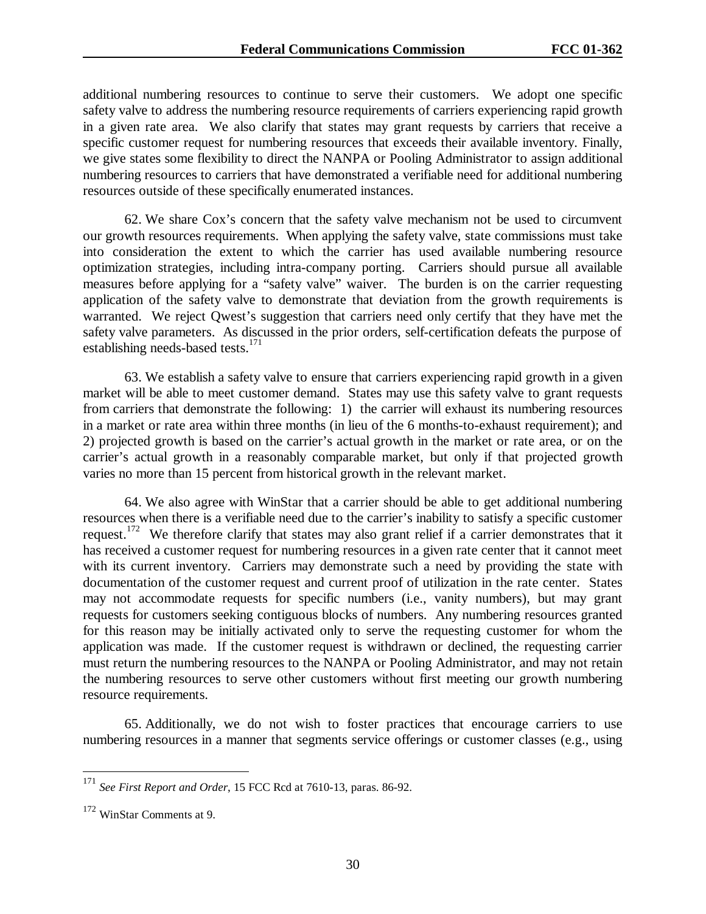additional numbering resources to continue to serve their customers. We adopt one specific safety valve to address the numbering resource requirements of carriers experiencing rapid growth in a given rate area. We also clarify that states may grant requests by carriers that receive a specific customer request for numbering resources that exceeds their available inventory. Finally, we give states some flexibility to direct the NANPA or Pooling Administrator to assign additional numbering resources to carriers that have demonstrated a verifiable need for additional numbering resources outside of these specifically enumerated instances.

62. We share Cox's concern that the safety valve mechanism not be used to circumvent our growth resources requirements. When applying the safety valve, state commissions must take into consideration the extent to which the carrier has used available numbering resource optimization strategies, including intra-company porting. Carriers should pursue all available measures before applying for a "safety valve" waiver. The burden is on the carrier requesting application of the safety valve to demonstrate that deviation from the growth requirements is warranted. We reject Qwest's suggestion that carriers need only certify that they have met the safety valve parameters. As discussed in the prior orders, self-certification defeats the purpose of establishing needs-based tests.[171]

63. We establish a safety valve to ensure that carriers experiencing rapid growth in a given market will be able to meet customer demand. States may use this safety valve to grant requests from carriers that demonstrate the following: 1) the carrier will exhaust its numbering resources in a market or rate area within three months (in lieu of the 6 months-to-exhaust requirement); and 2) projected growth is based on the carrier's actual growth in the market or rate area, or on the carrier's actual growth in a reasonably comparable market, but only if that projected growth varies no more than 15 percent from historical growth in the relevant market.

64. We also agree with WinStar that a carrier should be able to get additional numbering resources when there is a verifiable need due to the carrier's inability to satisfy a specific customer request.[172] We therefore clarify that states may also grant relief if a carrier demonstrates that it has received a customer request for numbering resources in a given rate center that it cannot meet with its current inventory. Carriers may demonstrate such a need by providing the state with documentation of the customer request and current proof of utilization in the rate center. States may not accommodate requests for specific numbers (i.e., vanity numbers), but may grant requests for customers seeking contiguous blocks of numbers. Any numbering resources granted for this reason may be initially activated only to serve the requesting customer for whom the application was made. If the customer request is withdrawn or declined, the requesting carrier must return the numbering resources to the NANPA or Pooling Administrator, and may not retain the numbering resources to serve other customers without first meeting our growth numbering resource requirements.

65. Additionally, we do not wish to foster practices that encourage carriers to use numbering resources in a manner that segments service offerings or customer classes (e.g., using

---

[171] *See First Report and Order*, 15 FCC Rcd at 7610-13, paras. 86-92.

[172] WinStar Comments at 9.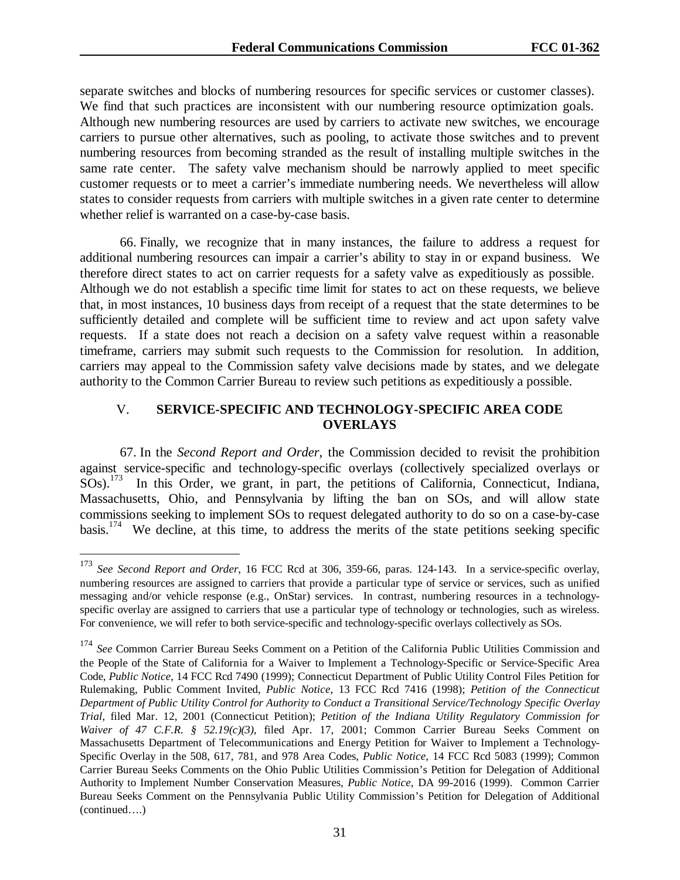separate switches and blocks of numbering resources for specific services or customer classes). We find that such practices are inconsistent with our numbering resource optimization goals. Although new numbering resources are used by carriers to activate new switches, we encourage carriers to pursue other alternatives, such as pooling, to activate those switches and to prevent numbering resources from becoming stranded as the result of installing multiple switches in the same rate center. The safety valve mechanism should be narrowly applied to meet specific customer requests or to meet a carrier's immediate numbering needs. We nevertheless will allow states to consider requests from carriers with multiple switches in a given rate center to determine whether relief is warranted on a case-by-case basis.

66. Finally, we recognize that in many instances, the failure to address a request for additional numbering resources can impair a carrier's ability to stay in or expand business. We therefore direct states to act on carrier requests for a safety valve as expeditiously as possible. Although we do not establish a specific time limit for states to act on these requests, we believe that, in most instances, 10 business days from receipt of a request that the state determines to be sufficiently detailed and complete will be sufficient time to review and act upon safety valve requests. If a state does not reach a decision on a safety valve request within a reasonable timeframe, carriers may submit such requests to the Commission for resolution. In addition, carriers may appeal to the Commission safety valve decisions made by states, and we delegate authority to the Common Carrier Bureau to review such petitions as expeditiously a possible.

## V. SERVICE-SPECIFIC AND TECHNOLOGY-SPECIFIC AREA CODE OVERLAYS

67. In the *Second Report and Order*, the Commission decided to revisit the prohibition against service-specific and technology-specific overlays (collectively specialized overlays or SOs).[173] In this Order, we grant, in part, the petitions of California, Connecticut, Indiana, Massachusetts, Ohio, and Pennsylvania by lifting the ban on SOs, and will allow state commissions seeking to implement SOs to request delegated authority to do so on a case-by-case basis.[174] We decline, at this time, to address the merits of the state petitions seeking specific

---

[173] *See Second Report and Order*, 16 FCC Rcd at 306, 359-66, paras. 124-143. In a service-specific overlay, numbering resources are assigned to carriers that provide a particular type of service or services, such as unified messaging and/or vehicle response (e.g., OnStar) services. In contrast, numbering resources in a technology-specific overlay are assigned to carriers that use a particular type of technology or technologies, such as wireless. For convenience, we will refer to both service-specific and technology-specific overlays collectively as SOs.

[174] *See* Common Carrier Bureau Seeks Comment on a Petition of the California Public Utilities Commission and the People of the State of California for a Waiver to Implement a Technology-Specific or Service-Specific Area Code, *Public Notice*, 14 FCC Rcd 7490 (1999); Connecticut Department of Public Utility Control Files Petition for Rulemaking, Public Comment Invited, *Public Notice*, 13 FCC Rcd 7416 (1998); *Petition of the Connecticut Department of Public Utility Control for Authority to Conduct a Transitional Service/Technology Specific Overlay Trial*, filed Mar. 12, 2001 (Connecticut Petition); *Petition of the Indiana Utility Regulatory Commission for Waiver of 47 C.F.R. § 52.19(c)(3)*, filed Apr. 17, 2001; Common Carrier Bureau Seeks Comment on Massachusetts Department of Telecommunications and Energy Petition for Waiver to Implement a Technology-Specific Overlay in the 508, 617, 781, and 978 Area Codes, *Public Notice*, 14 FCC Rcd 5083 (1999); Common Carrier Bureau Seeks Comments on the Ohio Public Utilities Commission's Petition for Delegation of Additional Authority to Implement Number Conservation Measures, *Public Notice*, DA 99-2016 (1999). Common Carrier Bureau Seeks Comment on the Pennsylvania Public Utility Commission's Petition for Delegation of Additional (continued….)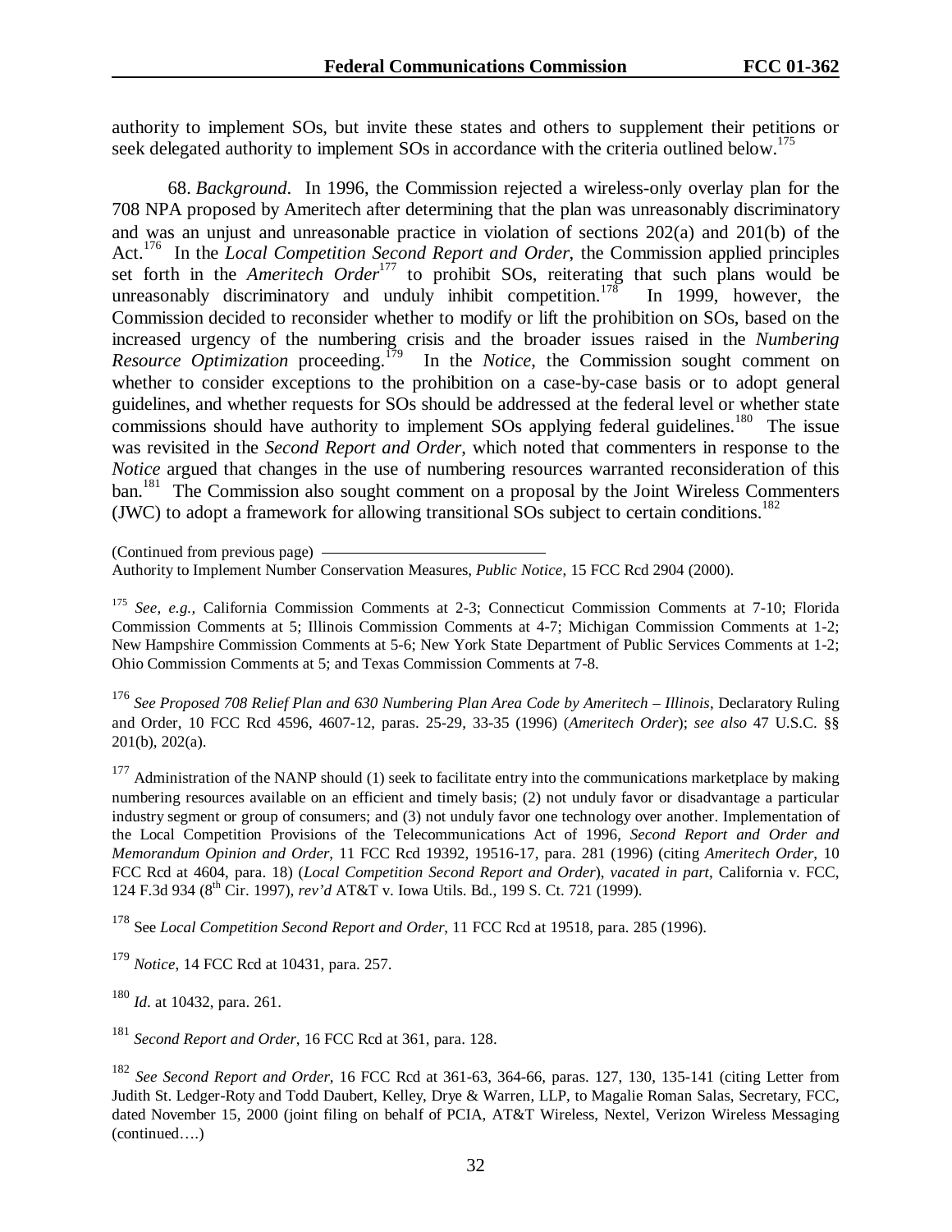authority to implement SOs, but invite these states and others to supplement their petitions or seek delegated authority to implement SOs in accordance with the criteria outlined below.[175]

68. *Background*. In 1996, the Commission rejected a wireless-only overlay plan for the 708 NPA proposed by Ameritech after determining that the plan was unreasonably discriminatory and was an unjust and unreasonable practice in violation of sections 202(a) and 201(b) of the Act.[176] In the *Local Competition Second Report and Order*, the Commission applied principles set forth in the *Ameritech Order*[177] to prohibit SOs, reiterating that such plans would be unreasonably discriminatory and unduly inhibit competition.[178] In 1999, however, the Commission decided to reconsider whether to modify or lift the prohibition on SOs, based on the increased urgency of the numbering crisis and the broader issues raised in the *Numbering Resource Optimization* proceeding.[179] In the *Notice*, the Commission sought comment on whether to consider exceptions to the prohibition on a case-by-case basis or to adopt general guidelines, and whether requests for SOs should be addressed at the federal level or whether state commissions should have authority to implement SOs applying federal guidelines.[180] The issue was revisited in the *Second Report and Order*, which noted that commenters in response to the *Notice* argued that changes in the use of numbering resources warranted reconsideration of this ban.[181] The Commission also sought comment on a proposal by the Joint Wireless Commenters (JWC) to adopt a framework for allowing transitional SOs subject to certain conditions.[182]

---

(Continued from previous page)
Authority to Implement Number Conservation Measures, *Public Notice*, 15 FCC Rcd 2904 (2000).

[175] *See, e.g.,* California Commission Comments at 2-3; Connecticut Commission Comments at 7-10; Florida Commission Comments at 5; Illinois Commission Comments at 4-7; Michigan Commission Comments at 1-2; New Hampshire Commission Comments at 5-6; New York State Department of Public Services Comments at 1-2; Ohio Commission Comments at 5; and Texas Commission Comments at 7-8.

[176] *See Proposed 708 Relief Plan and 630 Numbering Plan Area Code by Ameritech – Illinois*, Declaratory Ruling and Order, 10 FCC Rcd 4596, 4607-12, paras. 25-29, 33-35 (1996) (*Ameritech Order*); *see also* 47 U.S.C. §§ 201(b), 202(a).

[177] Administration of the NANP should (1) seek to facilitate entry into the communications marketplace by making numbering resources available on an efficient and timely basis; (2) not unduly favor or disadvantage a particular industry segment or group of consumers; and (3) not unduly favor one technology over another. Implementation of the Local Competition Provisions of the Telecommunications Act of 1996, *Second Report and Order and Memorandum Opinion and Order*, 11 FCC Rcd 19392, 19516-17, para. 281 (1996) (citing *Ameritech Order*, 10 FCC Rcd at 4604, para. 18) (*Local Competition Second Report and Order*), *vacated in part*, California v. FCC, 124 F.3d 934 (8th Cir. 1997), *rev'd* AT&T v. Iowa Utils. Bd., 199 S. Ct. 721 (1999).

[178] See *Local Competition Second Report and Order*, 11 FCC Rcd at 19518, para. 285 (1996).

[179] *Notice*, 14 FCC Rcd at 10431, para. 257.

[180] *Id*. at 10432, para. 261.

[181] *Second Report and Order*, 16 FCC Rcd at 361, para. 128.

[182] *See Second Report and Order*, 16 FCC Rcd at 361-63, 364-66, paras. 127, 130, 135-141 (citing Letter from Judith St. Ledger-Roty and Todd Daubert, Kelley, Drye & Warren, LLP, to Magalie Roman Salas, Secretary, FCC, dated November 15, 2000 (joint filing on behalf of PCIA, AT&T Wireless, Nextel, Verizon Wireless Messaging (continued….)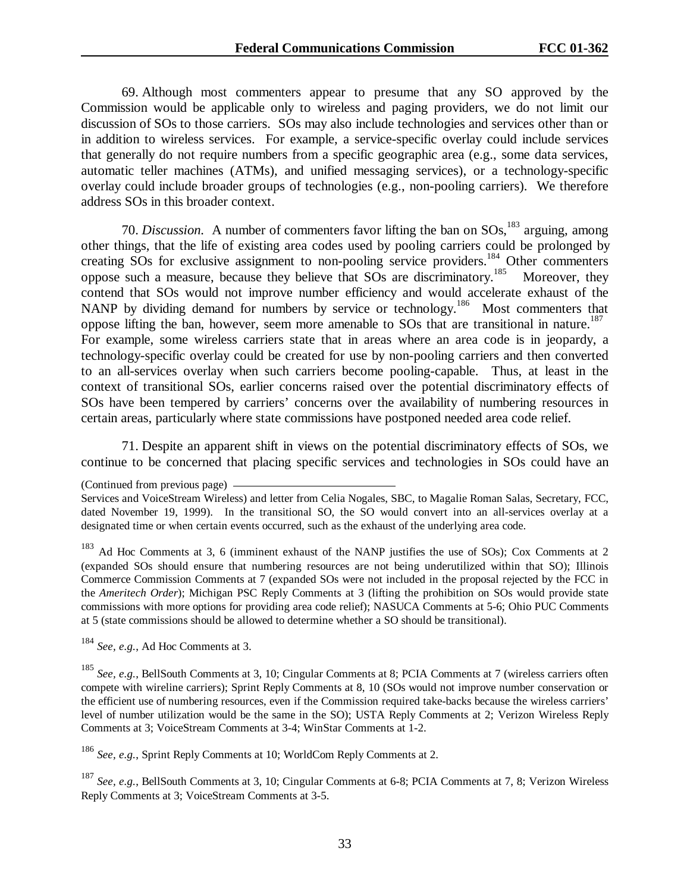69. Although most commenters appear to presume that any SO approved by the Commission would be applicable only to wireless and paging providers, we do not limit our discussion of SOs to those carriers. SOs may also include technologies and services other than or in addition to wireless services. For example, a service-specific overlay could include services that generally do not require numbers from a specific geographic area (e.g., some data services, automatic teller machines (ATMs), and unified messaging services), or a technology-specific overlay could include broader groups of technologies (e.g., non-pooling carriers). We therefore address SOs in this broader context.

70. *Discussion.* A number of commenters favor lifting the ban on SOs,[183] arguing, among other things, that the life of existing area codes used by pooling carriers could be prolonged by creating SOs for exclusive assignment to non-pooling service providers.[184] Other commenters oppose such a measure, because they believe that SOs are discriminatory.[185] Moreover, they contend that SOs would not improve number efficiency and would accelerate exhaust of the NANP by dividing demand for numbers by service or technology.[186] Most commenters that oppose lifting the ban, however, seem more amenable to SOs that are transitional in nature.[187] For example, some wireless carriers state that in areas where an area code is in jeopardy, a technology-specific overlay could be created for use by non-pooling carriers and then converted to an all-services overlay when such carriers become pooling-capable. Thus, at least in the context of transitional SOs, earlier concerns raised over the potential discriminatory effects of SOs have been tempered by carriers' concerns over the availability of numbering resources in certain areas, particularly where state commissions have postponed needed area code relief.

71. Despite an apparent shift in views on the potential discriminatory effects of SOs, we continue to be concerned that placing specific services and technologies in SOs could have an

(Continued from previous page)

Services and VoiceStream Wireless) and letter from Celia Nogales, SBC, to Magalie Roman Salas, Secretary, FCC, dated November 19, 1999). In the transitional SO, the SO would convert into an all-services overlay at a designated time or when certain events occurred, such as the exhaust of the underlying area code.

[183] Ad Hoc Comments at 3, 6 (imminent exhaust of the NANP justifies the use of SOs); Cox Comments at 2 (expanded SOs should ensure that numbering resources are not being underutilized within that SO); Illinois Commerce Commission Comments at 7 (expanded SOs were not included in the proposal rejected by the FCC in the *Ameritech Order*); Michigan PSC Reply Comments at 3 (lifting the prohibition on SOs would provide state commissions with more options for providing area code relief); NASUCA Comments at 5-6; Ohio PUC Comments at 5 (state commissions should be allowed to determine whether a SO should be transitional).

[184] *See, e.g.*, Ad Hoc Comments at 3.

[185] *See, e.g.*, BellSouth Comments at 3, 10; Cingular Comments at 8; PCIA Comments at 7 (wireless carriers often compete with wireline carriers); Sprint Reply Comments at 8, 10 (SOs would not improve number conservation or the efficient use of numbering resources, even if the Commission required take-backs because the wireless carriers' level of number utilization would be the same in the SO); USTA Reply Comments at 2; Verizon Wireless Reply Comments at 3; VoiceStream Comments at 3-4; WinStar Comments at 1-2.

[186] *See, e.g.*, Sprint Reply Comments at 10; WorldCom Reply Comments at 2.

[187] *See, e.g.*, BellSouth Comments at 3, 10; Cingular Comments at 6-8; PCIA Comments at 7, 8; Verizon Wireless Reply Comments at 3; VoiceStream Comments at 3-5.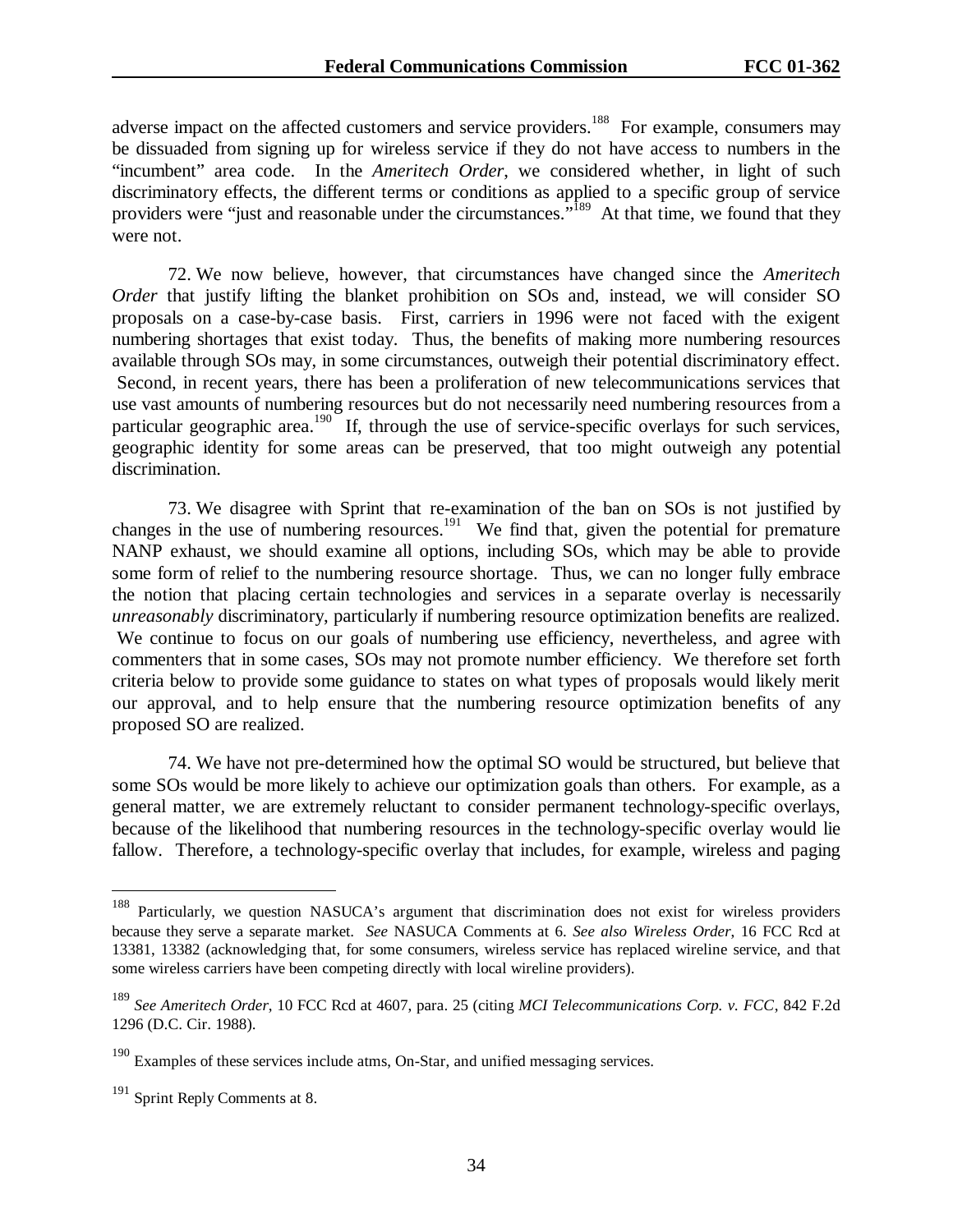adverse impact on the affected customers and service providers.[188] For example, consumers may be dissuaded from signing up for wireless service if they do not have access to numbers in the "incumbent" area code. In the *Ameritech Order*, we considered whether, in light of such discriminatory effects, the different terms or conditions as applied to a specific group of service providers were "just and reasonable under the circumstances."[189] At that time, we found that they were not.

72. We now believe, however, that circumstances have changed since the *Ameritech Order* that justify lifting the blanket prohibition on SOs and, instead, we will consider SO proposals on a case-by-case basis. First, carriers in 1996 were not faced with the exigent numbering shortages that exist today. Thus, the benefits of making more numbering resources available through SOs may, in some circumstances, outweigh their potential discriminatory effect. Second, in recent years, there has been a proliferation of new telecommunications services that use vast amounts of numbering resources but do not necessarily need numbering resources from a particular geographic area.[190] If, through the use of service-specific overlays for such services, geographic identity for some areas can be preserved, that too might outweigh any potential discrimination.

73. We disagree with Sprint that re-examination of the ban on SOs is not justified by changes in the use of numbering resources.[191] We find that, given the potential for premature NANP exhaust, we should examine all options, including SOs, which may be able to provide some form of relief to the numbering resource shortage. Thus, we can no longer fully embrace the notion that placing certain technologies and services in a separate overlay is necessarily *unreasonably* discriminatory, particularly if numbering resource optimization benefits are realized. We continue to focus on our goals of numbering use efficiency, nevertheless, and agree with commenters that in some cases, SOs may not promote number efficiency. We therefore set forth criteria below to provide some guidance to states on what types of proposals would likely merit our approval, and to help ensure that the numbering resource optimization benefits of any proposed SO are realized.

74. We have not pre-determined how the optimal SO would be structured, but believe that some SOs would be more likely to achieve our optimization goals than others. For example, as a general matter, we are extremely reluctant to consider permanent technology-specific overlays, because of the likelihood that numbering resources in the technology-specific overlay would lie fallow. Therefore, a technology-specific overlay that includes, for example, wireless and paging

---

[188] Particularly, we question NASUCA's argument that discrimination does not exist for wireless providers because they serve a separate market. *See* NASUCA Comments at 6. *See also Wireless Order*, 16 FCC Rcd at 13381, 13382 (acknowledging that, for some consumers, wireless service has replaced wireline service, and that some wireless carriers have been competing directly with local wireline providers).

[189] *See Ameritech Order*, 10 FCC Rcd at 4607, para. 25 (citing *MCI Telecommunications Corp. v. FCC*, 842 F.2d 1296 (D.C. Cir. 1988).

[190] Examples of these services include atms, On-Star, and unified messaging services.

[191] Sprint Reply Comments at 8.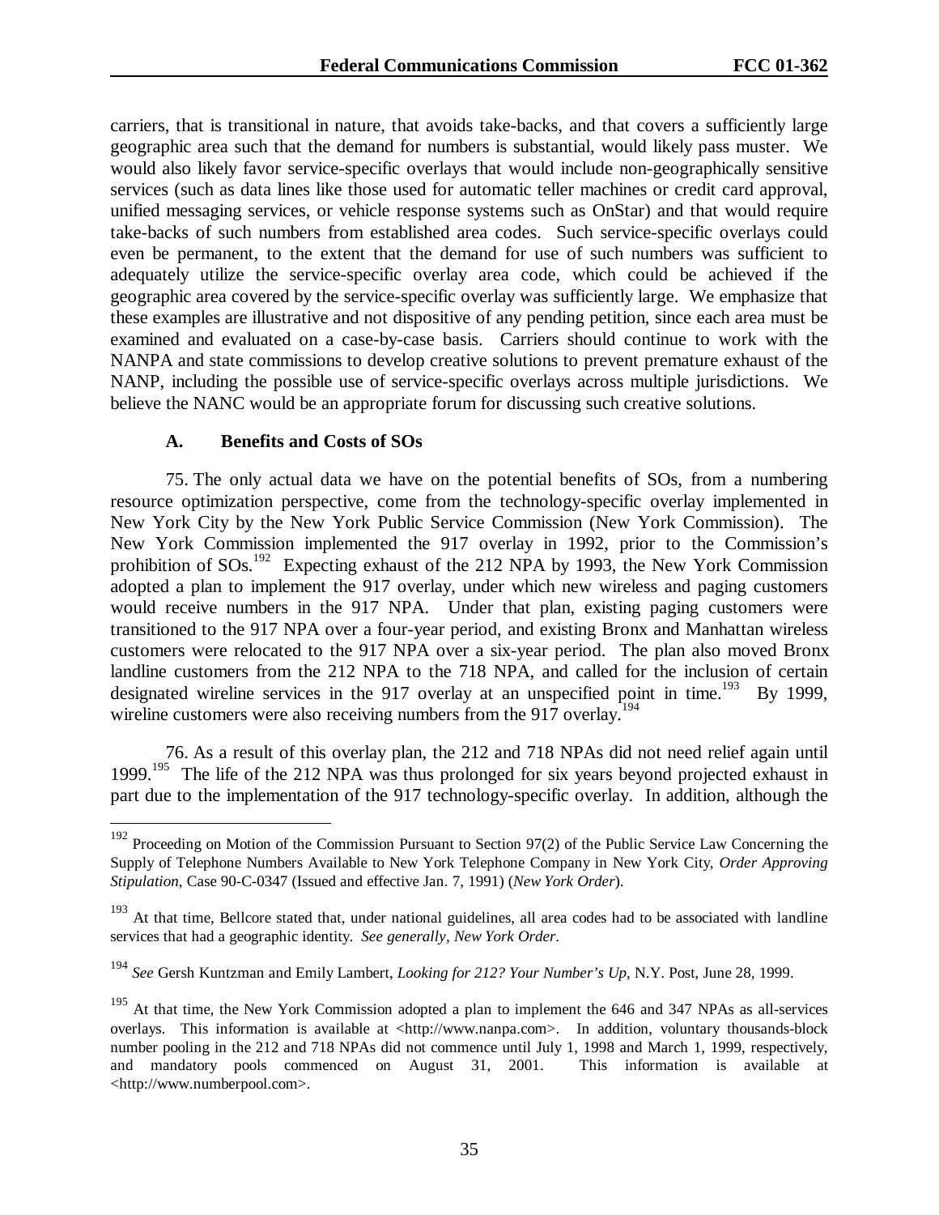carriers, that is transitional in nature, that avoids take-backs, and that covers a sufficiently large geographic area such that the demand for numbers is substantial, would likely pass muster. We would also likely favor service-specific overlays that would include non-geographically sensitive services (such as data lines like those used for automatic teller machines or credit card approval, unified messaging services, or vehicle response systems such as OnStar) and that would require take-backs of such numbers from established area codes. Such service-specific overlays could even be permanent, to the extent that the demand for use of such numbers was sufficient to adequately utilize the service-specific overlay area code, which could be achieved if the geographic area covered by the service-specific overlay was sufficiently large. We emphasize that these examples are illustrative and not dispositive of any pending petition, since each area must be examined and evaluated on a case-by-case basis. Carriers should continue to work with the NANPA and state commissions to develop creative solutions to prevent premature exhaust of the NANP, including the possible use of service-specific overlays across multiple jurisdictions. We believe the NANC would be an appropriate forum for discussing such creative solutions.

### A. Benefits and Costs of SOs

75. The only actual data we have on the potential benefits of SOs, from a numbering resource optimization perspective, come from the technology-specific overlay implemented in New York City by the New York Public Service Commission (New York Commission). The New York Commission implemented the 917 overlay in 1992, prior to the Commission's prohibition of SOs.[192] Expecting exhaust of the 212 NPA by 1993, the New York Commission adopted a plan to implement the 917 overlay, under which new wireless and paging customers would receive numbers in the 917 NPA. Under that plan, existing paging customers were transitioned to the 917 NPA over a four-year period, and existing Bronx and Manhattan wireless customers were relocated to the 917 NPA over a six-year period. The plan also moved Bronx landline customers from the 212 NPA to the 718 NPA, and called for the inclusion of certain designated wireline services in the 917 overlay at an unspecified point in time.[193] By 1999, wireline customers were also receiving numbers from the 917 overlay.[194]

76. As a result of this overlay plan, the 212 and 718 NPAs did not need relief again until 1999.[195] The life of the 212 NPA was thus prolonged for six years beyond projected exhaust in part due to the implementation of the 917 technology-specific overlay. In addition, although the

---

[192] Proceeding on Motion of the Commission Pursuant to Section 97(2) of the Public Service Law Concerning the Supply of Telephone Numbers Available to New York Telephone Company in New York City, *Order Approving Stipulation*, Case 90-C-0347 (Issued and effective Jan. 7, 1991) (*New York Order*).

[193] At that time, Bellcore stated that, under national guidelines, all area codes had to be associated with landline services that had a geographic identity. *See generally*, *New York Order*.

[194] *See* Gersh Kuntzman and Emily Lambert, *Looking for 212? Your Number's Up*, N.Y. Post, June 28, 1999.

[195] At that time, the New York Commission adopted a plan to implement the 646 and 347 NPAs as all-services overlays. This information is available at <http://www.nanpa.com>. In addition, voluntary thousands-block number pooling in the 212 and 718 NPAs did not commence until July 1, 1998 and March 1, 1999, respectively, and mandatory pools commenced on August 31, 2001. This information is available at <http://www.numberpool.com>.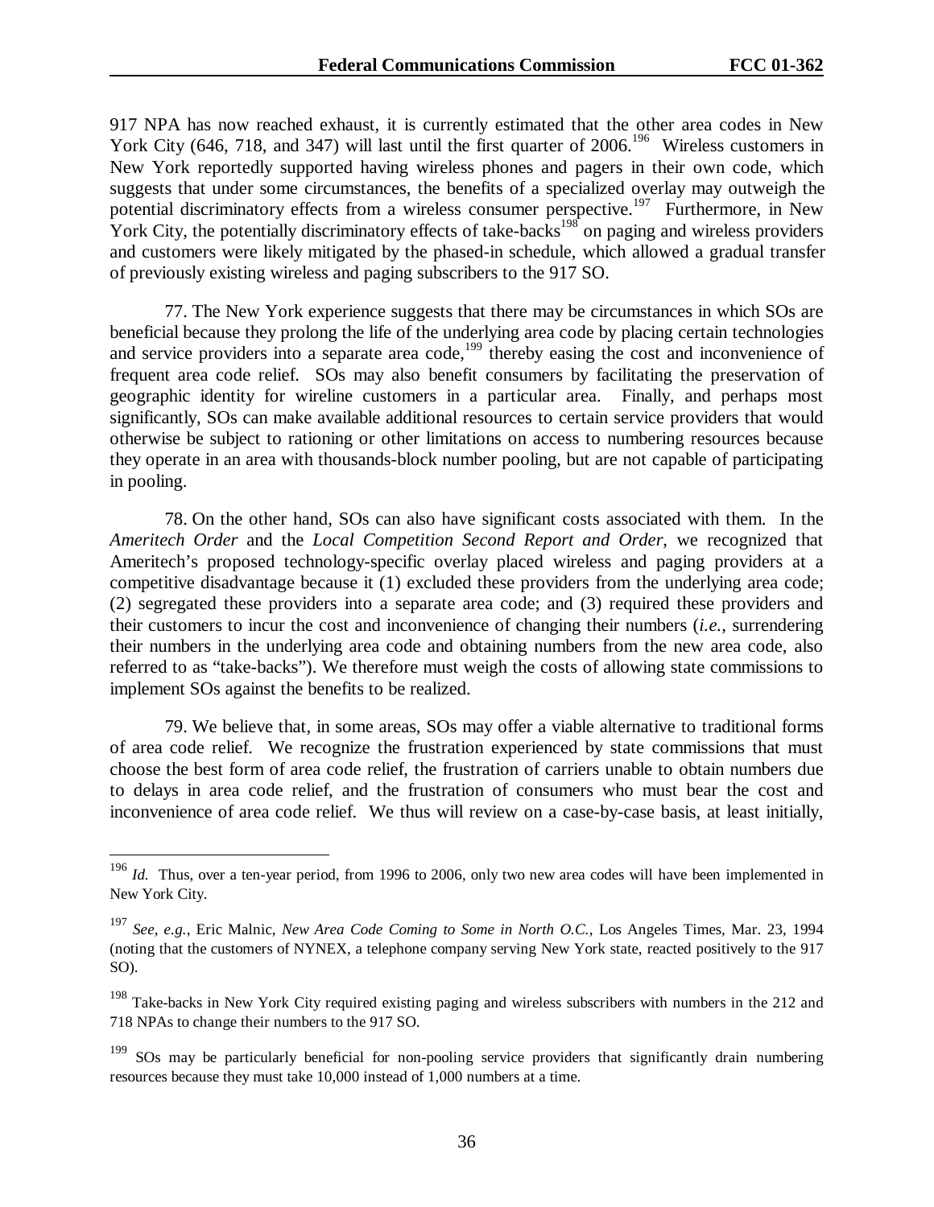917 NPA has now reached exhaust, it is currently estimated that the other area codes in New York City (646, 718, and 347) will last until the first quarter of 2006.[196] Wireless customers in New York reportedly supported having wireless phones and pagers in their own code, which suggests that under some circumstances, the benefits of a specialized overlay may outweigh the potential discriminatory effects from a wireless consumer perspective.[197] Furthermore, in New York City, the potentially discriminatory effects of take-backs[198] on paging and wireless providers and customers were likely mitigated by the phased-in schedule, which allowed a gradual transfer of previously existing wireless and paging subscribers to the 917 SO.

77. The New York experience suggests that there may be circumstances in which SOs are beneficial because they prolong the life of the underlying area code by placing certain technologies and service providers into a separate area code,[199] thereby easing the cost and inconvenience of frequent area code relief. SOs may also benefit consumers by facilitating the preservation of geographic identity for wireline customers in a particular area. Finally, and perhaps most significantly, SOs can make available additional resources to certain service providers that would otherwise be subject to rationing or other limitations on access to numbering resources because they operate in an area with thousands-block number pooling, but are not capable of participating in pooling.

78. On the other hand, SOs can also have significant costs associated with them. In the *Ameritech Order* and the *Local Competition Second Report and Order,* we recognized that Ameritech's proposed technology-specific overlay placed wireless and paging providers at a competitive disadvantage because it (1) excluded these providers from the underlying area code; (2) segregated these providers into a separate area code; and (3) required these providers and their customers to incur the cost and inconvenience of changing their numbers (*i.e.,* surrendering their numbers in the underlying area code and obtaining numbers from the new area code, also referred to as "take-backs"). We therefore must weigh the costs of allowing state commissions to implement SOs against the benefits to be realized.

79. We believe that, in some areas, SOs may offer a viable alternative to traditional forms of area code relief. We recognize the frustration experienced by state commissions that must choose the best form of area code relief, the frustration of carriers unable to obtain numbers due to delays in area code relief, and the frustration of consumers who must bear the cost and inconvenience of area code relief. We thus will review on a case-by-case basis, at least initially,

---

[196] *Id.* Thus, over a ten-year period, from 1996 to 2006, only two new area codes will have been implemented in New York City.

[197] *See, e.g.,* Eric Malnic, *New Area Code Coming to Some in North O.C.*, Los Angeles Times, Mar. 23, 1994 (noting that the customers of NYNEX, a telephone company serving New York state, reacted positively to the 917 SO).

[198] Take-backs in New York City required existing paging and wireless subscribers with numbers in the 212 and 718 NPAs to change their numbers to the 917 SO.

[199] SOs may be particularly beneficial for non-pooling service providers that significantly drain numbering resources because they must take 10,000 instead of 1,000 numbers at a time.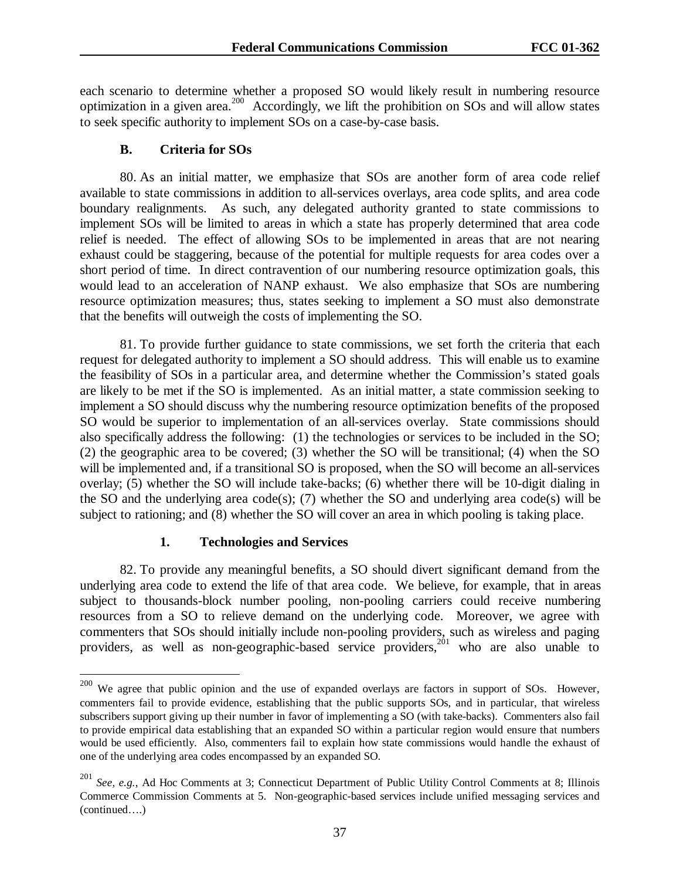each scenario to determine whether a proposed SO would likely result in numbering resource optimization in a given area.[200] Accordingly, we lift the prohibition on SOs and will allow states to seek specific authority to implement SOs on a case-by-case basis.

### B. Criteria for SOs

80. As an initial matter, we emphasize that SOs are another form of area code relief available to state commissions in addition to all-services overlays, area code splits, and area code boundary realignments. As such, any delegated authority granted to state commissions to implement SOs will be limited to areas in which a state has properly determined that area code relief is needed. The effect of allowing SOs to be implemented in areas that are not nearing exhaust could be staggering, because of the potential for multiple requests for area codes over a short period of time. In direct contravention of our numbering resource optimization goals, this would lead to an acceleration of NANP exhaust. We also emphasize that SOs are numbering resource optimization measures; thus, states seeking to implement a SO must also demonstrate that the benefits will outweigh the costs of implementing the SO.

81. To provide further guidance to state commissions, we set forth the criteria that each request for delegated authority to implement a SO should address. This will enable us to examine the feasibility of SOs in a particular area, and determine whether the Commission's stated goals are likely to be met if the SO is implemented. As an initial matter, a state commission seeking to implement a SO should discuss why the numbering resource optimization benefits of the proposed SO would be superior to implementation of an all-services overlay. State commissions should also specifically address the following: (1) the technologies or services to be included in the SO; (2) the geographic area to be covered; (3) whether the SO will be transitional; (4) when the SO will be implemented and, if a transitional SO is proposed, when the SO will become an all-services overlay; (5) whether the SO will include take-backs; (6) whether there will be 10-digit dialing in the SO and the underlying area code(s); (7) whether the SO and underlying area code(s) will be subject to rationing; and (8) whether the SO will cover an area in which pooling is taking place.

#### 1. Technologies and Services

82. To provide any meaningful benefits, a SO should divert significant demand from the underlying area code to extend the life of that area code. We believe, for example, that in areas subject to thousands-block number pooling, non-pooling carriers could receive numbering resources from a SO to relieve demand on the underlying code. Moreover, we agree with commenters that SOs should initially include non-pooling providers, such as wireless and paging providers, as well as non-geographic-based service providers,[201] who are also unable to

---

[200] We agree that public opinion and the use of expanded overlays are factors in support of SOs. However, commenters fail to provide evidence, establishing that the public supports SOs, and in particular, that wireless subscribers support giving up their number in favor of implementing a SO (with take-backs). Commenters also fail to provide empirical data establishing that an expanded SO within a particular region would ensure that numbers would be used efficiently. Also, commenters fail to explain how state commissions would handle the exhaust of one of the underlying area codes encompassed by an expanded SO.

[201] *See, e.g.*, Ad Hoc Comments at 3; Connecticut Department of Public Utility Control Comments at 8; Illinois Commerce Commission Comments at 5. Non-geographic-based services include unified messaging services and (continued….)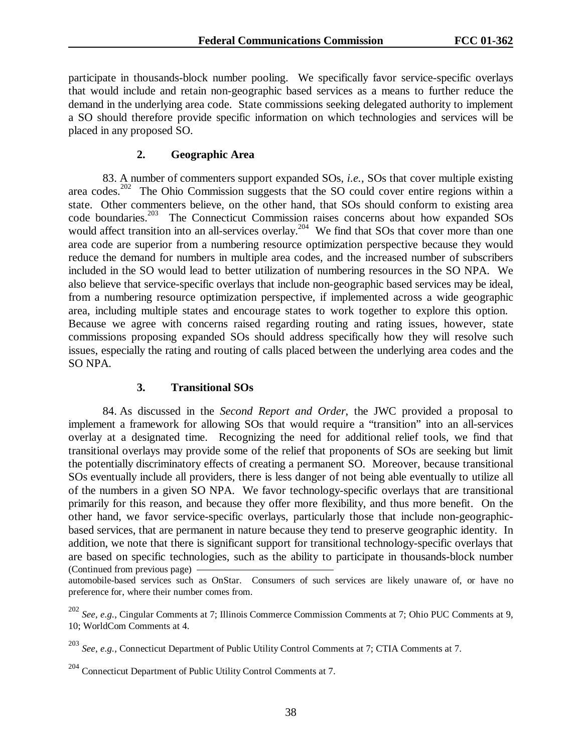participate in thousands-block number pooling. We specifically favor service-specific overlays that would include and retain non-geographic based services as a means to further reduce the demand in the underlying area code. State commissions seeking delegated authority to implement a SO should therefore provide specific information on which technologies and services will be placed in any proposed SO.

### 2. Geographic Area

83. A number of commenters support expanded SOs, *i.e.*, SOs that cover multiple existing area codes.[202] The Ohio Commission suggests that the SO could cover entire regions within a state. Other commenters believe, on the other hand, that SOs should conform to existing area code boundaries.[203] The Connecticut Commission raises concerns about how expanded SOs would affect transition into an all-services overlay.[204] We find that SOs that cover more than one area code are superior from a numbering resource optimization perspective because they would reduce the demand for numbers in multiple area codes, and the increased number of subscribers included in the SO would lead to better utilization of numbering resources in the SO NPA. We also believe that service-specific overlays that include non-geographic based services may be ideal, from a numbering resource optimization perspective, if implemented across a wide geographic area, including multiple states and encourage states to work together to explore this option. Because we agree with concerns raised regarding routing and rating issues, however, state commissions proposing expanded SOs should address specifically how they will resolve such issues, especially the rating and routing of calls placed between the underlying area codes and the SO NPA.

### 3. Transitional SOs

84. As discussed in the *Second Report and Order*, the JWC provided a proposal to implement a framework for allowing SOs that would require a "transition" into an all-services overlay at a designated time. Recognizing the need for additional relief tools, we find that transitional overlays may provide some of the relief that proponents of SOs are seeking but limit the potentially discriminatory effects of creating a permanent SO. Moreover, because transitional SOs eventually include all providers, there is less danger of not being able eventually to utilize all of the numbers in a given SO NPA. We favor technology-specific overlays that are transitional primarily for this reason, and because they offer more flexibility, and thus more benefit. On the other hand, we favor service-specific overlays, particularly those that include non-geographic-based services, that are permanent in nature because they tend to preserve geographic identity. In addition, we note that there is significant support for transitional technology-specific overlays that are based on specific technologies, such as the ability to participate in thousands-block number

(Continued from previous page)

automobile-based services such as OnStar. Consumers of such services are likely unaware of, or have no preference for, where their number comes from.

[202] *See, e.g.*, Cingular Comments at 7; Illinois Commerce Commission Comments at 7; Ohio PUC Comments at 9, 10; WorldCom Comments at 4.

[203] *See, e.g.*, Connecticut Department of Public Utility Control Comments at 7; CTIA Comments at 7.

[204] Connecticut Department of Public Utility Control Comments at 7.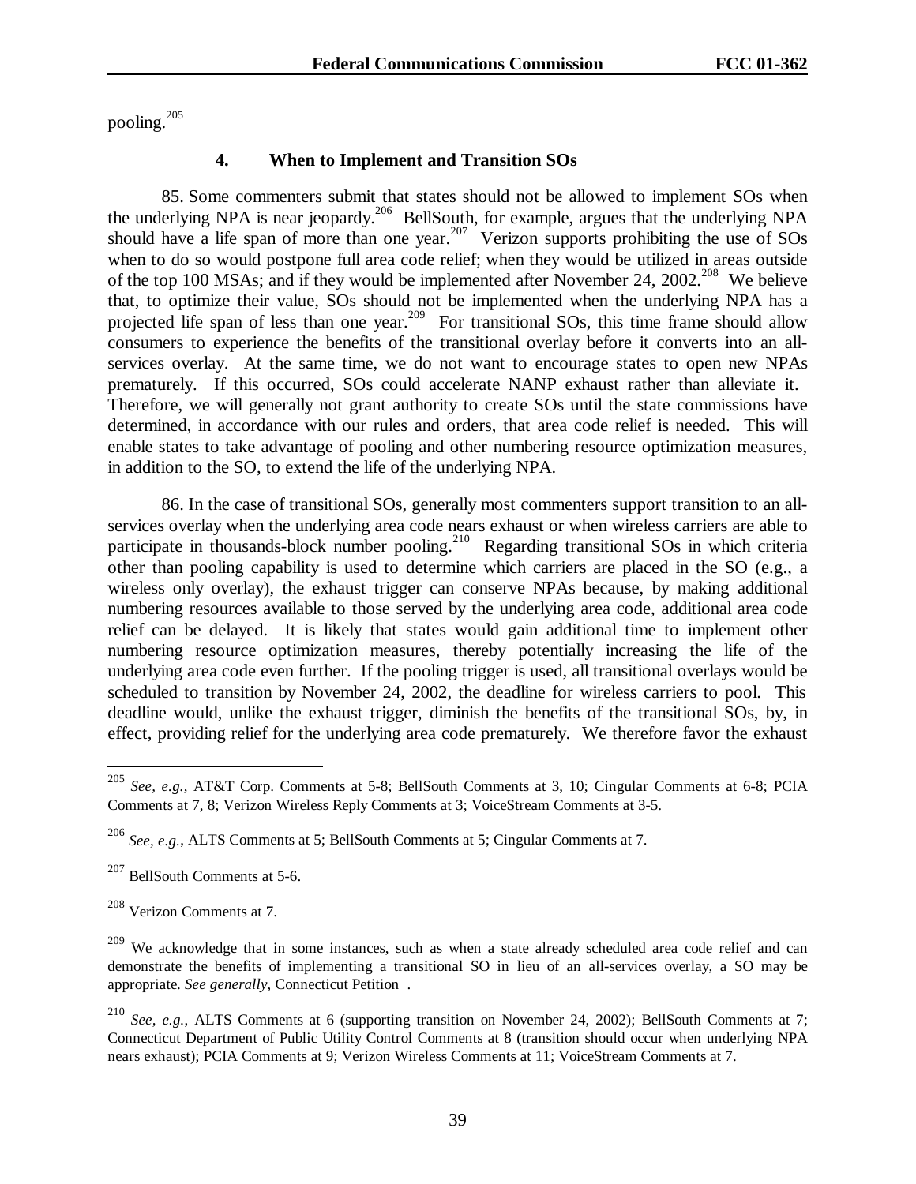pooling.[205]

### 4. When to Implement and Transition SOs

85. Some commenters submit that states should not be allowed to implement SOs when the underlying NPA is near jeopardy.[206] BellSouth, for example, argues that the underlying NPA should have a life span of more than one year.[207] Verizon supports prohibiting the use of SOs when to do so would postpone full area code relief; when they would be utilized in areas outside of the top 100 MSAs; and if they would be implemented after November 24, 2002.[208] We believe that, to optimize their value, SOs should not be implemented when the underlying NPA has a projected life span of less than one year.[209] For transitional SOs, this time frame should allow consumers to experience the benefits of the transitional overlay before it converts into an all-services overlay. At the same time, we do not want to encourage states to open new NPAs prematurely. If this occurred, SOs could accelerate NANP exhaust rather than alleviate it. Therefore, we will generally not grant authority to create SOs until the state commissions have determined, in accordance with our rules and orders, that area code relief is needed. This will enable states to take advantage of pooling and other numbering resource optimization measures, in addition to the SO, to extend the life of the underlying NPA.

86. In the case of transitional SOs, generally most commenters support transition to an all-services overlay when the underlying area code nears exhaust or when wireless carriers are able to participate in thousands-block number pooling.[210] Regarding transitional SOs in which criteria other than pooling capability is used to determine which carriers are placed in the SO (e.g., a wireless only overlay), the exhaust trigger can conserve NPAs because, by making additional numbering resources available to those served by the underlying area code, additional area code relief can be delayed. It is likely that states would gain additional time to implement other numbering resource optimization measures, thereby potentially increasing the life of the underlying area code even further. If the pooling trigger is used, all transitional overlays would be scheduled to transition by November 24, 2002, the deadline for wireless carriers to pool. This deadline would, unlike the exhaust trigger, diminish the benefits of the transitional SOs, by, in effect, providing relief for the underlying area code prematurely. We therefore favor the exhaust

---

[205] *See, e.g.*, AT&T Corp. Comments at 5-8; BellSouth Comments at 3, 10; Cingular Comments at 6-8; PCIA Comments at 7, 8; Verizon Wireless Reply Comments at 3; VoiceStream Comments at 3-5.

[206] *See, e.g.*, ALTS Comments at 5; BellSouth Comments at 5; Cingular Comments at 7.

[207] BellSouth Comments at 5-6.

[208] Verizon Comments at 7.

[209] We acknowledge that in some instances, such as when a state already scheduled area code relief and can demonstrate the benefits of implementing a transitional SO in lieu of an all-services overlay, a SO may be appropriate. *See generally*, Connecticut Petition .

[210] *See, e.g.*, ALTS Comments at 6 (supporting transition on November 24, 2002); BellSouth Comments at 7; Connecticut Department of Public Utility Control Comments at 8 (transition should occur when underlying NPA nears exhaust); PCIA Comments at 9; Verizon Wireless Comments at 11; VoiceStream Comments at 7.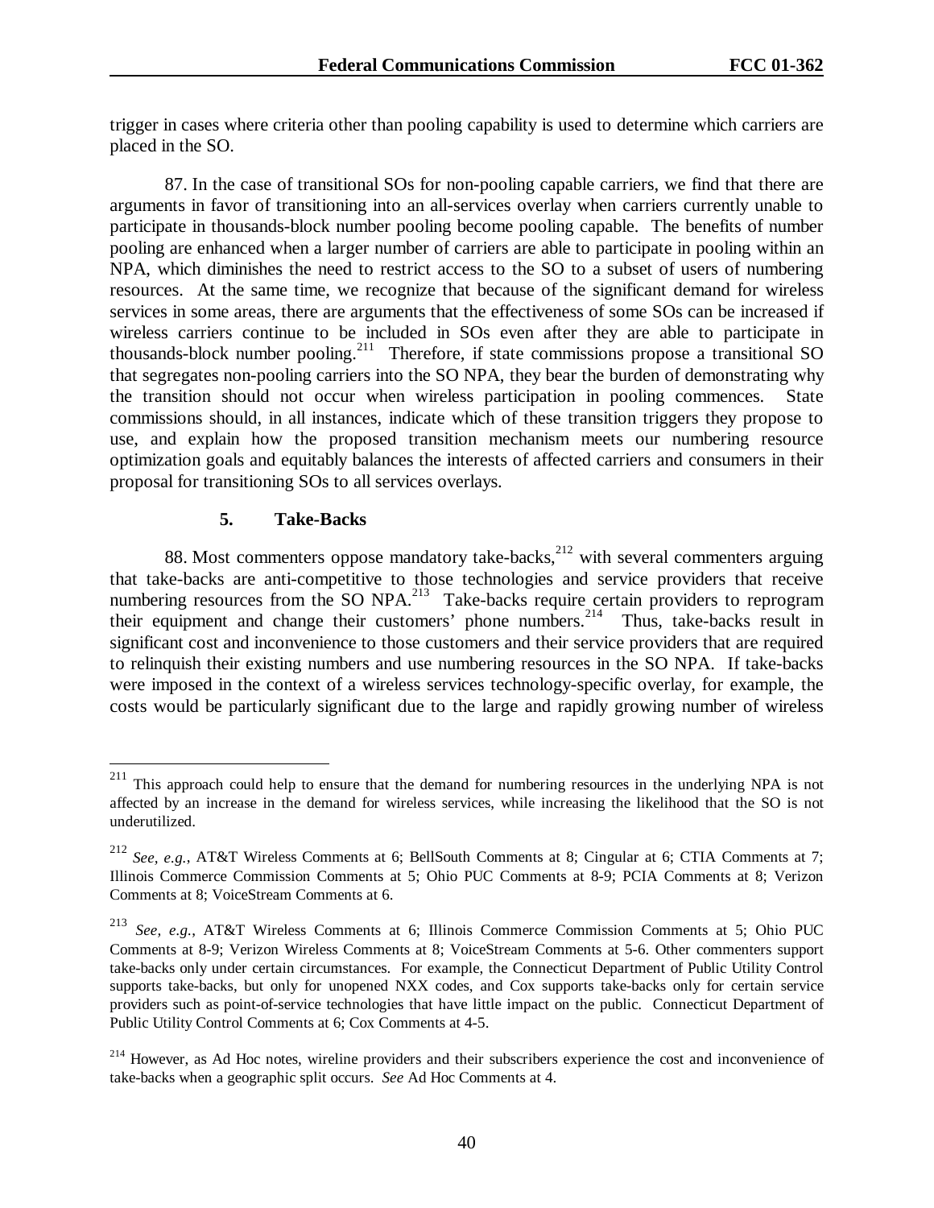trigger in cases where criteria other than pooling capability is used to determine which carriers are placed in the SO.

87. In the case of transitional SOs for non-pooling capable carriers, we find that there are arguments in favor of transitioning into an all-services overlay when carriers currently unable to participate in thousands-block number pooling become pooling capable. The benefits of number pooling are enhanced when a larger number of carriers are able to participate in pooling within an NPA, which diminishes the need to restrict access to the SO to a subset of users of numbering resources. At the same time, we recognize that because of the significant demand for wireless services in some areas, there are arguments that the effectiveness of some SOs can be increased if wireless carriers continue to be included in SOs even after they are able to participate in thousands-block number pooling.[211] Therefore, if state commissions propose a transitional SO that segregates non-pooling carriers into the SO NPA, they bear the burden of demonstrating why the transition should not occur when wireless participation in pooling commences. State commissions should, in all instances, indicate which of these transition triggers they propose to use, and explain how the proposed transition mechanism meets our numbering resource optimization goals and equitably balances the interests of affected carriers and consumers in their proposal for transitioning SOs to all services overlays.

### 5. Take-Backs

88. Most commenters oppose mandatory take-backs,[212] with several commenters arguing that take-backs are anti-competitive to those technologies and service providers that receive numbering resources from the SO NPA.[213] Take-backs require certain providers to reprogram their equipment and change their customers' phone numbers.[214] Thus, take-backs result in significant cost and inconvenience to those customers and their service providers that are required to relinquish their existing numbers and use numbering resources in the SO NPA. If take-backs were imposed in the context of a wireless services technology-specific overlay, for example, the costs would be particularly significant due to the large and rapidly growing number of wireless

---

[211] This approach could help to ensure that the demand for numbering resources in the underlying NPA is not affected by an increase in the demand for wireless services, while increasing the likelihood that the SO is not underutilized.

[212] *See, e.g.*, AT&T Wireless Comments at 6; BellSouth Comments at 8; Cingular at 6; CTIA Comments at 7; Illinois Commerce Commission Comments at 5; Ohio PUC Comments at 8-9; PCIA Comments at 8; Verizon Comments at 8; VoiceStream Comments at 6.

[213] *See, e.g.*, AT&T Wireless Comments at 6; Illinois Commerce Commission Comments at 5; Ohio PUC Comments at 8-9; Verizon Wireless Comments at 8; VoiceStream Comments at 5-6. Other commenters support take-backs only under certain circumstances. For example, the Connecticut Department of Public Utility Control supports take-backs, but only for unopened NXX codes, and Cox supports take-backs only for certain service providers such as point-of-service technologies that have little impact on the public. Connecticut Department of Public Utility Control Comments at 6; Cox Comments at 4-5.

[214] However, as Ad Hoc notes, wireline providers and their subscribers experience the cost and inconvenience of take-backs when a geographic split occurs. *See* Ad Hoc Comments at 4.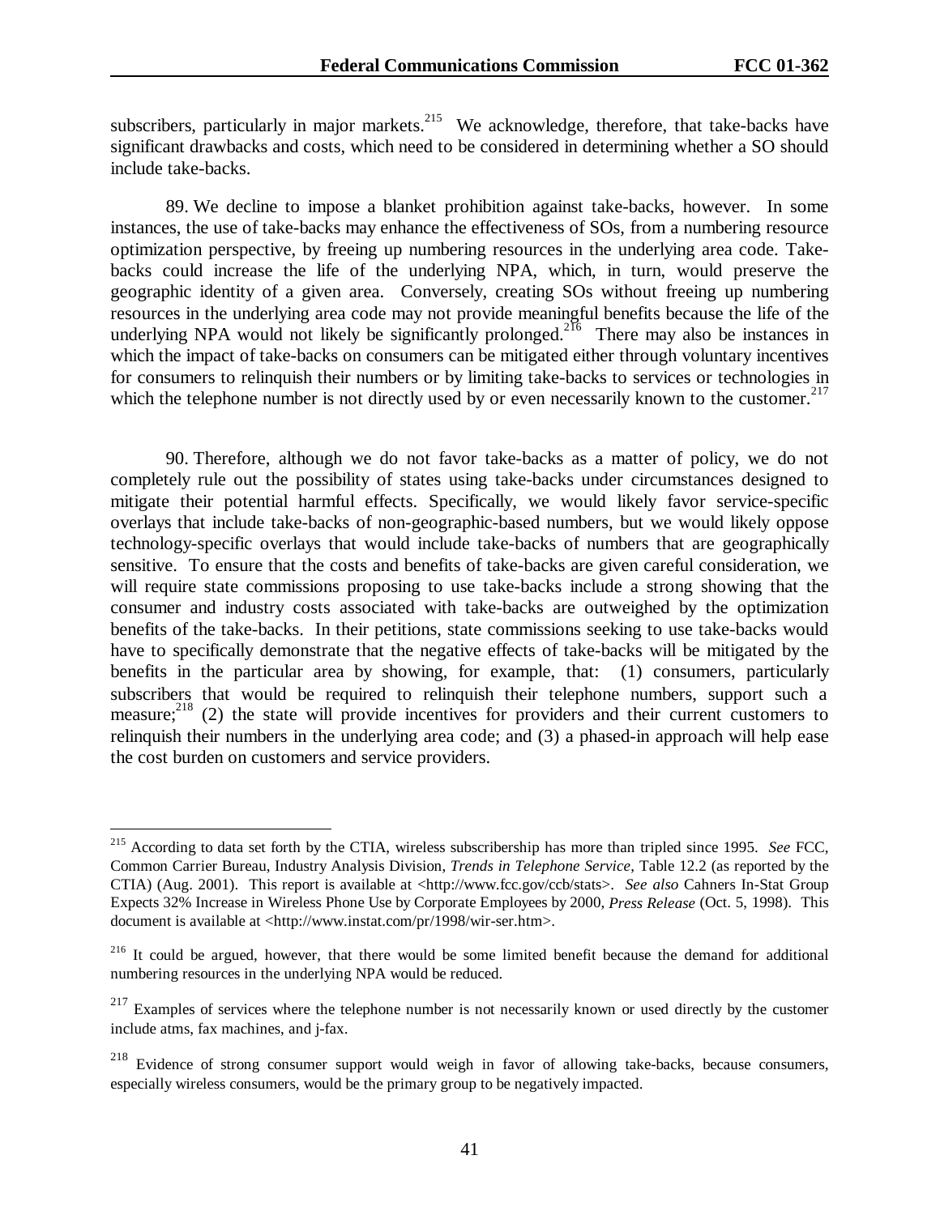subscribers, particularly in major markets.[215] We acknowledge, therefore, that take-backs have significant drawbacks and costs, which need to be considered in determining whether a SO should include take-backs.

89. We decline to impose a blanket prohibition against take-backs, however. In some instances, the use of take-backs may enhance the effectiveness of SOs, from a numbering resource optimization perspective, by freeing up numbering resources in the underlying area code. Take-backs could increase the life of the underlying NPA, which, in turn, would preserve the geographic identity of a given area. Conversely, creating SOs without freeing up numbering resources in the underlying area code may not provide meaningful benefits because the life of the underlying NPA would not likely be significantly prolonged.[216] There may also be instances in which the impact of take-backs on consumers can be mitigated either through voluntary incentives for consumers to relinquish their numbers or by limiting take-backs to services or technologies in which the telephone number is not directly used by or even necessarily known to the customer.[217]

90. Therefore, although we do not favor take-backs as a matter of policy, we do not completely rule out the possibility of states using take-backs under circumstances designed to mitigate their potential harmful effects. Specifically, we would likely favor service-specific overlays that include take-backs of non-geographic-based numbers, but we would likely oppose technology-specific overlays that would include take-backs of numbers that are geographically sensitive. To ensure that the costs and benefits of take-backs are given careful consideration, we will require state commissions proposing to use take-backs include a strong showing that the consumer and industry costs associated with take-backs are outweighed by the optimization benefits of the take-backs. In their petitions, state commissions seeking to use take-backs would have to specifically demonstrate that the negative effects of take-backs will be mitigated by the benefits in the particular area by showing, for example, that: (1) consumers, particularly subscribers that would be required to relinquish their telephone numbers, support such a measure;[218] (2) the state will provide incentives for providers and their current customers to relinquish their numbers in the underlying area code; and (3) a phased-in approach will help ease the cost burden on customers and service providers.

---

[215] According to data set forth by the CTIA, wireless subscribership has more than tripled since 1995. *See* FCC, Common Carrier Bureau, Industry Analysis Division, *Trends in Telephone Service*, Table 12.2 (as reported by the CTIA) (Aug. 2001). This report is available at <http://www.fcc.gov/ccb/stats>. *See also* Cahners In-Stat Group Expects 32% Increase in Wireless Phone Use by Corporate Employees by 2000, *Press Release* (Oct. 5, 1998). This document is available at <http://www.instat.com/pr/1998/wir-ser.htm>.

[216] It could be argued, however, that there would be some limited benefit because the demand for additional numbering resources in the underlying NPA would be reduced.

[217] Examples of services where the telephone number is not necessarily known or used directly by the customer include atms, fax machines, and j-fax.

[218] Evidence of strong consumer support would weigh in favor of allowing take-backs, because consumers, especially wireless consumers, would be the primary group to be negatively impacted.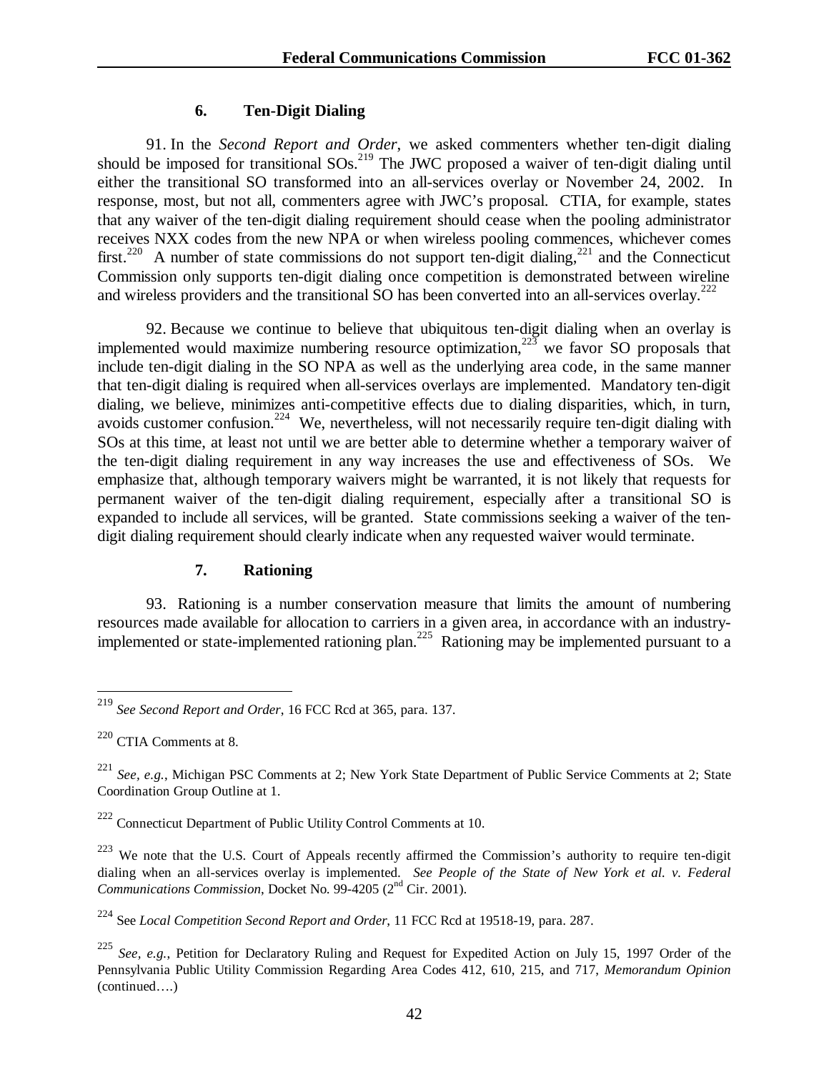### 6. Ten-Digit Dialing

91. In the *Second Report and Order*, we asked commenters whether ten-digit dialing should be imposed for transitional SOs.[219] The JWC proposed a waiver of ten-digit dialing until either the transitional SO transformed into an all-services overlay or November 24, 2002. In response, most, but not all, commenters agree with JWC's proposal. CTIA, for example, states that any waiver of the ten-digit dialing requirement should cease when the pooling administrator receives NXX codes from the new NPA or when wireless pooling commences, whichever comes first.[220] A number of state commissions do not support ten-digit dialing,[221] and the Connecticut Commission only supports ten-digit dialing once competition is demonstrated between wireline and wireless providers and the transitional SO has been converted into an all-services overlay.[222]

92. Because we continue to believe that ubiquitous ten-digit dialing when an overlay is implemented would maximize numbering resource optimization,[223] we favor SO proposals that include ten-digit dialing in the SO NPA as well as the underlying area code, in the same manner that ten-digit dialing is required when all-services overlays are implemented. Mandatory ten-digit dialing, we believe, minimizes anti-competitive effects due to dialing disparities, which, in turn, avoids customer confusion.[224] We, nevertheless, will not necessarily require ten-digit dialing with SOs at this time, at least not until we are better able to determine whether a temporary waiver of the ten-digit dialing requirement in any way increases the use and effectiveness of SOs. We emphasize that, although temporary waivers might be warranted, it is not likely that requests for permanent waiver of the ten-digit dialing requirement, especially after a transitional SO is expanded to include all services, will be granted. State commissions seeking a waiver of the ten-digit dialing requirement should clearly indicate when any requested waiver would terminate.

### 7. Rationing

93. Rationing is a number conservation measure that limits the amount of numbering resources made available for allocation to carriers in a given area, in accordance with an industry-implemented or state-implemented rationing plan.[225] Rationing may be implemented pursuant to a

---

[219] *See Second Report and Order*, 16 FCC Rcd at 365, para. 137.

[220] CTIA Comments at 8.

[221] *See, e.g.*, Michigan PSC Comments at 2; New York State Department of Public Service Comments at 2; State Coordination Group Outline at 1.

[222] Connecticut Department of Public Utility Control Comments at 10.

[223] We note that the U.S. Court of Appeals recently affirmed the Commission's authority to require ten-digit dialing when an all-services overlay is implemented. *See People of the State of New York et al. v. Federal Communications Commission*, Docket No. 99-4205 (2nd Cir. 2001).

[224] See *Local Competition Second Report and Order*, 11 FCC Rcd at 19518-19, para. 287.

[225] *See, e.g.*, Petition for Declaratory Ruling and Request for Expedited Action on July 15, 1997 Order of the Pennsylvania Public Utility Commission Regarding Area Codes 412, 610, 215, and 717, *Memorandum Opinion* (continued….)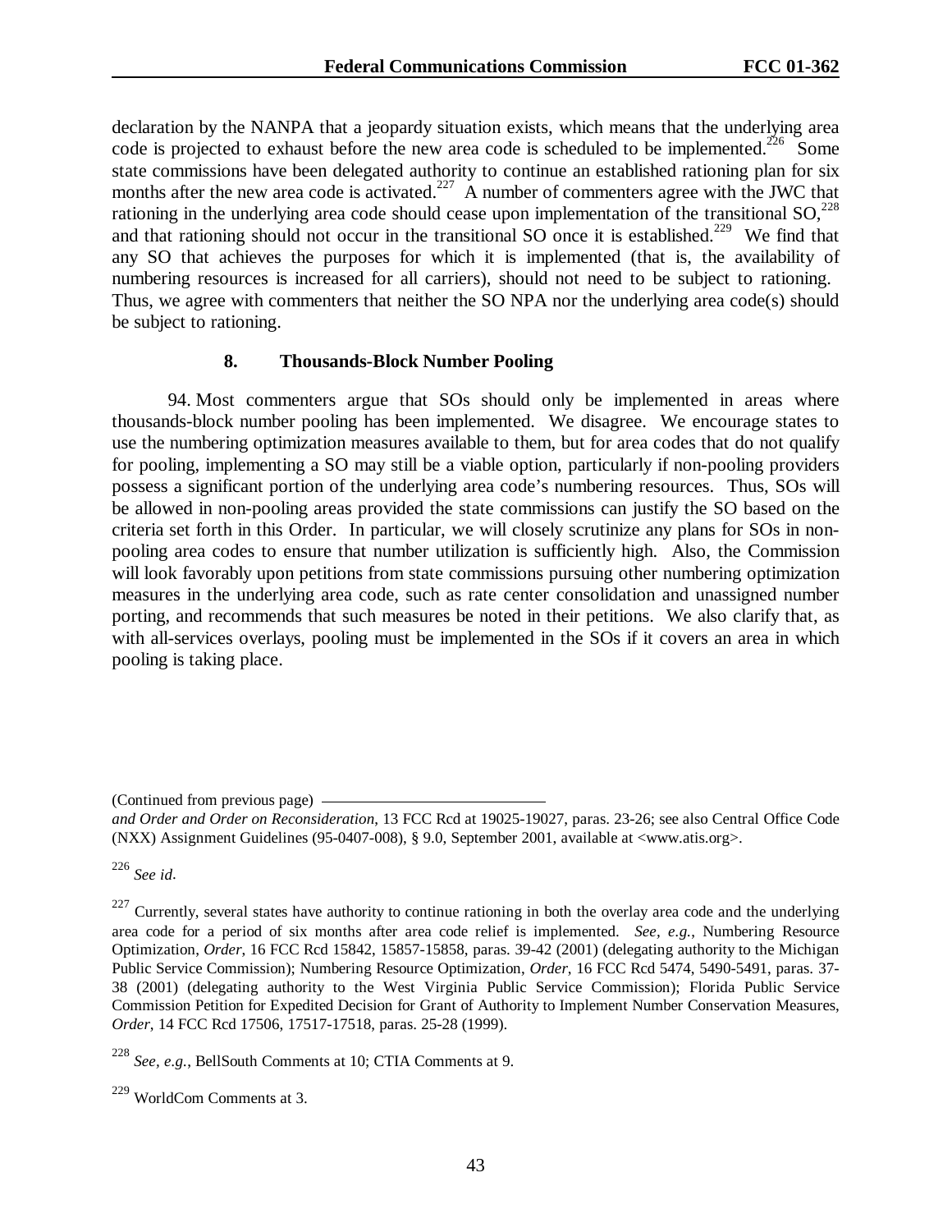declaration by the NANPA that a jeopardy situation exists, which means that the underlying area code is projected to exhaust before the new area code is scheduled to be implemented.[226] Some state commissions have been delegated authority to continue an established rationing plan for six months after the new area code is activated.[227] A number of commenters agree with the JWC that rationing in the underlying area code should cease upon implementation of the transitional SO,[228] and that rationing should not occur in the transitional SO once it is established.[229] We find that any SO that achieves the purposes for which it is implemented (that is, the availability of numbering resources is increased for all carriers), should not need to be subject to rationing. Thus, we agree with commenters that neither the SO NPA nor the underlying area code(s) should be subject to rationing.

### 8. Thousands-Block Number Pooling

94. Most commenters argue that SOs should only be implemented in areas where thousands-block number pooling has been implemented. We disagree. We encourage states to use the numbering optimization measures available to them, but for area codes that do not qualify for pooling, implementing a SO may still be a viable option, particularly if non-pooling providers possess a significant portion of the underlying area code's numbering resources. Thus, SOs will be allowed in non-pooling areas provided the state commissions can justify the SO based on the criteria set forth in this Order. In particular, we will closely scrutinize any plans for SOs in non-pooling area codes to ensure that number utilization is sufficiently high. Also, the Commission will look favorably upon petitions from state commissions pursuing other numbering optimization measures in the underlying area code, such as rate center consolidation and unassigned number porting, and recommends that such measures be noted in their petitions. We also clarify that, as with all-services overlays, pooling must be implemented in the SOs if it covers an area in which pooling is taking place.

---

(Continued from previous page)
*and Order and Order on Reconsideration*, 13 FCC Rcd at 19025-19027, paras. 23-26; see also Central Office Code (NXX) Assignment Guidelines (95-0407-008), § 9.0, September 2001, available at <www.atis.org>.

[226] *See id*.

[227] Currently, several states have authority to continue rationing in both the overlay area code and the underlying area code for a period of six months after area code relief is implemented. *See, e.g.*, Numbering Resource Optimization, *Order*, 16 FCC Rcd 15842, 15857-15858, paras. 39-42 (2001) (delegating authority to the Michigan Public Service Commission); Numbering Resource Optimization, *Order*, 16 FCC Rcd 5474, 5490-5491, paras. 37-38 (2001) (delegating authority to the West Virginia Public Service Commission); Florida Public Service Commission Petition for Expedited Decision for Grant of Authority to Implement Number Conservation Measures, *Order*, 14 FCC Rcd 17506, 17517-17518, paras. 25-28 (1999).

[228] *See, e.g.*, BellSouth Comments at 10; CTIA Comments at 9.

[229] WorldCom Comments at 3.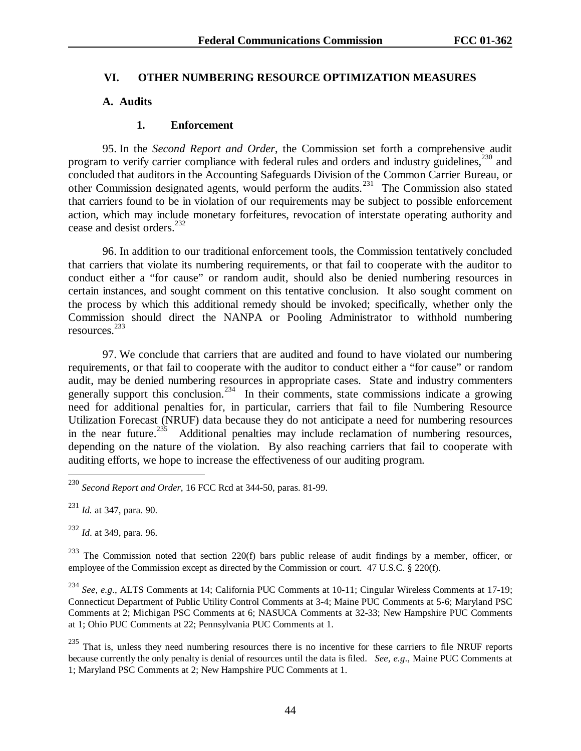## VI. OTHER NUMBERING RESOURCE OPTIMIZATION MEASURES

### A. Audits

#### 1. Enforcement

95. In the *Second Report and Order*, the Commission set forth a comprehensive audit program to verify carrier compliance with federal rules and orders and industry guidelines,[230] and concluded that auditors in the Accounting Safeguards Division of the Common Carrier Bureau, or other Commission designated agents, would perform the audits.[231] The Commission also stated that carriers found to be in violation of our requirements may be subject to possible enforcement action, which may include monetary forfeitures, revocation of interstate operating authority and cease and desist orders.[232]

96. In addition to our traditional enforcement tools, the Commission tentatively concluded that carriers that violate its numbering requirements, or that fail to cooperate with the auditor to conduct either a "for cause" or random audit, should also be denied numbering resources in certain instances, and sought comment on this tentative conclusion. It also sought comment on the process by which this additional remedy should be invoked; specifically, whether only the Commission should direct the NANPA or Pooling Administrator to withhold numbering resources.[233]

97. We conclude that carriers that are audited and found to have violated our numbering requirements, or that fail to cooperate with the auditor to conduct either a "for cause" or random audit, may be denied numbering resources in appropriate cases. State and industry commenters generally support this conclusion.[234] In their comments, state commissions indicate a growing need for additional penalties for, in particular, carriers that fail to file Numbering Resource Utilization Forecast (NRUF) data because they do not anticipate a need for numbering resources in the near future.[235] Additional penalties may include reclamation of numbering resources, depending on the nature of the violation. By also reaching carriers that fail to cooperate with auditing efforts, we hope to increase the effectiveness of our auditing program.

---

[230] *Second Report and Order*, 16 FCC Rcd at 344-50, paras. 81-99.

[231] *Id.* at 347, para. 90.

[232] *Id*. at 349, para. 96.

[233] The Commission noted that section 220(f) bars public release of audit findings by a member, officer, or employee of the Commission except as directed by the Commission or court. 47 U.S.C. § 220(f).

[234] *See, e.g*., ALTS Comments at 14; California PUC Comments at 10-11; Cingular Wireless Comments at 17-19; Connecticut Department of Public Utility Control Comments at 3-4; Maine PUC Comments at 5-6; Maryland PSC Comments at 2; Michigan PSC Comments at 6; NASUCA Comments at 32-33; New Hampshire PUC Comments at 1; Ohio PUC Comments at 22; Pennsylvania PUC Comments at 1.

[235] That is, unless they need numbering resources there is no incentive for these carriers to file NRUF reports because currently the only penalty is denial of resources until the data is filed. *See, e.g*., Maine PUC Comments at 1; Maryland PSC Comments at 2; New Hampshire PUC Comments at 1.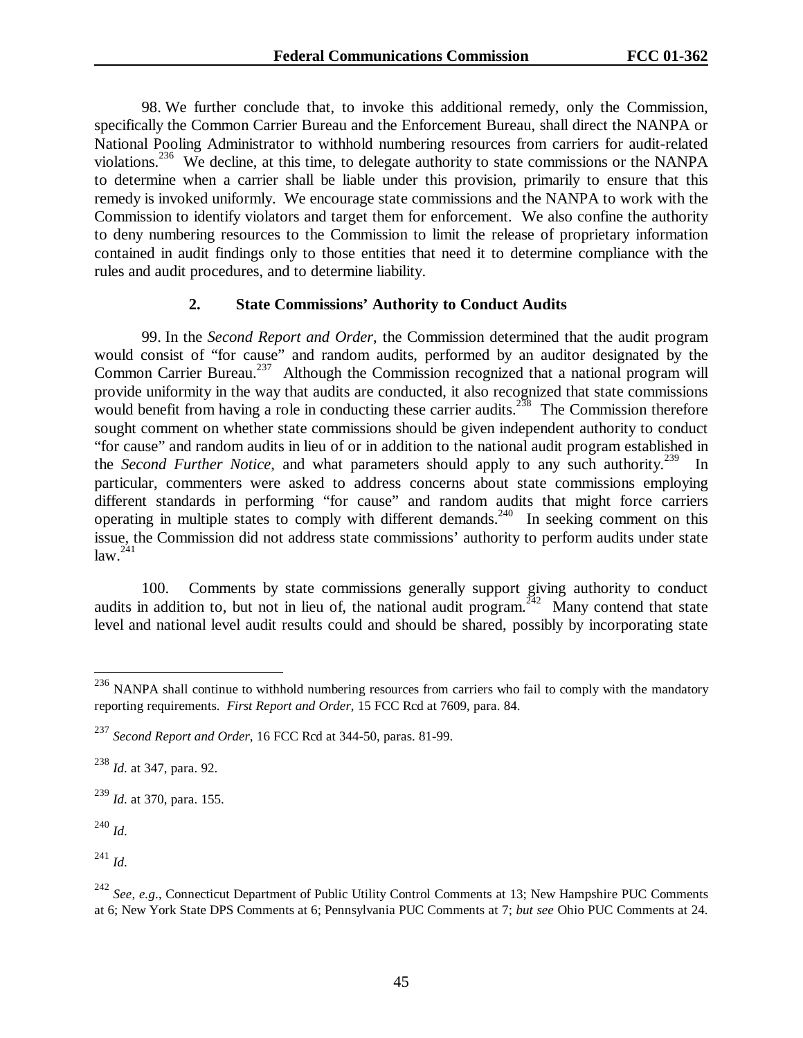98. We further conclude that, to invoke this additional remedy, only the Commission, specifically the Common Carrier Bureau and the Enforcement Bureau, shall direct the NANPA or National Pooling Administrator to withhold numbering resources from carriers for audit-related violations.[236] We decline, at this time, to delegate authority to state commissions or the NANPA to determine when a carrier shall be liable under this provision, primarily to ensure that this remedy is invoked uniformly. We encourage state commissions and the NANPA to work with the Commission to identify violators and target them for enforcement. We also confine the authority to deny numbering resources to the Commission to limit the release of proprietary information contained in audit findings only to those entities that need it to determine compliance with the rules and audit procedures, and to determine liability.

### 2. State Commissions' Authority to Conduct Audits

99. In the *Second Report and Order*, the Commission determined that the audit program would consist of "for cause" and random audits, performed by an auditor designated by the Common Carrier Bureau.[237] Although the Commission recognized that a national program will provide uniformity in the way that audits are conducted, it also recognized that state commissions would benefit from having a role in conducting these carrier audits.[238] The Commission therefore sought comment on whether state commissions should be given independent authority to conduct "for cause" and random audits in lieu of or in addition to the national audit program established in the *Second Further Notice*, and what parameters should apply to any such authority.[239] In particular, commenters were asked to address concerns about state commissions employing different standards in performing "for cause" and random audits that might force carriers operating in multiple states to comply with different demands.[240] In seeking comment on this issue, the Commission did not address state commissions' authority to perform audits under state law.[241]

100. Comments by state commissions generally support giving authority to conduct audits in addition to, but not in lieu of, the national audit program.[242] Many contend that state level and national level audit results could and should be shared, possibly by incorporating state

---

[236] NANPA shall continue to withhold numbering resources from carriers who fail to comply with the mandatory reporting requirements. *First Report and Order*, 15 FCC Rcd at 7609, para. 84.

[237] *Second Report and Order*, 16 FCC Rcd at 344-50, paras. 81-99.

[238] *Id*. at 347, para. 92.

[239] *Id*. at 370, para. 155.

[240] *Id*.

[241] *Id*.

[242] *See, e.g.*, Connecticut Department of Public Utility Control Comments at 13; New Hampshire PUC Comments at 6; New York State DPS Comments at 6; Pennsylvania PUC Comments at 7; *but see* Ohio PUC Comments at 24.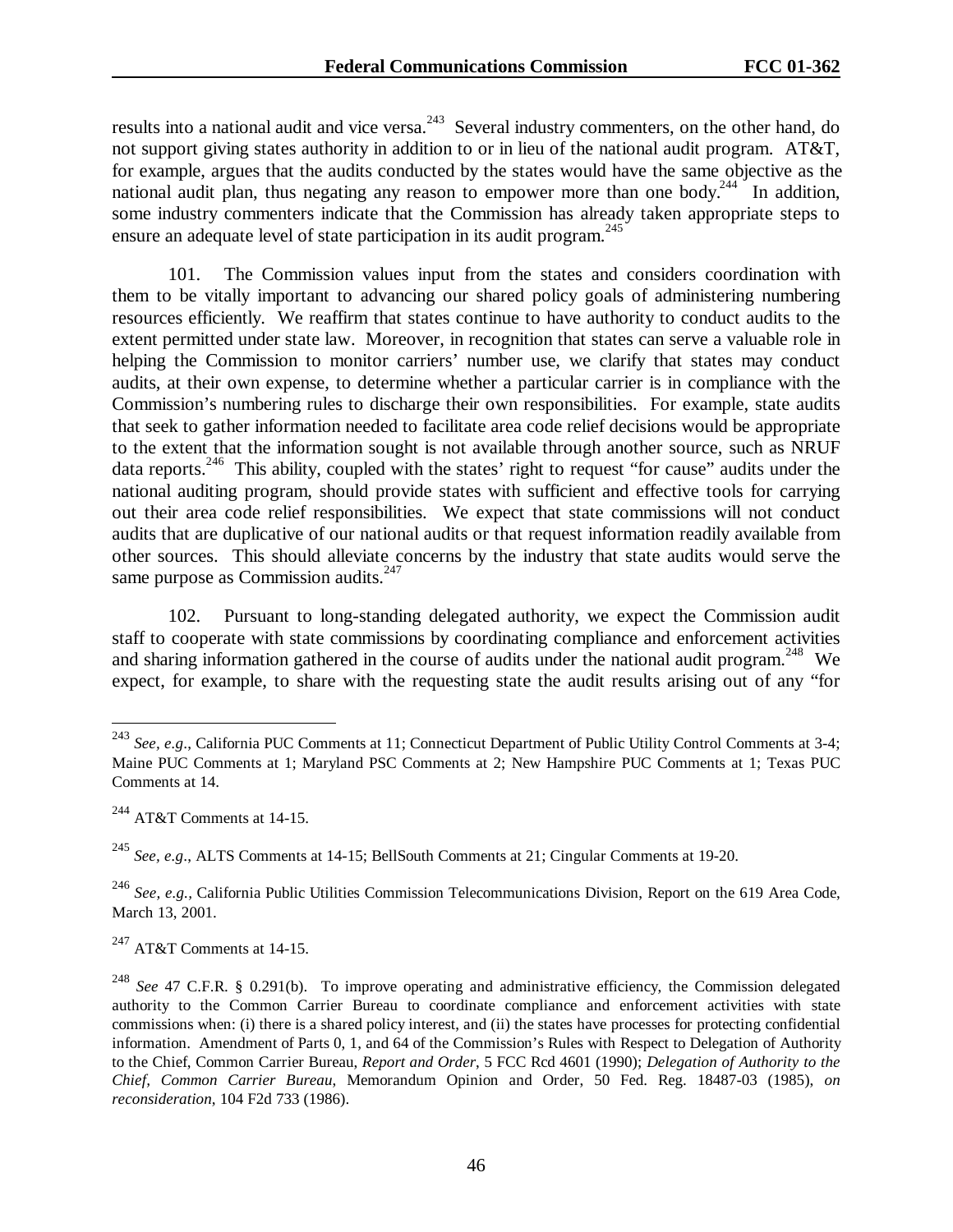results into a national audit and vice versa.[243] Several industry commenters, on the other hand, do not support giving states authority in addition to or in lieu of the national audit program. AT&T, for example, argues that the audits conducted by the states would have the same objective as the national audit plan, thus negating any reason to empower more than one body.[244] In addition, some industry commenters indicate that the Commission has already taken appropriate steps to ensure an adequate level of state participation in its audit program.[245]

101. The Commission values input from the states and considers coordination with them to be vitally important to advancing our shared policy goals of administering numbering resources efficiently. We reaffirm that states continue to have authority to conduct audits to the extent permitted under state law. Moreover, in recognition that states can serve a valuable role in helping the Commission to monitor carriers' number use, we clarify that states may conduct audits, at their own expense, to determine whether a particular carrier is in compliance with the Commission's numbering rules to discharge their own responsibilities. For example, state audits that seek to gather information needed to facilitate area code relief decisions would be appropriate to the extent that the information sought is not available through another source, such as NRUF data reports.[246] This ability, coupled with the states' right to request "for cause" audits under the national auditing program, should provide states with sufficient and effective tools for carrying out their area code relief responsibilities. We expect that state commissions will not conduct audits that are duplicative of our national audits or that request information readily available from other sources. This should alleviate concerns by the industry that state audits would serve the same purpose as Commission audits.[247]

102. Pursuant to long-standing delegated authority, we expect the Commission audit staff to cooperate with state commissions by coordinating compliance and enforcement activities and sharing information gathered in the course of audits under the national audit program.[248] We expect, for example, to share with the requesting state the audit results arising out of any "for

---

[243] *See, e.g*., California PUC Comments at 11; Connecticut Department of Public Utility Control Comments at 3-4; Maine PUC Comments at 1; Maryland PSC Comments at 2; New Hampshire PUC Comments at 1; Texas PUC Comments at 14.

[244] AT&T Comments at 14-15.

[245] *See, e.g*., ALTS Comments at 14-15; BellSouth Comments at 21; Cingular Comments at 19-20.

[246] *See, e.g.,* California Public Utilities Commission Telecommunications Division, Report on the 619 Area Code, March 13, 2001.

[247] AT&T Comments at 14-15.

[248] *See* 47 C.F.R. § 0.291(b). To improve operating and administrative efficiency, the Commission delegated authority to the Common Carrier Bureau to coordinate compliance and enforcement activities with state commissions when: (i) there is a shared policy interest, and (ii) the states have processes for protecting confidential information. Amendment of Parts 0, 1, and 64 of the Commission's Rules with Respect to Delegation of Authority to the Chief, Common Carrier Bureau, *Report and Order*, 5 FCC Rcd 4601 (1990); *Delegation of Authority to the Chief, Common Carrier Bureau*, Memorandum Opinion and Order, 50 Fed. Reg. 18487-03 (1985), *on reconsideration*, 104 F2d 733 (1986).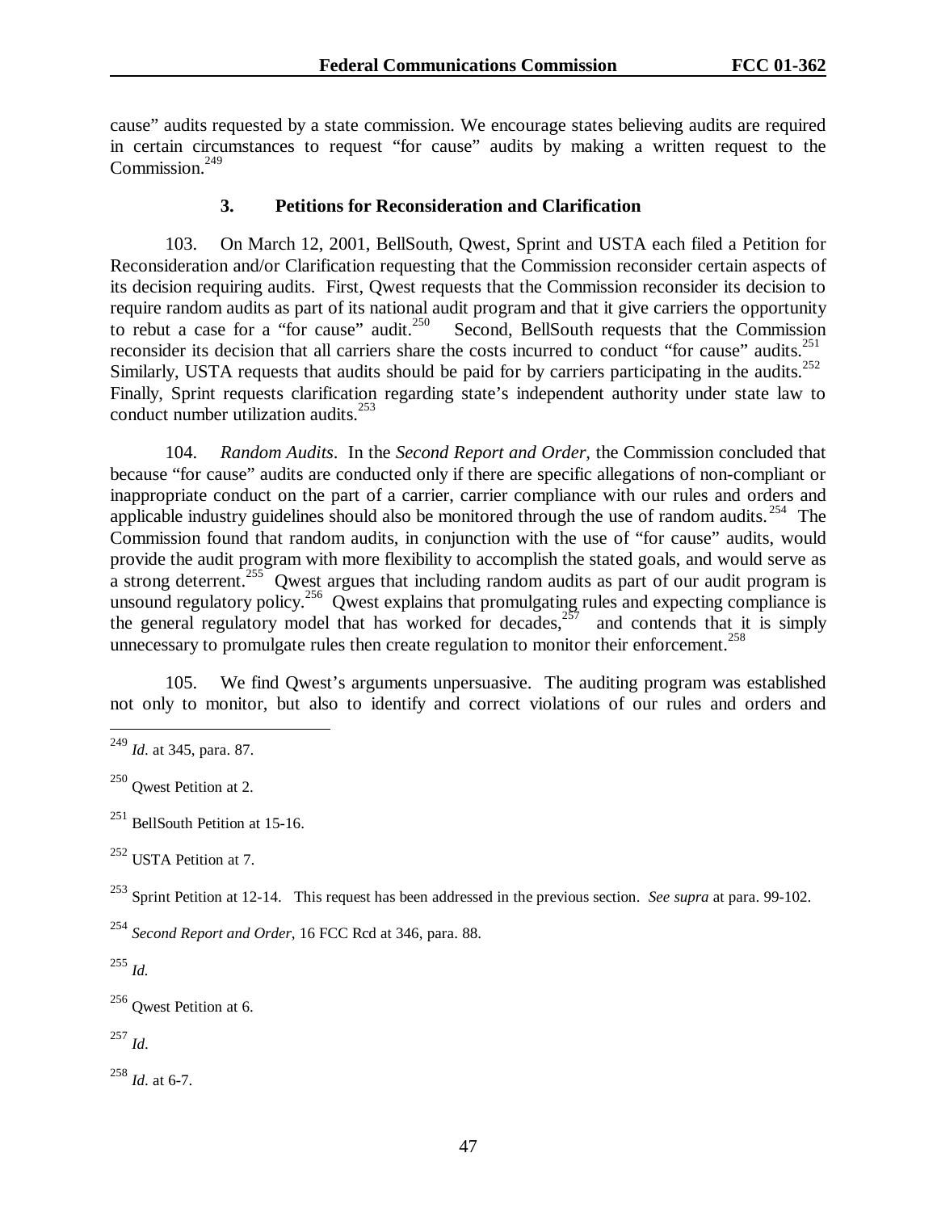cause" audits requested by a state commission. We encourage states believing audits are required in certain circumstances to request "for cause" audits by making a written request to the Commission.[249]

### 3. Petitions for Reconsideration and Clarification

103. On March 12, 2001, BellSouth, Qwest, Sprint and USTA each filed a Petition for Reconsideration and/or Clarification requesting that the Commission reconsider certain aspects of its decision requiring audits. First, Qwest requests that the Commission reconsider its decision to require random audits as part of its national audit program and that it give carriers the opportunity to rebut a case for a "for cause" audit.[250] Second, BellSouth requests that the Commission reconsider its decision that all carriers share the costs incurred to conduct "for cause" audits.[251] Similarly, USTA requests that audits should be paid for by carriers participating in the audits.[252] Finally, Sprint requests clarification regarding state's independent authority under state law to conduct number utilization audits.[253]

104. *Random Audits*. In the *Second Report and Order,* the Commission concluded that because "for cause" audits are conducted only if there are specific allegations of non-compliant or inappropriate conduct on the part of a carrier, carrier compliance with our rules and orders and applicable industry guidelines should also be monitored through the use of random audits.[254] The Commission found that random audits, in conjunction with the use of "for cause" audits, would provide the audit program with more flexibility to accomplish the stated goals, and would serve as a strong deterrent.[255] Qwest argues that including random audits as part of our audit program is unsound regulatory policy.[256] Qwest explains that promulgating rules and expecting compliance is the general regulatory model that has worked for decades,[257] and contends that it is simply unnecessary to promulgate rules then create regulation to monitor their enforcement.[258]

105. We find Qwest's arguments unpersuasive. The auditing program was established not only to monitor, but also to identify and correct violations of our rules and orders and

---

[249] *Id*. at 345, para. 87.

[250] Qwest Petition at 2.

[251] BellSouth Petition at 15-16.

[252] USTA Petition at 7.

[253] Sprint Petition at 12-14. This request has been addressed in the previous section. *See supra* at para. 99-102.

[254] *Second Report and Order*, 16 FCC Rcd at 346, para. 88.

[255] *Id.*

[256] Qwest Petition at 6.

[257] *Id*.

[258] *Id*. at 6-7.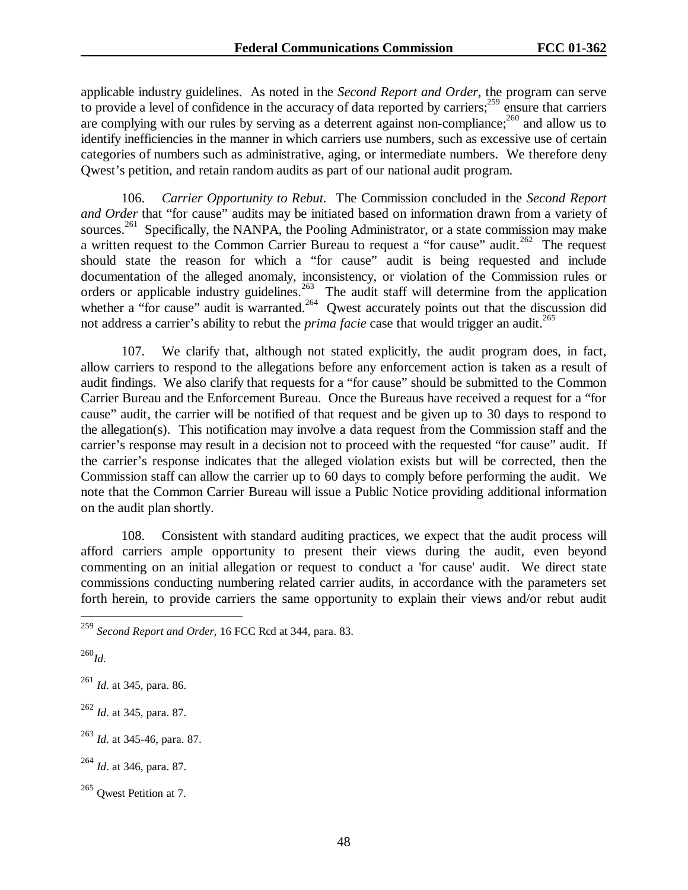applicable industry guidelines. As noted in the *Second Report and Order*, the program can serve to provide a level of confidence in the accuracy of data reported by carriers;[259] ensure that carriers are complying with our rules by serving as a deterrent against non-compliance;[260] and allow us to identify inefficiencies in the manner in which carriers use numbers, such as excessive use of certain categories of numbers such as administrative, aging, or intermediate numbers. We therefore deny Qwest's petition, and retain random audits as part of our national audit program.

106. *Carrier Opportunity to Rebut.* The Commission concluded in the *Second Report and Order* that "for cause" audits may be initiated based on information drawn from a variety of sources.[261] Specifically, the NANPA, the Pooling Administrator, or a state commission may make a written request to the Common Carrier Bureau to request a "for cause" audit.[262] The request should state the reason for which a "for cause" audit is being requested and include documentation of the alleged anomaly, inconsistency, or violation of the Commission rules or orders or applicable industry guidelines.[263] The audit staff will determine from the application whether a "for cause" audit is warranted.[264] Qwest accurately points out that the discussion did not address a carrier's ability to rebut the *prima facie* case that would trigger an audit.[265]

107. We clarify that, although not stated explicitly, the audit program does, in fact, allow carriers to respond to the allegations before any enforcement action is taken as a result of audit findings. We also clarify that requests for a "for cause" should be submitted to the Common Carrier Bureau and the Enforcement Bureau. Once the Bureaus have received a request for a "for cause" audit, the carrier will be notified of that request and be given up to 30 days to respond to the allegation(s). This notification may involve a data request from the Commission staff and the carrier's response may result in a decision not to proceed with the requested "for cause" audit. If the carrier's response indicates that the alleged violation exists but will be corrected, then the Commission staff can allow the carrier up to 60 days to comply before performing the audit. We note that the Common Carrier Bureau will issue a Public Notice providing additional information on the audit plan shortly.

108. Consistent with standard auditing practices, we expect that the audit process will afford carriers ample opportunity to present their views during the audit, even beyond commenting on an initial allegation or request to conduct a 'for cause' audit. We direct state commissions conducting numbering related carrier audits, in accordance with the parameters set forth herein, to provide carriers the same opportunity to explain their views and/or rebut audit

---

[259] *Second Report and Order*, 16 FCC Rcd at 344, para. 83.

[260] *Id*.

[261] *Id*. at 345, para. 86.

[262] *Id*. at 345, para. 87.

[263] *Id*. at 345-46, para. 87.

[264] *Id*. at 346, para. 87.

[265] Qwest Petition at 7.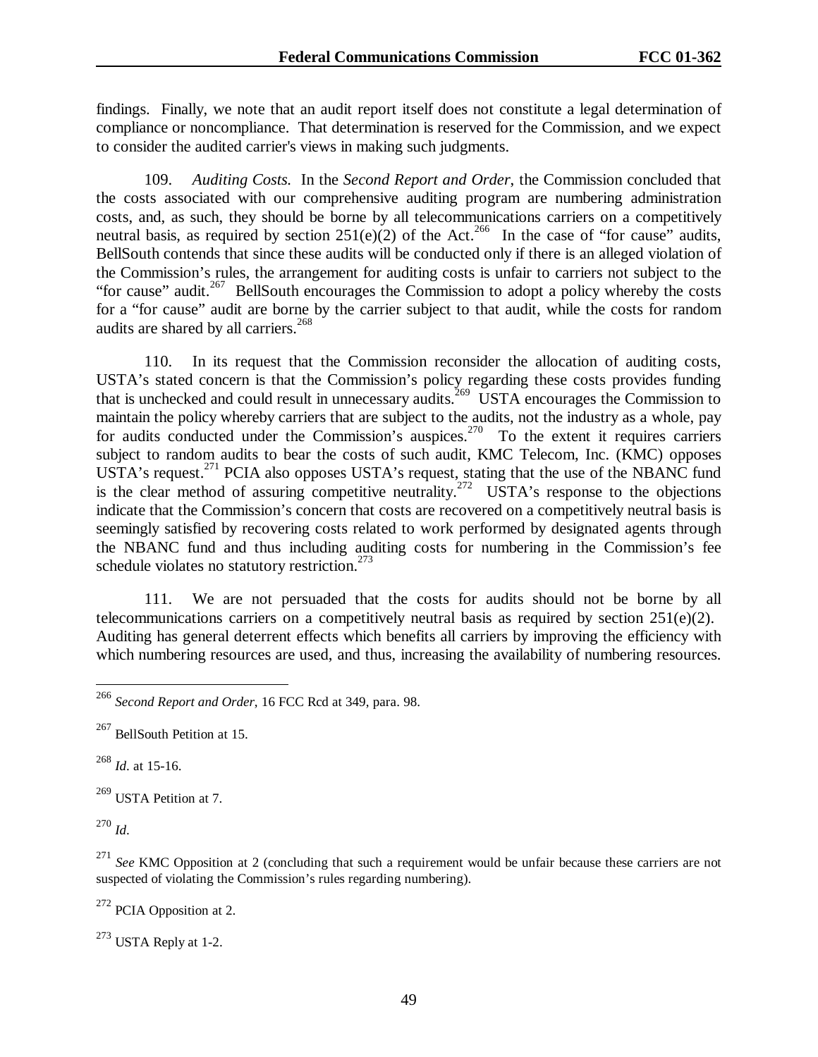findings. Finally, we note that an audit report itself does not constitute a legal determination of compliance or noncompliance. That determination is reserved for the Commission, and we expect to consider the audited carrier's views in making such judgments.

109. *Auditing Costs.* In the *Second Report and Order*, the Commission concluded that the costs associated with our comprehensive auditing program are numbering administration costs, and, as such, they should be borne by all telecommunications carriers on a competitively neutral basis, as required by section 251(e)(2) of the Act.[266] In the case of "for cause" audits, BellSouth contends that since these audits will be conducted only if there is an alleged violation of the Commission's rules, the arrangement for auditing costs is unfair to carriers not subject to the "for cause" audit.[267] BellSouth encourages the Commission to adopt a policy whereby the costs for a "for cause" audit are borne by the carrier subject to that audit, while the costs for random audits are shared by all carriers.[268]

110. In its request that the Commission reconsider the allocation of auditing costs, USTA's stated concern is that the Commission's policy regarding these costs provides funding that is unchecked and could result in unnecessary audits.[269] USTA encourages the Commission to maintain the policy whereby carriers that are subject to the audits, not the industry as a whole, pay for audits conducted under the Commission's auspices.[270] To the extent it requires carriers subject to random audits to bear the costs of such audit, KMC Telecom, Inc. (KMC) opposes USTA's request.[271] PCIA also opposes USTA's request, stating that the use of the NBANC fund is the clear method of assuring competitive neutrality.[272] USTA's response to the objections indicate that the Commission's concern that costs are recovered on a competitively neutral basis is seemingly satisfied by recovering costs related to work performed by designated agents through the NBANC fund and thus including auditing costs for numbering in the Commission's fee schedule violates no statutory restriction.[273]

111. We are not persuaded that the costs for audits should not be borne by all telecommunications carriers on a competitively neutral basis as required by section 251(e)(2). Auditing has general deterrent effects which benefits all carriers by improving the efficiency with which numbering resources are used, and thus, increasing the availability of numbering resources.

---

[266] *Second Report and Order*, 16 FCC Rcd at 349, para. 98.

[267] BellSouth Petition at 15.

[268] *Id*. at 15-16.

[269] USTA Petition at 7.

[270] *Id*.

[271] *See* KMC Opposition at 2 (concluding that such a requirement would be unfair because these carriers are not suspected of violating the Commission's rules regarding numbering).

[272] PCIA Opposition at 2.

[273] USTA Reply at 1-2.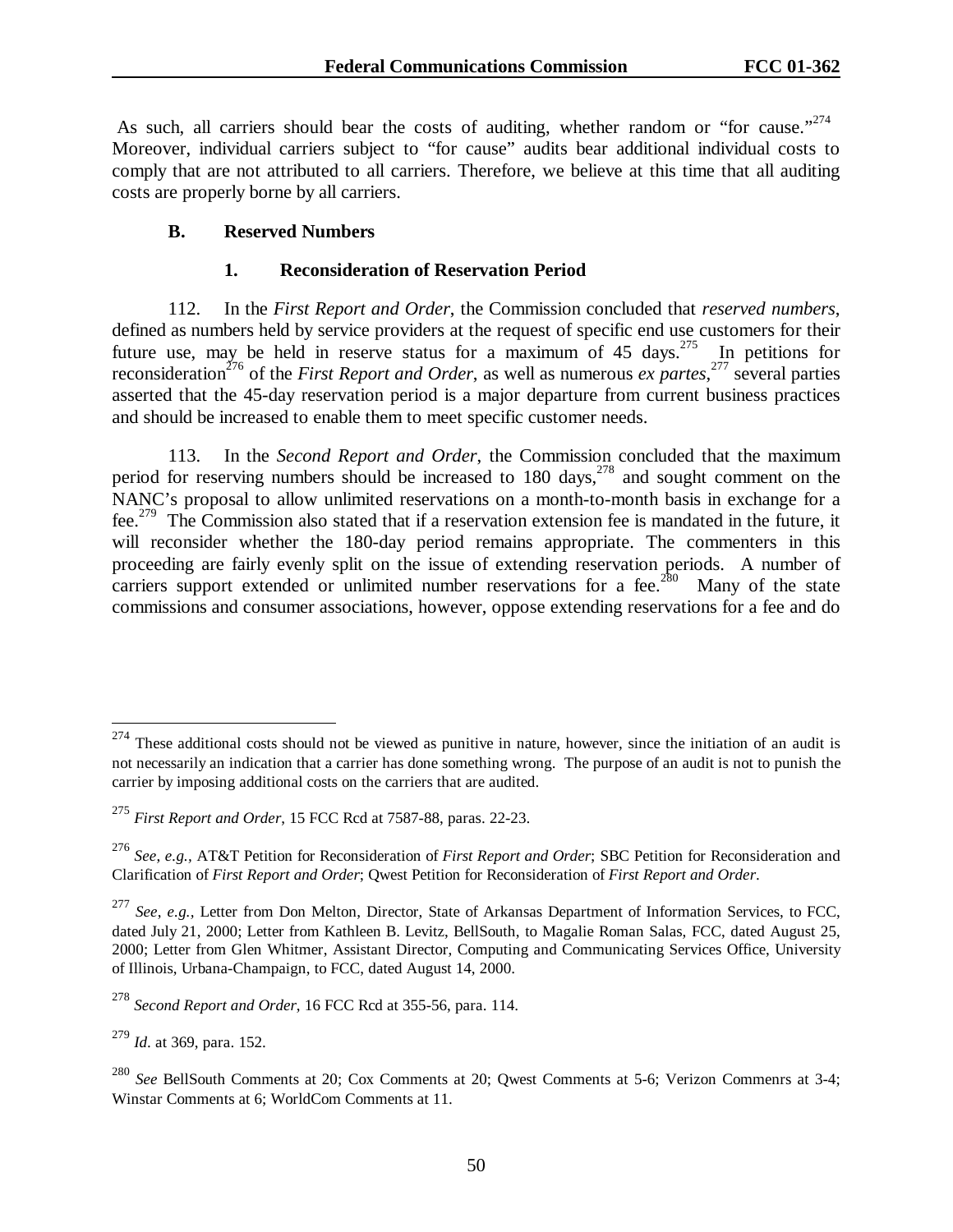As such, all carriers should bear the costs of auditing, whether random or "for cause."[274] Moreover, individual carriers subject to "for cause" audits bear additional individual costs to comply that are not attributed to all carriers. Therefore, we believe at this time that all auditing costs are properly borne by all carriers.

### B. Reserved Numbers

#### 1. Reconsideration of Reservation Period

112. In the *First Report and Order*, the Commission concluded that *reserved numbers*, defined as numbers held by service providers at the request of specific end use customers for their future use, may be held in reserve status for a maximum of 45 days.[275] In petitions for reconsideration[276] of the *First Report and Order*, as well as numerous *ex partes*,[277] several parties asserted that the 45-day reservation period is a major departure from current business practices and should be increased to enable them to meet specific customer needs.

113. In the *Second Report and Order*, the Commission concluded that the maximum period for reserving numbers should be increased to 180 days,[278] and sought comment on the NANC's proposal to allow unlimited reservations on a month-to-month basis in exchange for a fee.[279] The Commission also stated that if a reservation extension fee is mandated in the future, it will reconsider whether the 180-day period remains appropriate. The commenters in this proceeding are fairly evenly split on the issue of extending reservation periods. A number of carriers support extended or unlimited number reservations for a fee.[280] Many of the state commissions and consumer associations, however, oppose extending reservations for a fee and do

---

[274] These additional costs should not be viewed as punitive in nature, however, since the initiation of an audit is not necessarily an indication that a carrier has done something wrong. The purpose of an audit is not to punish the carrier by imposing additional costs on the carriers that are audited.

[275] *First Report and Order*, 15 FCC Rcd at 7587-88, paras. 22-23.

[276] *See, e.g.,* AT&T Petition for Reconsideration of *First Report and Order*; SBC Petition for Reconsideration and Clarification of *First Report and Order*; Qwest Petition for Reconsideration of *First Report and Order*.

[277] *See, e.g.,* Letter from Don Melton, Director, State of Arkansas Department of Information Services, to FCC, dated July 21, 2000; Letter from Kathleen B. Levitz, BellSouth, to Magalie Roman Salas, FCC, dated August 25, 2000; Letter from Glen Whitmer, Assistant Director, Computing and Communicating Services Office, University of Illinois, Urbana-Champaign, to FCC, dated August 14, 2000.

[278] *Second Report and Order*, 16 FCC Rcd at 355-56, para. 114.

[279] *Id.* at 369, para. 152.

[280] *See* BellSouth Comments at 20; Cox Comments at 20; Qwest Comments at 5-6; Verizon Commenrs at 3-4; Winstar Comments at 6; WorldCom Comments at 11.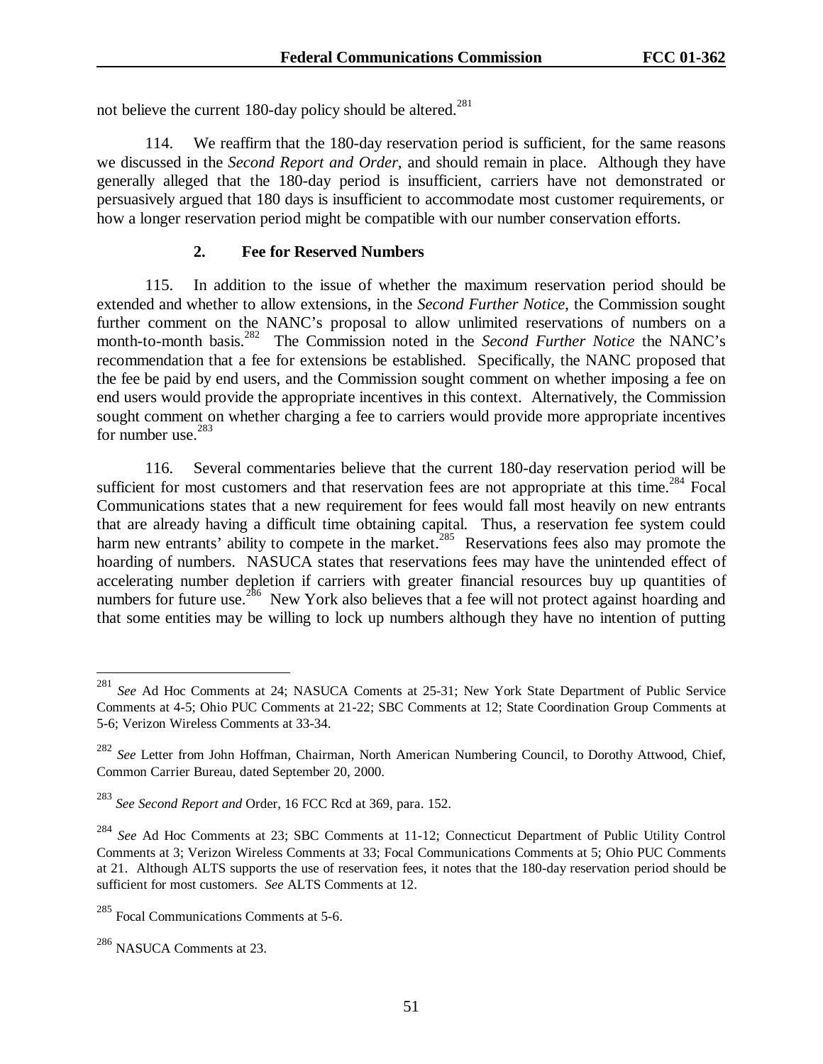not believe the current 180-day policy should be altered.[281]

114. We reaffirm that the 180-day reservation period is sufficient, for the same reasons we discussed in the *Second Report and Order*, and should remain in place. Although they have generally alleged that the 180-day period is insufficient, carriers have not demonstrated or persuasively argued that 180 days is insufficient to accommodate most customer requirements, or how a longer reservation period might be compatible with our number conservation efforts.

### 2. Fee for Reserved Numbers

115. In addition to the issue of whether the maximum reservation period should be extended and whether to allow extensions, in the *Second Further Notice*, the Commission sought further comment on the NANC's proposal to allow unlimited reservations of numbers on a month-to-month basis.[282] The Commission noted in the *Second Further Notice* the NANC's recommendation that a fee for extensions be established. Specifically, the NANC proposed that the fee be paid by end users, and the Commission sought comment on whether imposing a fee on end users would provide the appropriate incentives in this context. Alternatively, the Commission sought comment on whether charging a fee to carriers would provide more appropriate incentives for number use.[283]

116. Several commentaries believe that the current 180-day reservation period will be sufficient for most customers and that reservation fees are not appropriate at this time.[284] Focal Communications states that a new requirement for fees would fall most heavily on new entrants that are already having a difficult time obtaining capital. Thus, a reservation fee system could harm new entrants' ability to compete in the market.[285] Reservations fees also may promote the hoarding of numbers. NASUCA states that reservations fees may have the unintended effect of accelerating number depletion if carriers with greater financial resources buy up quantities of numbers for future use.[286] New York also believes that a fee will not protect against hoarding and that some entities may be willing to lock up numbers although they have no intention of putting

---

[281] *See* Ad Hoc Comments at 24; NASUCA Coments at 25-31; New York State Department of Public Service Comments at 4-5; Ohio PUC Comments at 21-22; SBC Comments at 12; State Coordination Group Comments at 5-6; Verizon Wireless Comments at 33-34.

[282] *See* Letter from John Hoffman, Chairman, North American Numbering Council, to Dorothy Attwood, Chief, Common Carrier Bureau, dated September 20, 2000.

[283] *See Second Report and* Order, 16 FCC Rcd at 369, para. 152.

[284] *See* Ad Hoc Comments at 23; SBC Comments at 11-12; Connecticut Department of Public Utility Control Comments at 3; Verizon Wireless Comments at 33; Focal Communications Comments at 5; Ohio PUC Comments at 21. Although ALTS supports the use of reservation fees, it notes that the 180-day reservation period should be sufficient for most customers. *See* ALTS Comments at 12.

[285] Focal Communications Comments at 5-6.

[286] NASUCA Comments at 23.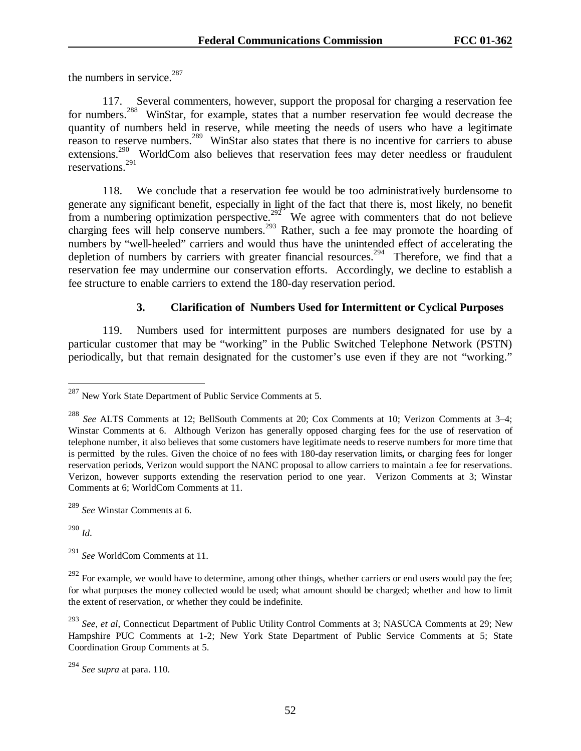the numbers in service.[287]

117. Several commenters, however, support the proposal for charging a reservation fee for numbers.[288] WinStar, for example, states that a number reservation fee would decrease the quantity of numbers held in reserve, while meeting the needs of users who have a legitimate reason to reserve numbers.[289] WinStar also states that there is no incentive for carriers to abuse extensions.[290] WorldCom also believes that reservation fees may deter needless or fraudulent reservations.[291]

118. We conclude that a reservation fee would be too administratively burdensome to generate any significant benefit, especially in light of the fact that there is, most likely, no benefit from a numbering optimization perspective.[292] We agree with commenters that do not believe charging fees will help conserve numbers.[293] Rather, such a fee may promote the hoarding of numbers by "well-heeled" carriers and would thus have the unintended effect of accelerating the depletion of numbers by carriers with greater financial resources.[294] Therefore, we find that a reservation fee may undermine our conservation efforts. Accordingly, we decline to establish a fee structure to enable carriers to extend the 180-day reservation period.

### 3. Clarification of Numbers Used for Intermittent or Cyclical Purposes

119. Numbers used for intermittent purposes are numbers designated for use by a particular customer that may be "working" in the Public Switched Telephone Network (PSTN) periodically, but that remain designated for the customer's use even if they are not "working."

---

[287] New York State Department of Public Service Comments at 5.

[288] *See* ALTS Comments at 12; BellSouth Comments at 20; Cox Comments at 10; Verizon Comments at 3–4; Winstar Comments at 6. Although Verizon has generally opposed charging fees for the use of reservation of telephone number, it also believes that some customers have legitimate needs to reserve numbers for more time that is permitted by the rules. Given the choice of no fees with 180-day reservation limits**,** or charging fees for longer reservation periods, Verizon would support the NANC proposal to allow carriers to maintain a fee for reservations. Verizon, however supports extending the reservation period to one year. Verizon Comments at 3; Winstar Comments at 6; WorldCom Comments at 11.

[289] *See* Winstar Comments at 6.

[290] *Id*.

[291] *See* WorldCom Comments at 11.

[292] For example, we would have to determine, among other things, whether carriers or end users would pay the fee; for what purposes the money collected would be used; what amount should be charged; whether and how to limit the extent of reservation, or whether they could be indefinite.

[293] *See, et al*, Connecticut Department of Public Utility Control Comments at 3; NASUCA Comments at 29; New Hampshire PUC Comments at 1-2; New York State Department of Public Service Comments at 5; State Coordination Group Comments at 5.

[294] *See supra* at para. 110.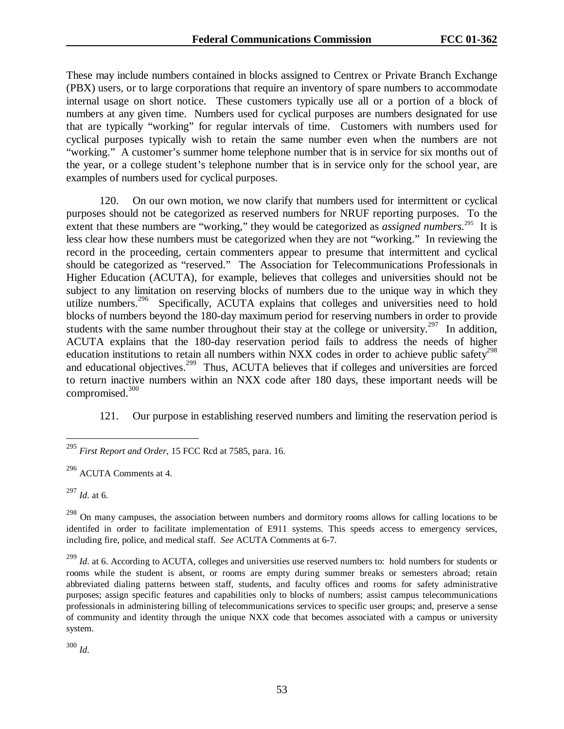These may include numbers contained in blocks assigned to Centrex or Private Branch Exchange (PBX) users, or to large corporations that require an inventory of spare numbers to accommodate internal usage on short notice. These customers typically use all or a portion of a block of numbers at any given time. Numbers used for cyclical purposes are numbers designated for use that are typically "working" for regular intervals of time. Customers with numbers used for cyclical purposes typically wish to retain the same number even when the numbers are not "working." A customer's summer home telephone number that is in service for six months out of the year, or a college student's telephone number that is in service only for the school year, are examples of numbers used for cyclical purposes.

120. On our own motion, we now clarify that numbers used for intermittent or cyclical purposes should not be categorized as reserved numbers for NRUF reporting purposes. To the extent that these numbers are "working," they would be categorized as *assigned numbers*.[295] It is less clear how these numbers must be categorized when they are not "working." In reviewing the record in the proceeding, certain commenters appear to presume that intermittent and cyclical should be categorized as "reserved." The Association for Telecommunications Professionals in Higher Education (ACUTA), for example, believes that colleges and universities should not be subject to any limitation on reserving blocks of numbers due to the unique way in which they utilize numbers.[296] Specifically, ACUTA explains that colleges and universities need to hold blocks of numbers beyond the 180-day maximum period for reserving numbers in order to provide students with the same number throughout their stay at the college or university.[297] In addition, ACUTA explains that the 180-day reservation period fails to address the needs of higher education institutions to retain all numbers within NXX codes in order to achieve public safety[298] and educational objectives.[299] Thus, ACUTA believes that if colleges and universities are forced to return inactive numbers within an NXX code after 180 days, these important needs will be compromised.[300]

121. Our purpose in establishing reserved numbers and limiting the reservation period is

---

[295] *First Report and Order*, 15 FCC Rcd at 7585, para. 16.

[296] ACUTA Comments at 4.

[297] *Id.* at 6.

[298] On many campuses, the association between numbers and dormitory rooms allows for calling locations to be identifed in order to facilitate implementation of E911 systems. This speeds access to emergency services, including fire, police, and medical staff. *See* ACUTA Comments at 6-7.

[299] *Id.* at 6. According to ACUTA, colleges and universities use reserved numbers to: hold numbers for students or rooms while the student is absent, or rooms are empty during summer breaks or semesters abroad; retain abbreviated dialing patterns between staff, students, and faculty offices and rooms for safety administrative purposes; assign specific features and capabilities only to blocks of numbers; assist campus telecommunications professionals in administering billing of telecommunications services to specific user groups; and, preserve a sense of community and identity through the unique NXX code that becomes associated with a campus or university system.

[300] *Id.*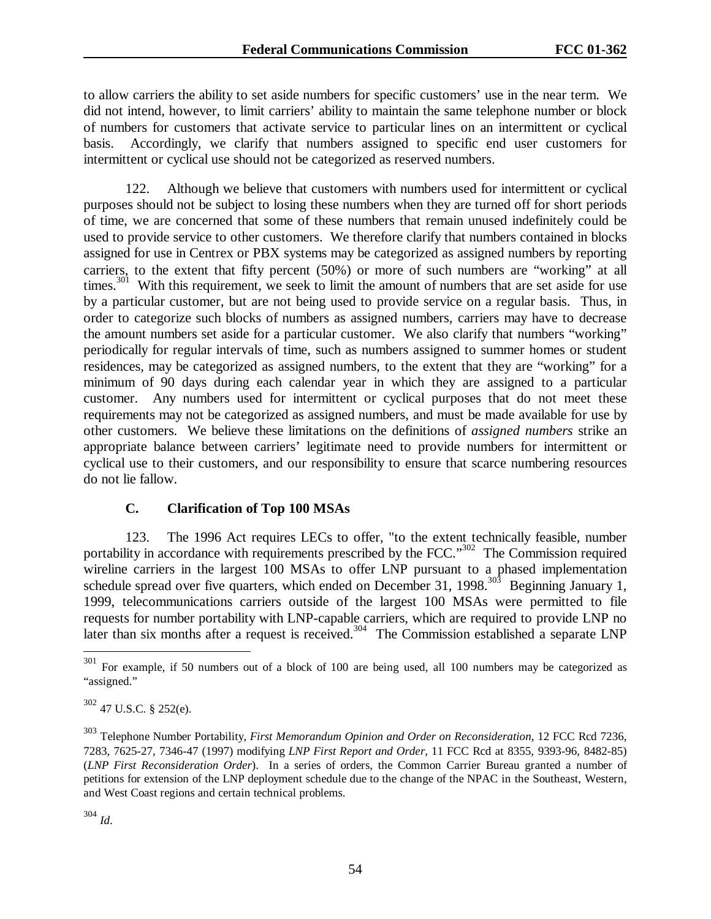to allow carriers the ability to set aside numbers for specific customers' use in the near term. We did not intend, however, to limit carriers' ability to maintain the same telephone number or block of numbers for customers that activate service to particular lines on an intermittent or cyclical basis. Accordingly, we clarify that numbers assigned to specific end user customers for intermittent or cyclical use should not be categorized as reserved numbers.

122. Although we believe that customers with numbers used for intermittent or cyclical purposes should not be subject to losing these numbers when they are turned off for short periods of time, we are concerned that some of these numbers that remain unused indefinitely could be used to provide service to other customers. We therefore clarify that numbers contained in blocks assigned for use in Centrex or PBX systems may be categorized as assigned numbers by reporting carriers, to the extent that fifty percent (50%) or more of such numbers are "working" at all times.[301] With this requirement, we seek to limit the amount of numbers that are set aside for use by a particular customer, but are not being used to provide service on a regular basis. Thus, in order to categorize such blocks of numbers as assigned numbers, carriers may have to decrease the amount numbers set aside for a particular customer. We also clarify that numbers "working" periodically for regular intervals of time, such as numbers assigned to summer homes or student residences, may be categorized as assigned numbers, to the extent that they are "working" for a minimum of 90 days during each calendar year in which they are assigned to a particular customer. Any numbers used for intermittent or cyclical purposes that do not meet these requirements may not be categorized as assigned numbers, and must be made available for use by other customers. We believe these limitations on the definitions of *assigned numbers* strike an appropriate balance between carriers' legitimate need to provide numbers for intermittent or cyclical use to their customers, and our responsibility to ensure that scarce numbering resources do not lie fallow.

### C. Clarification of Top 100 MSAs

123. The 1996 Act requires LECs to offer, "to the extent technically feasible, number portability in accordance with requirements prescribed by the FCC."[302] The Commission required wireline carriers in the largest 100 MSAs to offer LNP pursuant to a phased implementation schedule spread over five quarters, which ended on December 31, 1998.[303] Beginning January 1, 1999, telecommunications carriers outside of the largest 100 MSAs were permitted to file requests for number portability with LNP-capable carriers, which are required to provide LNP no later than six months after a request is received.[304] The Commission established a separate LNP

---

[301] For example, if 50 numbers out of a block of 100 are being used, all 100 numbers may be categorized as "assigned."

[302] 47 U.S.C. § 252(e).

[303] Telephone Number Portability, *First Memorandum Opinion and Order on Reconsideration*, 12 FCC Rcd 7236, 7283, 7625-27, 7346-47 (1997) modifying *LNP First Report and Order*, 11 FCC Rcd at 8355, 9393-96, 8482-85) (*LNP First Reconsideration Order*). In a series of orders, the Common Carrier Bureau granted a number of petitions for extension of the LNP deployment schedule due to the change of the NPAC in the Southeast, Western, and West Coast regions and certain technical problems.

[304] *Id.*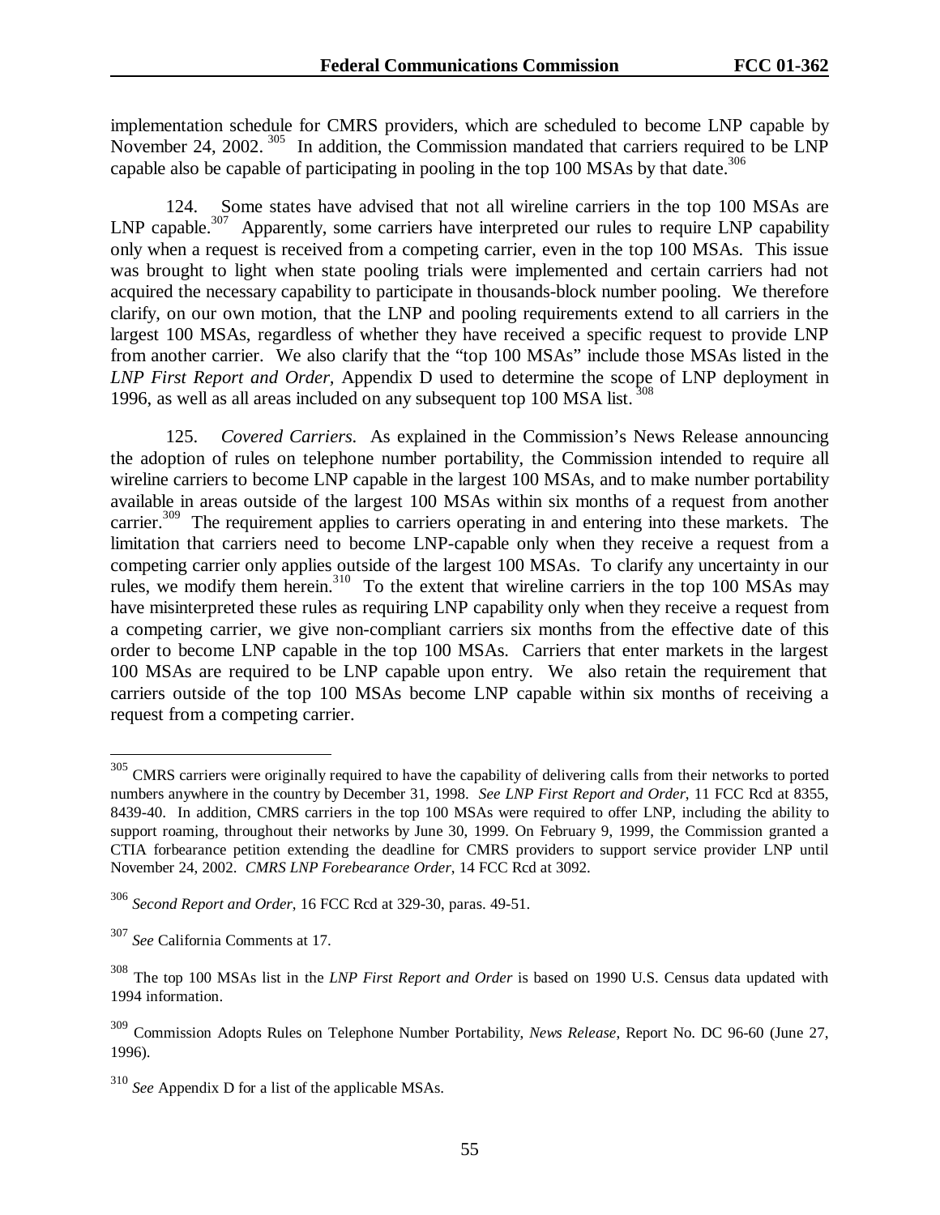implementation schedule for CMRS providers, which are scheduled to become LNP capable by November 24, 2002.[305] In addition, the Commission mandated that carriers required to be LNP capable also be capable of participating in pooling in the top 100 MSAs by that date.[306]

124. Some states have advised that not all wireline carriers in the top 100 MSAs are LNP capable.[307] Apparently, some carriers have interpreted our rules to require LNP capability only when a request is received from a competing carrier, even in the top 100 MSAs. This issue was brought to light when state pooling trials were implemented and certain carriers had not acquired the necessary capability to participate in thousands-block number pooling. We therefore clarify, on our own motion, that the LNP and pooling requirements extend to all carriers in the largest 100 MSAs, regardless of whether they have received a specific request to provide LNP from another carrier. We also clarify that the "top 100 MSAs" include those MSAs listed in the *LNP First Report and Order*, Appendix D used to determine the scope of LNP deployment in 1996, as well as all areas included on any subsequent top 100 MSA list.[308]

125. *Covered Carriers.* As explained in the Commission's News Release announcing the adoption of rules on telephone number portability, the Commission intended to require all wireline carriers to become LNP capable in the largest 100 MSAs, and to make number portability available in areas outside of the largest 100 MSAs within six months of a request from another carrier.[309] The requirement applies to carriers operating in and entering into these markets. The limitation that carriers need to become LNP-capable only when they receive a request from a competing carrier only applies outside of the largest 100 MSAs. To clarify any uncertainty in our rules, we modify them herein.[310] To the extent that wireline carriers in the top 100 MSAs may have misinterpreted these rules as requiring LNP capability only when they receive a request from a competing carrier, we give non-compliant carriers six months from the effective date of this order to become LNP capable in the top 100 MSAs. Carriers that enter markets in the largest 100 MSAs are required to be LNP capable upon entry. We also retain the requirement that carriers outside of the top 100 MSAs become LNP capable within six months of receiving a request from a competing carrier.

---

[305] CMRS carriers were originally required to have the capability of delivering calls from their networks to ported numbers anywhere in the country by December 31, 1998. *See LNP First Report and Order*, 11 FCC Rcd at 8355, 8439-40. In addition, CMRS carriers in the top 100 MSAs were required to offer LNP, including the ability to support roaming, throughout their networks by June 30, 1999. On February 9, 1999, the Commission granted a CTIA forbearance petition extending the deadline for CMRS providers to support service provider LNP until November 24, 2002. *CMRS LNP Forebearance Order*, 14 FCC Rcd at 3092.

[306] *Second Report and Order*, 16 FCC Rcd at 329-30, paras. 49-51.

[307] *See* California Comments at 17.

[308] The top 100 MSAs list in the *LNP First Report and Order* is based on 1990 U.S. Census data updated with 1994 information.

[309] Commission Adopts Rules on Telephone Number Portability, *News Release*, Report No. DC 96-60 (June 27, 1996).

[310] *See* Appendix D for a list of the applicable MSAs.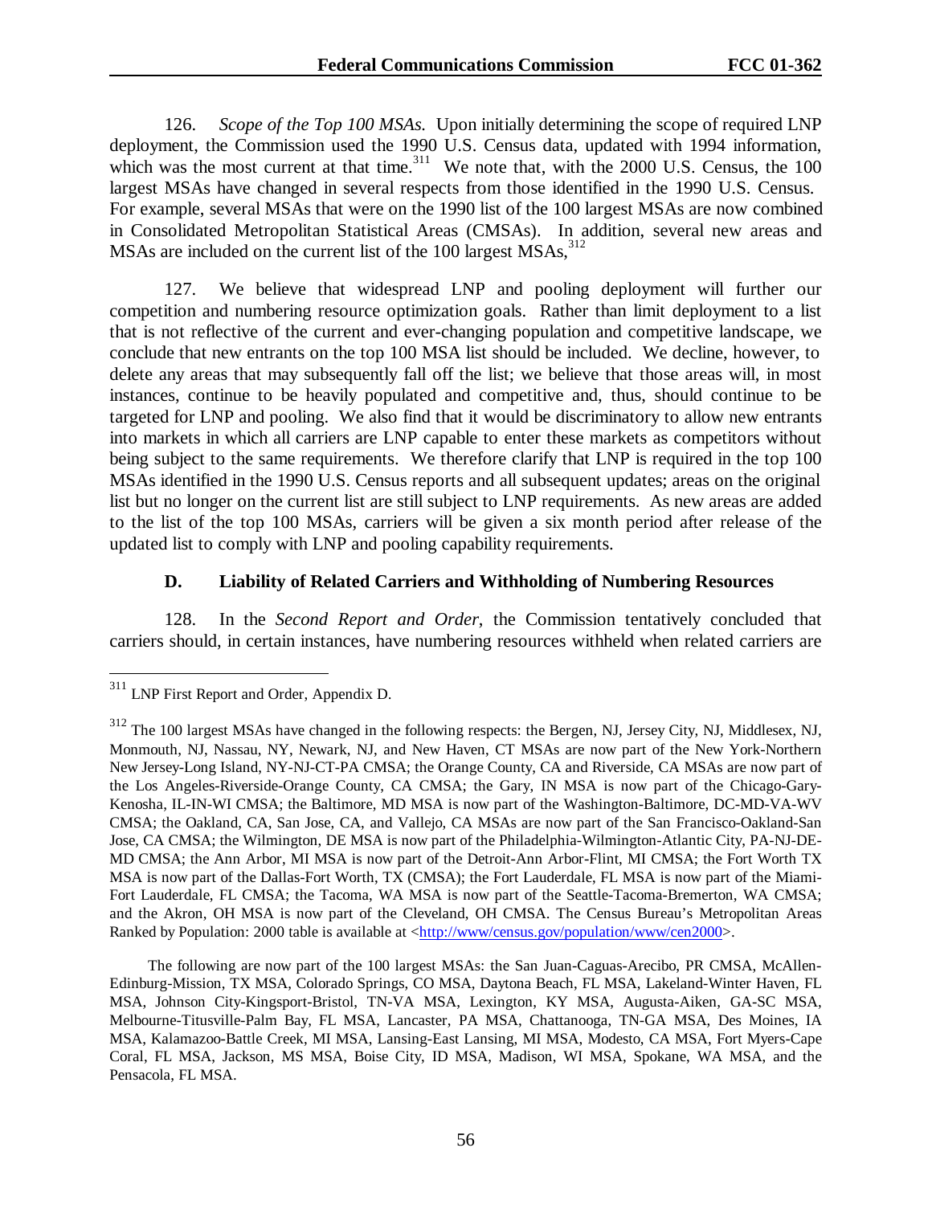126. *Scope of the Top 100 MSAs.* Upon initially determining the scope of required LNP deployment, the Commission used the 1990 U.S. Census data, updated with 1994 information, which was the most current at that time.[311] We note that, with the 2000 U.S. Census, the 100 largest MSAs have changed in several respects from those identified in the 1990 U.S. Census. For example, several MSAs that were on the 1990 list of the 100 largest MSAs are now combined in Consolidated Metropolitan Statistical Areas (CMSAs). In addition, several new areas and MSAs are included on the current list of the 100 largest MSAs,[312]

127. We believe that widespread LNP and pooling deployment will further our competition and numbering resource optimization goals. Rather than limit deployment to a list that is not reflective of the current and ever-changing population and competitive landscape, we conclude that new entrants on the top 100 MSA list should be included. We decline, however, to delete any areas that may subsequently fall off the list; we believe that those areas will, in most instances, continue to be heavily populated and competitive and, thus, should continue to be targeted for LNP and pooling. We also find that it would be discriminatory to allow new entrants into markets in which all carriers are LNP capable to enter these markets as competitors without being subject to the same requirements. We therefore clarify that LNP is required in the top 100 MSAs identified in the 1990 U.S. Census reports and all subsequent updates; areas on the original list but no longer on the current list are still subject to LNP requirements. As new areas are added to the list of the top 100 MSAs, carriers will be given a six month period after release of the updated list to comply with LNP and pooling capability requirements.

### D. Liability of Related Carriers and Withholding of Numbering Resources

128. In the *Second Report and Order*, the Commission tentatively concluded that carriers should, in certain instances, have numbering resources withheld when related carriers are

---

[311] LNP First Report and Order, Appendix D.

[312] The 100 largest MSAs have changed in the following respects: the Bergen, NJ, Jersey City, NJ, Middlesex, NJ, Monmouth, NJ, Nassau, NY, Newark, NJ, and New Haven, CT MSAs are now part of the New York-Northern New Jersey-Long Island, NY-NJ-CT-PA CMSA; the Orange County, CA and Riverside, CA MSAs are now part of the Los Angeles-Riverside-Orange County, CA CMSA; the Gary, IN MSA is now part of the Chicago-Gary-Kenosha, IL-IN-WI CMSA; the Baltimore, MD MSA is now part of the Washington-Baltimore, DC-MD-VA-WV CMSA; the Oakland, CA, San Jose, CA, and Vallejo, CA MSAs are now part of the San Francisco-Oakland-San Jose, CA CMSA; the Wilmington, DE MSA is now part of the Philadelphia-Wilmington-Atlantic City, PA-NJ-DE-MD CMSA; the Ann Arbor, MI MSA is now part of the Detroit-Ann Arbor-Flint, MI CMSA; the Fort Worth TX MSA is now part of the Dallas-Fort Worth, TX (CMSA); the Fort Lauderdale, FL MSA is now part of the Miami-Fort Lauderdale, FL CMSA; the Tacoma, WA MSA is now part of the Seattle-Tacoma-Bremerton, WA CMSA; and the Akron, OH MSA is now part of the Cleveland, OH CMSA. The Census Bureau's Metropolitan Areas Ranked by Population: 2000 table is available at <http://www/census.gov/population/www/cen2000>.

The following are now part of the 100 largest MSAs: the San Juan-Caguas-Arecibo, PR CMSA, McAllen-Edinburg-Mission, TX MSA, Colorado Springs, CO MSA, Daytona Beach, FL MSA, Lakeland-Winter Haven, FL MSA, Johnson City-Kingsport-Bristol, TN-VA MSA, Lexington, KY MSA, Augusta-Aiken, GA-SC MSA, Melbourne-Titusville-Palm Bay, FL MSA, Lancaster, PA MSA, Chattanooga, TN-GA MSA, Des Moines, IA MSA, Kalamazoo-Battle Creek, MI MSA, Lansing-East Lansing, MI MSA, Modesto, CA MSA, Fort Myers-Cape Coral, FL MSA, Jackson, MS MSA, Boise City, ID MSA, Madison, WI MSA, Spokane, WA MSA, and the Pensacola, FL MSA.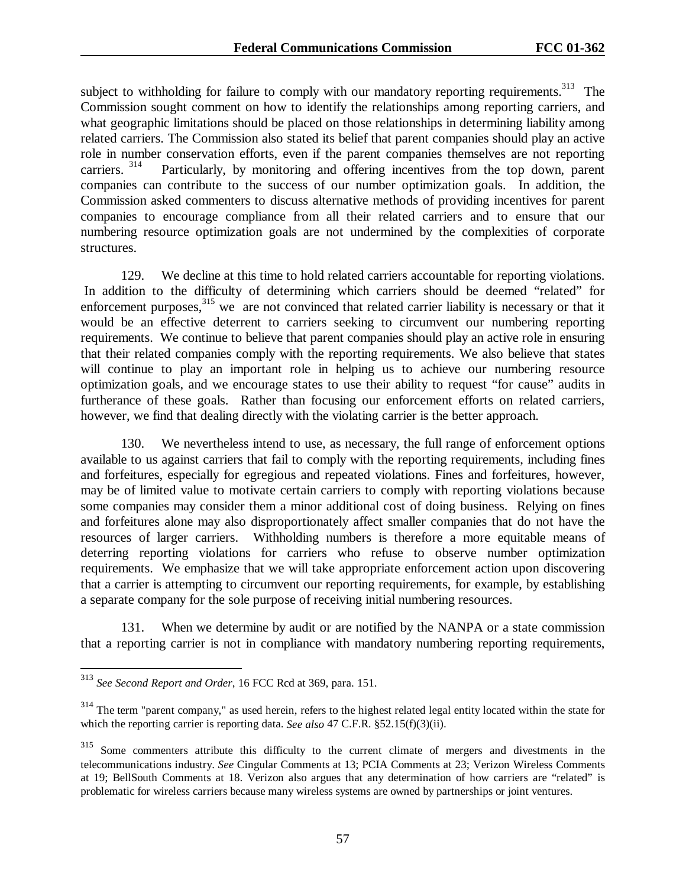subject to withholding for failure to comply with our mandatory reporting requirements.[313] The Commission sought comment on how to identify the relationships among reporting carriers, and what geographic limitations should be placed on those relationships in determining liability among related carriers. The Commission also stated its belief that parent companies should play an active role in number conservation efforts, even if the parent companies themselves are not reporting carriers.[314] Particularly, by monitoring and offering incentives from the top down, parent companies can contribute to the success of our number optimization goals. In addition, the Commission asked commenters to discuss alternative methods of providing incentives for parent companies to encourage compliance from all their related carriers and to ensure that our numbering resource optimization goals are not undermined by the complexities of corporate structures.

129. We decline at this time to hold related carriers accountable for reporting violations. In addition to the difficulty of determining which carriers should be deemed "related" for enforcement purposes,[315] we are not convinced that related carrier liability is necessary or that it would be an effective deterrent to carriers seeking to circumvent our numbering reporting requirements. We continue to believe that parent companies should play an active role in ensuring that their related companies comply with the reporting requirements. We also believe that states will continue to play an important role in helping us to achieve our numbering resource optimization goals, and we encourage states to use their ability to request "for cause" audits in furtherance of these goals. Rather than focusing our enforcement efforts on related carriers, however, we find that dealing directly with the violating carrier is the better approach.

130. We nevertheless intend to use, as necessary, the full range of enforcement options available to us against carriers that fail to comply with the reporting requirements, including fines and forfeitures, especially for egregious and repeated violations. Fines and forfeitures, however, may be of limited value to motivate certain carriers to comply with reporting violations because some companies may consider them a minor additional cost of doing business. Relying on fines and forfeitures alone may also disproportionately affect smaller companies that do not have the resources of larger carriers. Withholding numbers is therefore a more equitable means of deterring reporting violations for carriers who refuse to observe number optimization requirements. We emphasize that we will take appropriate enforcement action upon discovering that a carrier is attempting to circumvent our reporting requirements, for example, by establishing a separate company for the sole purpose of receiving initial numbering resources.

131. When we determine by audit or are notified by the NANPA or a state commission that a reporting carrier is not in compliance with mandatory numbering reporting requirements,

---

[313] *See Second Report and Order*, 16 FCC Rcd at 369, para. 151.

[314] The term "parent company," as used herein, refers to the highest related legal entity located within the state for which the reporting carrier is reporting data. *See also* 47 C.F.R. §52.15(f)(3)(ii).

[315] Some commenters attribute this difficulty to the current climate of mergers and divestments in the telecommunications industry. *See* Cingular Comments at 13; PCIA Comments at 23; Verizon Wireless Comments at 19; BellSouth Comments at 18. Verizon also argues that any determination of how carriers are "related" is problematic for wireless carriers because many wireless systems are owned by partnerships or joint ventures.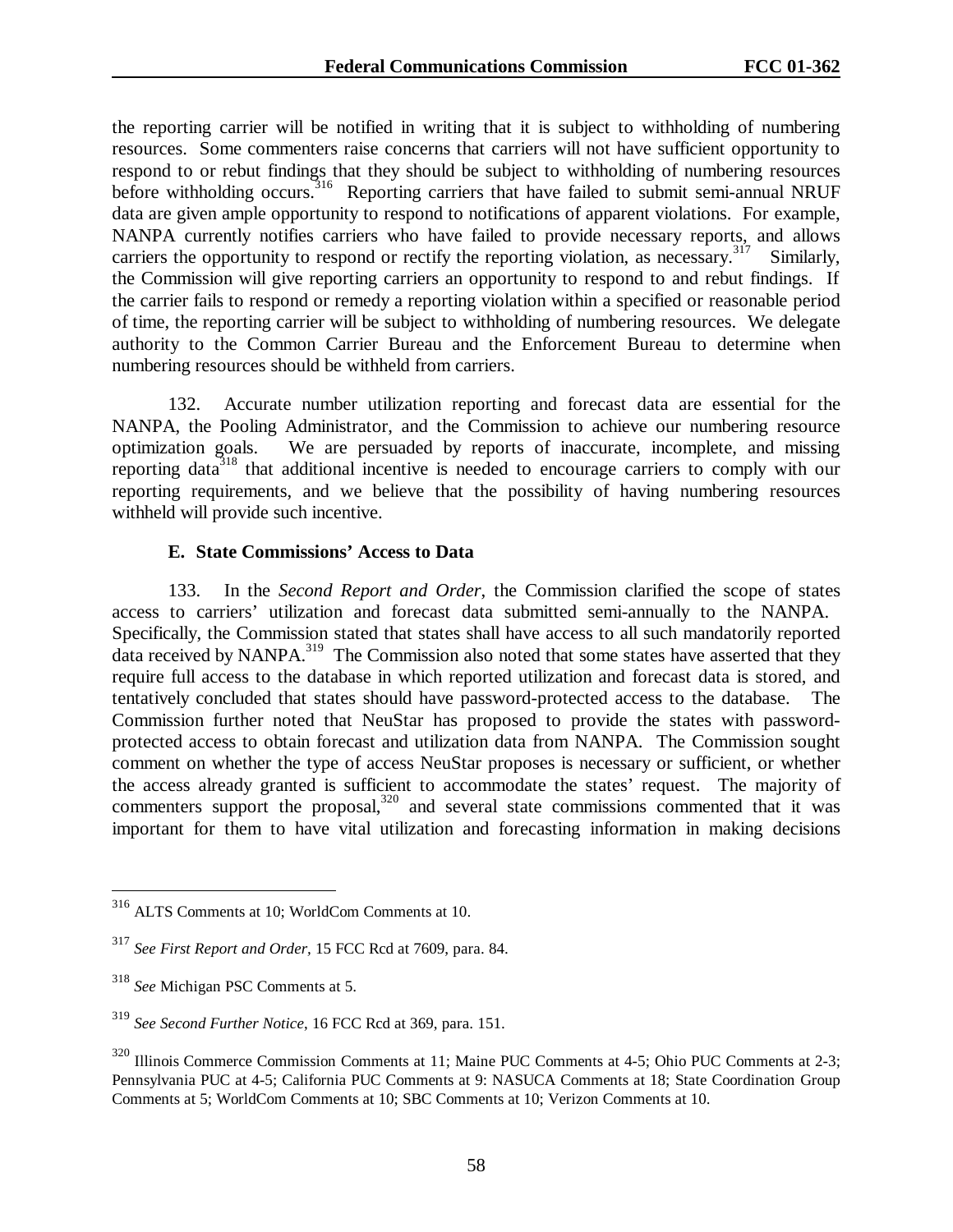the reporting carrier will be notified in writing that it is subject to withholding of numbering resources. Some commenters raise concerns that carriers will not have sufficient opportunity to respond to or rebut findings that they should be subject to withholding of numbering resources before withholding occurs.[316] Reporting carriers that have failed to submit semi-annual NRUF data are given ample opportunity to respond to notifications of apparent violations. For example, NANPA currently notifies carriers who have failed to provide necessary reports, and allows carriers the opportunity to respond or rectify the reporting violation, as necessary.[317] Similarly, the Commission will give reporting carriers an opportunity to respond to and rebut findings. If the carrier fails to respond or remedy a reporting violation within a specified or reasonable period of time, the reporting carrier will be subject to withholding of numbering resources. We delegate authority to the Common Carrier Bureau and the Enforcement Bureau to determine when numbering resources should be withheld from carriers.

132. Accurate number utilization reporting and forecast data are essential for the NANPA, the Pooling Administrator, and the Commission to achieve our numbering resource optimization goals. We are persuaded by reports of inaccurate, incomplete, and missing reporting data[318] that additional incentive is needed to encourage carriers to comply with our reporting requirements, and we believe that the possibility of having numbering resources withheld will provide such incentive.

### E. State Commissions' Access to Data

133. In the *Second Report and Order*, the Commission clarified the scope of states access to carriers' utilization and forecast data submitted semi-annually to the NANPA. Specifically, the Commission stated that states shall have access to all such mandatorily reported data received by NANPA.[319] The Commission also noted that some states have asserted that they require full access to the database in which reported utilization and forecast data is stored, and tentatively concluded that states should have password-protected access to the database. The Commission further noted that NeuStar has proposed to provide the states with password-protected access to obtain forecast and utilization data from NANPA. The Commission sought comment on whether the type of access NeuStar proposes is necessary or sufficient, or whether the access already granted is sufficient to accommodate the states' request. The majority of commenters support the proposal,[320] and several state commissions commented that it was important for them to have vital utilization and forecasting information in making decisions

---

[316] ALTS Comments at 10; WorldCom Comments at 10.

[317] *See First Report and Order*, 15 FCC Rcd at 7609, para. 84.

[318] *See* Michigan PSC Comments at 5.

[319] *See Second Further Notice*, 16 FCC Rcd at 369, para. 151.

[320] Illinois Commerce Commission Comments at 11; Maine PUC Comments at 4-5; Ohio PUC Comments at 2-3; Pennsylvania PUC at 4-5; California PUC Comments at 9: NASUCA Comments at 18; State Coordination Group Comments at 5; WorldCom Comments at 10; SBC Comments at 10; Verizon Comments at 10.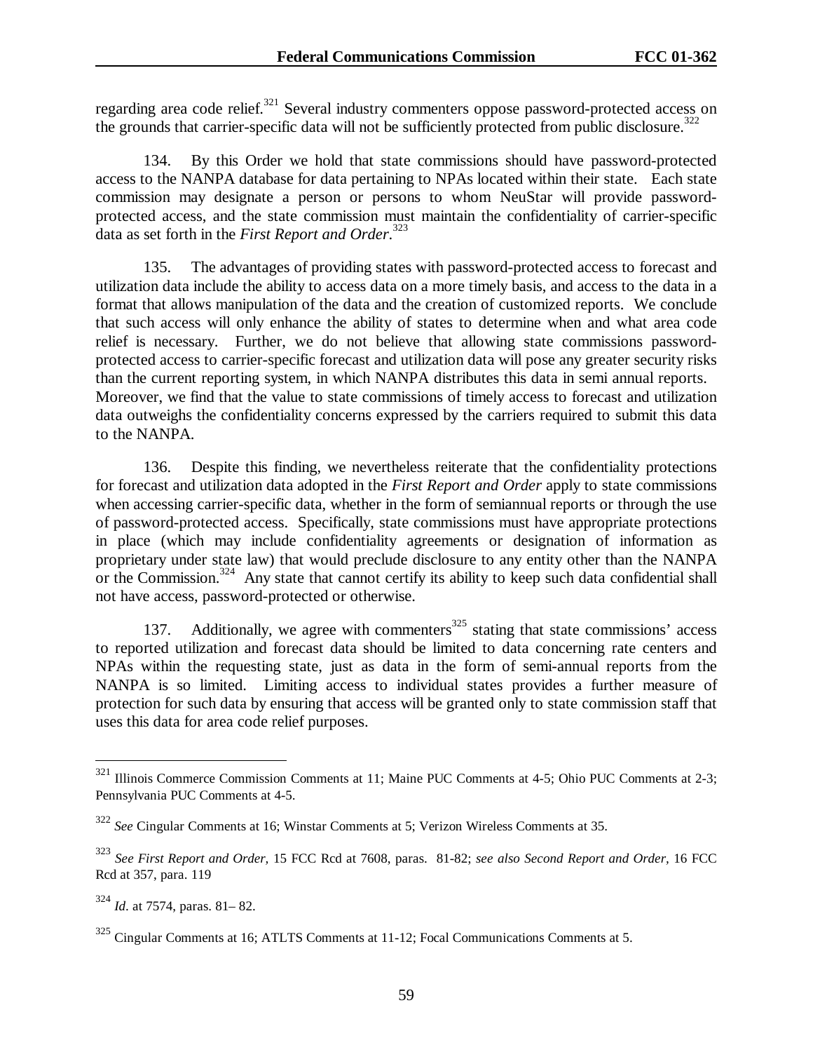regarding area code relief.[321] Several industry commenters oppose password-protected access on the grounds that carrier-specific data will not be sufficiently protected from public disclosure.[322]

134. By this Order we hold that state commissions should have password-protected access to the NANPA database for data pertaining to NPAs located within their state. Each state commission may designate a person or persons to whom NeuStar will provide password-protected access, and the state commission must maintain the confidentiality of carrier-specific data as set forth in the *First Report and Order*.[323]

135. The advantages of providing states with password-protected access to forecast and utilization data include the ability to access data on a more timely basis, and access to the data in a format that allows manipulation of the data and the creation of customized reports. We conclude that such access will only enhance the ability of states to determine when and what area code relief is necessary. Further, we do not believe that allowing state commissions password-protected access to carrier-specific forecast and utilization data will pose any greater security risks than the current reporting system, in which NANPA distributes this data in semi annual reports. Moreover, we find that the value to state commissions of timely access to forecast and utilization data outweighs the confidentiality concerns expressed by the carriers required to submit this data to the NANPA.

136. Despite this finding, we nevertheless reiterate that the confidentiality protections for forecast and utilization data adopted in the *First Report and Order* apply to state commissions when accessing carrier-specific data, whether in the form of semiannual reports or through the use of password-protected access. Specifically, state commissions must have appropriate protections in place (which may include confidentiality agreements or designation of information as proprietary under state law) that would preclude disclosure to any entity other than the NANPA or the Commission.[324] Any state that cannot certify its ability to keep such data confidential shall not have access, password-protected or otherwise.

137. Additionally, we agree with commenters[325] stating that state commissions' access to reported utilization and forecast data should be limited to data concerning rate centers and NPAs within the requesting state, just as data in the form of semi-annual reports from the NANPA is so limited. Limiting access to individual states provides a further measure of protection for such data by ensuring that access will be granted only to state commission staff that uses this data for area code relief purposes.

---

[321] Illinois Commerce Commission Comments at 11; Maine PUC Comments at 4-5; Ohio PUC Comments at 2-3; Pennsylvania PUC Comments at 4-5.

[322] *See* Cingular Comments at 16; Winstar Comments at 5; Verizon Wireless Comments at 35.

[323] *See First Report and Order,* 15 FCC Rcd at 7608, paras. 81-82; *see also Second Report and Order,* 16 FCC Rcd at 357, para. 119

[324] *Id.* at 7574, paras. 81– 82.

[325] Cingular Comments at 16; ATLTS Comments at 11-12; Focal Communications Comments at 5.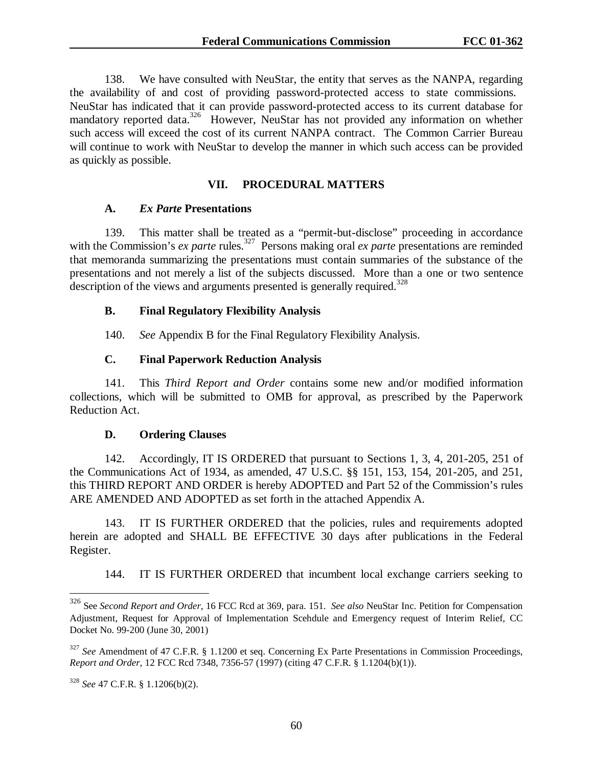138. We have consulted with NeuStar, the entity that serves as the NANPA, regarding the availability of and cost of providing password-protected access to state commissions. NeuStar has indicated that it can provide password-protected access to its current database for mandatory reported data.[326] However, NeuStar has not provided any information on whether such access will exceed the cost of its current NANPA contract. The Common Carrier Bureau will continue to work with NeuStar to develop the manner in which such access can be provided as quickly as possible.

## VII. PROCEDURAL MATTERS

### A. *Ex Parte* Presentations

139. This matter shall be treated as a "permit-but-disclose" proceeding in accordance with the Commission's *ex parte* rules.[327] Persons making oral *ex parte* presentations are reminded that memoranda summarizing the presentations must contain summaries of the substance of the presentations and not merely a list of the subjects discussed. More than a one or two sentence description of the views and arguments presented is generally required.[328]

### B. Final Regulatory Flexibility Analysis

140. *See* Appendix B for the Final Regulatory Flexibility Analysis.

### C. Final Paperwork Reduction Analysis

141. This *Third Report and Order* contains some new and/or modified information collections, which will be submitted to OMB for approval, as prescribed by the Paperwork Reduction Act.

### D. Ordering Clauses

142. Accordingly, IT IS ORDERED that pursuant to Sections 1, 3, 4, 201-205, 251 of the Communications Act of 1934, as amended, 47 U.S.C. §§ 151, 153, 154, 201-205, and 251, this THIRD REPORT AND ORDER is hereby ADOPTED and Part 52 of the Commission's rules ARE AMENDED AND ADOPTED as set forth in the attached Appendix A.

143. IT IS FURTHER ORDERED that the policies, rules and requirements adopted herein are adopted and SHALL BE EFFECTIVE 30 days after publications in the Federal Register.

144. IT IS FURTHER ORDERED that incumbent local exchange carriers seeking to

---

[326] See *Second Report and Order*, 16 FCC Rcd at 369, para. 151. *See also* NeuStar Inc. Petition for Compensation Adjustment, Request for Approval of Implementation Scehdule and Emergency request of Interim Relief, CC Docket No. 99-200 (June 30, 2001)

[327] *See* Amendment of 47 C.F.R. § 1.1200 et seq. Concerning Ex Parte Presentations in Commission Proceedings, *Report and Order*, 12 FCC Rcd 7348, 7356-57 (1997) (citing 47 C.F.R. § 1.1204(b)(1)).

[328] *See* 47 C.F.R. § 1.1206(b)(2).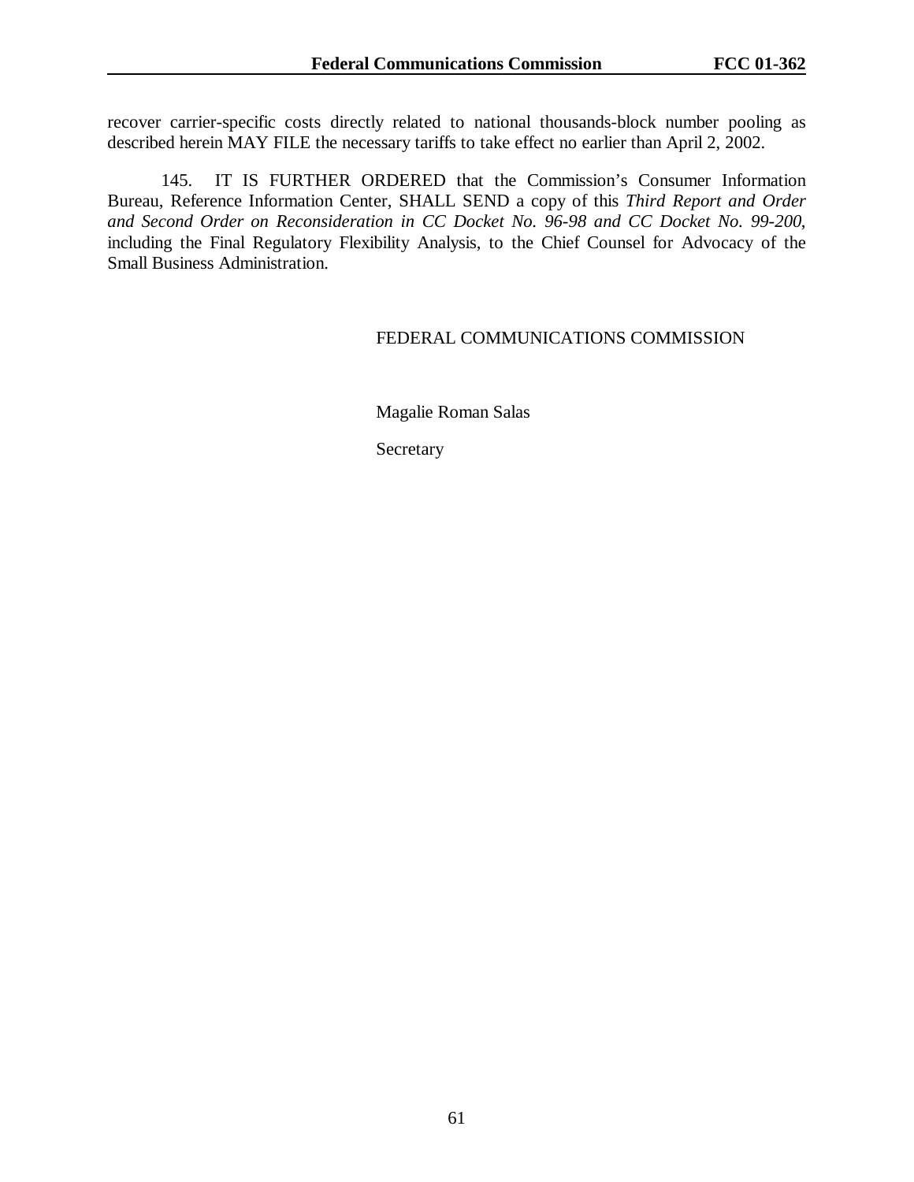recover carrier-specific costs directly related to national thousands-block number pooling as described herein MAY FILE the necessary tariffs to take effect no earlier than April 2, 2002.

145. IT IS FURTHER ORDERED that the Commission's Consumer Information Bureau, Reference Information Center, SHALL SEND a copy of this *Third Report and Order and Second Order on Reconsideration in CC Docket No. 96-98 and CC Docket No. 99-200*, including the Final Regulatory Flexibility Analysis, to the Chief Counsel for Advocacy of the Small Business Administration.

FEDERAL COMMUNICATIONS COMMISSION

Magalie Roman Salas

Secretary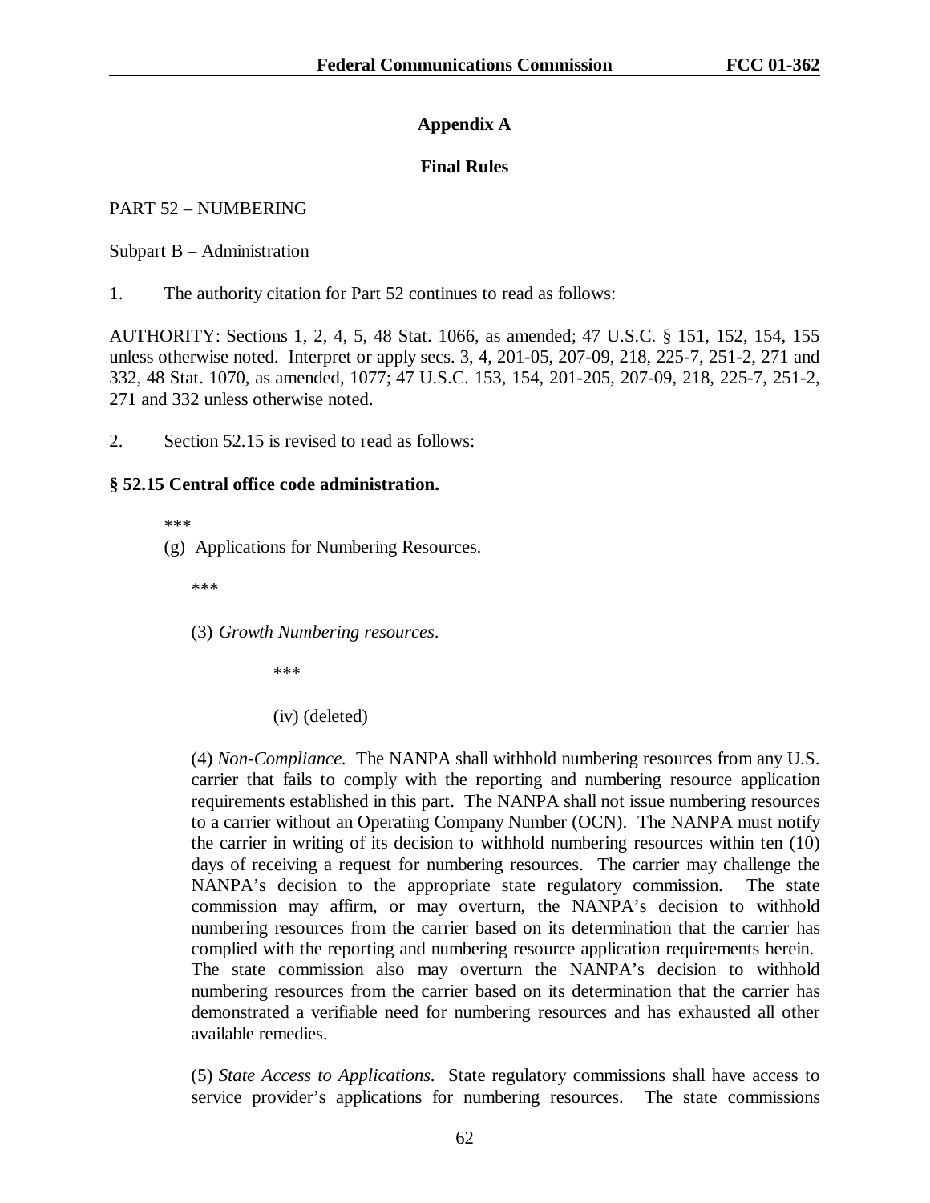## Appendix A

## Final Rules

PART 52 – NUMBERING

Subpart B – Administration

1. The authority citation for Part 52 continues to read as follows:

AUTHORITY: Sections 1, 2, 4, 5, 48 Stat. 1066, as amended; 47 U.S.C. § 151, 152, 154, 155 unless otherwise noted. Interpret or apply secs. 3, 4, 201-05, 207-09, 218, 225-7, 251-2, 271 and 332, 48 Stat. 1070, as amended, 1077; 47 U.S.C. 153, 154, 201-205, 207-09, 218, 225-7, 251-2, 271 and 332 unless otherwise noted.

2. Section 52.15 is revised to read as follows:

**§ 52.15 Central office code administration.**

\*\*\*

(g) Applications for Numbering Resources.

\*\*\*

(3) *Growth Numbering resources.*

\*\*\*

(iv) (deleted)

(4) *Non-Compliance.* The NANPA shall withhold numbering resources from any U.S. carrier that fails to comply with the reporting and numbering resource application requirements established in this part. The NANPA shall not issue numbering resources to a carrier without an Operating Company Number (OCN). The NANPA must notify the carrier in writing of its decision to withhold numbering resources within ten (10) days of receiving a request for numbering resources. The carrier may challenge the NANPA's decision to the appropriate state regulatory commission. The state commission may affirm, or may overturn, the NANPA's decision to withhold numbering resources from the carrier based on its determination that the carrier has complied with the reporting and numbering resource application requirements herein. The state commission also may overturn the NANPA's decision to withhold numbering resources from the carrier based on its determination that the carrier has demonstrated a verifiable need for numbering resources and has exhausted all other available remedies.

(5) *State Access to Applications.* State regulatory commissions shall have access to service provider's applications for numbering resources. The state commissions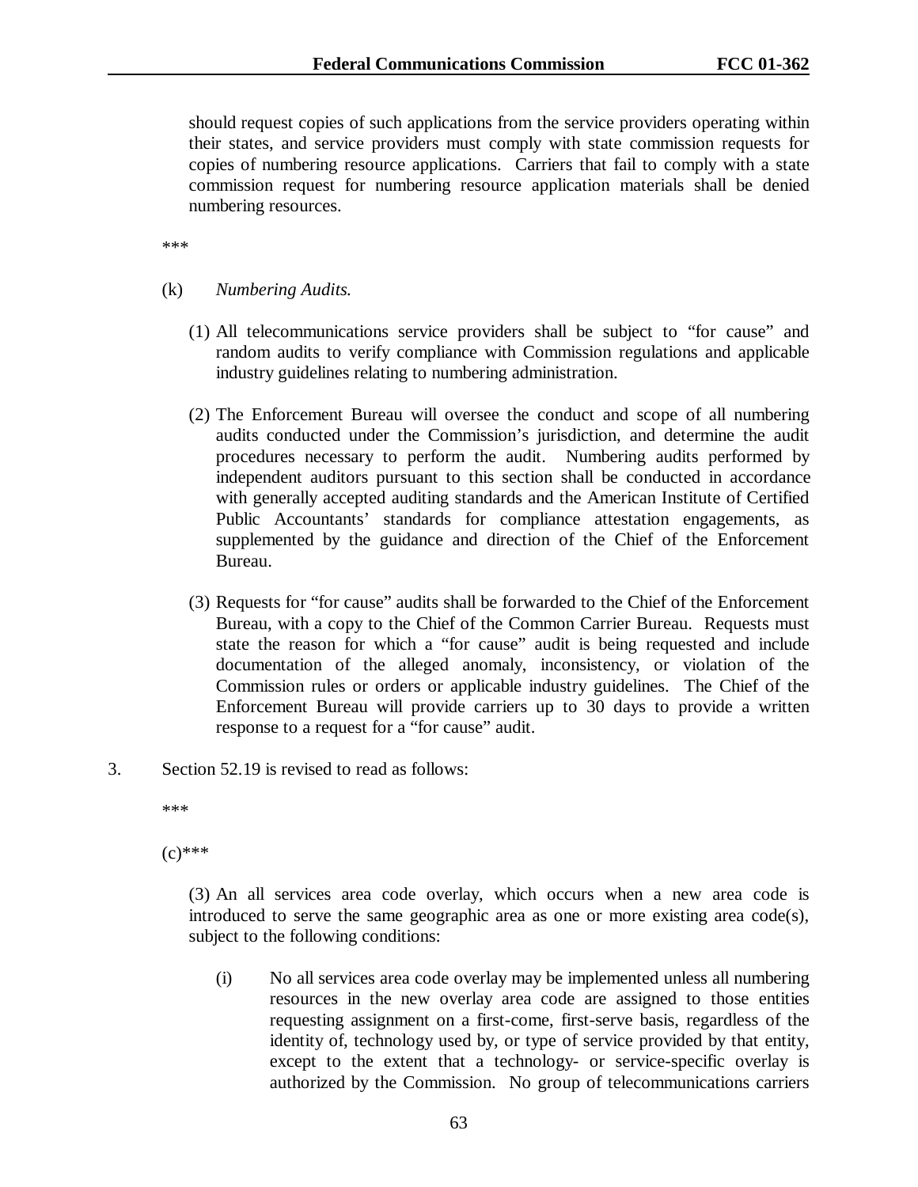should request copies of such applications from the service providers operating within their states, and service providers must comply with state commission requests for copies of numbering resource applications. Carriers that fail to comply with a state commission request for numbering resource application materials shall be denied numbering resources.

***

(k) *Numbering Audits.*

(1) All telecommunications service providers shall be subject to "for cause" and random audits to verify compliance with Commission regulations and applicable industry guidelines relating to numbering administration.

(2) The Enforcement Bureau will oversee the conduct and scope of all numbering audits conducted under the Commission's jurisdiction, and determine the audit procedures necessary to perform the audit. Numbering audits performed by independent auditors pursuant to this section shall be conducted in accordance with generally accepted auditing standards and the American Institute of Certified Public Accountants' standards for compliance attestation engagements, as supplemented by the guidance and direction of the Chief of the Enforcement Bureau.

(3) Requests for "for cause" audits shall be forwarded to the Chief of the Enforcement Bureau, with a copy to the Chief of the Common Carrier Bureau. Requests must state the reason for which a "for cause" audit is being requested and include documentation of the alleged anomaly, inconsistency, or violation of the Commission rules or orders or applicable industry guidelines. The Chief of the Enforcement Bureau will provide carriers up to 30 days to provide a written response to a request for a "for cause" audit.

3. Section 52.19 is revised to read as follows:

***

(c)***

(3) An all services area code overlay, which occurs when a new area code is introduced to serve the same geographic area as one or more existing area code(s), subject to the following conditions:

(i) No all services area code overlay may be implemented unless all numbering resources in the new overlay area code are assigned to those entities requesting assignment on a first-come, first-serve basis, regardless of the identity of, technology used by, or type of service provided by that entity, except to the extent that a technology- or service-specific overlay is authorized by the Commission. No group of telecommunications carriers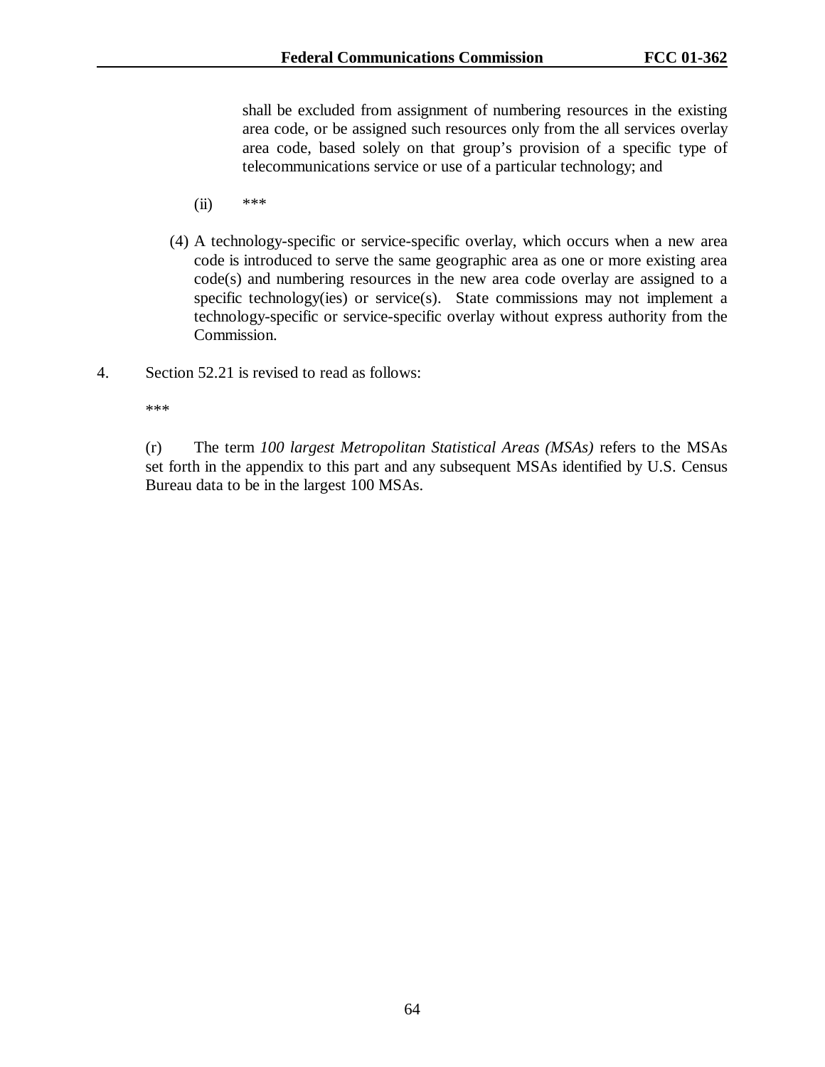shall be excluded from assignment of numbering resources in the existing area code, or be assigned such resources only from the all services overlay area code, based solely on that group's provision of a specific type of telecommunications service or use of a particular technology; and

(ii) ***

(4) A technology-specific or service-specific overlay, which occurs when a new area code is introduced to serve the same geographic area as one or more existing area code(s) and numbering resources in the new area code overlay are assigned to a specific technology(ies) or service(s). State commissions may not implement a technology-specific or service-specific overlay without express authority from the Commission.

4. Section 52.21 is revised to read as follows:

***

(r) The term *100 largest Metropolitan Statistical Areas (MSAs)* refers to the MSAs set forth in the appendix to this part and any subsequent MSAs identified by U.S. Census Bureau data to be in the largest 100 MSAs.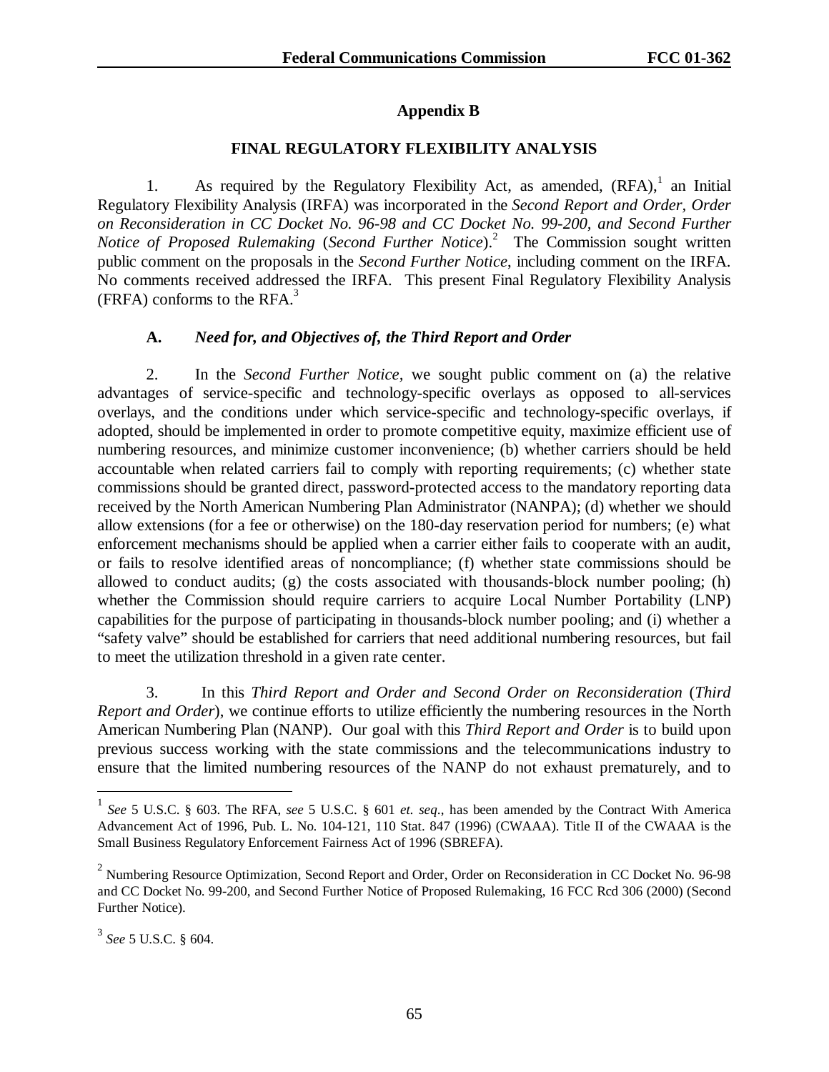## Appendix B

## FINAL REGULATORY FLEXIBILITY ANALYSIS

1. As required by the Regulatory Flexibility Act, as amended, (RFA),[1] an Initial Regulatory Flexibility Analysis (IRFA) was incorporated in the *Second Report and Order, Order on Reconsideration in CC Docket No. 96-98 and CC Docket No. 99-200, and Second Further Notice of Proposed Rulemaking* (*Second Further Notice*).[2] The Commission sought written public comment on the proposals in the *Second Further Notice*, including comment on the IRFA. No comments received addressed the IRFA. This present Final Regulatory Flexibility Analysis (FRFA) conforms to the RFA.[3]

### A. *Need for, and Objectives of, the Third Report and Order*

2. In the *Second Further Notice*, we sought public comment on (a) the relative advantages of service-specific and technology-specific overlays as opposed to all-services overlays, and the conditions under which service-specific and technology-specific overlays, if adopted, should be implemented in order to promote competitive equity, maximize efficient use of numbering resources, and minimize customer inconvenience; (b) whether carriers should be held accountable when related carriers fail to comply with reporting requirements; (c) whether state commissions should be granted direct, password-protected access to the mandatory reporting data received by the North American Numbering Plan Administrator (NANPA); (d) whether we should allow extensions (for a fee or otherwise) on the 180-day reservation period for numbers; (e) what enforcement mechanisms should be applied when a carrier either fails to cooperate with an audit, or fails to resolve identified areas of noncompliance; (f) whether state commissions should be allowed to conduct audits; (g) the costs associated with thousands-block number pooling; (h) whether the Commission should require carriers to acquire Local Number Portability (LNP) capabilities for the purpose of participating in thousands-block number pooling; and (i) whether a "safety valve" should be established for carriers that need additional numbering resources, but fail to meet the utilization threshold in a given rate center.

3. In this *Third Report and Order and Second Order on Reconsideration* (*Third Report and Order*), we continue efforts to utilize efficiently the numbering resources in the North American Numbering Plan (NANP). Our goal with this *Third Report and Order* is to build upon previous success working with the state commissions and the telecommunications industry to ensure that the limited numbering resources of the NANP do not exhaust prematurely, and to

---

[1] *See* 5 U.S.C. § 603. The RFA, *see* 5 U.S.C. § 601 *et. seq*., has been amended by the Contract With America Advancement Act of 1996, Pub. L. No. 104-121, 110 Stat. 847 (1996) (CWAAA). Title II of the CWAAA is the Small Business Regulatory Enforcement Fairness Act of 1996 (SBREFA).

[2] Numbering Resource Optimization, Second Report and Order, Order on Reconsideration in CC Docket No. 96-98 and CC Docket No. 99-200, and Second Further Notice of Proposed Rulemaking, 16 FCC Rcd 306 (2000) (Second Further Notice).

[3] *See* 5 U.S.C. § 604.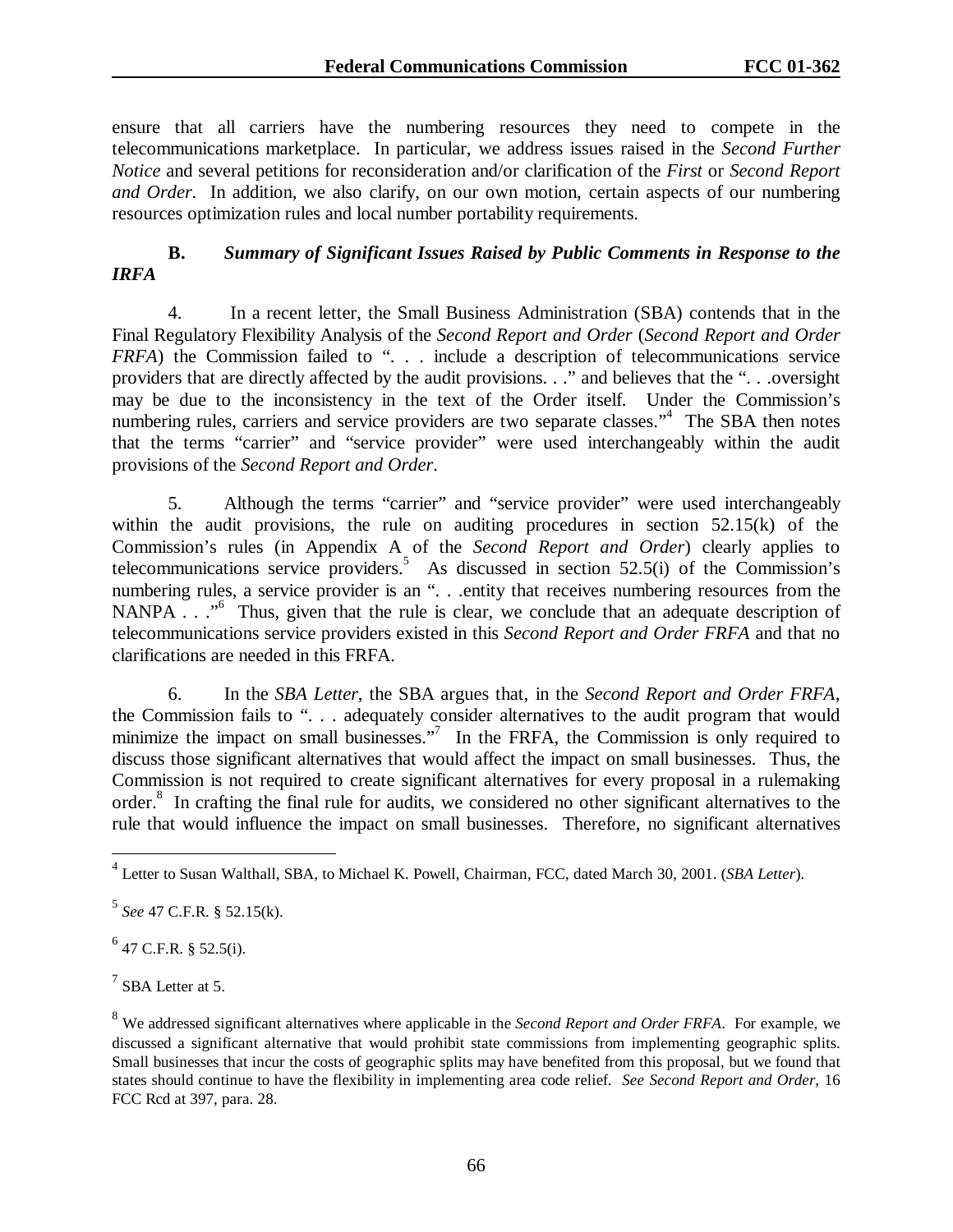ensure that all carriers have the numbering resources they need to compete in the telecommunications marketplace. In particular, we address issues raised in the *Second Further Notice* and several petitions for reconsideration and/or clarification of the *First* or *Second Report and Order*. In addition, we also clarify, on our own motion, certain aspects of our numbering resources optimization rules and local number portability requirements.

### B. *Summary of Significant Issues Raised by Public Comments in Response to the IRFA*

4. In a recent letter, the Small Business Administration (SBA) contends that in the Final Regulatory Flexibility Analysis of the *Second Report and Order* (*Second Report and Order FRFA*) the Commission failed to ". . . include a description of telecommunications service providers that are directly affected by the audit provisions. . ." and believes that the ". . .oversight may be due to the inconsistency in the text of the Order itself. Under the Commission's numbering rules, carriers and service providers are two separate classes."[4] The SBA then notes that the terms "carrier" and "service provider" were used interchangeably within the audit provisions of the *Second Report and Order*.

5. Although the terms "carrier" and "service provider" were used interchangeably within the audit provisions, the rule on auditing procedures in section 52.15(k) of the Commission's rules (in Appendix A of the *Second Report and Order*) clearly applies to telecommunications service providers.[5] As discussed in section 52.5(i) of the Commission's numbering rules, a service provider is an ". . .entity that receives numbering resources from the NANPA . . ."[6] Thus, given that the rule is clear, we conclude that an adequate description of telecommunications service providers existed in this *Second Report and Order FRFA* and that no clarifications are needed in this FRFA.

6. In the *SBA Letter*, the SBA argues that, in the *Second Report and Order FRFA*, the Commission fails to ". . . adequately consider alternatives to the audit program that would minimize the impact on small businesses."[7] In the FRFA, the Commission is only required to discuss those significant alternatives that would affect the impact on small businesses. Thus, the Commission is not required to create significant alternatives for every proposal in a rulemaking order.[8] In crafting the final rule for audits, we considered no other significant alternatives to the rule that would influence the impact on small businesses. Therefore, no significant alternatives

---

[4] Letter to Susan Walthall, SBA, to Michael K. Powell, Chairman, FCC, dated March 30, 2001. (*SBA Letter*).

[5] *See* 47 C.F.R. § 52.15(k).

[6] 47 C.F.R. § 52.5(i).

[7] SBA Letter at 5.

[8] We addressed significant alternatives where applicable in the *Second Report and Order FRFA*. For example, we discussed a significant alternative that would prohibit state commissions from implementing geographic splits. Small businesses that incur the costs of geographic splits may have benefited from this proposal, but we found that states should continue to have the flexibility in implementing area code relief. *See Second Report and Order*, 16 FCC Rcd at 397, para. 28.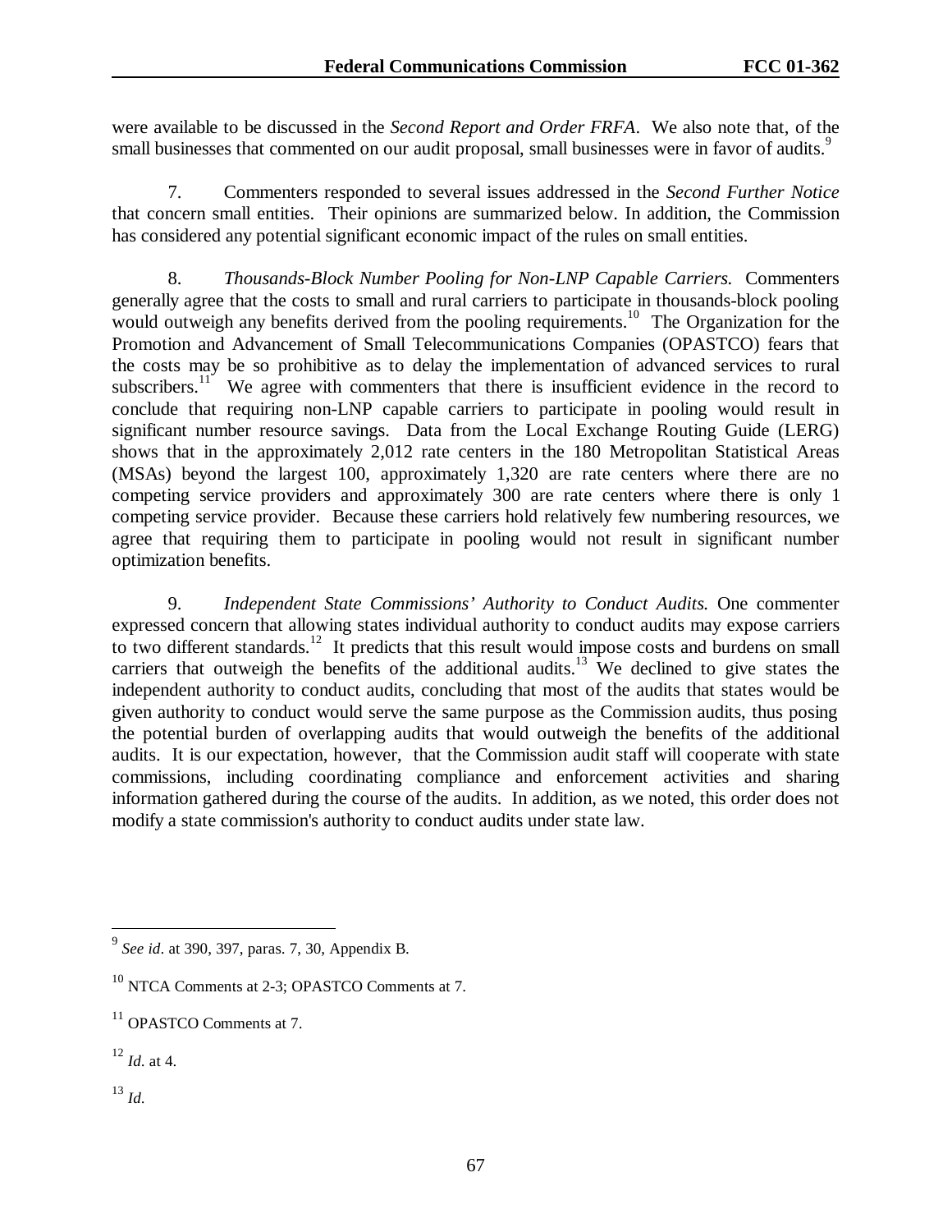were available to be discussed in the *Second Report and Order FRFA*. We also note that, of the small businesses that commented on our audit proposal, small businesses were in favor of audits.[9]

7. Commenters responded to several issues addressed in the *Second Further Notice* that concern small entities. Their opinions are summarized below. In addition, the Commission has considered any potential significant economic impact of the rules on small entities.

8. *Thousands-Block Number Pooling for Non-LNP Capable Carriers.* Commenters generally agree that the costs to small and rural carriers to participate in thousands-block pooling would outweigh any benefits derived from the pooling requirements.[10] The Organization for the Promotion and Advancement of Small Telecommunications Companies (OPASTCO) fears that the costs may be so prohibitive as to delay the implementation of advanced services to rural subscribers.[11] We agree with commenters that there is insufficient evidence in the record to conclude that requiring non-LNP capable carriers to participate in pooling would result in significant number resource savings. Data from the Local Exchange Routing Guide (LERG) shows that in the approximately 2,012 rate centers in the 180 Metropolitan Statistical Areas (MSAs) beyond the largest 100, approximately 1,320 are rate centers where there are no competing service providers and approximately 300 are rate centers where there is only 1 competing service provider. Because these carriers hold relatively few numbering resources, we agree that requiring them to participate in pooling would not result in significant number optimization benefits.

9. *Independent State Commissions' Authority to Conduct Audits.* One commenter expressed concern that allowing states individual authority to conduct audits may expose carriers to two different standards.[12] It predicts that this result would impose costs and burdens on small carriers that outweigh the benefits of the additional audits.[13] We declined to give states the independent authority to conduct audits, concluding that most of the audits that states would be given authority to conduct would serve the same purpose as the Commission audits, thus posing the potential burden of overlapping audits that would outweigh the benefits of the additional audits. It is our expectation, however, that the Commission audit staff will cooperate with state commissions, including coordinating compliance and enforcement activities and sharing information gathered during the course of the audits. In addition, as we noted, this order does not modify a state commission's authority to conduct audits under state law.

---

[9] *See id*. at 390, 397, paras. 7, 30, Appendix B.

[10] NTCA Comments at 2-3; OPASTCO Comments at 7.

[11] OPASTCO Comments at 7.

[12] *Id.* at 4.

[13] *Id.*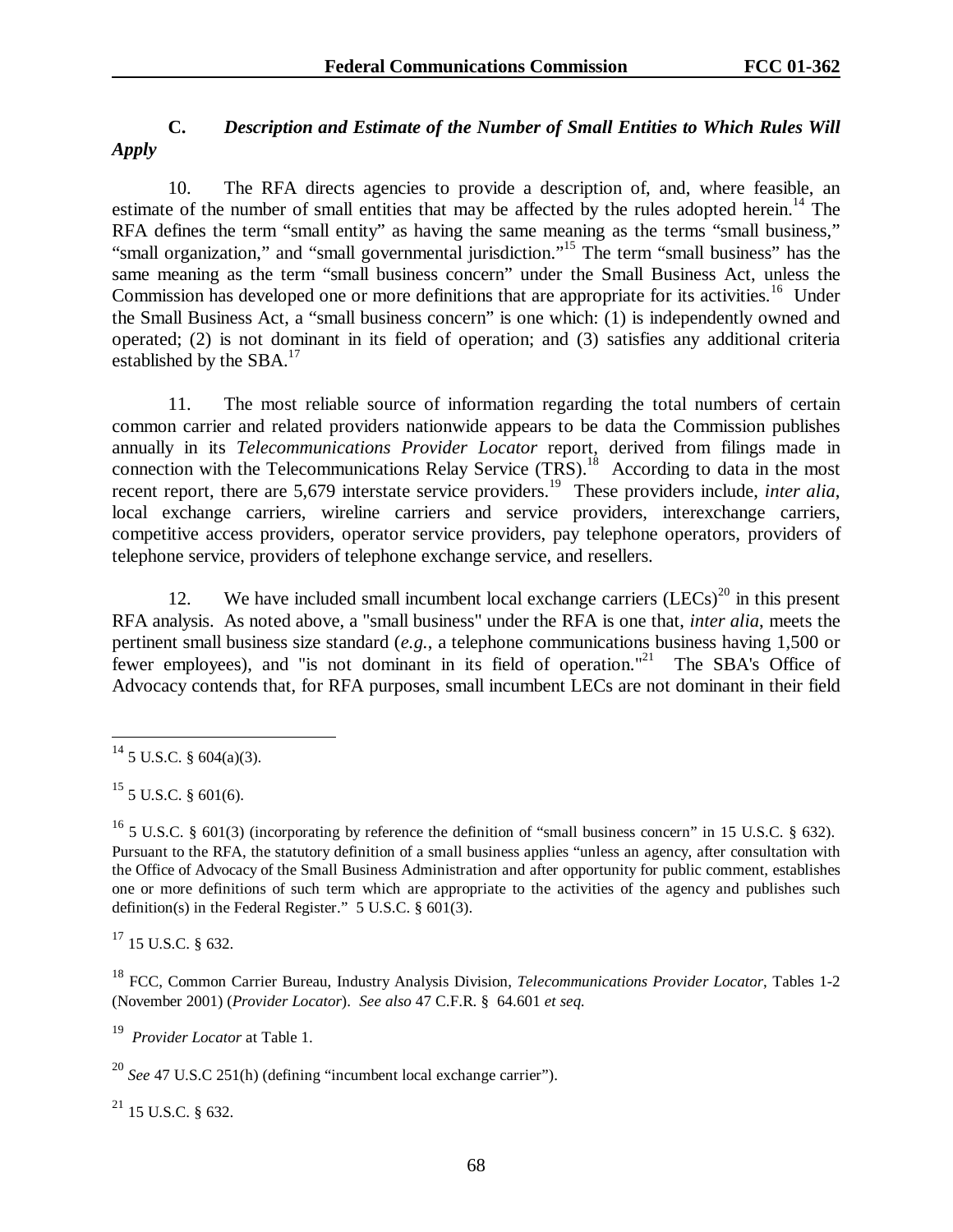### C. *Description and Estimate of the Number of Small Entities to Which Rules Will Apply*

10. The RFA directs agencies to provide a description of, and, where feasible, an estimate of the number of small entities that may be affected by the rules adopted herein.[14] The RFA defines the term "small entity" as having the same meaning as the terms "small business," "small organization," and "small governmental jurisdiction."[15] The term "small business" has the same meaning as the term "small business concern" under the Small Business Act, unless the Commission has developed one or more definitions that are appropriate for its activities.[16] Under the Small Business Act, a "small business concern" is one which: (1) is independently owned and operated; (2) is not dominant in its field of operation; and (3) satisfies any additional criteria established by the SBA.[17]

11. The most reliable source of information regarding the total numbers of certain common carrier and related providers nationwide appears to be data the Commission publishes annually in its *Telecommunications Provider Locator* report, derived from filings made in connection with the Telecommunications Relay Service (TRS).[18] According to data in the most recent report, there are 5,679 interstate service providers.[19] These providers include, *inter alia*, local exchange carriers, wireline carriers and service providers, interexchange carriers, competitive access providers, operator service providers, pay telephone operators, providers of telephone service, providers of telephone exchange service, and resellers.

12. We have included small incumbent local exchange carriers (LECs)[20] in this present RFA analysis. As noted above, a "small business" under the RFA is one that, *inter alia*, meets the pertinent small business size standard (*e.g.*, a telephone communications business having 1,500 or fewer employees), and "is not dominant in its field of operation."[21] The SBA's Office of Advocacy contends that, for RFA purposes, small incumbent LECs are not dominant in their field

---

[14] 5 U.S.C. § 604(a)(3).

[15] 5 U.S.C. § 601(6).

[16] 5 U.S.C. § 601(3) (incorporating by reference the definition of "small business concern" in 15 U.S.C. § 632). Pursuant to the RFA, the statutory definition of a small business applies "unless an agency, after consultation with the Office of Advocacy of the Small Business Administration and after opportunity for public comment, establishes one or more definitions of such term which are appropriate to the activities of the agency and publishes such definition(s) in the Federal Register." 5 U.S.C. § 601(3).

[17] 15 U.S.C. § 632.

[18] FCC, Common Carrier Bureau, Industry Analysis Division, *Telecommunications Provider Locator*, Tables 1-2 (November 2001) (*Provider Locator*). *See also* 47 C.F.R. § 64.601 *et seq.*

[19] *Provider Locator* at Table 1.

[20] *See* 47 U.S.C 251(h) (defining "incumbent local exchange carrier").

[21] 15 U.S.C. § 632.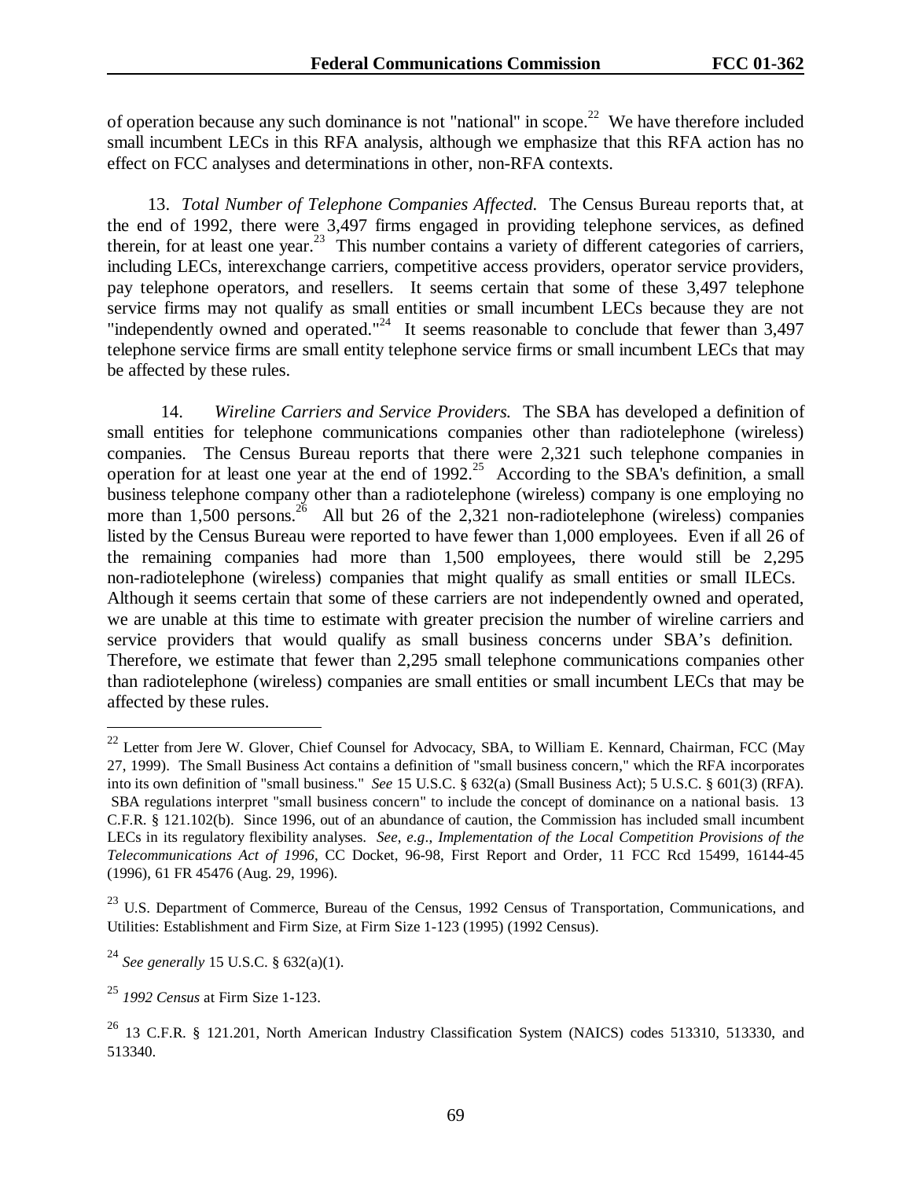of operation because any such dominance is not "national" in scope.[22] We have therefore included small incumbent LECs in this RFA analysis, although we emphasize that this RFA action has no effect on FCC analyses and determinations in other, non-RFA contexts.

13. *Total Number of Telephone Companies Affected.* The Census Bureau reports that, at the end of 1992, there were 3,497 firms engaged in providing telephone services, as defined therein, for at least one year.[23] This number contains a variety of different categories of carriers, including LECs, interexchange carriers, competitive access providers, operator service providers, pay telephone operators, and resellers. It seems certain that some of these 3,497 telephone service firms may not qualify as small entities or small incumbent LECs because they are not "independently owned and operated."[24] It seems reasonable to conclude that fewer than 3,497 telephone service firms are small entity telephone service firms or small incumbent LECs that may be affected by these rules.

14. *Wireline Carriers and Service Providers.* The SBA has developed a definition of small entities for telephone communications companies other than radiotelephone (wireless) companies. The Census Bureau reports that there were 2,321 such telephone companies in operation for at least one year at the end of 1992.[25] According to the SBA's definition, a small business telephone company other than a radiotelephone (wireless) company is one employing no more than 1,500 persons.[26] All but 26 of the 2,321 non-radiotelephone (wireless) companies listed by the Census Bureau were reported to have fewer than 1,000 employees. Even if all 26 of the remaining companies had more than 1,500 employees, there would still be 2,295 non-radiotelephone (wireless) companies that might qualify as small entities or small ILECs. Although it seems certain that some of these carriers are not independently owned and operated, we are unable at this time to estimate with greater precision the number of wireline carriers and service providers that would qualify as small business concerns under SBA's definition. Therefore, we estimate that fewer than 2,295 small telephone communications companies other than radiotelephone (wireless) companies are small entities or small incumbent LECs that may be affected by these rules.

---

[22] Letter from Jere W. Glover, Chief Counsel for Advocacy, SBA, to William E. Kennard, Chairman, FCC (May 27, 1999). The Small Business Act contains a definition of "small business concern," which the RFA incorporates into its own definition of "small business." *See* 15 U.S.C. § 632(a) (Small Business Act); 5 U.S.C. § 601(3) (RFA). SBA regulations interpret "small business concern" to include the concept of dominance on a national basis. 13 C.F.R. § 121.102(b). Since 1996, out of an abundance of caution, the Commission has included small incumbent LECs in its regulatory flexibility analyses. *See*, *e.g*., *Implementation of the Local Competition Provisions of the Telecommunications Act of 1996*, CC Docket, 96-98, First Report and Order, 11 FCC Rcd 15499, 16144-45 (1996), 61 FR 45476 (Aug. 29, 1996).

[23] U.S. Department of Commerce, Bureau of the Census, 1992 Census of Transportation, Communications, and Utilities: Establishment and Firm Size, at Firm Size 1-123 (1995) (1992 Census).

[24] *See generally* 15 U.S.C. § 632(a)(1).

[25] *1992 Census* at Firm Size 1-123.

[26] 13 C.F.R. § 121.201, North American Industry Classification System (NAICS) codes 513310, 513330, and 513340.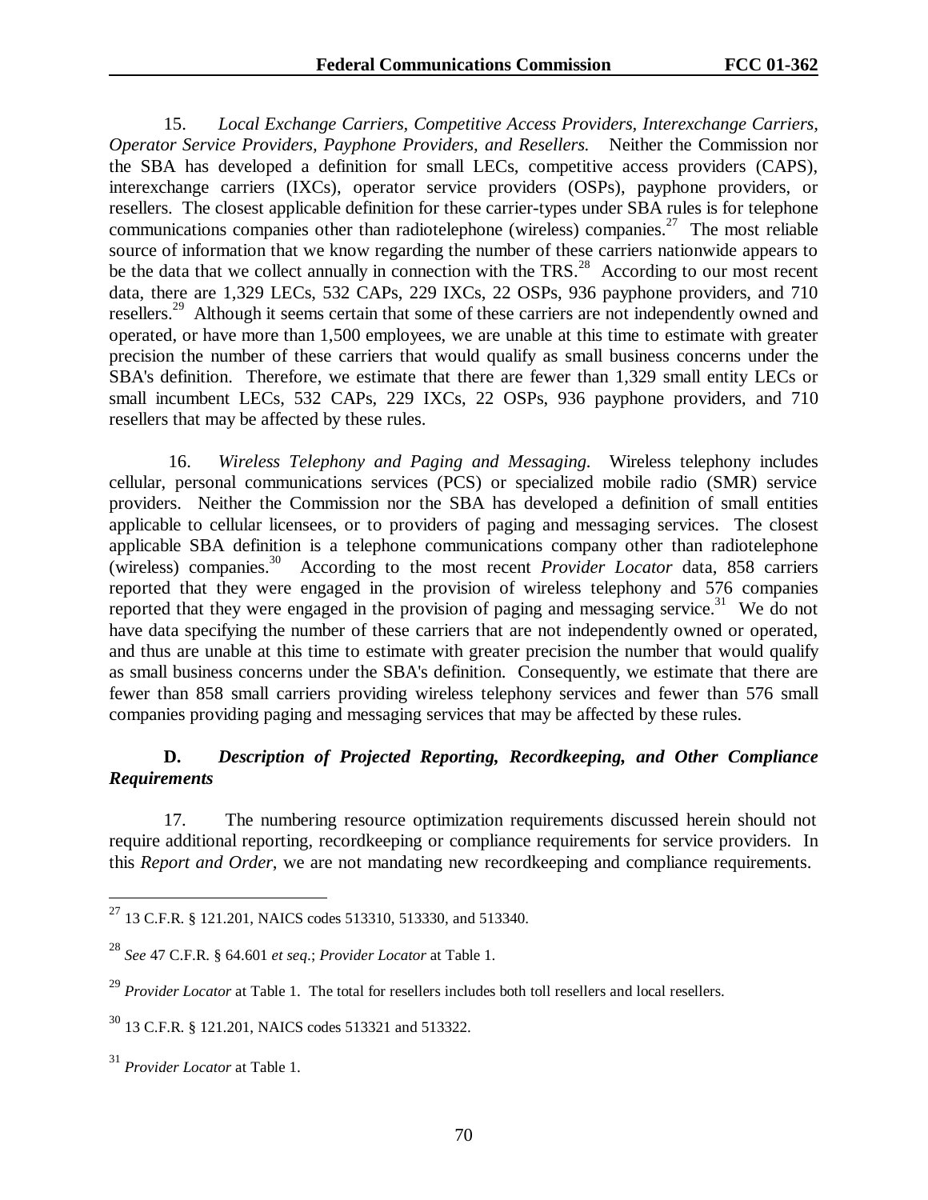15. *Local Exchange Carriers, Competitive Access Providers, Interexchange Carriers, Operator Service Providers, Payphone Providers, and Resellers.* Neither the Commission nor the SBA has developed a definition for small LECs, competitive access providers (CAPS), interexchange carriers (IXCs), operator service providers (OSPs), payphone providers, or resellers. The closest applicable definition for these carrier-types under SBA rules is for telephone communications companies other than radiotelephone (wireless) companies.[27] The most reliable source of information that we know regarding the number of these carriers nationwide appears to be the data that we collect annually in connection with the TRS.[28] According to our most recent data, there are 1,329 LECs, 532 CAPs, 229 IXCs, 22 OSPs, 936 payphone providers, and 710 resellers.[29] Although it seems certain that some of these carriers are not independently owned and operated, or have more than 1,500 employees, we are unable at this time to estimate with greater precision the number of these carriers that would qualify as small business concerns under the SBA's definition. Therefore, we estimate that there are fewer than 1,329 small entity LECs or small incumbent LECs, 532 CAPs, 229 IXCs, 22 OSPs, 936 payphone providers, and 710 resellers that may be affected by these rules.

16. *Wireless Telephony and Paging and Messaging.* Wireless telephony includes cellular, personal communications services (PCS) or specialized mobile radio (SMR) service providers. Neither the Commission nor the SBA has developed a definition of small entities applicable to cellular licensees, or to providers of paging and messaging services. The closest applicable SBA definition is a telephone communications company other than radiotelephone (wireless) companies.[30] According to the most recent *Provider Locator* data, 858 carriers reported that they were engaged in the provision of wireless telephony and 576 companies reported that they were engaged in the provision of paging and messaging service.[31] We do not have data specifying the number of these carriers that are not independently owned or operated, and thus are unable at this time to estimate with greater precision the number that would qualify as small business concerns under the SBA's definition. Consequently, we estimate that there are fewer than 858 small carriers providing wireless telephony services and fewer than 576 small companies providing paging and messaging services that may be affected by these rules.

### D. *Description of Projected Reporting, Recordkeeping, and Other Compliance Requirements*

17. The numbering resource optimization requirements discussed herein should not require additional reporting, recordkeeping or compliance requirements for service providers. In this *Report and Order*, we are not mandating new recordkeeping and compliance requirements.

---

[27] 13 C.F.R. § 121.201, NAICS codes 513310, 513330, and 513340.

[28] *See* 47 C.F.R. § 64.601 *et seq*.; *Provider Locator* at Table 1.

[29] *Provider Locator* at Table 1. The total for resellers includes both toll resellers and local resellers.

[30] 13 C.F.R. § 121.201, NAICS codes 513321 and 513322.

[31] *Provider Locator* at Table 1.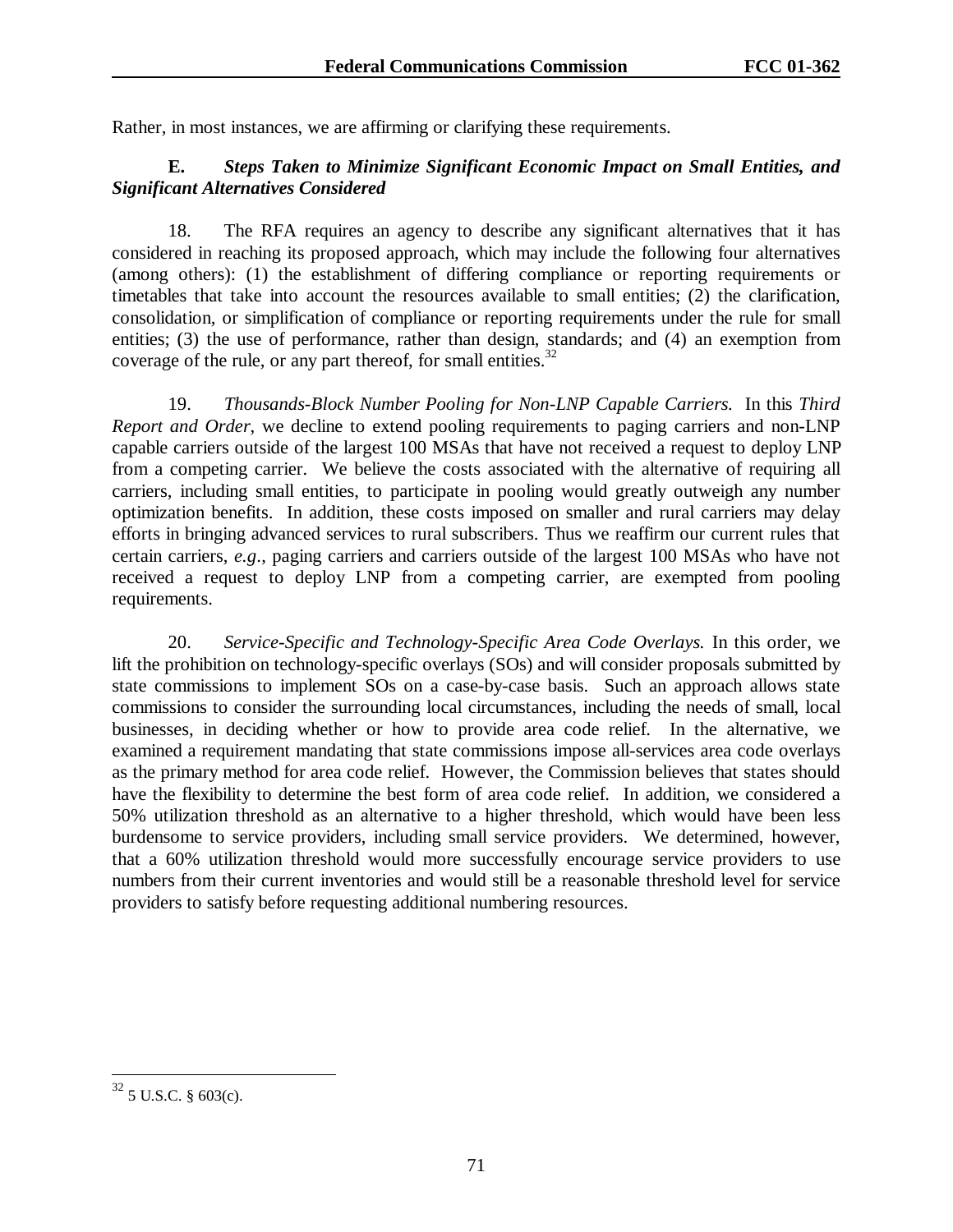Rather, in most instances, we are affirming or clarifying these requirements.

### E. *Steps Taken to Minimize Significant Economic Impact on Small Entities, and Significant Alternatives Considered*

18. The RFA requires an agency to describe any significant alternatives that it has considered in reaching its proposed approach, which may include the following four alternatives (among others): (1) the establishment of differing compliance or reporting requirements or timetables that take into account the resources available to small entities; (2) the clarification, consolidation, or simplification of compliance or reporting requirements under the rule for small entities; (3) the use of performance, rather than design, standards; and (4) an exemption from coverage of the rule, or any part thereof, for small entities.[32]

19. *Thousands-Block Number Pooling for Non-LNP Capable Carriers.* In this *Third Report and Order*, we decline to extend pooling requirements to paging carriers and non-LNP capable carriers outside of the largest 100 MSAs that have not received a request to deploy LNP from a competing carrier. We believe the costs associated with the alternative of requiring all carriers, including small entities, to participate in pooling would greatly outweigh any number optimization benefits. In addition, these costs imposed on smaller and rural carriers may delay efforts in bringing advanced services to rural subscribers. Thus we reaffirm our current rules that certain carriers, *e.g*., paging carriers and carriers outside of the largest 100 MSAs who have not received a request to deploy LNP from a competing carrier, are exempted from pooling requirements.

20. *Service-Specific and Technology-Specific Area Code Overlays.* In this order, we lift the prohibition on technology-specific overlays (SOs) and will consider proposals submitted by state commissions to implement SOs on a case-by-case basis. Such an approach allows state commissions to consider the surrounding local circumstances, including the needs of small, local businesses, in deciding whether or how to provide area code relief. In the alternative, we examined a requirement mandating that state commissions impose all-services area code overlays as the primary method for area code relief. However, the Commission believes that states should have the flexibility to determine the best form of area code relief. In addition, we considered a 50% utilization threshold as an alternative to a higher threshold, which would have been less burdensome to service providers, including small service providers. We determined, however, that a 60% utilization threshold would more successfully encourage service providers to use numbers from their current inventories and would still be a reasonable threshold level for service providers to satisfy before requesting additional numbering resources.

---

[32] 5 U.S.C. § 603(c).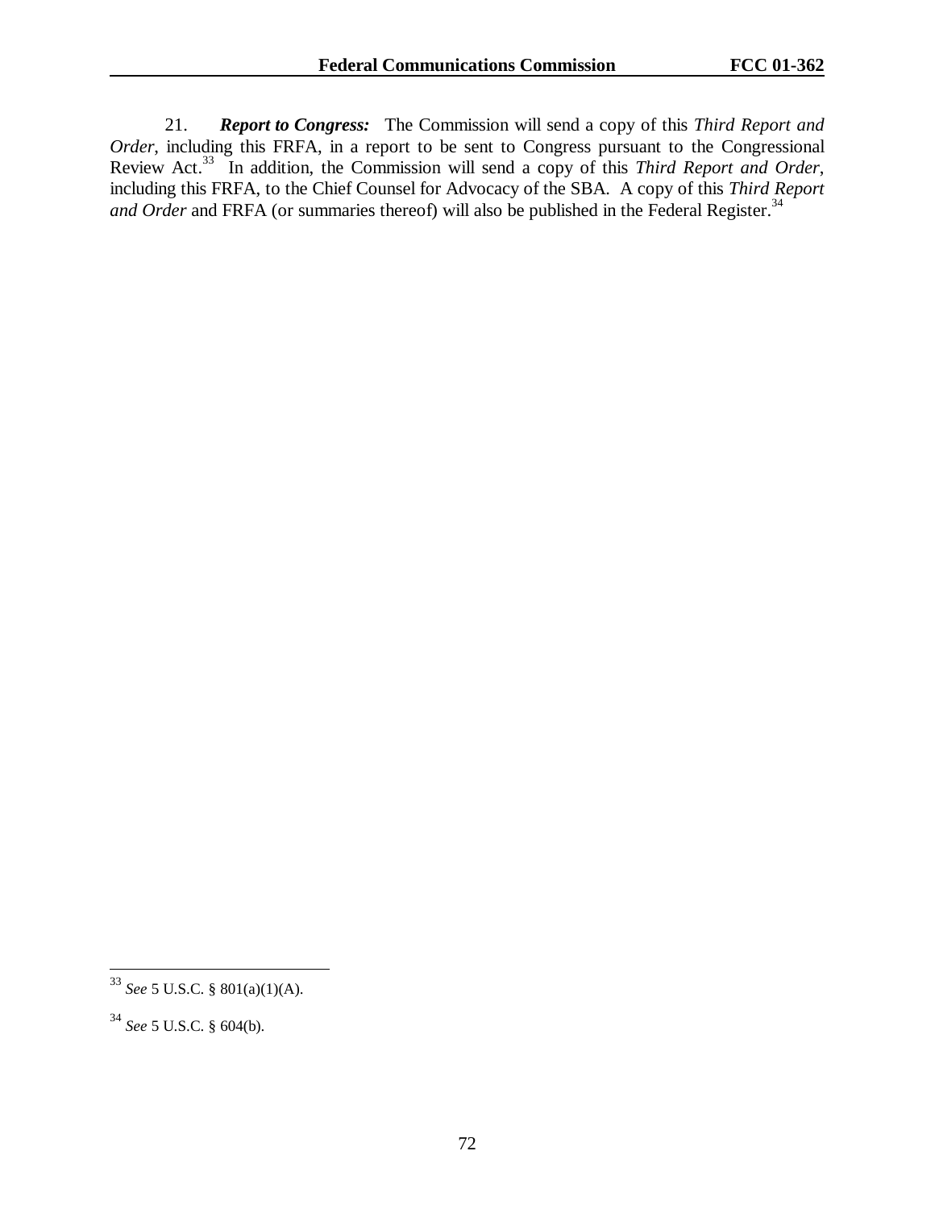21. ***Report to Congress:*** The Commission will send a copy of this *Third Report and Order*, including this FRFA, in a report to be sent to Congress pursuant to the Congressional Review Act.[33] In addition, the Commission will send a copy of this *Third Report and Order*, including this FRFA, to the Chief Counsel for Advocacy of the SBA. A copy of this *Third Report and Order* and FRFA (or summaries thereof) will also be published in the Federal Register.[34]

---

[33] *See* 5 U.S.C. § 801(a)(1)(A).

[34] *See* 5 U.S.C. § 604(b).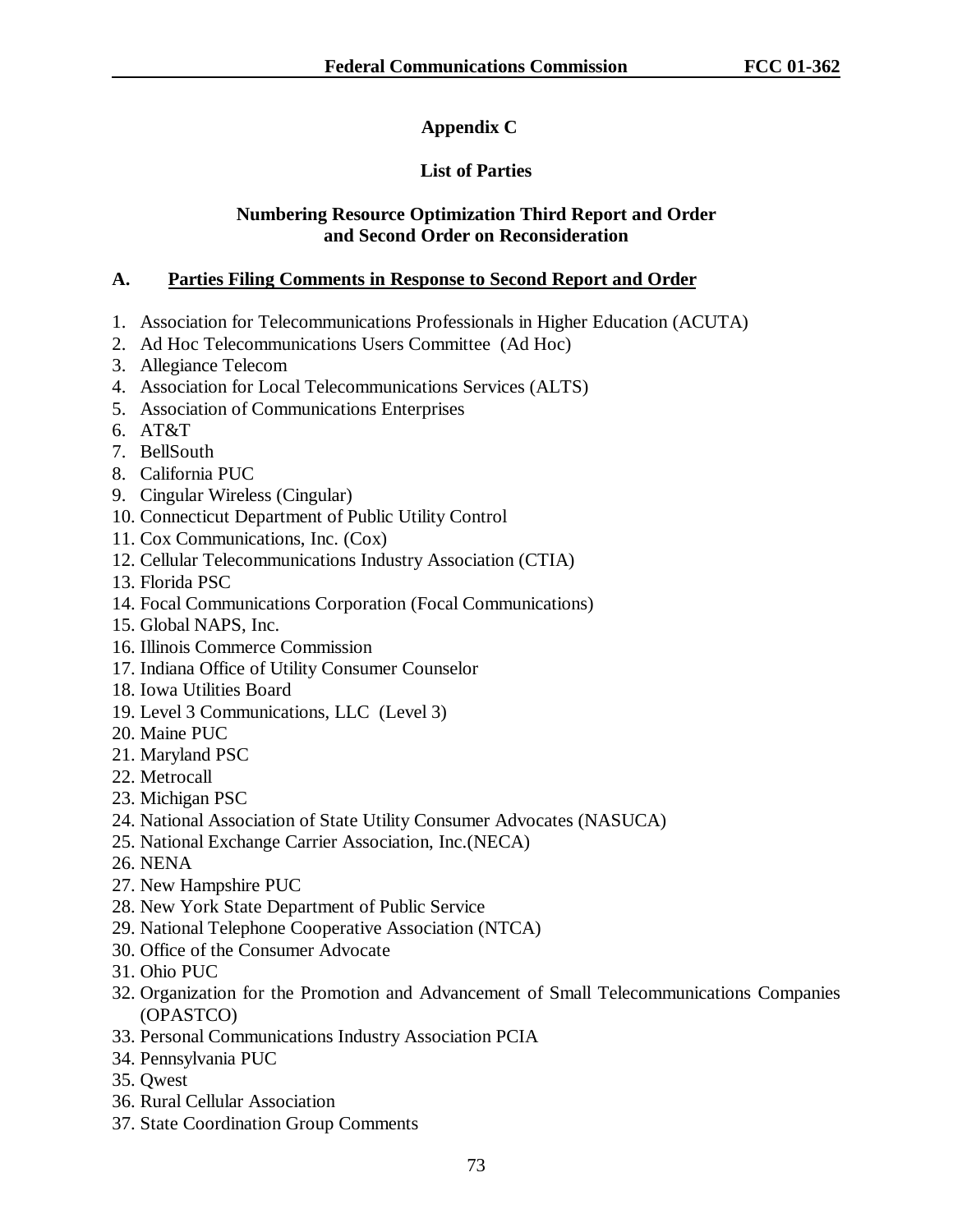# Appendix C

## List of Parties

### Numbering Resource Optimization Third Report and Order and Second Order on Reconsideration

## A. Parties Filing Comments in Response to Second Report and Order

1. Association for Telecommunications Professionals in Higher Education (ACUTA)
2. Ad Hoc Telecommunications Users Committee (Ad Hoc)
3. Allegiance Telecom
4. Association for Local Telecommunications Services (ALTS)
5. Association of Communications Enterprises
6. AT&T
7. BellSouth
8. California PUC
9. Cingular Wireless (Cingular)
10. Connecticut Department of Public Utility Control
11. Cox Communications, Inc. (Cox)
12. Cellular Telecommunications Industry Association (CTIA)
13. Florida PSC
14. Focal Communications Corporation (Focal Communications)
15. Global NAPS, Inc.
16. Illinois Commerce Commission
17. Indiana Office of Utility Consumer Counselor
18. Iowa Utilities Board
19. Level 3 Communications, LLC (Level 3)
20. Maine PUC
21. Maryland PSC
22. Metrocall
23. Michigan PSC
24. National Association of State Utility Consumer Advocates (NASUCA)
25. National Exchange Carrier Association, Inc.(NECA)
26. NENA
27. New Hampshire PUC
28. New York State Department of Public Service
29. National Telephone Cooperative Association (NTCA)
30. Office of the Consumer Advocate
31. Ohio PUC
32. Organization for the Promotion and Advancement of Small Telecommunications Companies (OPASTCO)
33. Personal Communications Industry Association PCIA
34. Pennsylvania PUC
35. Qwest
36. Rural Cellular Association
37. State Coordination Group Comments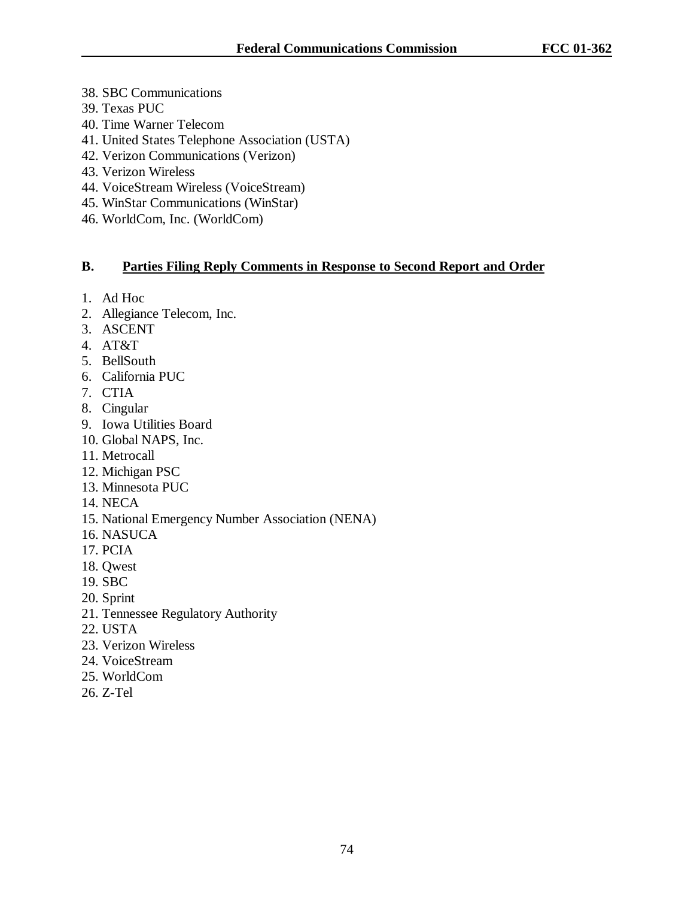38. SBC Communications
39. Texas PUC
40. Time Warner Telecom
41. United States Telephone Association (USTA)
42. Verizon Communications (Verizon)
43. Verizon Wireless
44. VoiceStream Wireless (VoiceStream)
45. WinStar Communications (WinStar)
46. WorldCom, Inc. (WorldCom)

## B. Parties Filing Reply Comments in Response to Second Report and Order

1. Ad Hoc
2. Allegiance Telecom, Inc.
3. ASCENT
4. AT&T
5. BellSouth
6. California PUC
7. CTIA
8. Cingular
9. Iowa Utilities Board
10. Global NAPS, Inc.
11. Metrocall
12. Michigan PSC
13. Minnesota PUC
14. NECA
15. National Emergency Number Association (NENA)
16. NASUCA
17. PCIA
18. Qwest
19. SBC
20. Sprint
21. Tennessee Regulatory Authority
22. USTA
23. Verizon Wireless
24. VoiceStream
25. WorldCom
26. Z-Tel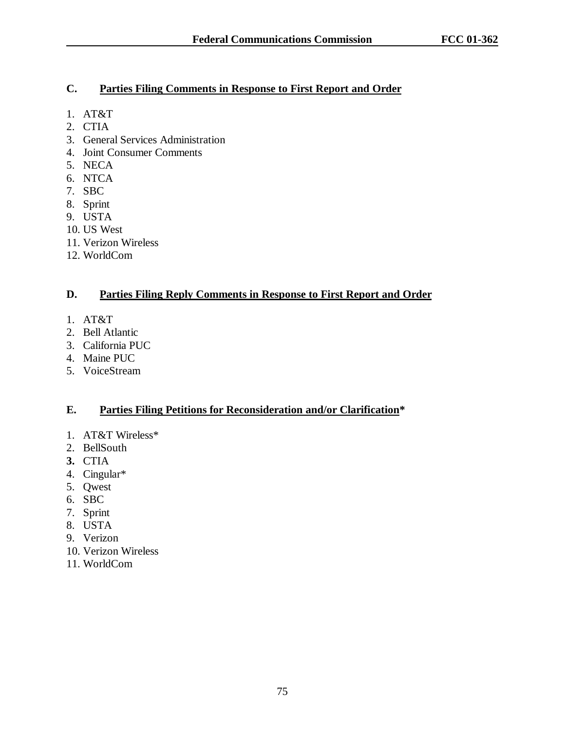## C. Parties Filing Comments in Response to First Report and Order

1. AT&T
2. CTIA
3. General Services Administration
4. Joint Consumer Comments
5. NECA
6. NTCA
7. SBC
8. Sprint
9. USTA
10. US West
11. Verizon Wireless
12. WorldCom

## D. Parties Filing Reply Comments in Response to First Report and Order

1. AT&T
2. Bell Atlantic
3. California PUC
4. Maine PUC
5. VoiceStream

## E. Parties Filing Petitions for Reconsideration and/or Clarification*

1. AT&T Wireless*
2. BellSouth
3. CTIA
4. Cingular*
5. Qwest
6. SBC
7. Sprint
8. USTA
9. Verizon
10. Verizon Wireless
11. WorldCom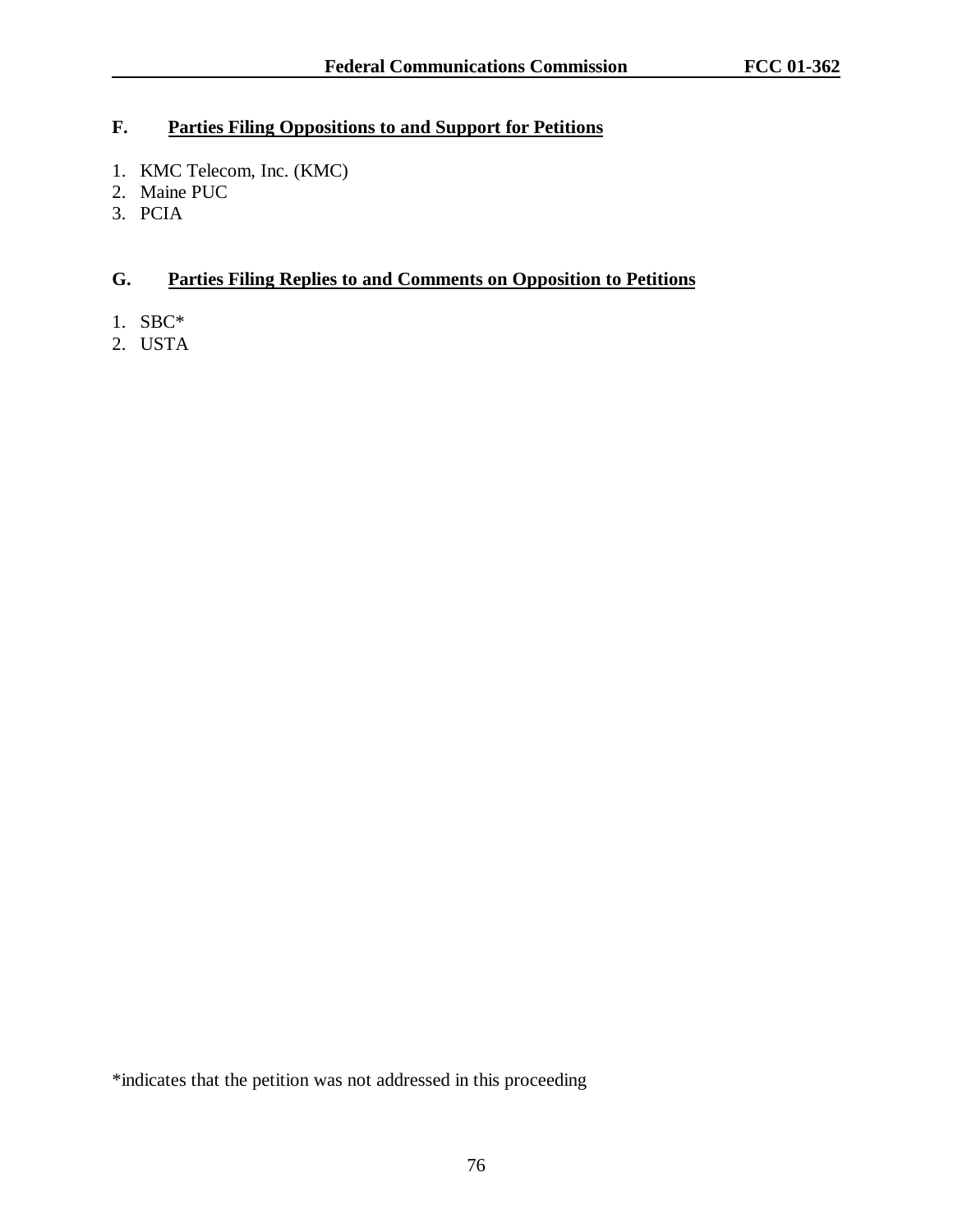## F. Parties Filing Oppositions to and Support for Petitions

1. KMC Telecom, Inc. (KMC)
2. Maine PUC
3. PCIA

## G. Parties Filing Replies to and Comments on Opposition to Petitions

1. SBC*
2. USTA

*indicates that the petition was not addressed in this proceeding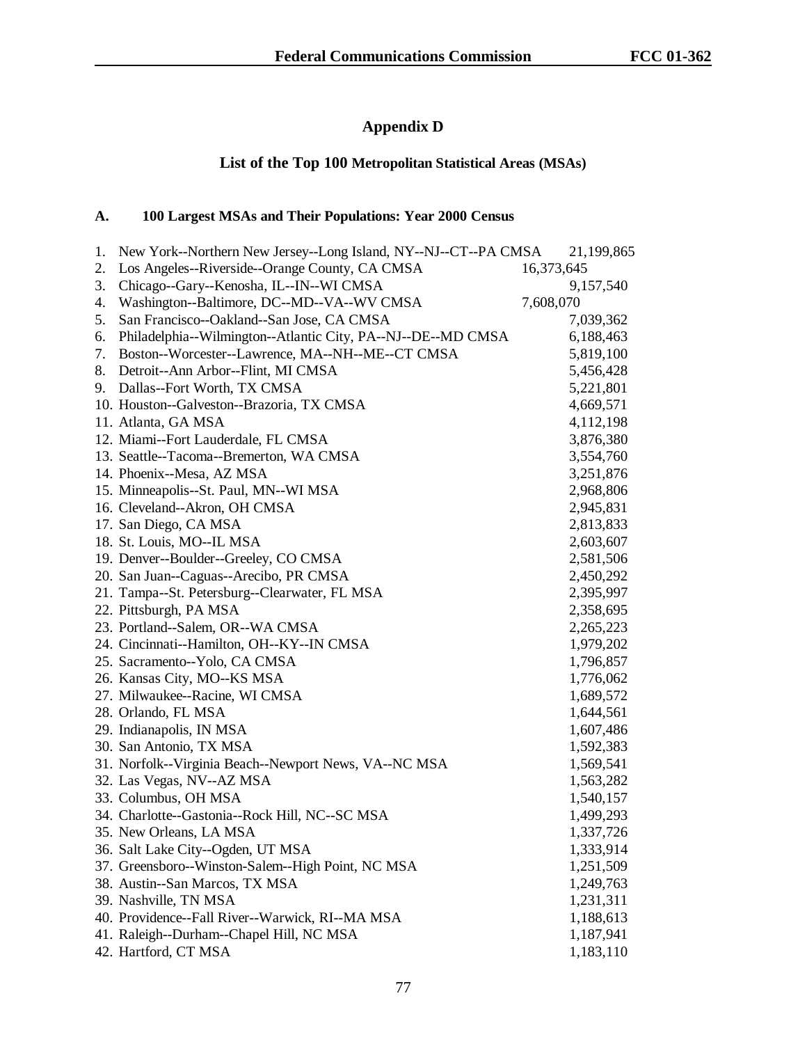# Appendix D

## List of the Top 100 Metropolitan Statistical Areas (MSAs)

### A. 100 Largest MSAs and Their Populations: Year 2000 Census

| | MSA | Population |
|---|---|---|
| 1. | New York--Northern New Jersey--Long Island, NY--NJ--CT--PA CMSA | 21,199,865 |
| 2. | Los Angeles--Riverside--Orange County, CA CMSA | 16,373,645 |
| 3. | Chicago--Gary--Kenosha, IL--IN--WI CMSA | 9,157,540 |
| 4. | Washington--Baltimore, DC--MD--VA--WV CMSA | 7,608,070 |
| 5. | San Francisco--Oakland--San Jose, CA CMSA | 7,039,362 |
| 6. | Philadelphia--Wilmington--Atlantic City, PA--NJ--DE--MD CMSA | 6,188,463 |
| 7. | Boston--Worcester--Lawrence, MA--NH--ME--CT CMSA | 5,819,100 |
| 8. | Detroit--Ann Arbor--Flint, MI CMSA | 5,456,428 |
| 9. | Dallas--Fort Worth, TX CMSA | 5,221,801 |
| 10. | Houston--Galveston--Brazoria, TX CMSA | 4,669,571 |
| 11. | Atlanta, GA MSA | 4,112,198 |
| 12. | Miami--Fort Lauderdale, FL CMSA | 3,876,380 |
| 13. | Seattle--Tacoma--Bremerton, WA CMSA | 3,554,760 |
| 14. | Phoenix--Mesa, AZ MSA | 3,251,876 |
| 15. | Minneapolis--St. Paul, MN--WI MSA | 2,968,806 |
| 16. | Cleveland--Akron, OH CMSA | 2,945,831 |
| 17. | San Diego, CA MSA | 2,813,833 |
| 18. | St. Louis, MO--IL MSA | 2,603,607 |
| 19. | Denver--Boulder--Greeley, CO CMSA | 2,581,506 |
| 20. | San Juan--Caguas--Arecibo, PR CMSA | 2,450,292 |
| 21. | Tampa--St. Petersburg--Clearwater, FL MSA | 2,395,997 |
| 22. | Pittsburgh, PA MSA | 2,358,695 |
| 23. | Portland--Salem, OR--WA CMSA | 2,265,223 |
| 24. | Cincinnati--Hamilton, OH--KY--IN CMSA | 1,979,202 |
| 25. | Sacramento--Yolo, CA CMSA | 1,796,857 |
| 26. | Kansas City, MO--KS MSA | 1,776,062 |
| 27. | Milwaukee--Racine, WI CMSA | 1,689,572 |
| 28. | Orlando, FL MSA | 1,644,561 |
| 29. | Indianapolis, IN MSA | 1,607,486 |
| 30. | San Antonio, TX MSA | 1,592,383 |
| 31. | Norfolk--Virginia Beach--Newport News, VA--NC MSA | 1,569,541 |
| 32. | Las Vegas, NV--AZ MSA | 1,563,282 |
| 33. | Columbus, OH MSA | 1,540,157 |
| 34. | Charlotte--Gastonia--Rock Hill, NC--SC MSA | 1,499,293 |
| 35. | New Orleans, LA MSA | 1,337,726 |
| 36. | Salt Lake City--Ogden, UT MSA | 1,333,914 |
| 37. | Greensboro--Winston-Salem--High Point, NC MSA | 1,251,509 |
| 38. | Austin--San Marcos, TX MSA | 1,249,763 |
| 39. | Nashville, TN MSA | 1,231,311 |
| 40. | Providence--Fall River--Warwick, RI--MA MSA | 1,188,613 |
| 41. | Raleigh--Durham--Chapel Hill, NC MSA | 1,187,941 |
| 42. | Hartford, CT MSA | 1,183,110 |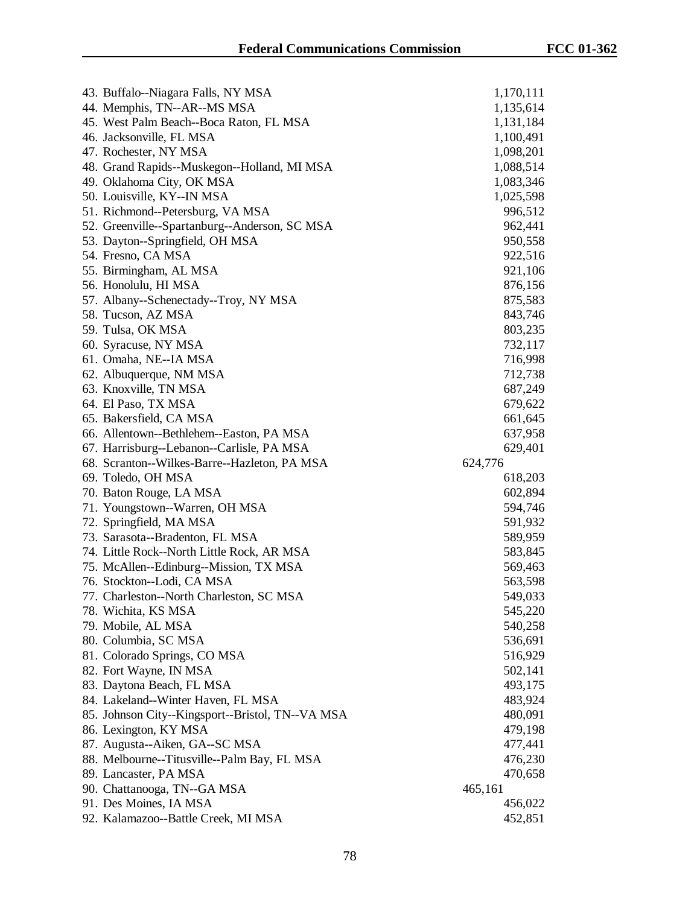| | |
|---|---|
| 43. Buffalo--Niagara Falls, NY MSA | 1,170,111 |
| 44. Memphis, TN--AR--MS MSA | 1,135,614 |
| 45. West Palm Beach--Boca Raton, FL MSA | 1,131,184 |
| 46. Jacksonville, FL MSA | 1,100,491 |
| 47. Rochester, NY MSA | 1,098,201 |
| 48. Grand Rapids--Muskegon--Holland, MI MSA | 1,088,514 |
| 49. Oklahoma City, OK MSA | 1,083,346 |
| 50. Louisville, KY--IN MSA | 1,025,598 |
| 51. Richmond--Petersburg, VA MSA | 996,512 |
| 52. Greenville--Spartanburg--Anderson, SC MSA | 962,441 |
| 53. Dayton--Springfield, OH MSA | 950,558 |
| 54. Fresno, CA MSA | 922,516 |
| 55. Birmingham, AL MSA | 921,106 |
| 56. Honolulu, HI MSA | 876,156 |
| 57. Albany--Schenectady--Troy, NY MSA | 875,583 |
| 58. Tucson, AZ MSA | 843,746 |
| 59. Tulsa, OK MSA | 803,235 |
| 60. Syracuse, NY MSA | 732,117 |
| 61. Omaha, NE--IA MSA | 716,998 |
| 62. Albuquerque, NM MSA | 712,738 |
| 63. Knoxville, TN MSA | 687,249 |
| 64. El Paso, TX MSA | 679,622 |
| 65. Bakersfield, CA MSA | 661,645 |
| 66. Allentown--Bethlehem--Easton, PA MSA | 637,958 |
| 67. Harrisburg--Lebanon--Carlisle, PA MSA | 629,401 |
| 68. Scranton--Wilkes-Barre--Hazleton, PA MSA | 624,776 |
| 69. Toledo, OH MSA | 618,203 |
| 70. Baton Rouge, LA MSA | 602,894 |
| 71. Youngstown--Warren, OH MSA | 594,746 |
| 72. Springfield, MA MSA | 591,932 |
| 73. Sarasota--Bradenton, FL MSA | 589,959 |
| 74. Little Rock--North Little Rock, AR MSA | 583,845 |
| 75. McAllen--Edinburg--Mission, TX MSA | 569,463 |
| 76. Stockton--Lodi, CA MSA | 563,598 |
| 77. Charleston--North Charleston, SC MSA | 549,033 |
| 78. Wichita, KS MSA | 545,220 |
| 79. Mobile, AL MSA | 540,258 |
| 80. Columbia, SC MSA | 536,691 |
| 81. Colorado Springs, CO MSA | 516,929 |
| 82. Fort Wayne, IN MSA | 502,141 |
| 83. Daytona Beach, FL MSA | 493,175 |
| 84. Lakeland--Winter Haven, FL MSA | 483,924 |
| 85. Johnson City--Kingsport--Bristol, TN--VA MSA | 480,091 |
| 86. Lexington, KY MSA | 479,198 |
| 87. Augusta--Aiken, GA--SC MSA | 477,441 |
| 88. Melbourne--Titusville--Palm Bay, FL MSA | 476,230 |
| 89. Lancaster, PA MSA | 470,658 |
| 90. Chattanooga, TN--GA MSA | 465,161 |
| 91. Des Moines, IA MSA | 456,022 |
| 92. Kalamazoo--Battle Creek, MI MSA | 452,851 |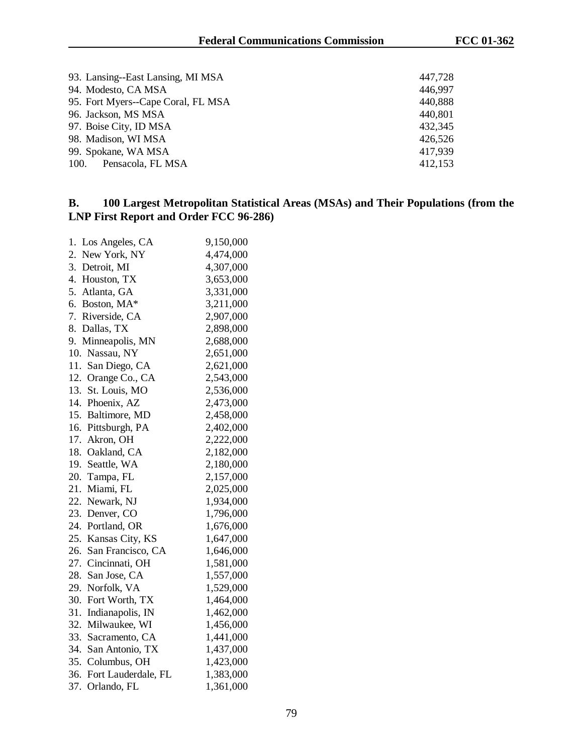| | |
|---|---|
| 93. Lansing--East Lansing, MI MSA | 447,728 |
| 94. Modesto, CA MSA | 446,997 |
| 95. Fort Myers--Cape Coral, FL MSA | 440,888 |
| 96. Jackson, MS MSA | 440,801 |
| 97. Boise City, ID MSA | 432,345 |
| 98. Madison, WI MSA | 426,526 |
| 99. Spokane, WA MSA | 417,939 |
| 100. Pensacola, FL MSA | 412,153 |

## B. 100 Largest Metropolitan Statistical Areas (MSAs) and Their Populations (from the LNP First Report and Order FCC 96-286)

| | |
|---|---|
| 1. Los Angeles, CA | 9,150,000 |
| 2. New York, NY | 4,474,000 |
| 3. Detroit, MI | 4,307,000 |
| 4. Houston, TX | 3,653,000 |
| 5. Atlanta, GA | 3,331,000 |
| 6. Boston, MA* | 3,211,000 |
| 7. Riverside, CA | 2,907,000 |
| 8. Dallas, TX | 2,898,000 |
| 9. Minneapolis, MN | 2,688,000 |
| 10. Nassau, NY | 2,651,000 |
| 11. San Diego, CA | 2,621,000 |
| 12. Orange Co., CA | 2,543,000 |
| 13. St. Louis, MO | 2,536,000 |
| 14. Phoenix, AZ | 2,473,000 |
| 15. Baltimore, MD | 2,458,000 |
| 16. Pittsburgh, PA | 2,402,000 |
| 17. Akron, OH | 2,222,000 |
| 18. Oakland, CA | 2,182,000 |
| 19. Seattle, WA | 2,180,000 |
| 20. Tampa, FL | 2,157,000 |
| 21. Miami, FL | 2,025,000 |
| 22. Newark, NJ | 1,934,000 |
| 23. Denver, CO | 1,796,000 |
| 24. Portland, OR | 1,676,000 |
| 25. Kansas City, KS | 1,647,000 |
| 26. San Francisco, CA | 1,646,000 |
| 27. Cincinnati, OH | 1,581,000 |
| 28. San Jose, CA | 1,557,000 |
| 29. Norfolk, VA | 1,529,000 |
| 30. Fort Worth, TX | 1,464,000 |
| 31. Indianapolis, IN | 1,462,000 |
| 32. Milwaukee, WI | 1,456,000 |
| 33. Sacramento, CA | 1,441,000 |
| 34. San Antonio, TX | 1,437,000 |
| 35. Columbus, OH | 1,423,000 |
| 36. Fort Lauderdale, FL | 1,383,000 |
| 37. Orlando, FL | 1,361,000 |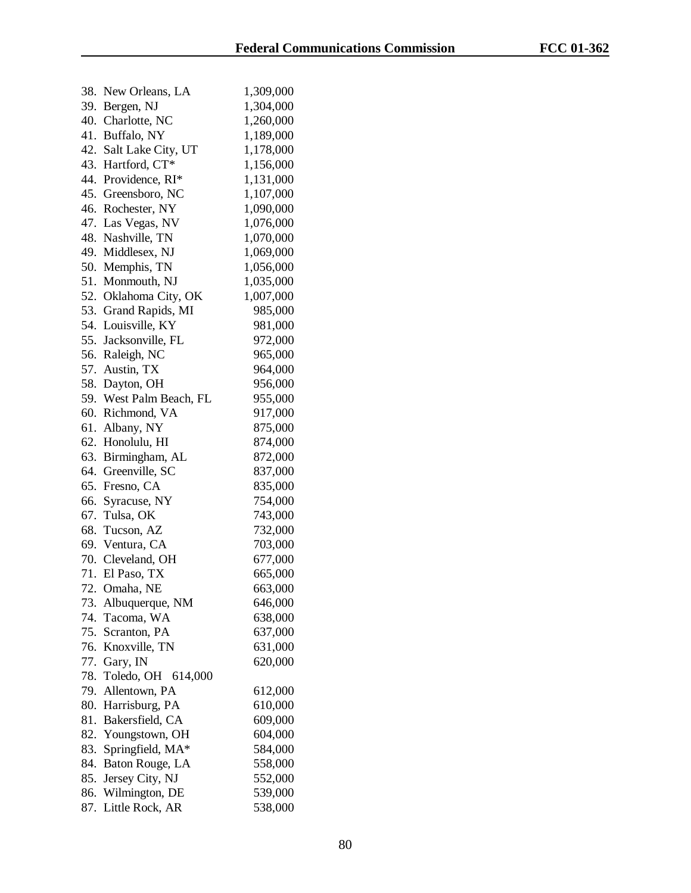38. New Orleans, LA 1,309,000
39. Bergen, NJ 1,304,000
40. Charlotte, NC 1,260,000
41. Buffalo, NY 1,189,000
42. Salt Lake City, UT 1,178,000
43. Hartford, CT* 1,156,000
44. Providence, RI* 1,131,000
45. Greensboro, NC 1,107,000
46. Rochester, NY 1,090,000
47. Las Vegas, NV 1,076,000
48. Nashville, TN 1,070,000
49. Middlesex, NJ 1,069,000
50. Memphis, TN 1,056,000
51. Monmouth, NJ 1,035,000
52. Oklahoma City, OK 1,007,000
53. Grand Rapids, MI 985,000
54. Louisville, KY 981,000
55. Jacksonville, FL 972,000
56. Raleigh, NC 965,000
57. Austin, TX 964,000
58. Dayton, OH 956,000
59. West Palm Beach, FL 955,000
60. Richmond, VA 917,000
61. Albany, NY 875,000
62. Honolulu, HI 874,000
63. Birmingham, AL 872,000
64. Greenville, SC 837,000
65. Fresno, CA 835,000
66. Syracuse, NY 754,000
67. Tulsa, OK 743,000
68. Tucson, AZ 732,000
69. Ventura, CA 703,000
70. Cleveland, OH 677,000
71. El Paso, TX 665,000
72. Omaha, NE 663,000
73. Albuquerque, NM 646,000
74. Tacoma, WA 638,000
75. Scranton, PA 637,000
76. Knoxville, TN 631,000
77. Gary, IN 620,000
78. Toledo, OH 614,000
79. Allentown, PA 612,000
80. Harrisburg, PA 610,000
81. Bakersfield, CA 609,000
82. Youngstown, OH 604,000
83. Springfield, MA* 584,000
84. Baton Rouge, LA 558,000
85. Jersey City, NJ 552,000
86. Wilmington, DE 539,000
87. Little Rock, AR 538,000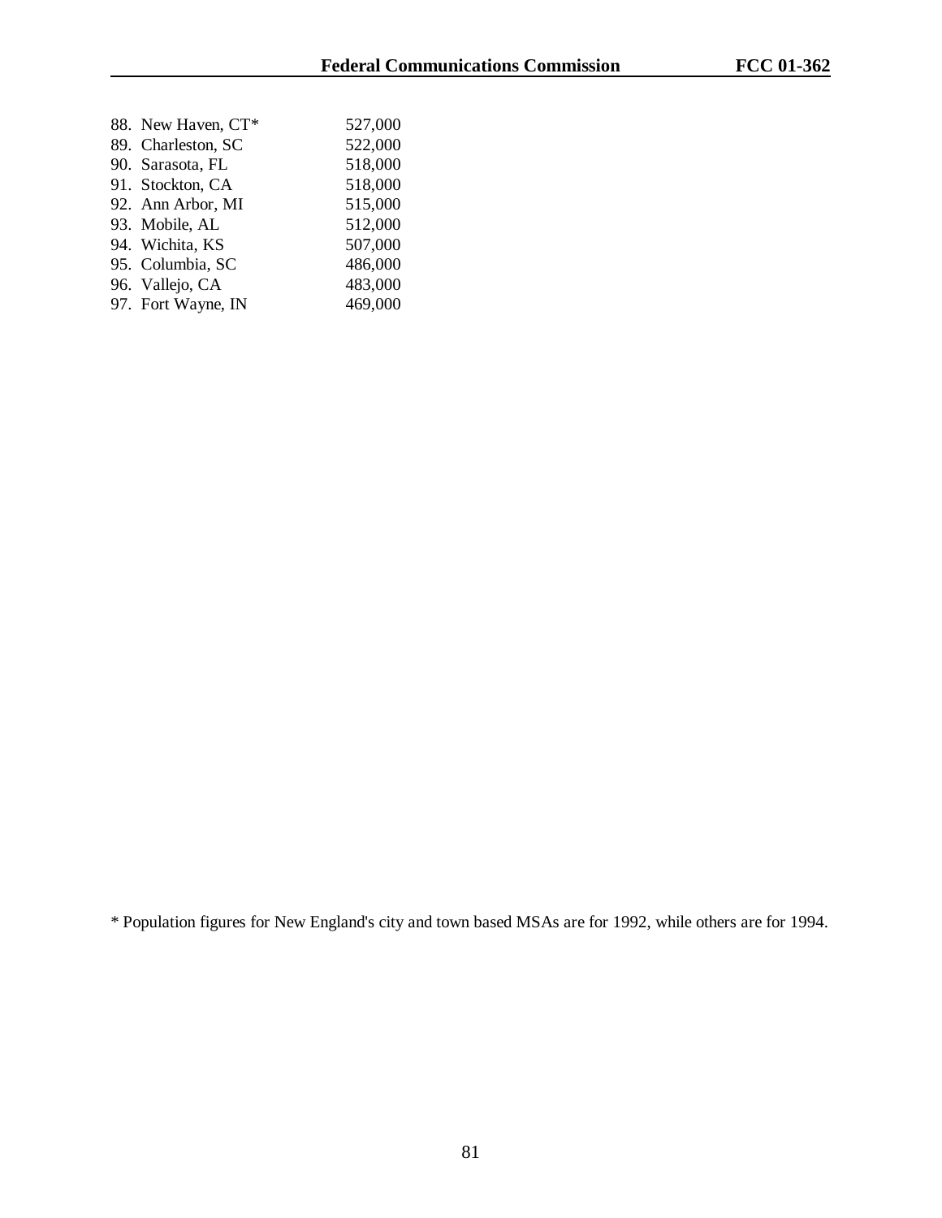| | |
|---|---|
| 88. New Haven, CT* | 527,000 |
| 89. Charleston, SC | 522,000 |
| 90. Sarasota, FL | 518,000 |
| 91. Stockton, CA | 518,000 |
| 92. Ann Arbor, MI | 515,000 |
| 93. Mobile, AL | 512,000 |
| 94. Wichita, KS | 507,000 |
| 95. Columbia, SC | 486,000 |
| 96. Vallejo, CA | 483,000 |
| 97. Fort Wayne, IN | 469,000 |

* Population figures for New England's city and town based MSAs are for 1992, while others are for 1994.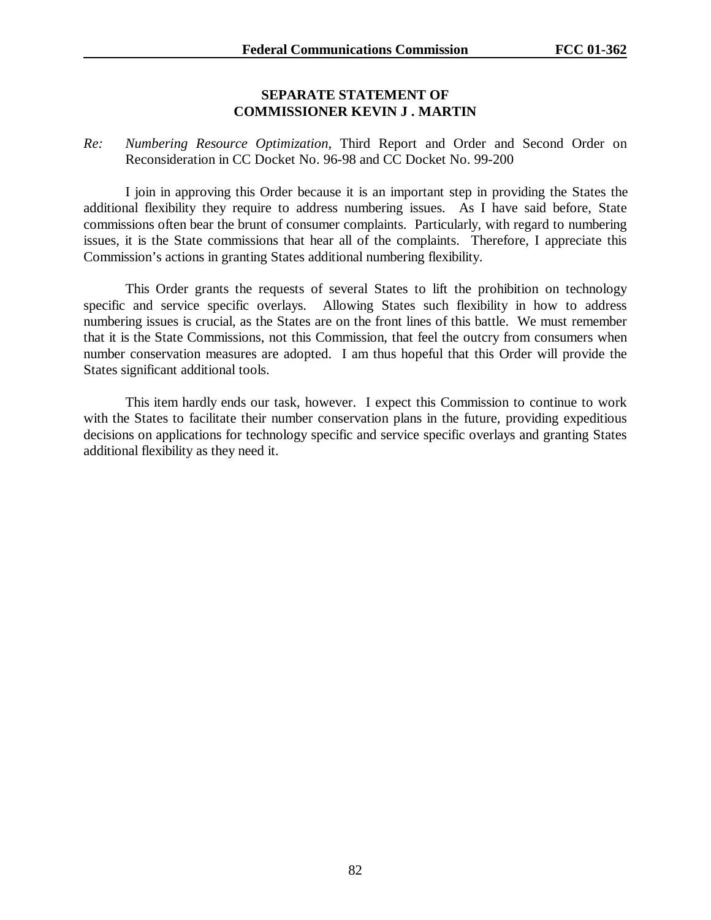**SEPARATE STATEMENT OF**
**COMMISSIONER KEVIN J . MARTIN**

*Re:* *Numbering Resource Optimization*, Third Report and Order and Second Order on Reconsideration in CC Docket No. 96-98 and CC Docket No. 99-200

I join in approving this Order because it is an important step in providing the States the additional flexibility they require to address numbering issues. As I have said before, State commissions often bear the brunt of consumer complaints. Particularly, with regard to numbering issues, it is the State commissions that hear all of the complaints. Therefore, I appreciate this Commission's actions in granting States additional numbering flexibility.

This Order grants the requests of several States to lift the prohibition on technology specific and service specific overlays. Allowing States such flexibility in how to address numbering issues is crucial, as the States are on the front lines of this battle. We must remember that it is the State Commissions, not this Commission, that feel the outcry from consumers when number conservation measures are adopted. I am thus hopeful that this Order will provide the States significant additional tools.

This item hardly ends our task, however. I expect this Commission to continue to work with the States to facilitate their number conservation plans in the future, providing expeditious decisions on applications for technology specific and service specific overlays and granting States additional flexibility as they need it.